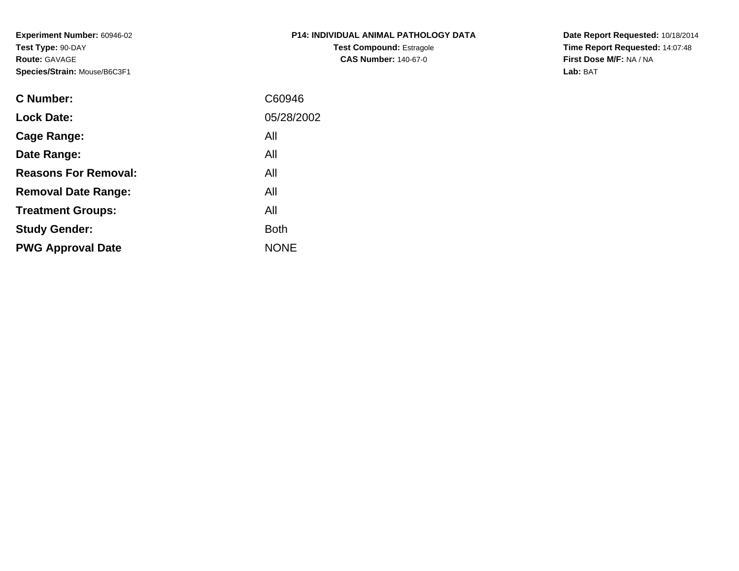**Experiment Number:** 60946-02
**Test Type:** 90-DAY
**Route:** GAVAGE
**Species/Strain:** Mouse/B6C3F1

**P14: INDIVIDUAL ANIMAL PATHOLOGY DATA**
**Test Compound:** Estragole
**CAS Number:** 140-67-0

**Date Report Requested:** 10/18/2014
**Time Report Requested:** 14:07:48
**First Dose M/F:** NA / NA
**Lab:** BAT

| | |
|---|---|
| **C Number:** | C60946 |
| **Lock Date:** | 05/28/2002 |
| **Cage Range:** | All |
| **Date Range:** | All |
| **Reasons For Removal:** | All |
| **Removal Date Range:** | All |
| **Treatment Groups:** | All |
| **Study Gender:** | Both |
| **PWG Approval Date** | NONE |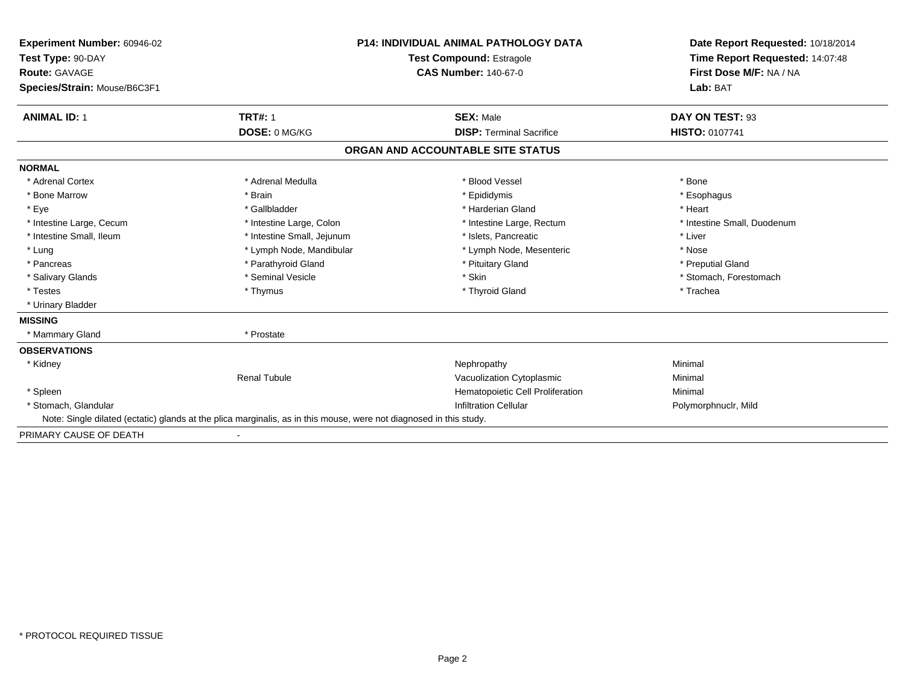**Experiment Number:** 60946-02
**Test Type:** 90-DAY
**Route:** GAVAGE
**Species/Strain:** Mouse/B6C3F1

**P14: INDIVIDUAL ANIMAL PATHOLOGY DATA**
**Test Compound:** Estragole
**CAS Number:** 140-67-0

**Date Report Requested:** 10/18/2014
**Time Report Requested:** 14:07:48
**First Dose M/F:** NA / NA
**Lab:** BAT

| **ANIMAL ID:** 1 | **TRT#:** 1 | **SEX:** Male | **DAY ON TEST:** 93 |
|---|---|---|---|
| | **DOSE:** 0 MG/KG | **DISP:** Terminal Sacrifice | **HISTO:** 0107741 |

## ORGAN AND ACCOUNTABLE SITE STATUS

**NORMAL**

| | | | |
|---|---|---|---|
| * Adrenal Cortex | * Adrenal Medulla | * Blood Vessel | * Bone |
| * Bone Marrow | * Brain | * Epididymis | * Esophagus |
| * Eye | * Gallbladder | * Harderian Gland | * Heart |
| * Intestine Large, Cecum | * Intestine Large, Colon | * Intestine Large, Rectum | * Intestine Small, Duodenum |
| * Intestine Small, Ileum | * Intestine Small, Jejunum | * Islets, Pancreatic | * Liver |
| * Lung | * Lymph Node, Mandibular | * Lymph Node, Mesenteric | * Nose |
| * Pancreas | * Parathyroid Gland | * Pituitary Gland | * Preputial Gland |
| * Salivary Glands | * Seminal Vesicle | * Skin | * Stomach, Forestomach |
| * Testes | * Thymus | * Thyroid Gland | * Trachea |
| * Urinary Bladder | | | |

**MISSING**

| | |
|---|---|
| * Mammary Gland | * Prostate |

**OBSERVATIONS**

| | | | |
|---|---|---|---|
| * Kidney | | Nephropathy | Minimal |
| | Renal Tubule | Vacuolization Cytoplasmic | Minimal |
| * Spleen | | Hematopoietic Cell Proliferation | Minimal |
| * Stomach, Glandular | | Infiltration Cellular | Polymorphnuclr, Mild |

Note: Single dilated (ectatic) glands at the plica marginalis, as in this mouse, were not diagnosed in this study.

PRIMARY CAUSE OF DEATH -

* PROTOCOL REQUIRED TISSUE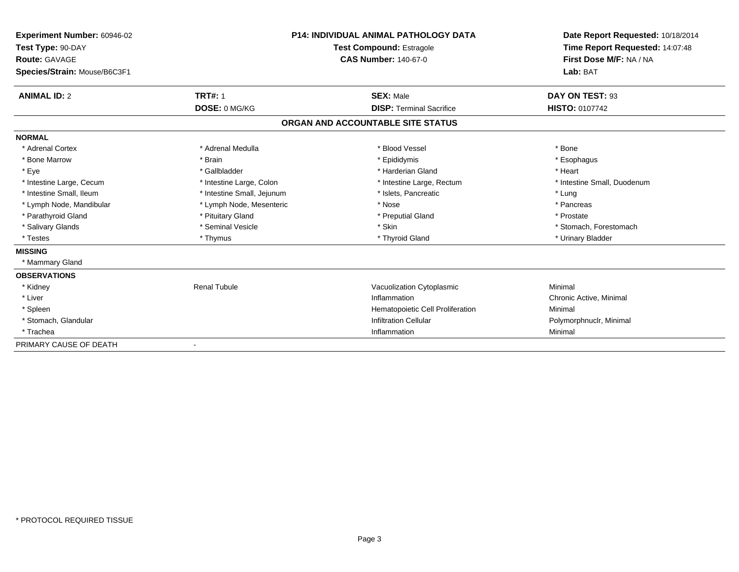**Experiment Number:** 60946-02
**Test Type:** 90-DAY
**Route:** GAVAGE
**Species/Strain:** Mouse/B6C3F1

**P14: INDIVIDUAL ANIMAL PATHOLOGY DATA**
**Test Compound:** Estragole
**CAS Number:** 140-67-0

**Date Report Requested:** 10/18/2014
**Time Report Requested:** 14:07:48
**First Dose M/F:** NA / NA
**Lab:** BAT

| **ANIMAL ID:** 2 | **TRT#:** 1 | **SEX:** Male | **DAY ON TEST:** 93 |
|---|---|---|---|
| | **DOSE:** 0 MG/KG | **DISP:** Terminal Sacrifice | **HISTO:** 0107742 |

## ORGAN AND ACCOUNTABLE SITE STATUS

**NORMAL**

| | | | |
|---|---|---|---|
| * Adrenal Cortex | * Adrenal Medulla | * Blood Vessel | * Bone |
| * Bone Marrow | * Brain | * Epididymis | * Esophagus |
| * Eye | * Gallbladder | * Harderian Gland | * Heart |
| * Intestine Large, Cecum | * Intestine Large, Colon | * Intestine Large, Rectum | * Intestine Small, Duodenum |
| * Intestine Small, Ileum | * Intestine Small, Jejunum | * Islets, Pancreatic | * Lung |
| * Lymph Node, Mandibular | * Lymph Node, Mesenteric | * Nose | * Pancreas |
| * Parathyroid Gland | * Pituitary Gland | * Preputial Gland | * Prostate |
| * Salivary Glands | * Seminal Vesicle | * Skin | * Stomach, Forestomach |
| * Testes | * Thymus | * Thyroid Gland | * Urinary Bladder |

**MISSING**

* Mammary Gland

**OBSERVATIONS**

| | | | |
|---|---|---|---|
| * Kidney | Renal Tubule | Vacuolization Cytoplasmic | Minimal |
| * Liver | | Inflammation | Chronic Active, Minimal |
| * Spleen | | Hematopoietic Cell Proliferation | Minimal |
| * Stomach, Glandular | | Infiltration Cellular | Polymorphnuclr, Minimal |
| * Trachea | | Inflammation | Minimal |

PRIMARY CAUSE OF DEATH -

* PROTOCOL REQUIRED TISSUE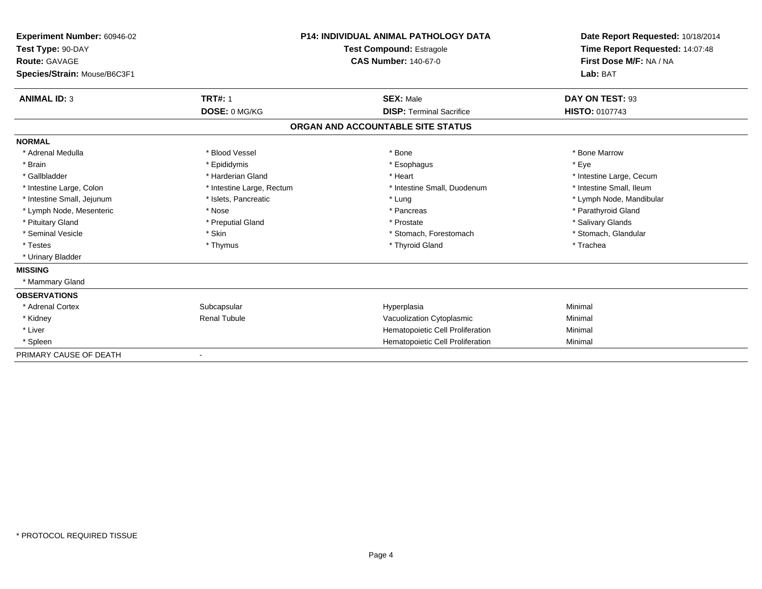**Experiment Number:** 60946-02
**Test Type:** 90-DAY
**Route:** GAVAGE
**Species/Strain:** Mouse/B6C3F1

**P14: INDIVIDUAL ANIMAL PATHOLOGY DATA**
**Test Compound:** Estragole
**CAS Number:** 140-67-0

**Date Report Requested:** 10/18/2014
**Time Report Requested:** 14:07:48
**First Dose M/F:** NA / NA
**Lab:** BAT

| **ANIMAL ID:** 3 | **TRT#:** 1 | **SEX:** Male | **DAY ON TEST:** 93 |
|---|---|---|---|
| | **DOSE:** 0 MG/KG | **DISP:** Terminal Sacrifice | **HISTO:** 0107743 |

## ORGAN AND ACCOUNTABLE SITE STATUS

**NORMAL**

| | | | |
|---|---|---|---|
| * Adrenal Medulla | * Blood Vessel | * Bone | * Bone Marrow |
| * Brain | * Epididymis | * Esophagus | * Eye |
| * Gallbladder | * Harderian Gland | * Heart | * Intestine Large, Cecum |
| * Intestine Large, Colon | * Intestine Large, Rectum | * Intestine Small, Duodenum | * Intestine Small, Ileum |
| * Intestine Small, Jejunum | * Islets, Pancreatic | * Lung | * Lymph Node, Mandibular |
| * Lymph Node, Mesenteric | * Nose | * Pancreas | * Parathyroid Gland |
| * Pituitary Gland | * Preputial Gland | * Prostate | * Salivary Glands |
| * Seminal Vesicle | * Skin | * Stomach, Forestomach | * Stomach, Glandular |
| * Testes | * Thymus | * Thyroid Gland | * Trachea |
| * Urinary Bladder | | | |

**MISSING**

* Mammary Gland

**OBSERVATIONS**

| | | | |
|---|---|---|---|
| * Adrenal Cortex | Subcapsular | Hyperplasia | Minimal |
| * Kidney | Renal Tubule | Vacuolization Cytoplasmic | Minimal |
| * Liver | | Hematopoietic Cell Proliferation | Minimal |
| * Spleen | | Hematopoietic Cell Proliferation | Minimal |

PRIMARY CAUSE OF DEATH -

* PROTOCOL REQUIRED TISSUE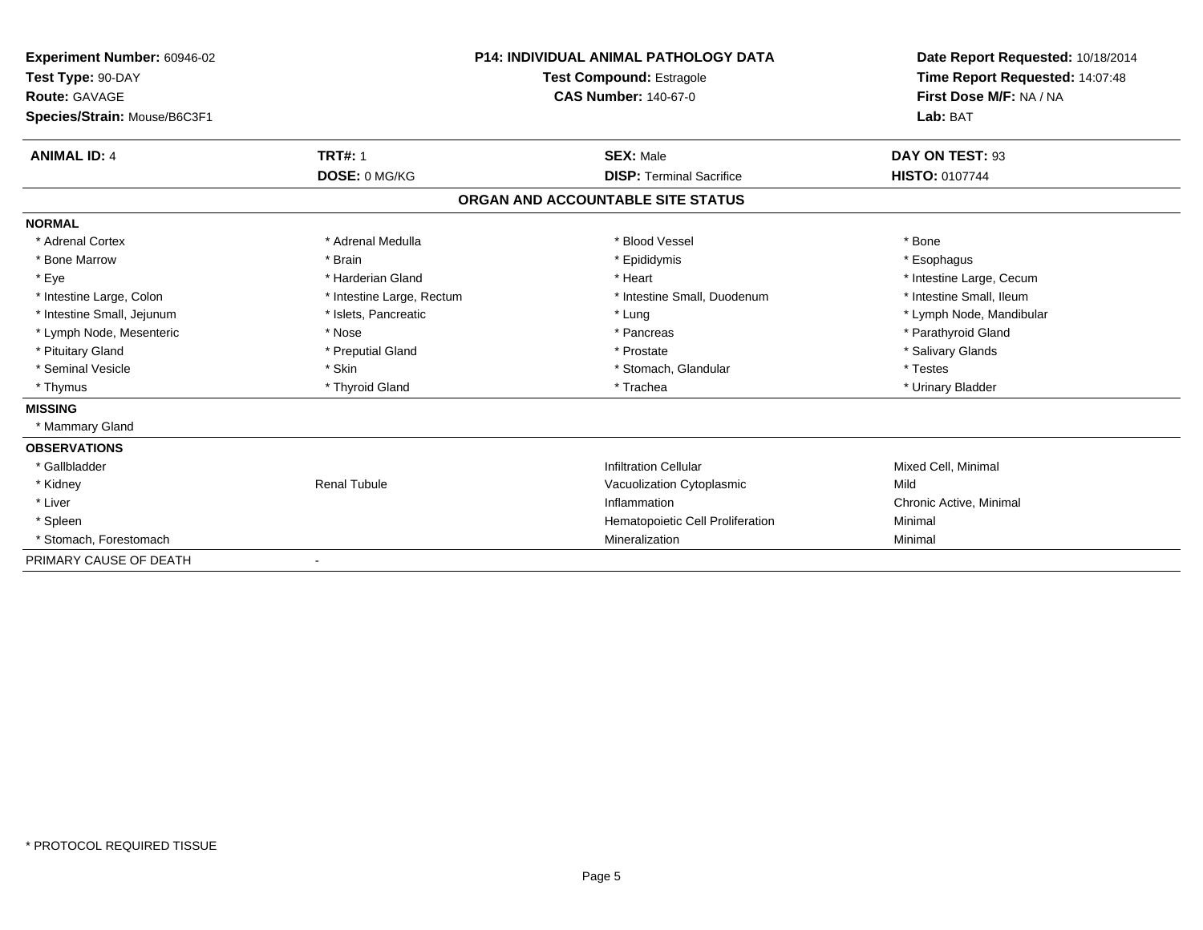**Experiment Number:** 60946-02
**Test Type:** 90-DAY
**Route:** GAVAGE
**Species/Strain:** Mouse/B6C3F1

**P14: INDIVIDUAL ANIMAL PATHOLOGY DATA**
**Test Compound:** Estragole
**CAS Number:** 140-67-0

**Date Report Requested:** 10/18/2014
**Time Report Requested:** 14:07:48
**First Dose M/F:** NA / NA
**Lab:** BAT

| **ANIMAL ID:** 4 | **TRT#:** 1 | **SEX:** Male | **DAY ON TEST:** 93 |
|---|---|---|---|
| | **DOSE:** 0 MG/KG | **DISP:** Terminal Sacrifice | **HISTO:** 0107744 |

## ORGAN AND ACCOUNTABLE SITE STATUS

**NORMAL**

| | | | |
|---|---|---|---|
| * Adrenal Cortex | * Adrenal Medulla | * Blood Vessel | * Bone |
| * Bone Marrow | * Brain | * Epididymis | * Esophagus |
| * Eye | * Harderian Gland | * Heart | * Intestine Large, Cecum |
| * Intestine Large, Colon | * Intestine Large, Rectum | * Intestine Small, Duodenum | * Intestine Small, Ileum |
| * Intestine Small, Jejunum | * Islets, Pancreatic | * Lung | * Lymph Node, Mandibular |
| * Lymph Node, Mesenteric | * Nose | * Pancreas | * Parathyroid Gland |
| * Pituitary Gland | * Preputial Gland | * Prostate | * Salivary Glands |
| * Seminal Vesicle | * Skin | * Stomach, Glandular | * Testes |
| * Thymus | * Thyroid Gland | * Trachea | * Urinary Bladder |

**MISSING**

* Mammary Gland

**OBSERVATIONS**

| | | | |
|---|---|---|---|
| * Gallbladder | | Infiltration Cellular | Mixed Cell, Minimal |
| * Kidney | Renal Tubule | Vacuolization Cytoplasmic | Mild |
| * Liver | | Inflammation | Chronic Active, Minimal |
| * Spleen | | Hematopoietic Cell Proliferation | Minimal |
| * Stomach, Forestomach | | Mineralization | Minimal |

PRIMARY CAUSE OF DEATH -

\* PROTOCOL REQUIRED TISSUE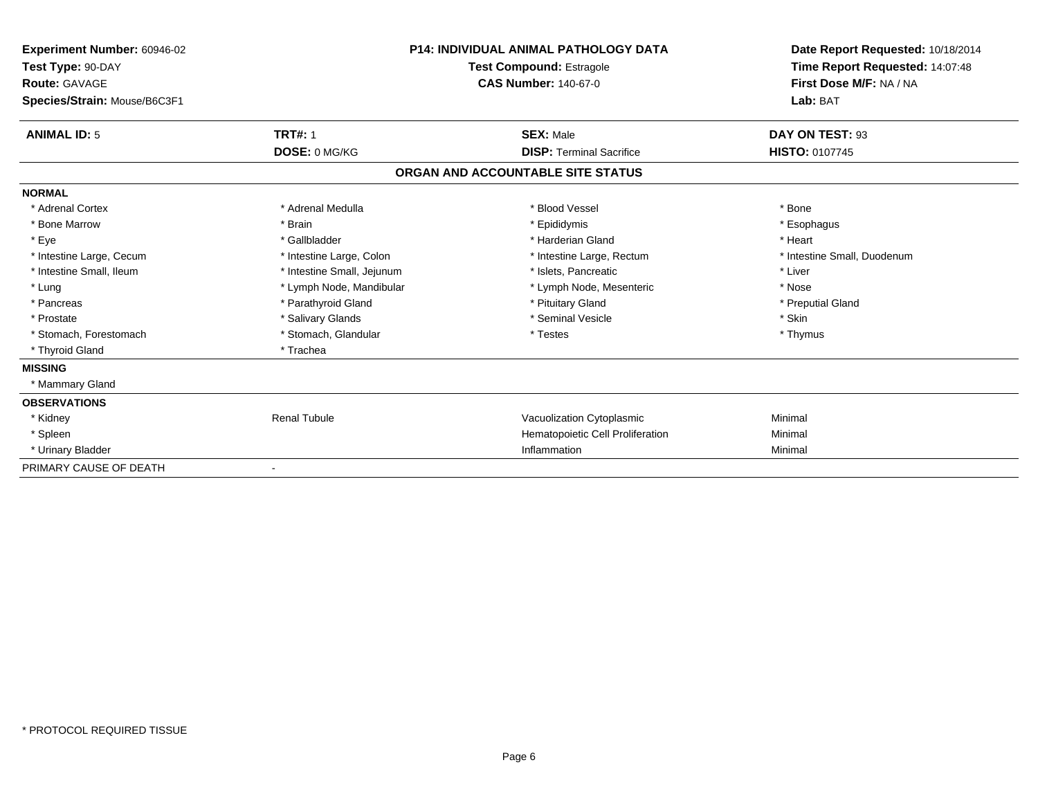| Experiment Number: 60946-02 | P14: INDIVIDUAL ANIMAL PATHOLOGY DATA | Date Report Requested: 10/18/2014 |
|---|---|---|
| Test Type: 90-DAY | Test Compound: Estragole | Time Report Requested: 14:07:48 |
| Route: GAVAGE | CAS Number: 140-67-0 | First Dose M/F: NA / NA |
| Species/Strain: Mouse/B6C3F1 | | Lab: BAT |

| ANIMAL ID: 5 | TRT#: 1 | SEX: Male | DAY ON TEST: 93 |
|---|---|---|---|
| | DOSE: 0 MG/KG | DISP: Terminal Sacrifice | HISTO: 0107745 |

## ORGAN AND ACCOUNTABLE SITE STATUS

**NORMAL**

| | | | |
|---|---|---|---|
| * Adrenal Cortex | * Adrenal Medulla | * Blood Vessel | * Bone |
| * Bone Marrow | * Brain | * Epididymis | * Esophagus |
| * Eye | * Gallbladder | * Harderian Gland | * Heart |
| * Intestine Large, Cecum | * Intestine Large, Colon | * Intestine Large, Rectum | * Intestine Small, Duodenum |
| * Intestine Small, Ileum | * Intestine Small, Jejunum | * Islets, Pancreatic | * Liver |
| * Lung | * Lymph Node, Mandibular | * Lymph Node, Mesenteric | * Nose |
| * Pancreas | * Parathyroid Gland | * Pituitary Gland | * Preputial Gland |
| * Prostate | * Salivary Glands | * Seminal Vesicle | * Skin |
| * Stomach, Forestomach | * Stomach, Glandular | * Testes | * Thymus |
| * Thyroid Gland | * Trachea | | |

**MISSING**

* Mammary Gland

**OBSERVATIONS**

| | | | |
|---|---|---|---|
| * Kidney | Renal Tubule | Vacuolization Cytoplasmic | Minimal |
| * Spleen | | Hematopoietic Cell Proliferation | Minimal |
| * Urinary Bladder | | Inflammation | Minimal |

PRIMARY CAUSE OF DEATH -

* PROTOCOL REQUIRED TISSUE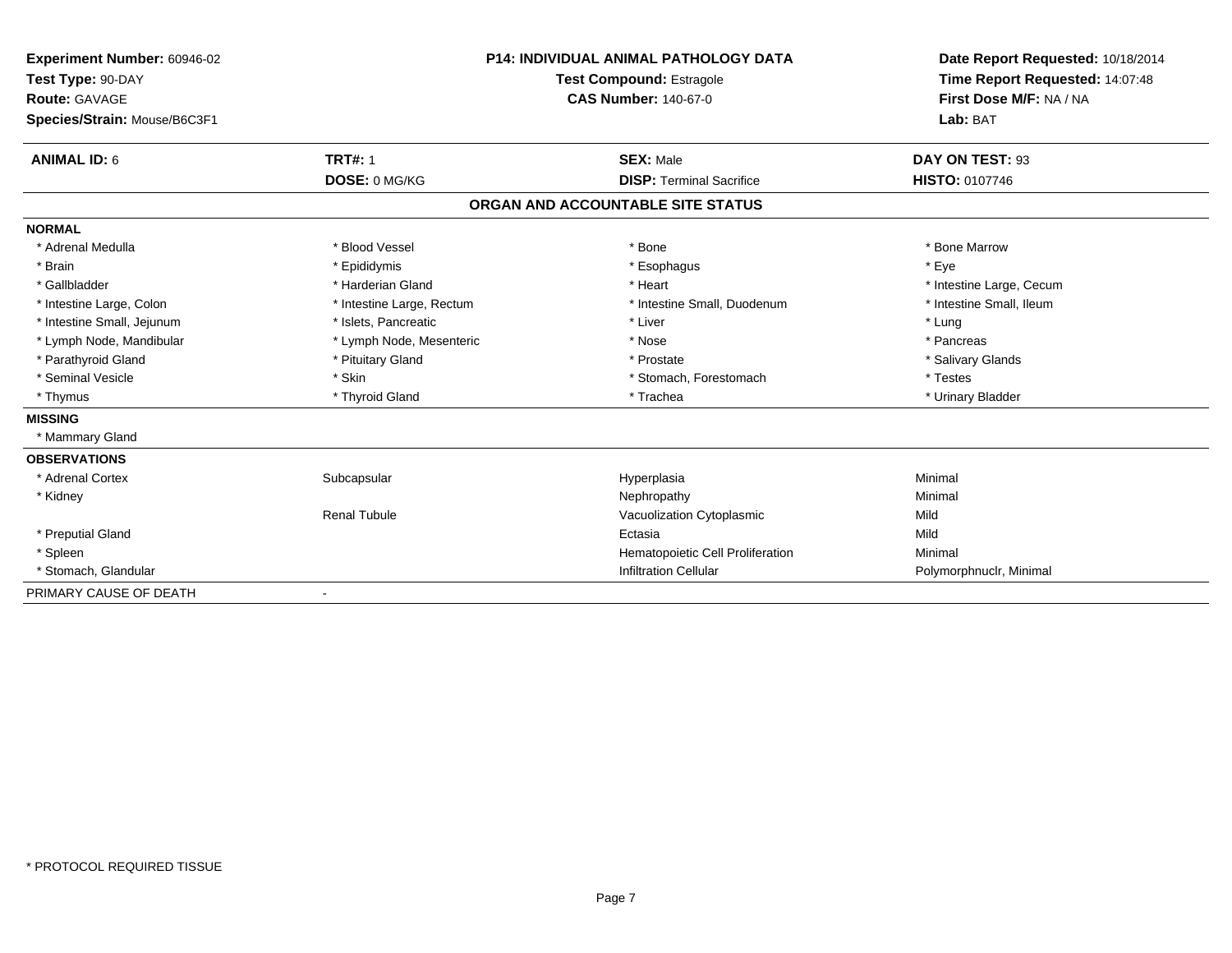**Experiment Number:** 60946-02
**Test Type:** 90-DAY
**Route:** GAVAGE
**Species/Strain:** Mouse/B6C3F1

**P14: INDIVIDUAL ANIMAL PATHOLOGY DATA**
**Test Compound:** Estragole
**CAS Number:** 140-67-0

**Date Report Requested:** 10/18/2014
**Time Report Requested:** 14:07:48
**First Dose M/F:** NA / NA
**Lab:** BAT

| **ANIMAL ID:** 6 | **TRT#:** 1 | **SEX:** Male | **DAY ON TEST:** 93 |
|---|---|---|---|
| | **DOSE:** 0 MG/KG | **DISP:** Terminal Sacrifice | **HISTO:** 0107746 |

## ORGAN AND ACCOUNTABLE SITE STATUS

**NORMAL**

| | | | |
|---|---|---|---|
| * Adrenal Medulla | * Blood Vessel | * Bone | * Bone Marrow |
| * Brain | * Epididymis | * Esophagus | * Eye |
| * Gallbladder | * Harderian Gland | * Heart | * Intestine Large, Cecum |
| * Intestine Large, Colon | * Intestine Large, Rectum | * Intestine Small, Duodenum | * Intestine Small, Ileum |
| * Intestine Small, Jejunum | * Islets, Pancreatic | * Liver | * Lung |
| * Lymph Node, Mandibular | * Lymph Node, Mesenteric | * Nose | * Pancreas |
| * Parathyroid Gland | * Pituitary Gland | * Prostate | * Salivary Glands |
| * Seminal Vesicle | * Skin | * Stomach, Forestomach | * Testes |
| * Thymus | * Thyroid Gland | * Trachea | * Urinary Bladder |

**MISSING**

* Mammary Gland

**OBSERVATIONS**

| | | | |
|---|---|---|---|
| * Adrenal Cortex | Subcapsular | Hyperplasia | Minimal |
| * Kidney | | Nephropathy | Minimal |
| | Renal Tubule | Vacuolization Cytoplasmic | Mild |
| * Preputial Gland | | Ectasia | Mild |
| * Spleen | | Hematopoietic Cell Proliferation | Minimal |
| * Stomach, Glandular | | Infiltration Cellular | Polymorphnuclr, Minimal |

PRIMARY CAUSE OF DEATH -

* PROTOCOL REQUIRED TISSUE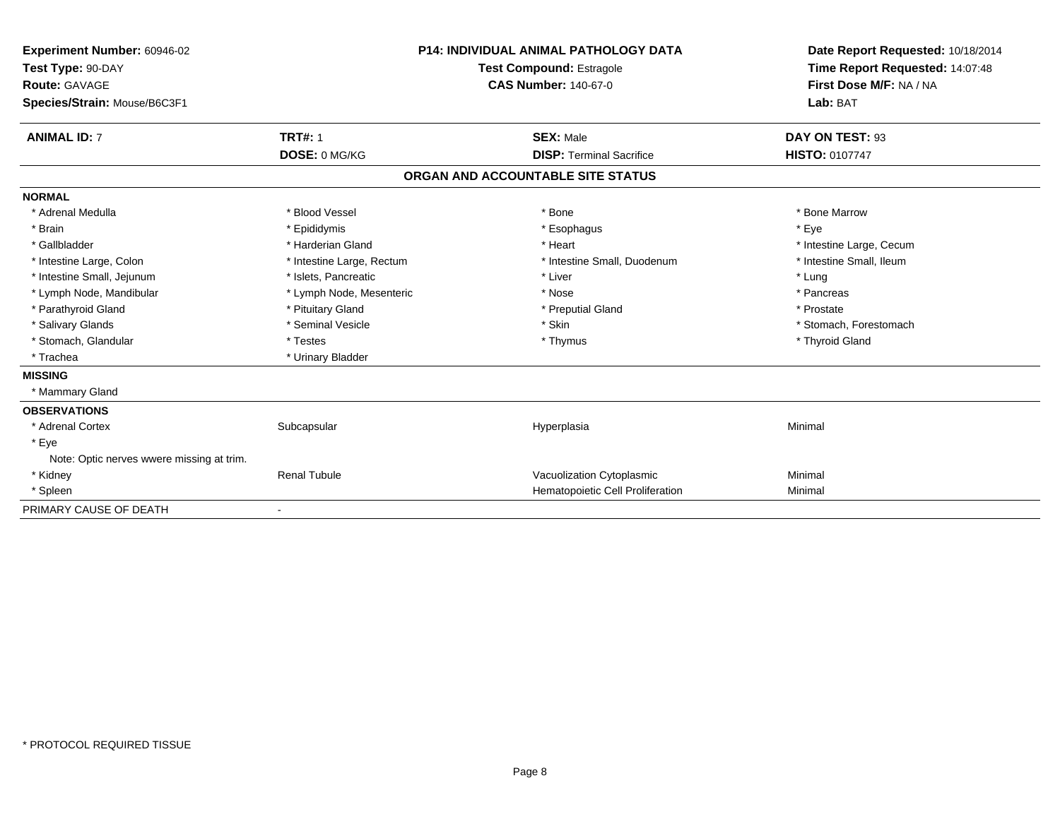**Experiment Number:** 60946-02
**Test Type:** 90-DAY
**Route:** GAVAGE
**Species/Strain:** Mouse/B6C3F1

**P14: INDIVIDUAL ANIMAL PATHOLOGY DATA**
**Test Compound:** Estragole
**CAS Number:** 140-67-0

**Date Report Requested:** 10/18/2014
**Time Report Requested:** 14:07:48
**First Dose M/F:** NA / NA
**Lab:** BAT

| **ANIMAL ID:** 7 | **TRT#:** 1 | **SEX:** Male | **DAY ON TEST:** 93 |
|---|---|---|---|
| | **DOSE:** 0 MG/KG | **DISP:** Terminal Sacrifice | **HISTO:** 0107747 |

## ORGAN AND ACCOUNTABLE SITE STATUS

**NORMAL**

| | | | |
|---|---|---|---|
| * Adrenal Medulla | * Blood Vessel | * Bone | * Bone Marrow |
| * Brain | * Epididymis | * Esophagus | * Eye |
| * Gallbladder | * Harderian Gland | * Heart | * Intestine Large, Cecum |
| * Intestine Large, Colon | * Intestine Large, Rectum | * Intestine Small, Duodenum | * Intestine Small, Ileum |
| * Intestine Small, Jejunum | * Islets, Pancreatic | * Liver | * Lung |
| * Lymph Node, Mandibular | * Lymph Node, Mesenteric | * Nose | * Pancreas |
| * Parathyroid Gland | * Pituitary Gland | * Preputial Gland | * Prostate |
| * Salivary Glands | * Seminal Vesicle | * Skin | * Stomach, Forestomach |
| * Stomach, Glandular | * Testes | * Thymus | * Thyroid Gland |
| * Trachea | * Urinary Bladder | | |

**MISSING**

* Mammary Gland

**OBSERVATIONS**

| | | | |
|---|---|---|---|
| * Adrenal Cortex | Subcapsular | Hyperplasia | Minimal |
| * Eye | | | |
| Note: Optic nerves wwere missing at trim. | | | |
| * Kidney | Renal Tubule | Vacuolization Cytoplasmic | Minimal |
| * Spleen | | Hematopoietic Cell Proliferation | Minimal |

PRIMARY CAUSE OF DEATH -

* PROTOCOL REQUIRED TISSUE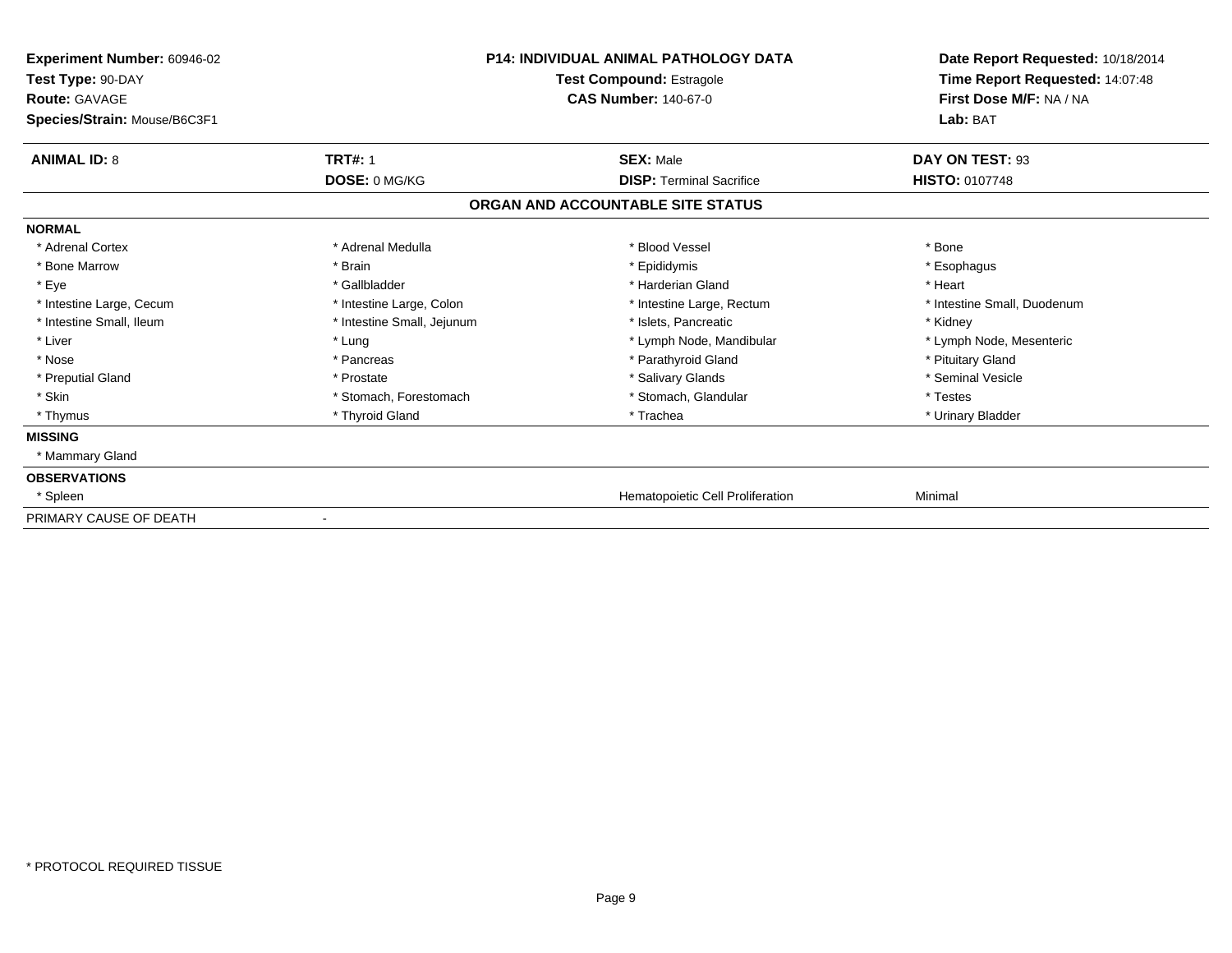**Experiment Number:** 60946-02
**Test Type:** 90-DAY
**Route:** GAVAGE
**Species/Strain:** Mouse/B6C3F1

**P14: INDIVIDUAL ANIMAL PATHOLOGY DATA**
**Test Compound:** Estragole
**CAS Number:** 140-67-0

**Date Report Requested:** 10/18/2014
**Time Report Requested:** 14:07:48
**First Dose M/F:** NA / NA
**Lab:** BAT

| **ANIMAL ID:** 8 | **TRT#:** 1 | **SEX:** Male | **DAY ON TEST:** 93 |
|---|---|---|---|
| | **DOSE:** 0 MG/KG | **DISP:** Terminal Sacrifice | **HISTO:** 0107748 |

## ORGAN AND ACCOUNTABLE SITE STATUS

| | | | |
|---|---|---|---|
| **NORMAL** | | | |
| * Adrenal Cortex | * Adrenal Medulla | * Blood Vessel | * Bone |
| * Bone Marrow | * Brain | * Epididymis | * Esophagus |
| * Eye | * Gallbladder | * Harderian Gland | * Heart |
| * Intestine Large, Cecum | * Intestine Large, Colon | * Intestine Large, Rectum | * Intestine Small, Duodenum |
| * Intestine Small, Ileum | * Intestine Small, Jejunum | * Islets, Pancreatic | * Kidney |
| * Liver | * Lung | * Lymph Node, Mandibular | * Lymph Node, Mesenteric |
| * Nose | * Pancreas | * Parathyroid Gland | * Pituitary Gland |
| * Preputial Gland | * Prostate | * Salivary Glands | * Seminal Vesicle |
| * Skin | * Stomach, Forestomach | * Stomach, Glandular | * Testes |
| * Thymus | * Thyroid Gland | * Trachea | * Urinary Bladder |
| **MISSING** | | | |
| * Mammary Gland | | | |
| **OBSERVATIONS** | | | |
| * Spleen | | Hematopoietic Cell Proliferation | Minimal |
| PRIMARY CAUSE OF DEATH | - | | |

* PROTOCOL REQUIRED TISSUE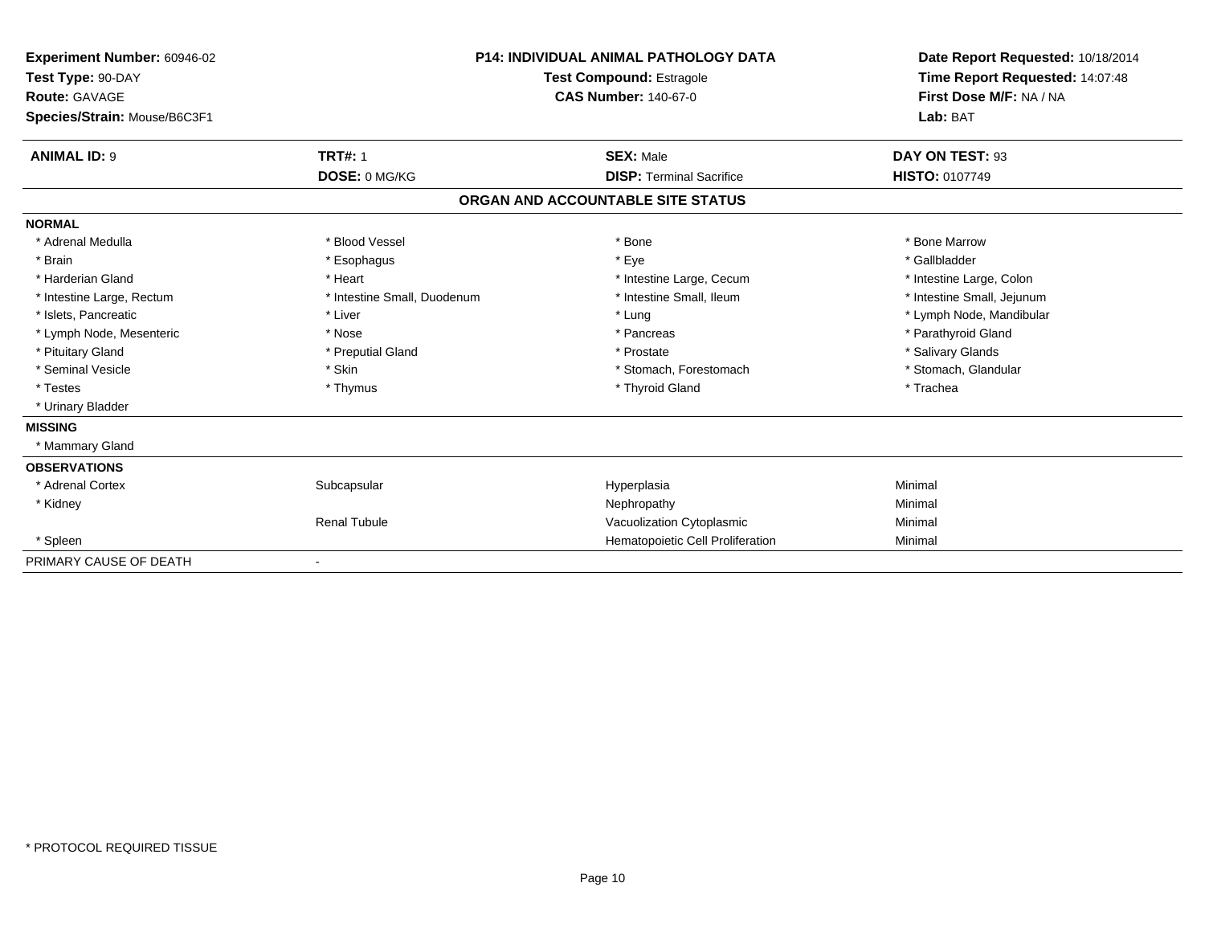**Experiment Number:** 60946-02
**Test Type:** 90-DAY
**Route:** GAVAGE
**Species/Strain:** Mouse/B6C3F1

**P14: INDIVIDUAL ANIMAL PATHOLOGY DATA**
**Test Compound:** Estragole
**CAS Number:** 140-67-0

**Date Report Requested:** 10/18/2014
**Time Report Requested:** 14:07:48
**First Dose M/F:** NA / NA
**Lab:** BAT

| **ANIMAL ID:** 9 | **TRT#:** 1 | **SEX:** Male | **DAY ON TEST:** 93 |
|---|---|---|---|
| | **DOSE:** 0 MG/KG | **DISP:** Terminal Sacrifice | **HISTO:** 0107749 |

## ORGAN AND ACCOUNTABLE SITE STATUS

**NORMAL**

| | | | |
|---|---|---|---|
| * Adrenal Medulla | * Blood Vessel | * Bone | * Bone Marrow |
| * Brain | * Esophagus | * Eye | * Gallbladder |
| * Harderian Gland | * Heart | * Intestine Large, Cecum | * Intestine Large, Colon |
| * Intestine Large, Rectum | * Intestine Small, Duodenum | * Intestine Small, Ileum | * Intestine Small, Jejunum |
| * Islets, Pancreatic | * Liver | * Lung | * Lymph Node, Mandibular |
| * Lymph Node, Mesenteric | * Nose | * Pancreas | * Parathyroid Gland |
| * Pituitary Gland | * Preputial Gland | * Prostate | * Salivary Glands |
| * Seminal Vesicle | * Skin | * Stomach, Forestomach | * Stomach, Glandular |
| * Testes | * Thymus | * Thyroid Gland | * Trachea |
| * Urinary Bladder | | | |

**MISSING**

* Mammary Gland

**OBSERVATIONS**

| | | | |
|---|---|---|---|
| * Adrenal Cortex | Subcapsular | Hyperplasia | Minimal |
| * Kidney | | Nephropathy | Minimal |
| | Renal Tubule | Vacuolization Cytoplasmic | Minimal |
| * Spleen | | Hematopoietic Cell Proliferation | Minimal |

PRIMARY CAUSE OF DEATH -

* PROTOCOL REQUIRED TISSUE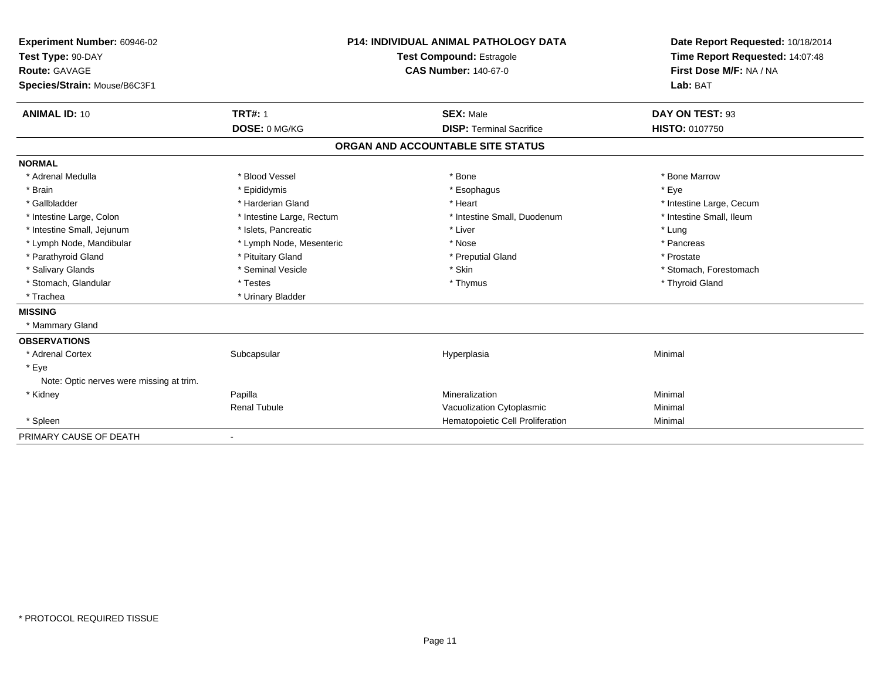**Experiment Number:** 60946-02
**Test Type:** 90-DAY
**Route:** GAVAGE
**Species/Strain:** Mouse/B6C3F1

**P14: INDIVIDUAL ANIMAL PATHOLOGY DATA**
**Test Compound:** Estragole
**CAS Number:** 140-67-0

**Date Report Requested:** 10/18/2014
**Time Report Requested:** 14:07:48
**First Dose M/F:** NA / NA
**Lab:** BAT

| **ANIMAL ID:** 10 | **TRT#:** 1 | **SEX:** Male | **DAY ON TEST:** 93 |
|---|---|---|---|
| | **DOSE:** 0 MG/KG | **DISP:** Terminal Sacrifice | **HISTO:** 0107750 |

## ORGAN AND ACCOUNTABLE SITE STATUS

**NORMAL**

| | | | |
|---|---|---|---|
| * Adrenal Medulla | * Blood Vessel | * Bone | * Bone Marrow |
| * Brain | * Epididymis | * Esophagus | * Eye |
| * Gallbladder | * Harderian Gland | * Heart | * Intestine Large, Cecum |
| * Intestine Large, Colon | * Intestine Large, Rectum | * Intestine Small, Duodenum | * Intestine Small, Ileum |
| * Intestine Small, Jejunum | * Islets, Pancreatic | * Liver | * Lung |
| * Lymph Node, Mandibular | * Lymph Node, Mesenteric | * Nose | * Pancreas |
| * Parathyroid Gland | * Pituitary Gland | * Preputial Gland | * Prostate |
| * Salivary Glands | * Seminal Vesicle | * Skin | * Stomach, Forestomach |
| * Stomach, Glandular | * Testes | * Thymus | * Thyroid Gland |
| * Trachea | * Urinary Bladder | | |

**MISSING**

* Mammary Gland

**OBSERVATIONS**

| | | | |
|---|---|---|---|
| * Adrenal Cortex | Subcapsular | Hyperplasia | Minimal |
| * Eye | | | |
| Note: Optic nerves were missing at trim. | | | |
| * Kidney | Papilla | Mineralization | Minimal |
| | Renal Tubule | Vacuolization Cytoplasmic | Minimal |
| * Spleen | | Hematopoietic Cell Proliferation | Minimal |

PRIMARY CAUSE OF DEATH -

* PROTOCOL REQUIRED TISSUE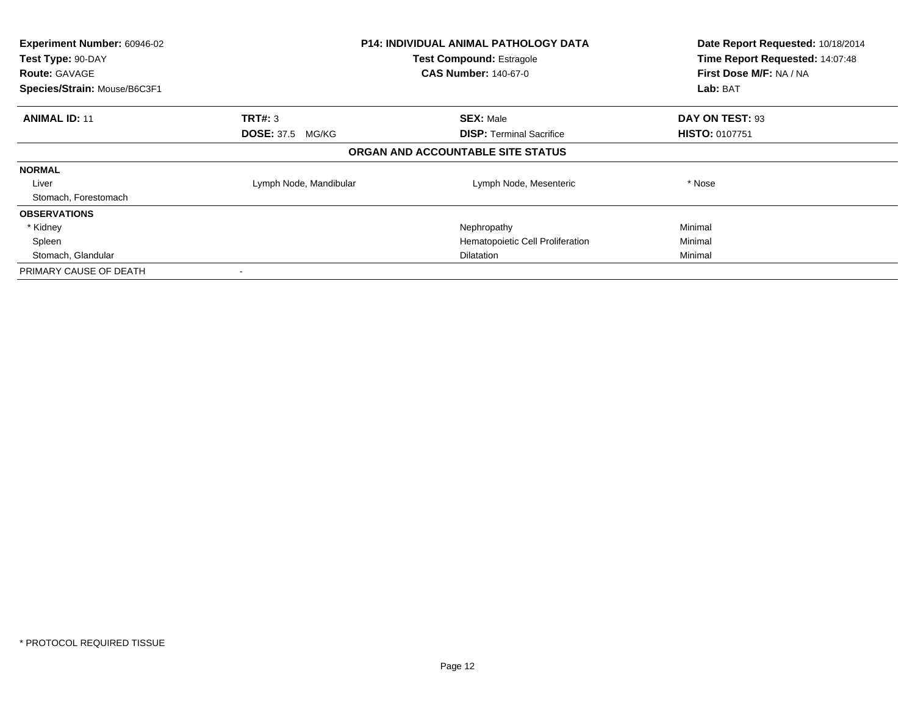| Experiment Number: 60946-02 | P14: INDIVIDUAL ANIMAL PATHOLOGY DATA | Date Report Requested: 10/18/2014 |
|---|---|---|
| Test Type: 90-DAY | Test Compound: Estragole | Time Report Requested: 14:07:48 |
| Route: GAVAGE | CAS Number: 140-67-0 | First Dose M/F: NA / NA |
| Species/Strain: Mouse/B6C3F1 | | Lab: BAT |

| ANIMAL ID: 11 | TRT#: 3 | SEX: Male | DAY ON TEST: 93 |
|---|---|---|---|
| | DOSE: 37.5 MG/KG | DISP: Terminal Sacrifice | HISTO: 0107751 |

## ORGAN AND ACCOUNTABLE SITE STATUS

| | | | |
|---|---|---|---|
| **NORMAL** | | | |
| Liver | Lymph Node, Mandibular | Lymph Node, Mesenteric | * Nose |
| Stomach, Forestomach | | | |
| **OBSERVATIONS** | | | |
| * Kidney | | Nephropathy | Minimal |
| Spleen | | Hematopoietic Cell Proliferation | Minimal |
| Stomach, Glandular | | Dilatation | Minimal |
| PRIMARY CAUSE OF DEATH | - | | |

* PROTOCOL REQUIRED TISSUE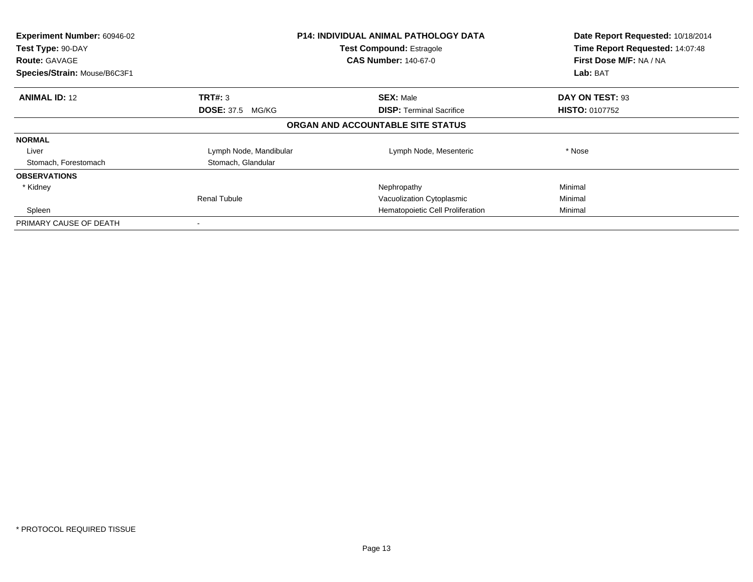| **Experiment Number:** 60946-02 | **P14: INDIVIDUAL ANIMAL PATHOLOGY DATA** | | **Date Report Requested:** 10/18/2014 |
|---|---|---|---|
| **Test Type:** 90-DAY | **Test Compound:** Estragole | | **Time Report Requested:** 14:07:48 |
| **Route:** GAVAGE | **CAS Number:** 140-67-0 | | **First Dose M/F:** NA / NA |
| **Species/Strain:** Mouse/B6C3F1 | | | **Lab:** BAT |

| **ANIMAL ID:** 12 | **TRT#:** 3 | **SEX:** Male | **DAY ON TEST:** 93 |
|---|---|---|---|
| | **DOSE:** 37.5 MG/KG | **DISP:** Terminal Sacrifice | **HISTO:** 0107752 |

**ORGAN AND ACCOUNTABLE SITE STATUS**

| | | | |
|---|---|---|---|
| **NORMAL** | | | |
| Liver | Lymph Node, Mandibular | Lymph Node, Mesenteric | * Nose |
| Stomach, Forestomach | Stomach, Glandular | | |
| **OBSERVATIONS** | | | |
| * Kidney | | Nephropathy | Minimal |
| | Renal Tubule | Vacuolization Cytoplasmic | Minimal |
| Spleen | | Hematopoietic Cell Proliferation | Minimal |
| PRIMARY CAUSE OF DEATH | - | | |

* PROTOCOL REQUIRED TISSUE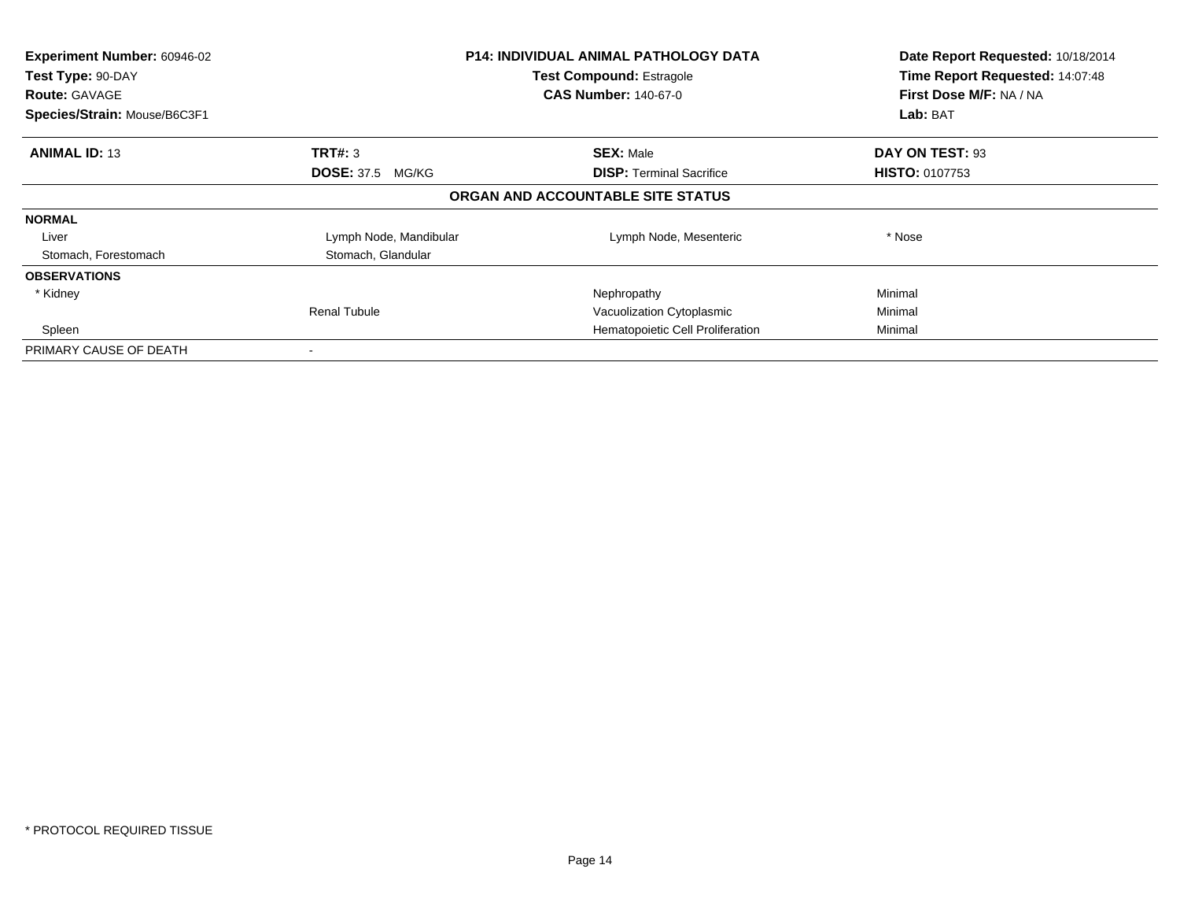**Experiment Number:** 60946-02
**Test Type:** 90-DAY
**Route:** GAVAGE
**Species/Strain:** Mouse/B6C3F1

**P14: INDIVIDUAL ANIMAL PATHOLOGY DATA**
**Test Compound:** Estragole
**CAS Number:** 140-67-0

**Date Report Requested:** 10/18/2014
**Time Report Requested:** 14:07:48
**First Dose M/F:** NA / NA
**Lab:** BAT

| **ANIMAL ID:** 13 | **TRT#:** 3 | **SEX:** Male | **DAY ON TEST:** 93 |
|---|---|---|---|
| | **DOSE:** 37.5 MG/KG | **DISP:** Terminal Sacrifice | **HISTO:** 0107753 |

**ORGAN AND ACCOUNTABLE SITE STATUS**

| | | | |
|---|---|---|---|
| **NORMAL** | | | |
| Liver | Lymph Node, Mandibular | Lymph Node, Mesenteric | * Nose |
| Stomach, Forestomach | Stomach, Glandular | | |
| **OBSERVATIONS** | | | |
| * Kidney | | Nephropathy | Minimal |
| | Renal Tubule | Vacuolization Cytoplasmic | Minimal |
| Spleen | | Hematopoietic Cell Proliferation | Minimal |
| PRIMARY CAUSE OF DEATH | - | | |

\* PROTOCOL REQUIRED TISSUE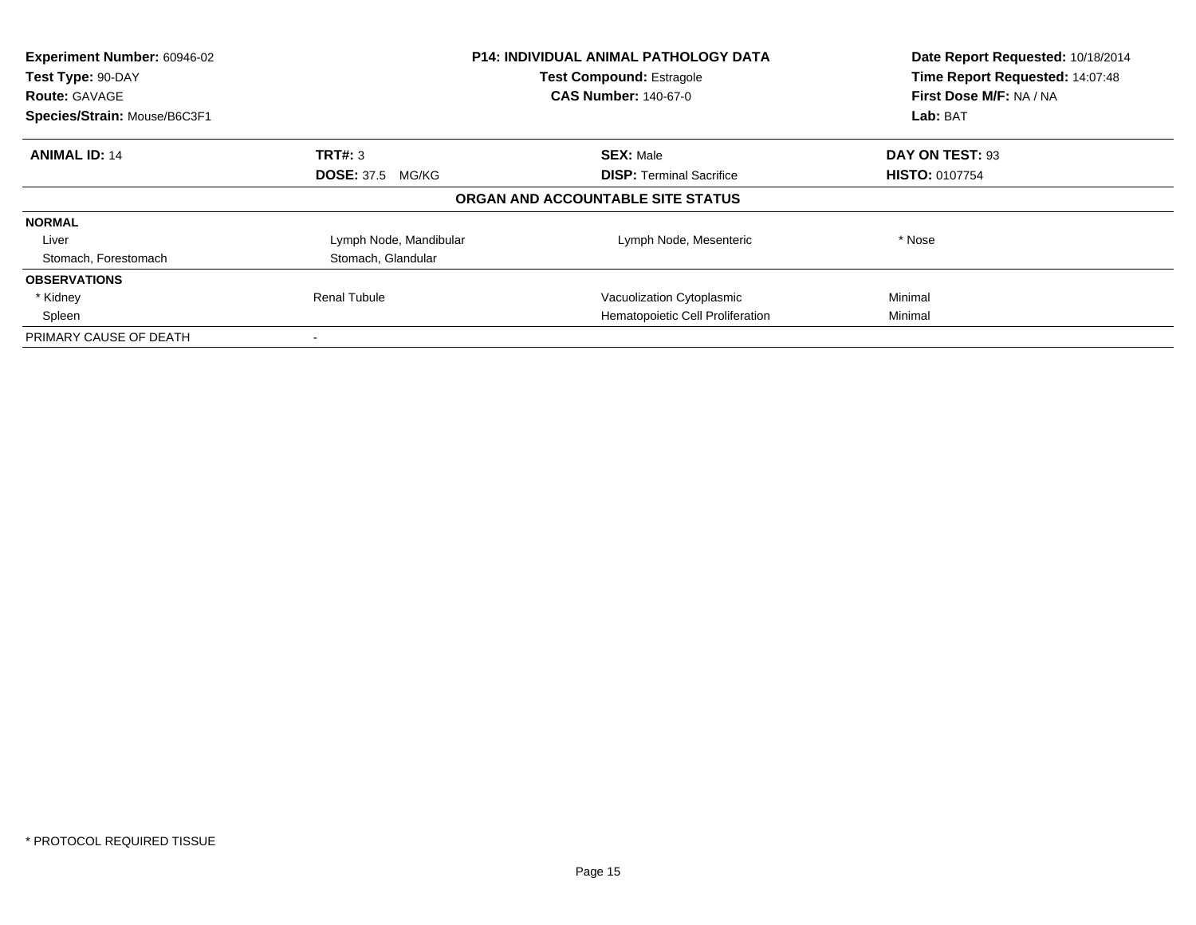| Experiment Number: 60946-02 | P14: INDIVIDUAL ANIMAL PATHOLOGY DATA | Date Report Requested: 10/18/2014 |
|---|---|---|
| Test Type: 90-DAY | Test Compound: Estragole | Time Report Requested: 14:07:48 |
| Route: GAVAGE | CAS Number: 140-67-0 | First Dose M/F: NA / NA |
| Species/Strain: Mouse/B6C3F1 | | Lab: BAT |

| **ANIMAL ID:** 14 | **TRT#:** 3 | **SEX:** Male | **DAY ON TEST:** 93 |
|---|---|---|---|
| | **DOSE:** 37.5 MG/KG | **DISP:** Terminal Sacrifice | **HISTO:** 0107754 |

**ORGAN AND ACCOUNTABLE SITE STATUS**

| | | | |
|---|---|---|---|
| **NORMAL** | | | |
| Liver | Lymph Node, Mandibular | Lymph Node, Mesenteric | * Nose |
| Stomach, Forestomach | Stomach, Glandular | | |
| **OBSERVATIONS** | | | |
| * Kidney | Renal Tubule | Vacuolization Cytoplasmic | Minimal |
| Spleen | | Hematopoietic Cell Proliferation | Minimal |
| PRIMARY CAUSE OF DEATH | - | | |

\* PROTOCOL REQUIRED TISSUE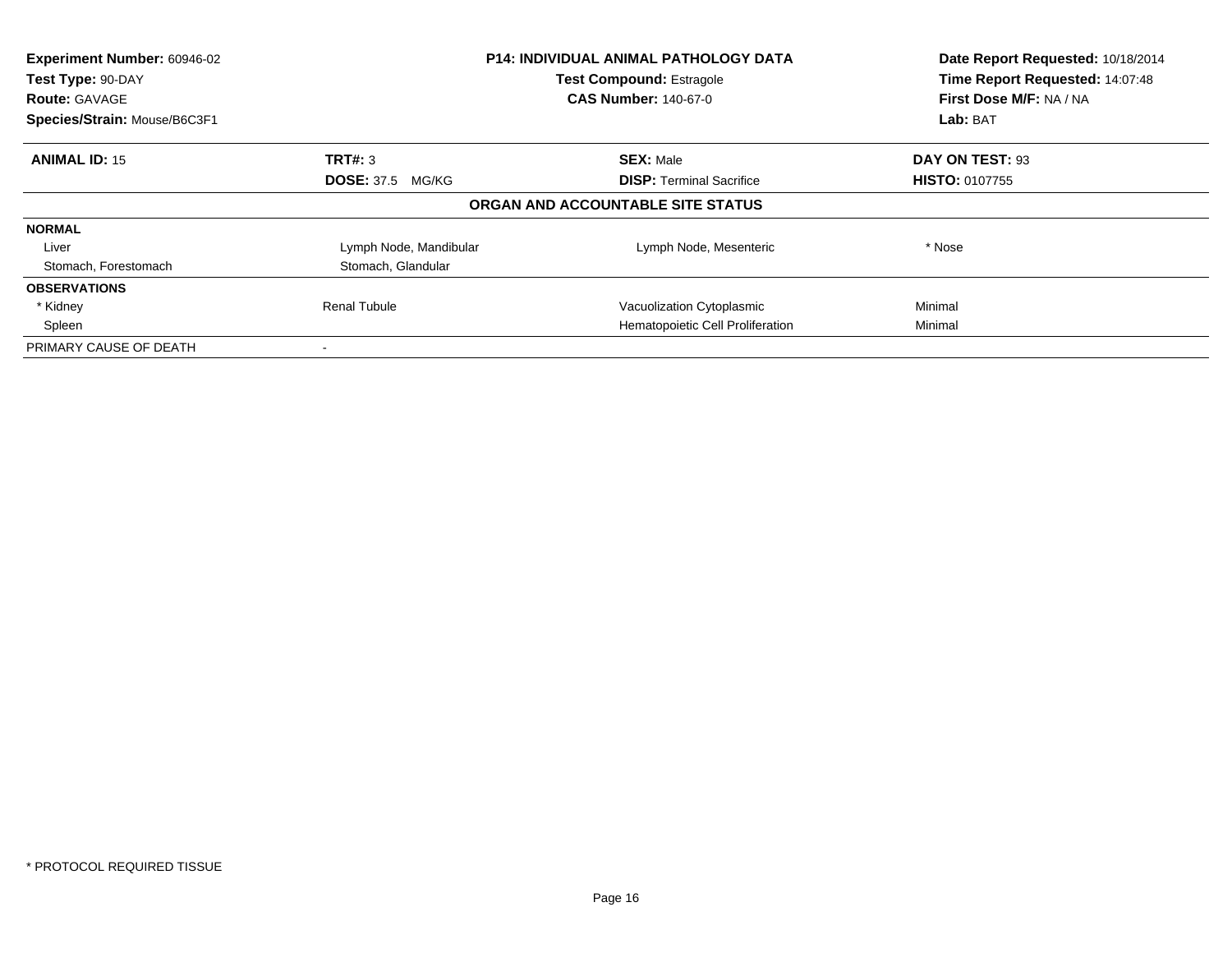**Experiment Number:** 60946-02
**Test Type:** 90-DAY
**Route:** GAVAGE
**Species/Strain:** Mouse/B6C3F1

**P14: INDIVIDUAL ANIMAL PATHOLOGY DATA**
**Test Compound:** Estragole
**CAS Number:** 140-67-0

**Date Report Requested:** 10/18/2014
**Time Report Requested:** 14:07:48
**First Dose M/F:** NA / NA
**Lab:** BAT

| **ANIMAL ID:** 15 | **TRT#:** 3 | **SEX:** Male | **DAY ON TEST:** 93 |
|---|---|---|---|
| | **DOSE:** 37.5 MG/KG | **DISP:** Terminal Sacrifice | **HISTO:** 0107755 |

**ORGAN AND ACCOUNTABLE SITE STATUS**

| | | | |
|---|---|---|---|
| **NORMAL** | | | |
| Liver | Lymph Node, Mandibular | Lymph Node, Mesenteric | * Nose |
| Stomach, Forestomach | Stomach, Glandular | | |
| **OBSERVATIONS** | | | |
| * Kidney | Renal Tubule | Vacuolization Cytoplasmic | Minimal |
| Spleen | | Hematopoietic Cell Proliferation | Minimal |
| PRIMARY CAUSE OF DEATH | - | | |

* PROTOCOL REQUIRED TISSUE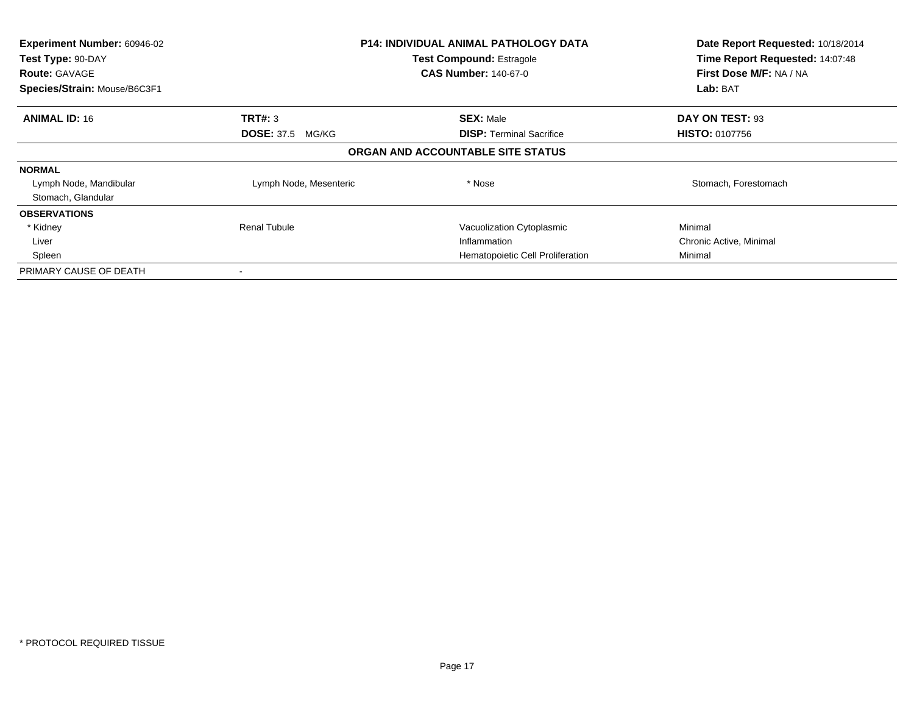| **Experiment Number:** 60946-02 | **P14: INDIVIDUAL ANIMAL PATHOLOGY DATA** | **Date Report Requested:** 10/18/2014 |
|---|---|---|
| **Test Type:** 90-DAY | **Test Compound:** Estragole | **Time Report Requested:** 14:07:48 |
| **Route:** GAVAGE | **CAS Number:** 140-67-0 | **First Dose M/F:** NA / NA |
| **Species/Strain:** Mouse/B6C3F1 | | **Lab:** BAT |

| **ANIMAL ID:** 16 | **TRT#:** 3 | **SEX:** Male | **DAY ON TEST:** 93 |
|---|---|---|---|
| | **DOSE:** 37.5 MG/KG | **DISP:** Terminal Sacrifice | **HISTO:** 0107756 |

**ORGAN AND ACCOUNTABLE SITE STATUS**

| | | | |
|---|---|---|---|
| **NORMAL** | | | |
| Lymph Node, Mandibular | Lymph Node, Mesenteric | * Nose | Stomach, Forestomach |
| Stomach, Glandular | | | |
| **OBSERVATIONS** | | | |
| * Kidney | Renal Tubule | Vacuolization Cytoplasmic | Minimal |
| Liver | | Inflammation | Chronic Active, Minimal |
| Spleen | | Hematopoietic Cell Proliferation | Minimal |
| PRIMARY CAUSE OF DEATH | - | | |

\* PROTOCOL REQUIRED TISSUE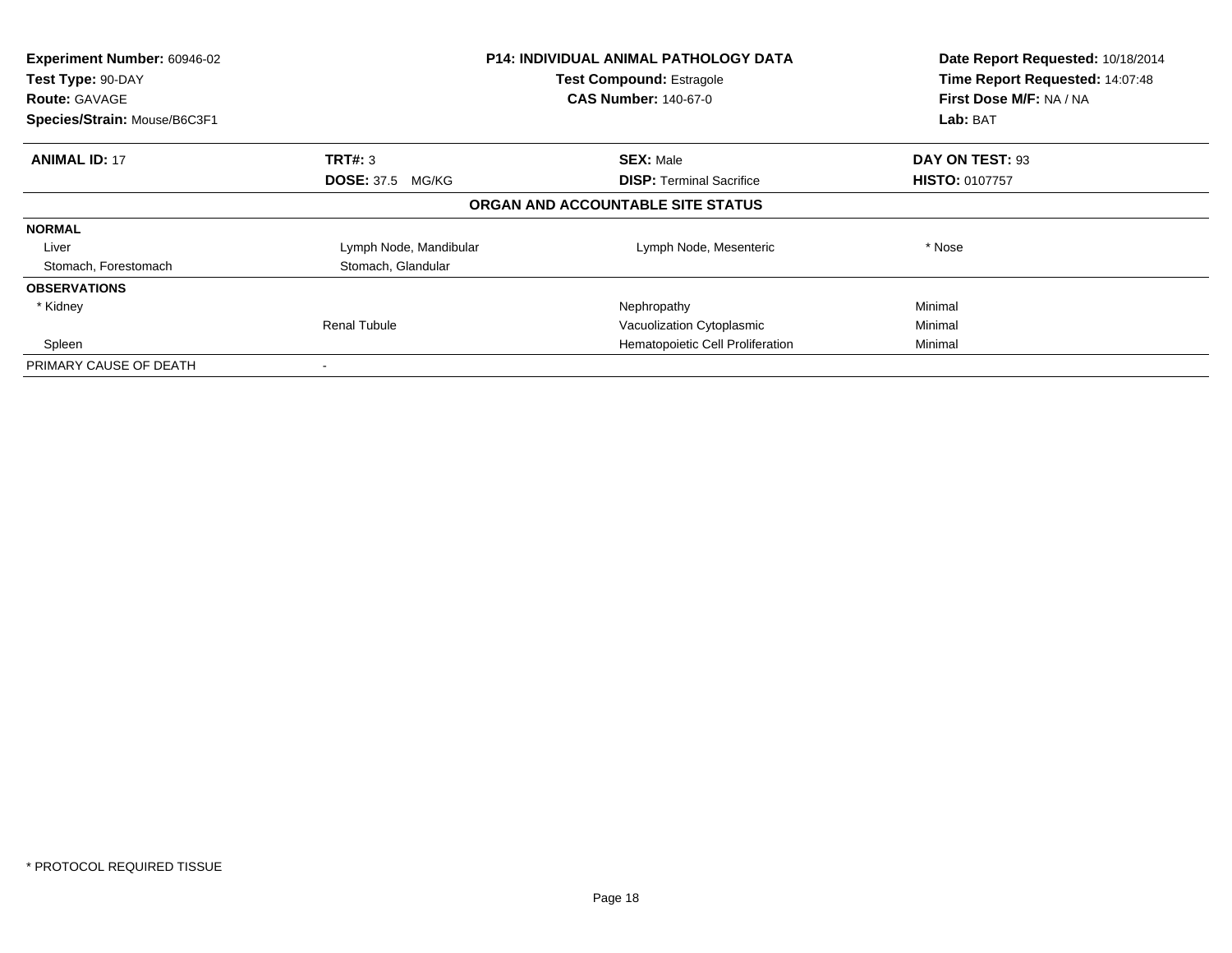| **Experiment Number:** 60946-02 | **P14: INDIVIDUAL ANIMAL PATHOLOGY DATA** | **Date Report Requested:** 10/18/2014 |
|---|---|---|
| **Test Type:** 90-DAY | **Test Compound:** Estragole | **Time Report Requested:** 14:07:48 |
| **Route:** GAVAGE | **CAS Number:** 140-67-0 | **First Dose M/F:** NA / NA |
| **Species/Strain:** Mouse/B6C3F1 | | **Lab:** BAT |

| **ANIMAL ID:** 17 | **TRT#:** 3 | **SEX:** Male | **DAY ON TEST:** 93 |
|---|---|---|---|
| | **DOSE:** 37.5 MG/KG | **DISP:** Terminal Sacrifice | **HISTO:** 0107757 |

**ORGAN AND ACCOUNTABLE SITE STATUS**

| | | | |
|---|---|---|---|
| **NORMAL** | | | |
| Liver | Lymph Node, Mandibular | Lymph Node, Mesenteric | * Nose |
| Stomach, Forestomach | Stomach, Glandular | | |
| **OBSERVATIONS** | | | |
| * Kidney | | Nephropathy | Minimal |
| | Renal Tubule | Vacuolization Cytoplasmic | Minimal |
| Spleen | | Hematopoietic Cell Proliferation | Minimal |
| PRIMARY CAUSE OF DEATH | - | | |

\* PROTOCOL REQUIRED TISSUE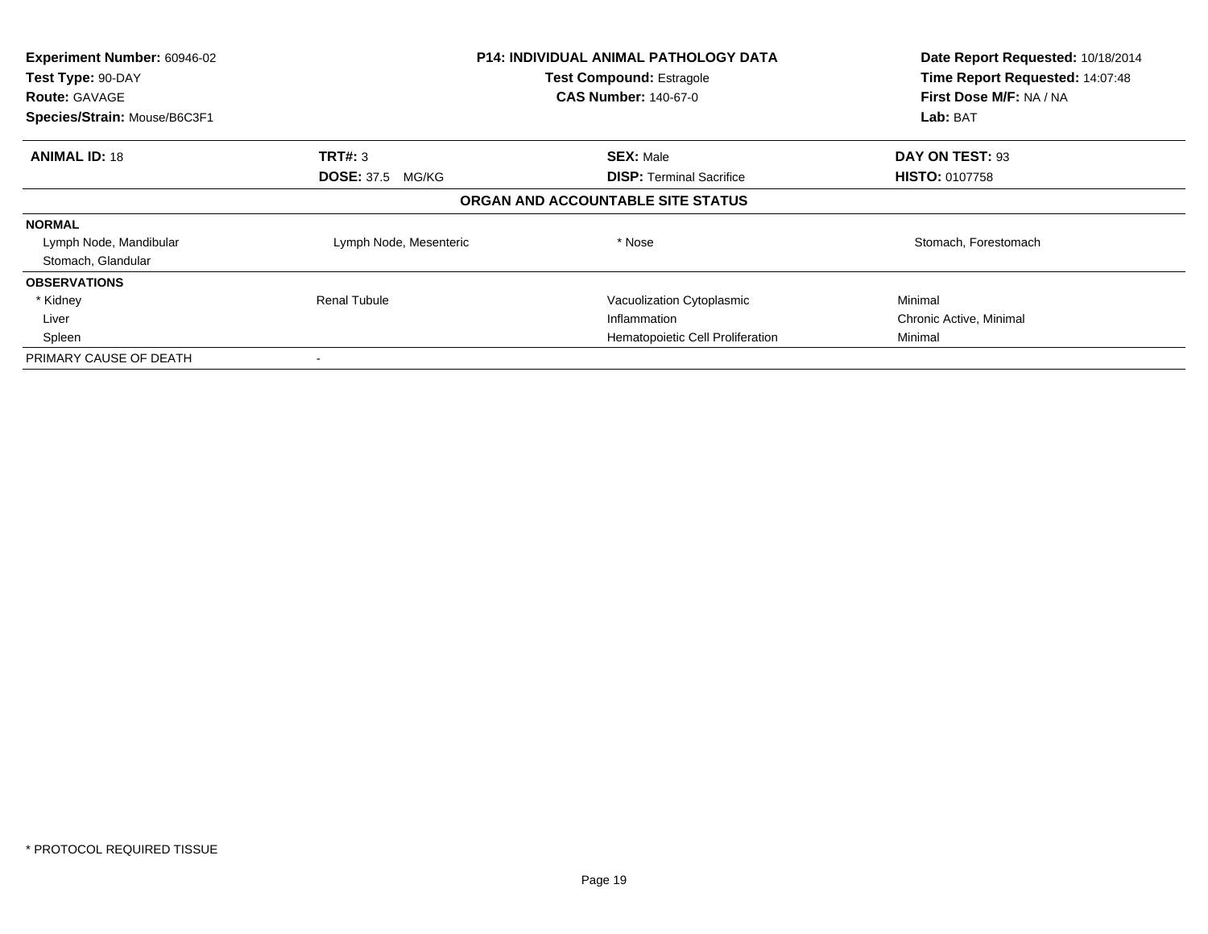**Experiment Number:** 60946-02
**Test Type:** 90-DAY
**Route:** GAVAGE
**Species/Strain:** Mouse/B6C3F1

**P14: INDIVIDUAL ANIMAL PATHOLOGY DATA**
**Test Compound:** Estragole
**CAS Number:** 140-67-0

**Date Report Requested:** 10/18/2014
**Time Report Requested:** 14:07:48
**First Dose M/F:** NA / NA
**Lab:** BAT

| **ANIMAL ID:** 18 | **TRT#:** 3 | **SEX:** Male | **DAY ON TEST:** 93 |
|---|---|---|---|
| | **DOSE:** 37.5 MG/KG | **DISP:** Terminal Sacrifice | **HISTO:** 0107758 |

**ORGAN AND ACCOUNTABLE SITE STATUS**

| | | | |
|---|---|---|---|
| **NORMAL** | | | |
| Lymph Node, Mandibular | Lymph Node, Mesenteric | * Nose | Stomach, Forestomach |
| Stomach, Glandular | | | |
| **OBSERVATIONS** | | | |
| * Kidney | Renal Tubule | Vacuolization Cytoplasmic | Minimal |
| Liver | | Inflammation | Chronic Active, Minimal |
| Spleen | | Hematopoietic Cell Proliferation | Minimal |
| PRIMARY CAUSE OF DEATH | - | | |

\* PROTOCOL REQUIRED TISSUE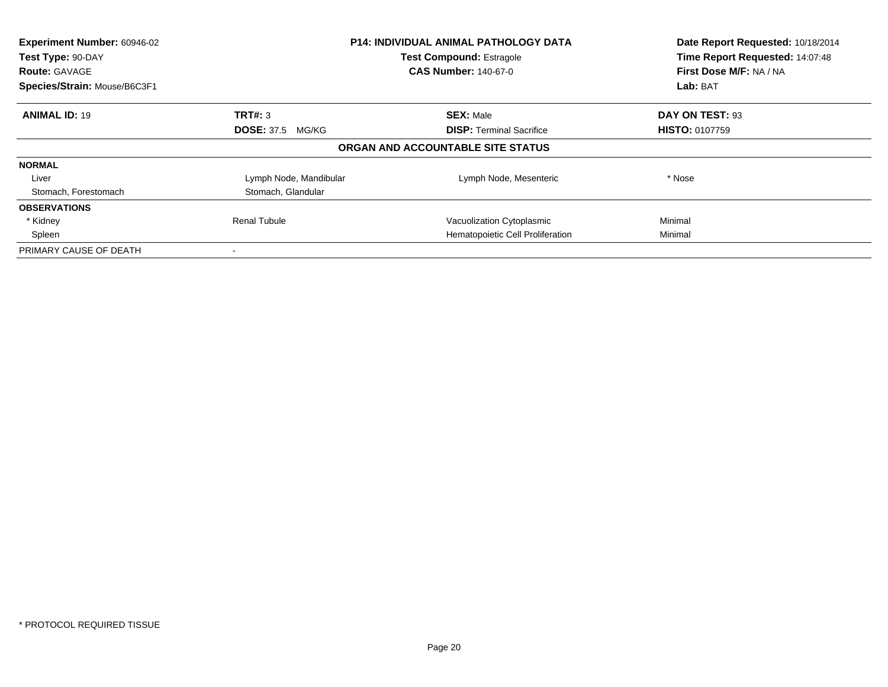| | | | |
|---|---|---|---|
| **Experiment Number:** 60946-02 | **P14: INDIVIDUAL ANIMAL PATHOLOGY DATA** | | **Date Report Requested:** 10/18/2014 |
| **Test Type:** 90-DAY | **Test Compound:** Estragole | | **Time Report Requested:** 14:07:48 |
| **Route:** GAVAGE | **CAS Number:** 140-67-0 | | **First Dose M/F:** NA / NA |
| **Species/Strain:** Mouse/B6C3F1 | | | **Lab:** BAT |

| **ANIMAL ID:** 19 | **TRT#:** 3 | **SEX:** Male | **DAY ON TEST:** 93 |
|---|---|---|---|
| | **DOSE:** 37.5 MG/KG | **DISP:** Terminal Sacrifice | **HISTO:** 0107759 |

**ORGAN AND ACCOUNTABLE SITE STATUS**

| | | | |
|---|---|---|---|
| **NORMAL** | | | |
| Liver | Lymph Node, Mandibular | Lymph Node, Mesenteric | * Nose |
| Stomach, Forestomach | Stomach, Glandular | | |
| **OBSERVATIONS** | | | |
| * Kidney | Renal Tubule | Vacuolization Cytoplasmic | Minimal |
| Spleen | | Hematopoietic Cell Proliferation | Minimal |
| PRIMARY CAUSE OF DEATH | - | | |

\* PROTOCOL REQUIRED TISSUE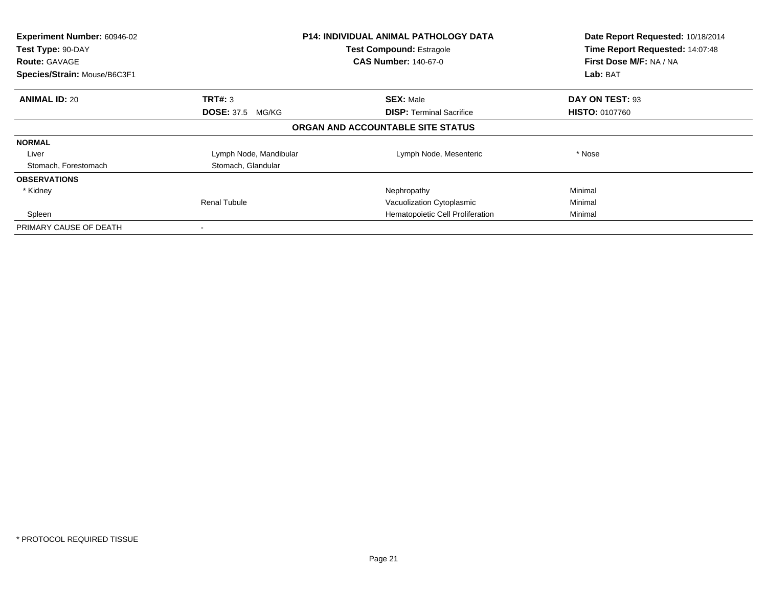| Experiment Number: 60946-02 | P14: INDIVIDUAL ANIMAL PATHOLOGY DATA | Date Report Requested: 10/18/2014 |
|---|---|---|
| Test Type: 90-DAY | Test Compound: Estragole | Time Report Requested: 14:07:48 |
| Route: GAVAGE | CAS Number: 140-67-0 | First Dose M/F: NA / NA |
| Species/Strain: Mouse/B6C3F1 | | Lab: BAT |

| **ANIMAL ID:** 20 | **TRT#:** 3 | **SEX:** Male | **DAY ON TEST:** 93 |
|---|---|---|---|
| | **DOSE:** 37.5 MG/KG | **DISP:** Terminal Sacrifice | **HISTO:** 0107760 |

**ORGAN AND ACCOUNTABLE SITE STATUS**

| | | | |
|---|---|---|---|
| **NORMAL** | | | |
| Liver | Lymph Node, Mandibular | Lymph Node, Mesenteric | * Nose |
| Stomach, Forestomach | Stomach, Glandular | | |
| **OBSERVATIONS** | | | |
| * Kidney | | Nephropathy | Minimal |
| | Renal Tubule | Vacuolization Cytoplasmic | Minimal |
| Spleen | | Hematopoietic Cell Proliferation | Minimal |
| PRIMARY CAUSE OF DEATH | - | | |

\* PROTOCOL REQUIRED TISSUE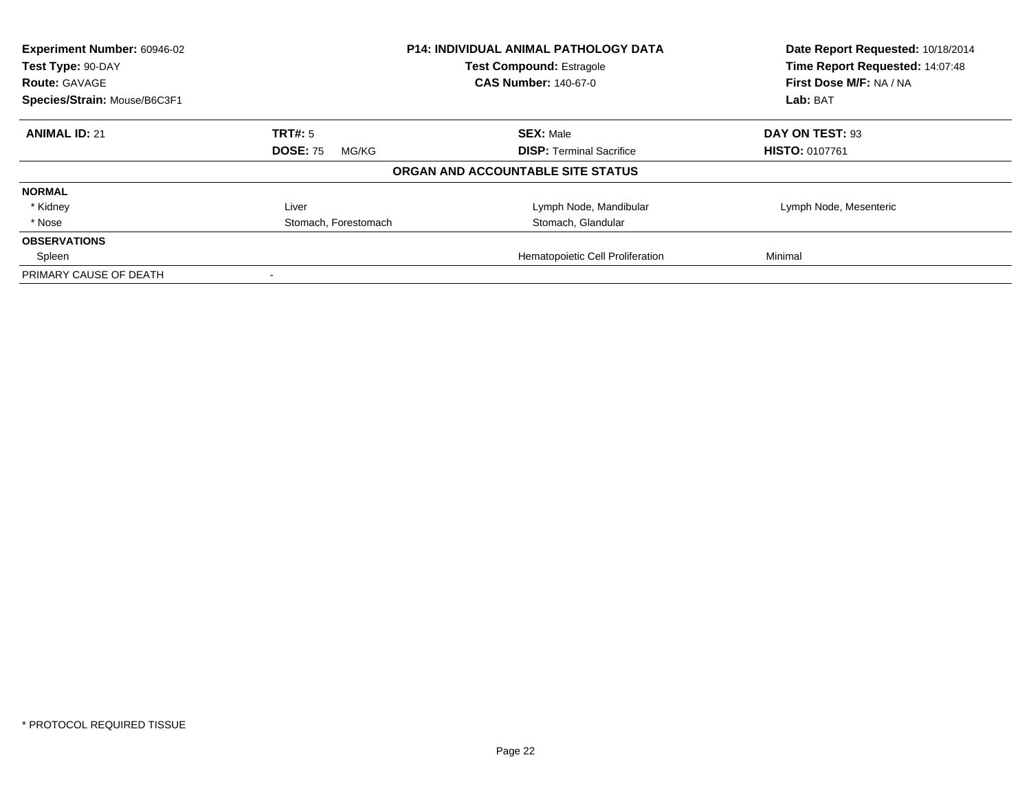| Experiment Number: 60946-02 | P14: INDIVIDUAL ANIMAL PATHOLOGY DATA | Date Report Requested: 10/18/2014 |
|---|---|---|
| Test Type: 90-DAY | Test Compound: Estragole | Time Report Requested: 14:07:48 |
| Route: GAVAGE | CAS Number: 140-67-0 | First Dose M/F: NA / NA |
| Species/Strain: Mouse/B6C3F1 | | Lab: BAT |

| ANIMAL ID: 21 | TRT#: 5 | SEX: Male | DAY ON TEST: 93 |
|---|---|---|---|
| | DOSE: 75 MG/KG | DISP: Terminal Sacrifice | HISTO: 0107761 |

**ORGAN AND ACCOUNTABLE SITE STATUS**

| | | | |
|---|---|---|---|
| **NORMAL** | | | |
| * Kidney | Liver | Lymph Node, Mandibular | Lymph Node, Mesenteric |
| * Nose | Stomach, Forestomach | Stomach, Glandular | |
| **OBSERVATIONS** | | | |
| Spleen | | Hematopoietic Cell Proliferation | Minimal |
| PRIMARY CAUSE OF DEATH | - | | |

\* PROTOCOL REQUIRED TISSUE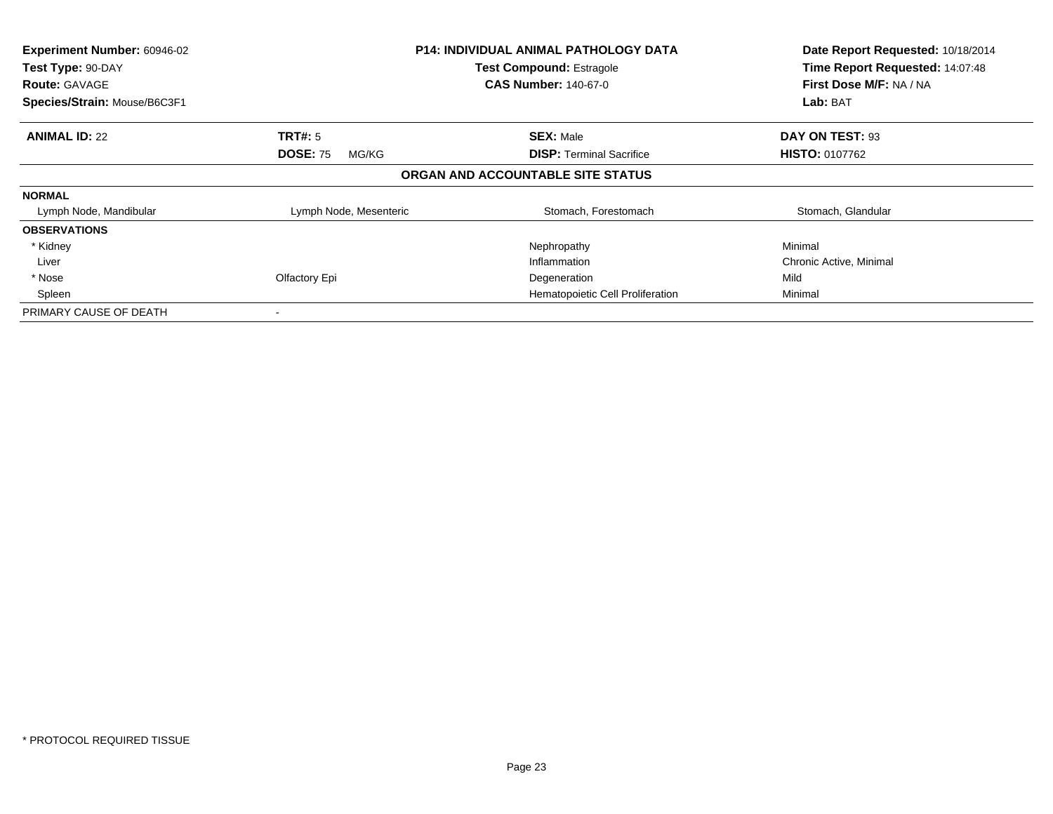| Experiment Number: 60946-02 | P14: INDIVIDUAL ANIMAL PATHOLOGY DATA | Date Report Requested: 10/18/2014 |
|---|---|---|
| Test Type: 90-DAY | Test Compound: Estragole | Time Report Requested: 14:07:48 |
| Route: GAVAGE | CAS Number: 140-67-0 | First Dose M/F: NA / NA |
| Species/Strain: Mouse/B6C3F1 | | Lab: BAT |

| **ANIMAL ID:** 22 | **TRT#:** 5 | **SEX:** Male | **DAY ON TEST:** 93 |
|---|---|---|---|
| | **DOSE:** 75 MG/KG | **DISP:** Terminal Sacrifice | **HISTO:** 0107762 |

**ORGAN AND ACCOUNTABLE SITE STATUS**

| | | | |
|---|---|---|---|
| **NORMAL** | | | |
| Lymph Node, Mandibular | Lymph Node, Mesenteric | Stomach, Forestomach | Stomach, Glandular |
| **OBSERVATIONS** | | | |
| * Kidney | | Nephropathy | Minimal |
| Liver | | Inflammation | Chronic Active, Minimal |
| * Nose | Olfactory Epi | Degeneration | Mild |
| Spleen | | Hematopoietic Cell Proliferation | Minimal |
| PRIMARY CAUSE OF DEATH | - | | |

* PROTOCOL REQUIRED TISSUE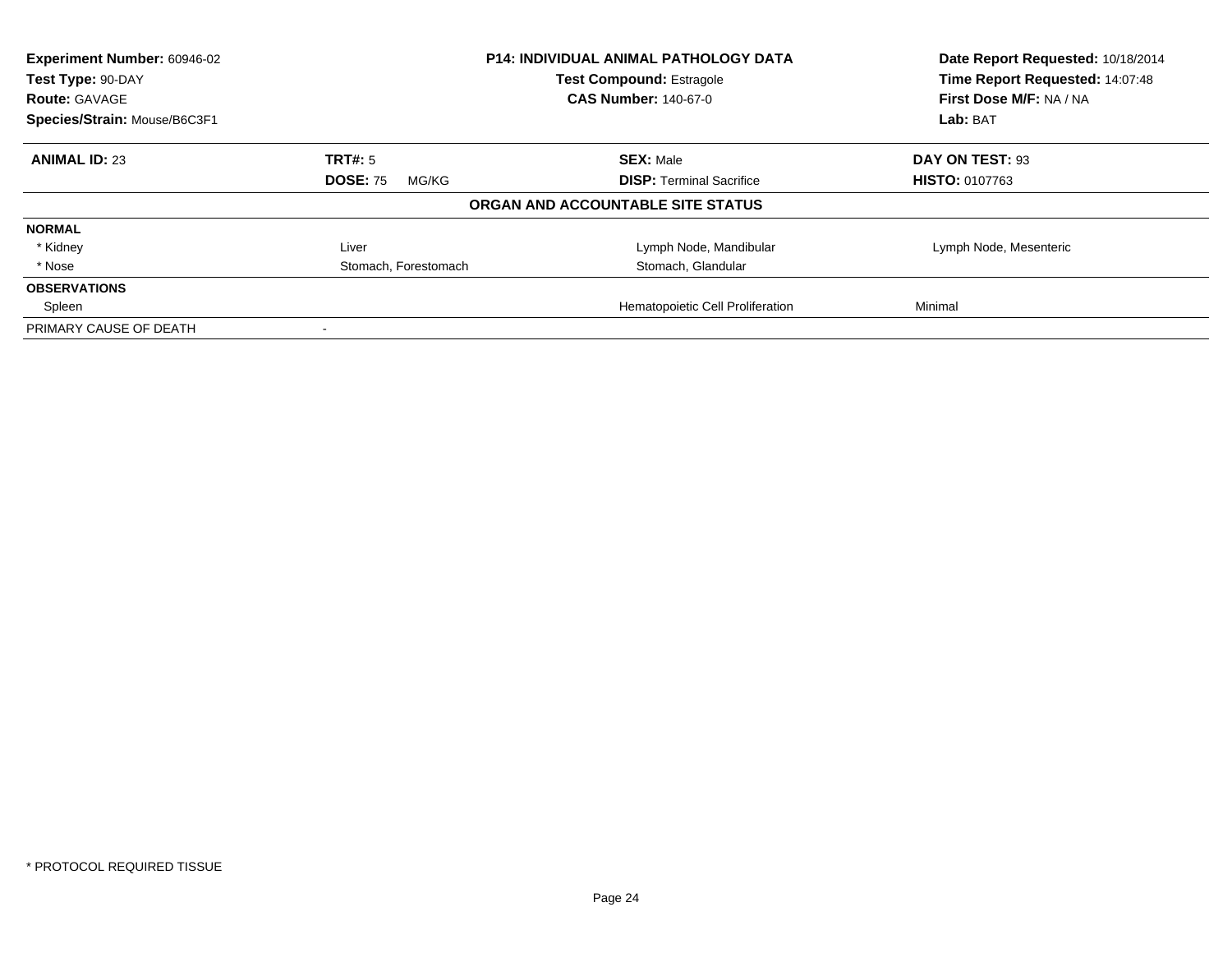| Experiment Number: 60946-02 | P14: INDIVIDUAL ANIMAL PATHOLOGY DATA | Date Report Requested: 10/18/2014 |
|---|---|---|
| Test Type: 90-DAY | Test Compound: Estragole | Time Report Requested: 14:07:48 |
| Route: GAVAGE | CAS Number: 140-67-0 | First Dose M/F: NA / NA |
| Species/Strain: Mouse/B6C3F1 | | Lab: BAT |

| **ANIMAL ID:** 23 | **TRT#:** 5 | **SEX:** Male | **DAY ON TEST:** 93 |
|---|---|---|---|
| | **DOSE:** 75 MG/KG | **DISP:** Terminal Sacrifice | **HISTO:** 0107763 |

**ORGAN AND ACCOUNTABLE SITE STATUS**

| | | | |
|---|---|---|---|
| **NORMAL** | | | |
| * Kidney | Liver | Lymph Node, Mandibular | Lymph Node, Mesenteric |
| * Nose | Stomach, Forestomach | Stomach, Glandular | |
| **OBSERVATIONS** | | | |
| Spleen | | Hematopoietic Cell Proliferation | Minimal |
| PRIMARY CAUSE OF DEATH | - | | |

* PROTOCOL REQUIRED TISSUE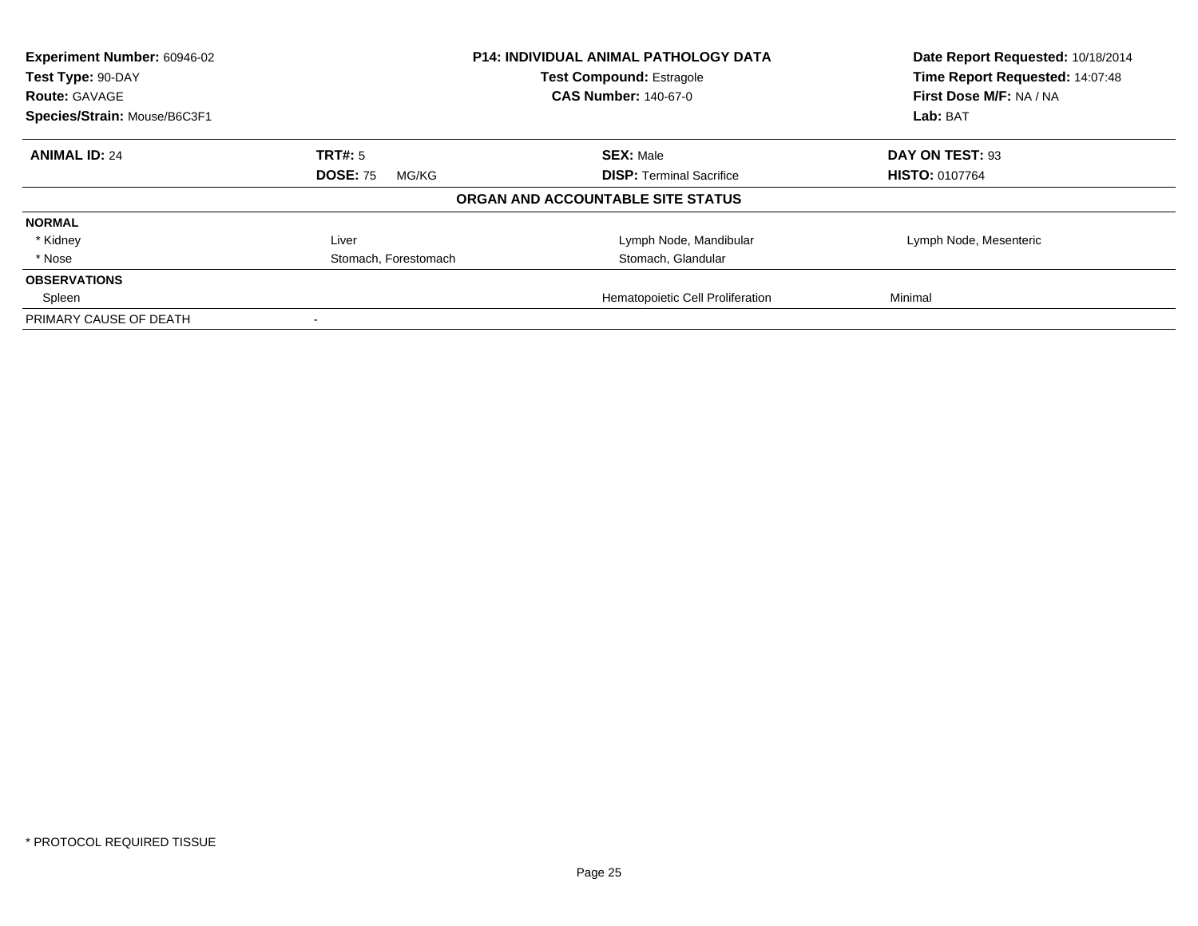| Experiment Number: 60946-02 | P14: INDIVIDUAL ANIMAL PATHOLOGY DATA | Date Report Requested: 10/18/2014 |
|---|---|---|
| Test Type: 90-DAY | Test Compound: Estragole | Time Report Requested: 14:07:48 |
| Route: GAVAGE | CAS Number: 140-67-0 | First Dose M/F: NA / NA |
| Species/Strain: Mouse/B6C3F1 | | Lab: BAT |

| **ANIMAL ID:** 24 | **TRT#:** 5 | **SEX:** Male | **DAY ON TEST:** 93 |
|---|---|---|---|
| | **DOSE:** 75 MG/KG | **DISP:** Terminal Sacrifice | **HISTO:** 0107764 |

**ORGAN AND ACCOUNTABLE SITE STATUS**

| | | | |
|---|---|---|---|
| **NORMAL** | | | |
| * Kidney | Liver | Lymph Node, Mandibular | Lymph Node, Mesenteric |
| * Nose | Stomach, Forestomach | Stomach, Glandular | |
| **OBSERVATIONS** | | | |
| Spleen | | Hematopoietic Cell Proliferation | Minimal |
| PRIMARY CAUSE OF DEATH | - | | |

* PROTOCOL REQUIRED TISSUE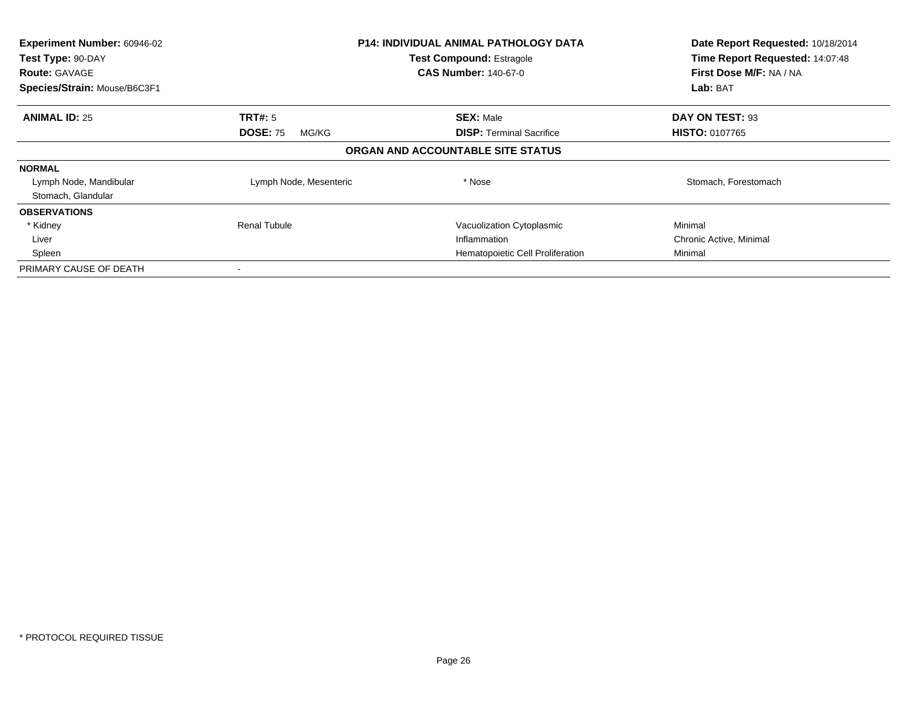**Experiment Number:** 60946-02
**Test Type:** 90-DAY
**Route:** GAVAGE
**Species/Strain:** Mouse/B6C3F1

**P14: INDIVIDUAL ANIMAL PATHOLOGY DATA**
**Test Compound:** Estragole
**CAS Number:** 140-67-0

**Date Report Requested:** 10/18/2014
**Time Report Requested:** 14:07:48
**First Dose M/F:** NA / NA
**Lab:** BAT

| **ANIMAL ID:** 25 | **TRT#:** 5 | **SEX:** Male | **DAY ON TEST:** 93 |
|---|---|---|---|
| | **DOSE:** 75 MG/KG | **DISP:** Terminal Sacrifice | **HISTO:** 0107765 |

**ORGAN AND ACCOUNTABLE SITE STATUS**

| | | | |
|---|---|---|---|
| **NORMAL** | | | |
| Lymph Node, Mandibular | Lymph Node, Mesenteric | * Nose | Stomach, Forestomach |
| Stomach, Glandular | | | |
| **OBSERVATIONS** | | | |
| * Kidney | Renal Tubule | Vacuolization Cytoplasmic | Minimal |
| Liver | | Inflammation | Chronic Active, Minimal |
| Spleen | | Hematopoietic Cell Proliferation | Minimal |
| PRIMARY CAUSE OF DEATH | - | | |

* PROTOCOL REQUIRED TISSUE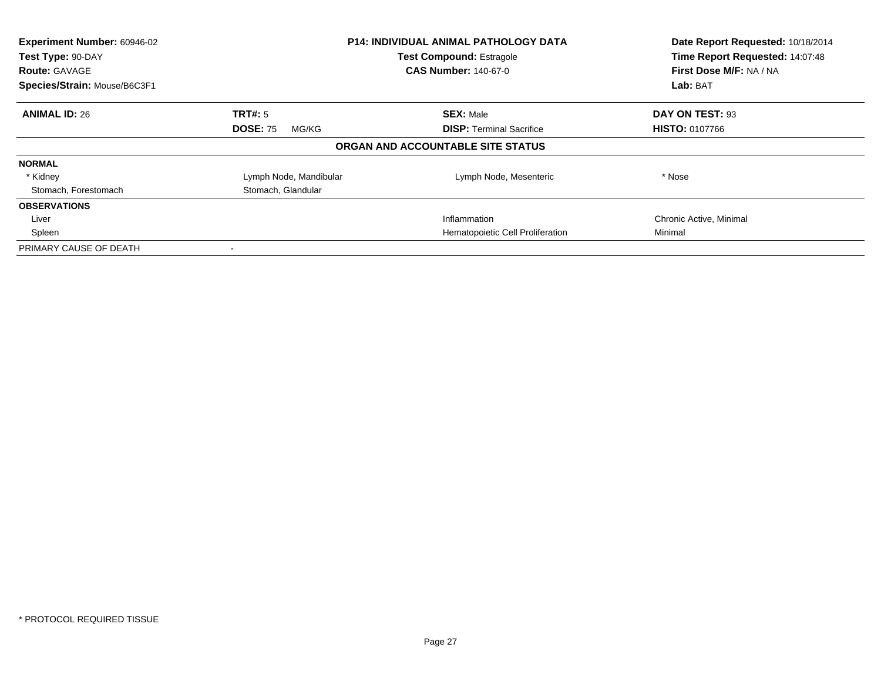| Experiment Number: 60946-02 | P14: INDIVIDUAL ANIMAL PATHOLOGY DATA | Date Report Requested: 10/18/2014 |
|---|---|---|
| Test Type: 90-DAY | Test Compound: Estragole | Time Report Requested: 14:07:48 |
| Route: GAVAGE | CAS Number: 140-67-0 | First Dose M/F: NA / NA |
| Species/Strain: Mouse/B6C3F1 | | Lab: BAT |

| ANIMAL ID: 26 | TRT#: 5 | SEX: Male | DAY ON TEST: 93 |
|---|---|---|---|
| | DOSE: 75 MG/KG | DISP: Terminal Sacrifice | HISTO: 0107766 |

**ORGAN AND ACCOUNTABLE SITE STATUS**

| | | | |
|---|---|---|---|
| **NORMAL** | | | |
| * Kidney | Lymph Node, Mandibular | Lymph Node, Mesenteric | * Nose |
| Stomach, Forestomach | Stomach, Glandular | | |
| **OBSERVATIONS** | | | |
| Liver | | Inflammation | Chronic Active, Minimal |
| Spleen | | Hematopoietic Cell Proliferation | Minimal |
| PRIMARY CAUSE OF DEATH | - | | |

* PROTOCOL REQUIRED TISSUE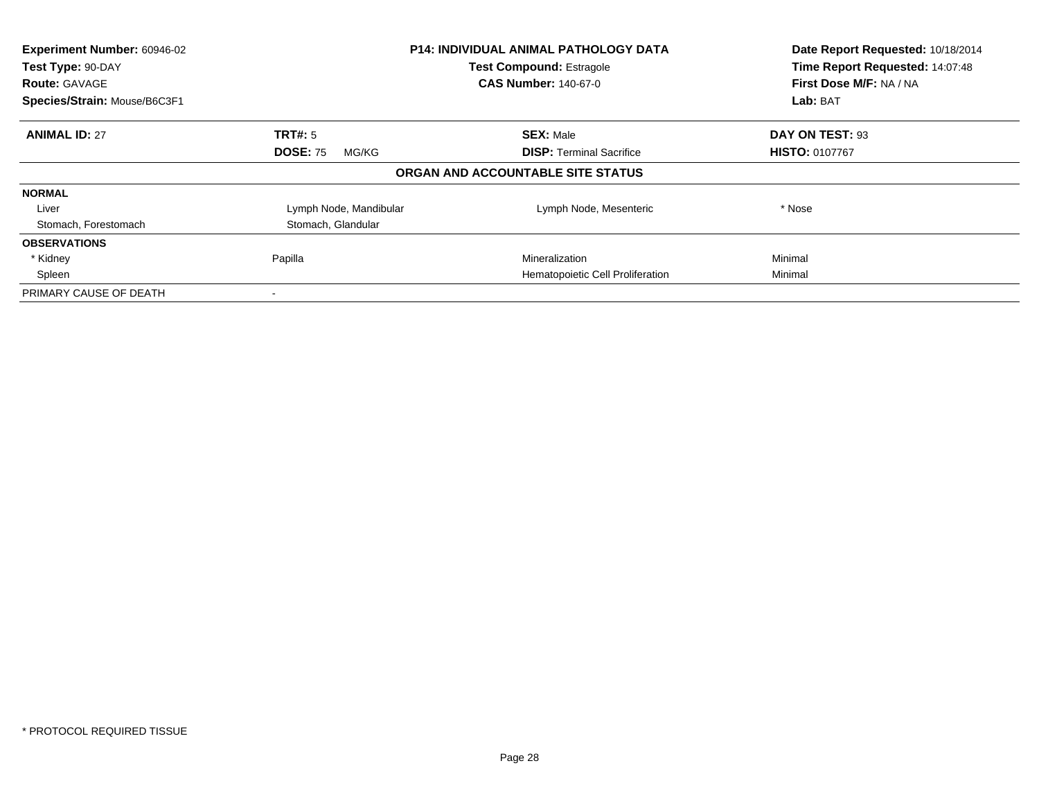**Experiment Number:** 60946-02
**Test Type:** 90-DAY
**Route:** GAVAGE
**Species/Strain:** Mouse/B6C3F1

**P14: INDIVIDUAL ANIMAL PATHOLOGY DATA**
**Test Compound:** Estragole
**CAS Number:** 140-67-0

**Date Report Requested:** 10/18/2014
**Time Report Requested:** 14:07:48
**First Dose M/F:** NA / NA
**Lab:** BAT

| **ANIMAL ID:** 27 | **TRT#:** 5 | **SEX:** Male | **DAY ON TEST:** 93 |
|---|---|---|---|
| | **DOSE:** 75 MG/KG | **DISP:** Terminal Sacrifice | **HISTO:** 0107767 |

**ORGAN AND ACCOUNTABLE SITE STATUS**

| | | | |
|---|---|---|---|
| **NORMAL** | | | |
| Liver | Lymph Node, Mandibular | Lymph Node, Mesenteric | * Nose |
| Stomach, Forestomach | Stomach, Glandular | | |
| **OBSERVATIONS** | | | |
| * Kidney | Papilla | Mineralization | Minimal |
| Spleen | | Hematopoietic Cell Proliferation | Minimal |
| PRIMARY CAUSE OF DEATH | - | | |

\* PROTOCOL REQUIRED TISSUE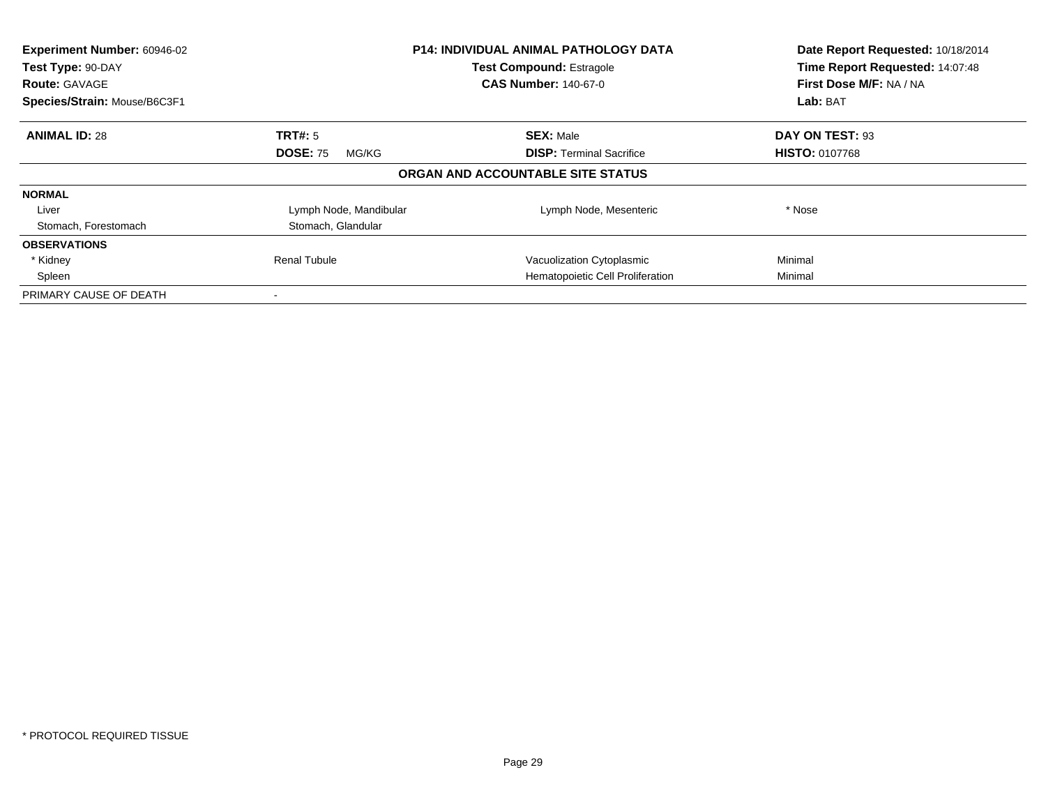| **Experiment Number:** 60946-02 | **P14: INDIVIDUAL ANIMAL PATHOLOGY DATA** | | **Date Report Requested:** 10/18/2014 |
|---|---|---|---|
| **Test Type:** 90-DAY | **Test Compound:** Estragole | | **Time Report Requested:** 14:07:48 |
| **Route:** GAVAGE | **CAS Number:** 140-67-0 | | **First Dose M/F:** NA / NA |
| **Species/Strain:** Mouse/B6C3F1 | | | **Lab:** BAT |

| **ANIMAL ID:** 28 | **TRT#:** 5 | **SEX:** Male | **DAY ON TEST:** 93 |
|---|---|---|---|
| | **DOSE:** 75 MG/KG | **DISP:** Terminal Sacrifice | **HISTO:** 0107768 |

**ORGAN AND ACCOUNTABLE SITE STATUS**

| | | | |
|---|---|---|---|
| **NORMAL** | | | |
| Liver | Lymph Node, Mandibular | Lymph Node, Mesenteric | * Nose |
| Stomach, Forestomach | Stomach, Glandular | | |
| **OBSERVATIONS** | | | |
| * Kidney | Renal Tubule | Vacuolization Cytoplasmic | Minimal |
| Spleen | | Hematopoietic Cell Proliferation | Minimal |
| PRIMARY CAUSE OF DEATH | - | | |

\* PROTOCOL REQUIRED TISSUE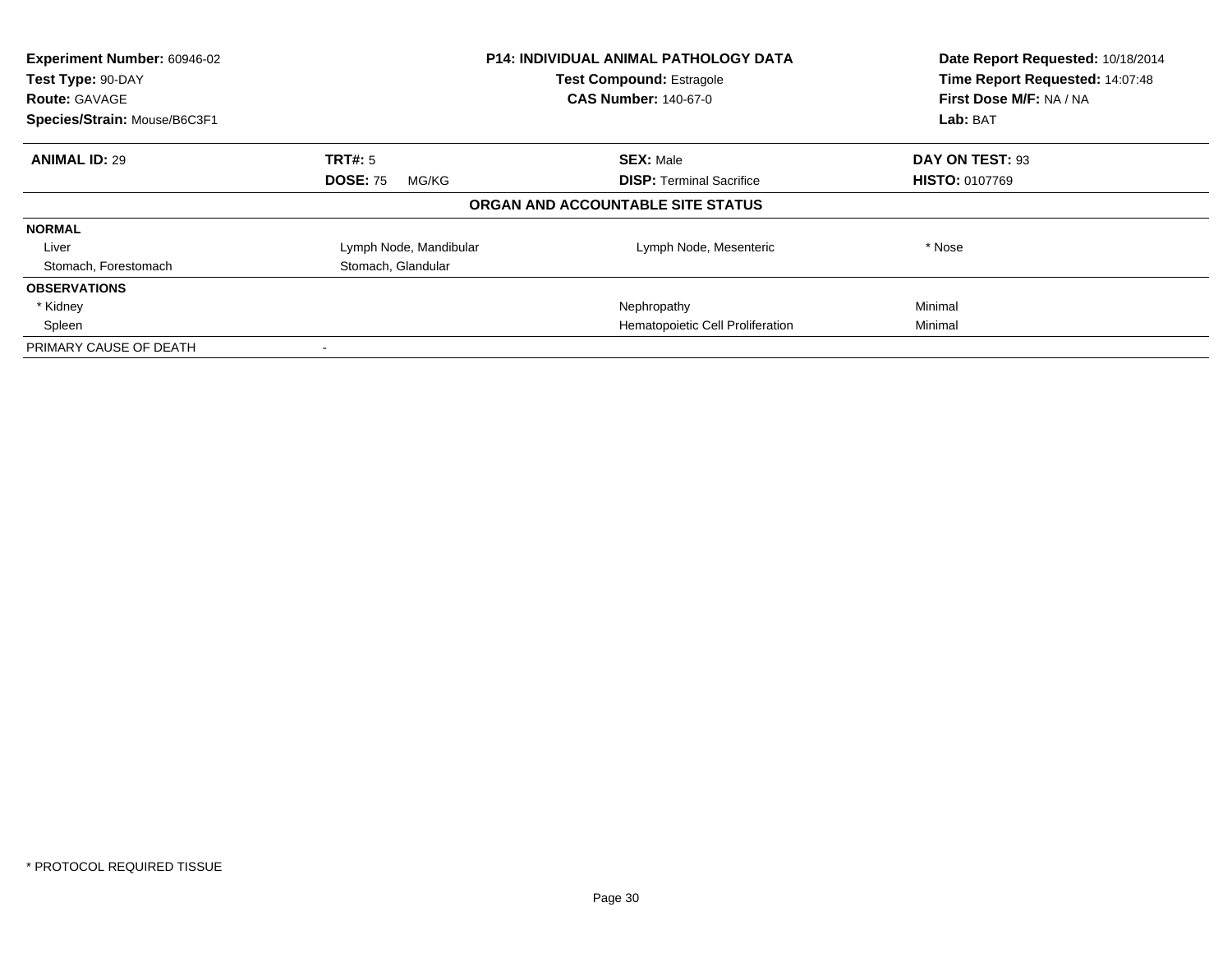| Experiment Number: 60946-02 | P14: INDIVIDUAL ANIMAL PATHOLOGY DATA | Date Report Requested: 10/18/2014 |
|---|---|---|
| Test Type: 90-DAY | Test Compound: Estragole | Time Report Requested: 14:07:48 |
| Route: GAVAGE | CAS Number: 140-67-0 | First Dose M/F: NA / NA |
| Species/Strain: Mouse/B6C3F1 | | Lab: BAT |

| ANIMAL ID: 29 | TRT#: 5 | SEX: Male | DAY ON TEST: 93 |
|---|---|---|---|
| | DOSE: 75 MG/KG | DISP: Terminal Sacrifice | HISTO: 0107769 |

**ORGAN AND ACCOUNTABLE SITE STATUS**

| | | | |
|---|---|---|---|
| **NORMAL** | | | |
| Liver | Lymph Node, Mandibular | Lymph Node, Mesenteric | * Nose |
| Stomach, Forestomach | Stomach, Glandular | | |
| **OBSERVATIONS** | | | |
| * Kidney | | Nephropathy | Minimal |
| Spleen | | Hematopoietic Cell Proliferation | Minimal |
| PRIMARY CAUSE OF DEATH | - | | |

* PROTOCOL REQUIRED TISSUE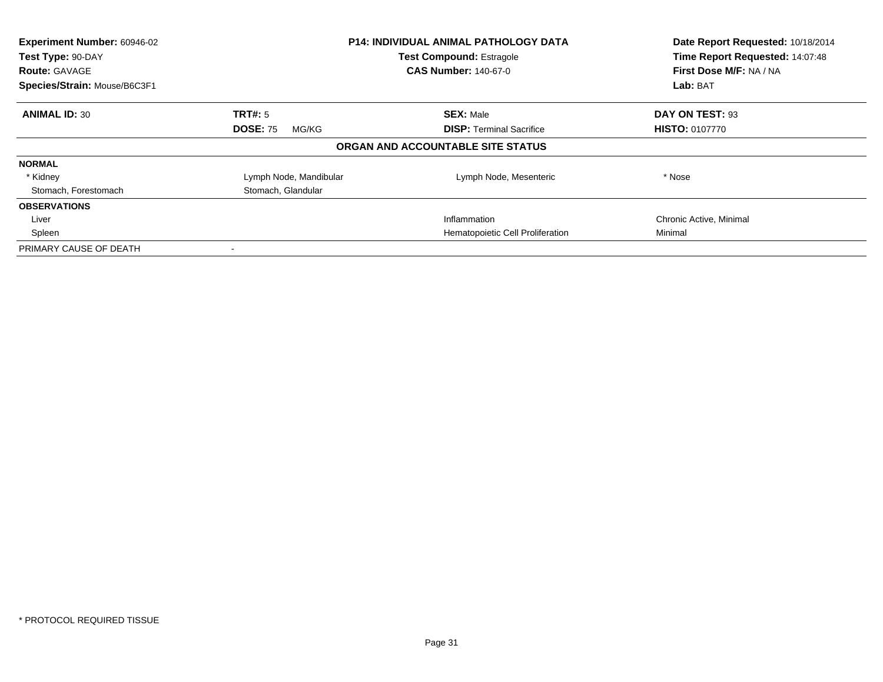| **Experiment Number:** 60946-02 | **P14: INDIVIDUAL ANIMAL PATHOLOGY DATA** | **Date Report Requested:** 10/18/2014 |
|---|---|---|
| **Test Type:** 90-DAY | **Test Compound:** Estragole | **Time Report Requested:** 14:07:48 |
| **Route:** GAVAGE | **CAS Number:** 140-67-0 | **First Dose M/F:** NA / NA |
| **Species/Strain:** Mouse/B6C3F1 | | **Lab:** BAT |

| **ANIMAL ID:** 30 | **TRT#:** 5 | **SEX:** Male | **DAY ON TEST:** 93 |
|---|---|---|---|
| | **DOSE:** 75 MG/KG | **DISP:** Terminal Sacrifice | **HISTO:** 0107770 |

**ORGAN AND ACCOUNTABLE SITE STATUS**

| | | | |
|---|---|---|---|
| **NORMAL** | | | |
| * Kidney | Lymph Node, Mandibular | Lymph Node, Mesenteric | * Nose |
| Stomach, Forestomach | Stomach, Glandular | | |
| **OBSERVATIONS** | | | |
| Liver | | Inflammation | Chronic Active, Minimal |
| Spleen | | Hematopoietic Cell Proliferation | Minimal |
| PRIMARY CAUSE OF DEATH | - | | |

* PROTOCOL REQUIRED TISSUE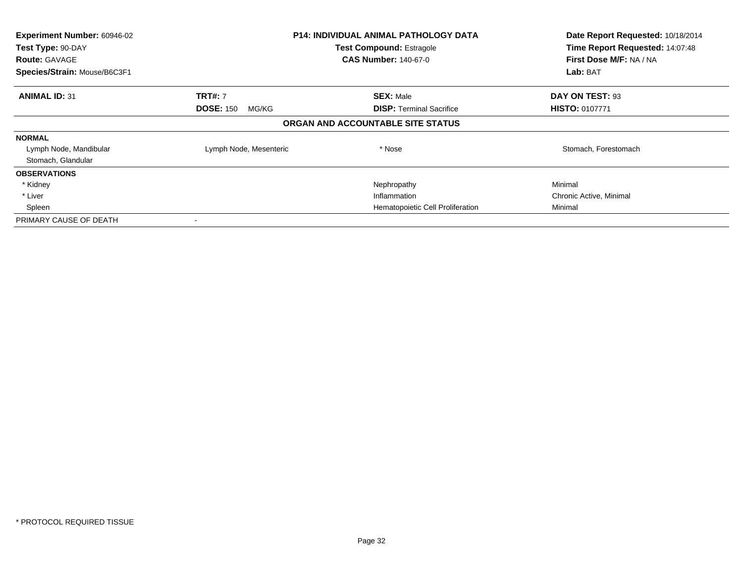| **Experiment Number:** 60946-02 | **P14: INDIVIDUAL ANIMAL PATHOLOGY DATA** | **Date Report Requested:** 10/18/2014 |
|---|---|---|
| **Test Type:** 90-DAY | **Test Compound:** Estragole | **Time Report Requested:** 14:07:48 |
| **Route:** GAVAGE | **CAS Number:** 140-67-0 | **First Dose M/F:** NA / NA |
| **Species/Strain:** Mouse/B6C3F1 | | **Lab:** BAT |

| **ANIMAL ID:** 31 | **TRT#:** 7 | **SEX:** Male | **DAY ON TEST:** 93 |
|---|---|---|---|
| | **DOSE:** 150 MG/KG | **DISP:** Terminal Sacrifice | **HISTO:** 0107771 |

**ORGAN AND ACCOUNTABLE SITE STATUS**

| | | | |
|---|---|---|---|
| **NORMAL** | | | |
| Lymph Node, Mandibular | Lymph Node, Mesenteric | * Nose | Stomach, Forestomach |
| Stomach, Glandular | | | |
| **OBSERVATIONS** | | | |
| * Kidney | | Nephropathy | Minimal |
| * Liver | | Inflammation | Chronic Active, Minimal |
| Spleen | | Hematopoietic Cell Proliferation | Minimal |
| PRIMARY CAUSE OF DEATH | - | | |

* PROTOCOL REQUIRED TISSUE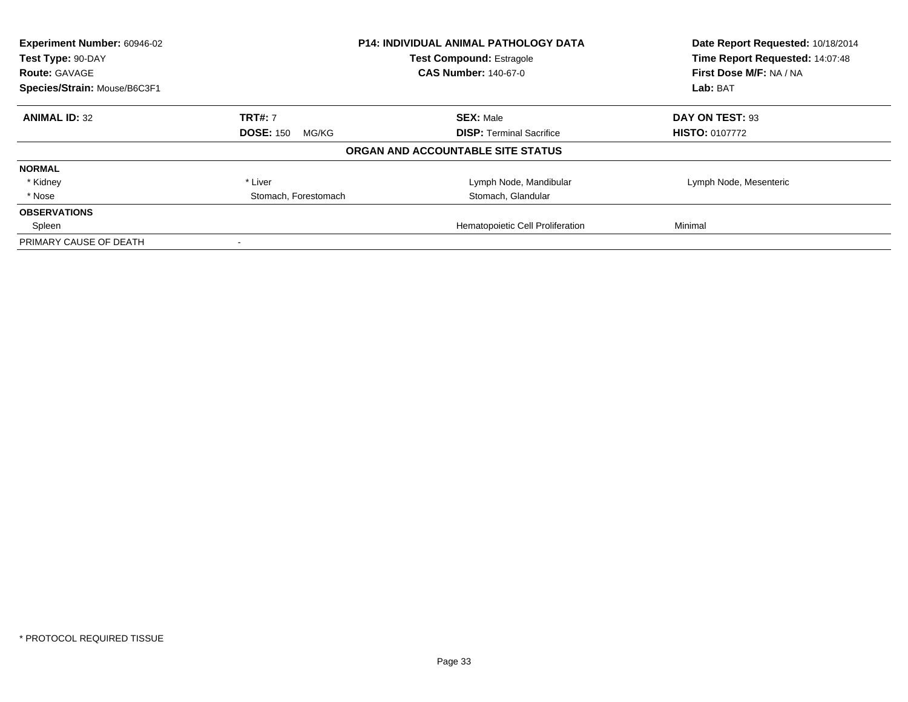**Experiment Number:** 60946-02
**Test Type:** 90-DAY
**Route:** GAVAGE
**Species/Strain:** Mouse/B6C3F1

**P14: INDIVIDUAL ANIMAL PATHOLOGY DATA**
**Test Compound:** Estragole
**CAS Number:** 140-67-0

**Date Report Requested:** 10/18/2014
**Time Report Requested:** 14:07:48
**First Dose M/F:** NA / NA
**Lab:** BAT

| **ANIMAL ID:** 32 | **TRT#:** 7 | **SEX:** Male | **DAY ON TEST:** 93 |
|---|---|---|---|
| | **DOSE:** 150 MG/KG | **DISP:** Terminal Sacrifice | **HISTO:** 0107772 |

**ORGAN AND ACCOUNTABLE SITE STATUS**

| | | | |
|---|---|---|---|
| **NORMAL** | | | |
| * Kidney | * Liver | Lymph Node, Mandibular | Lymph Node, Mesenteric |
| * Nose | Stomach, Forestomach | Stomach, Glandular | |
| **OBSERVATIONS** | | | |
| Spleen | | Hematopoietic Cell Proliferation | Minimal |
| PRIMARY CAUSE OF DEATH | - | | |

* PROTOCOL REQUIRED TISSUE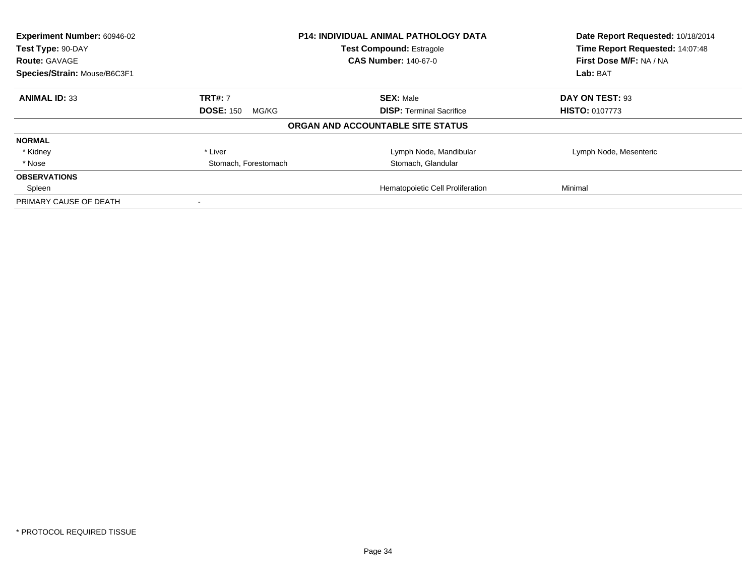| Experiment Number: 60946-02 | P14: INDIVIDUAL ANIMAL PATHOLOGY DATA | Date Report Requested: 10/18/2014 |
|---|---|---|
| Test Type: 90-DAY | Test Compound: Estragole | Time Report Requested: 14:07:48 |
| Route: GAVAGE | CAS Number: 140-67-0 | First Dose M/F: NA / NA |
| Species/Strain: Mouse/B6C3F1 | | Lab: BAT |

| **ANIMAL ID:** 33 | **TRT#:** 7 | **SEX:** Male | **DAY ON TEST:** 93 |
|---|---|---|---|
| | **DOSE:** 150 MG/KG | **DISP:** Terminal Sacrifice | **HISTO:** 0107773 |

**ORGAN AND ACCOUNTABLE SITE STATUS**

| | | | |
|---|---|---|---|
| **NORMAL** | | | |
| * Kidney | * Liver | Lymph Node, Mandibular | Lymph Node, Mesenteric |
| * Nose | Stomach, Forestomach | Stomach, Glandular | |
| **OBSERVATIONS** | | | |
| Spleen | | Hematopoietic Cell Proliferation | Minimal |
| PRIMARY CAUSE OF DEATH | - | | |

* PROTOCOL REQUIRED TISSUE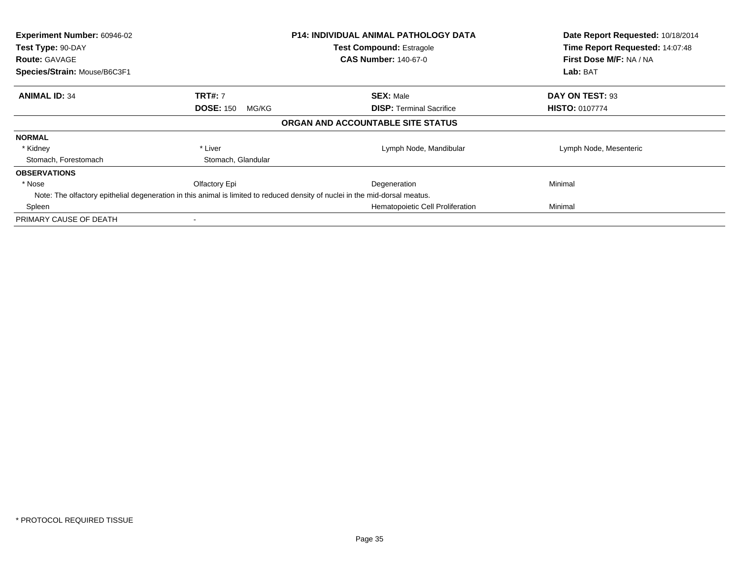| **Experiment Number:** 60946-02 | **P14: INDIVIDUAL ANIMAL PATHOLOGY DATA** | **Date Report Requested:** 10/18/2014 |
|---|---|---|
| **Test Type:** 90-DAY | **Test Compound:** Estragole | **Time Report Requested:** 14:07:48 |
| **Route:** GAVAGE | **CAS Number:** 140-67-0 | **First Dose M/F:** NA / NA |
| **Species/Strain:** Mouse/B6C3F1 | | **Lab:** BAT |

| **ANIMAL ID:** 34 | **TRT#:** 7 | **SEX:** Male | **DAY ON TEST:** 93 |
|---|---|---|---|
| | **DOSE:** 150 MG/KG | **DISP:** Terminal Sacrifice | **HISTO:** 0107774 |

**ORGAN AND ACCOUNTABLE SITE STATUS**

| | | | |
|---|---|---|---|
| **NORMAL** | | | |
| * Kidney | * Liver | Lymph Node, Mandibular | Lymph Node, Mesenteric |
| Stomach, Forestomach | Stomach, Glandular | | |
| **OBSERVATIONS** | | | |
| * Nose | Olfactory Epi | Degeneration | Minimal |
| Note: The olfactory epithelial degeneration in this animal is limited to reduced density of nuclei in the mid-dorsal meatus. | | | |
| Spleen | | Hematopoietic Cell Proliferation | Minimal |
| PRIMARY CAUSE OF DEATH | - | | |

\* PROTOCOL REQUIRED TISSUE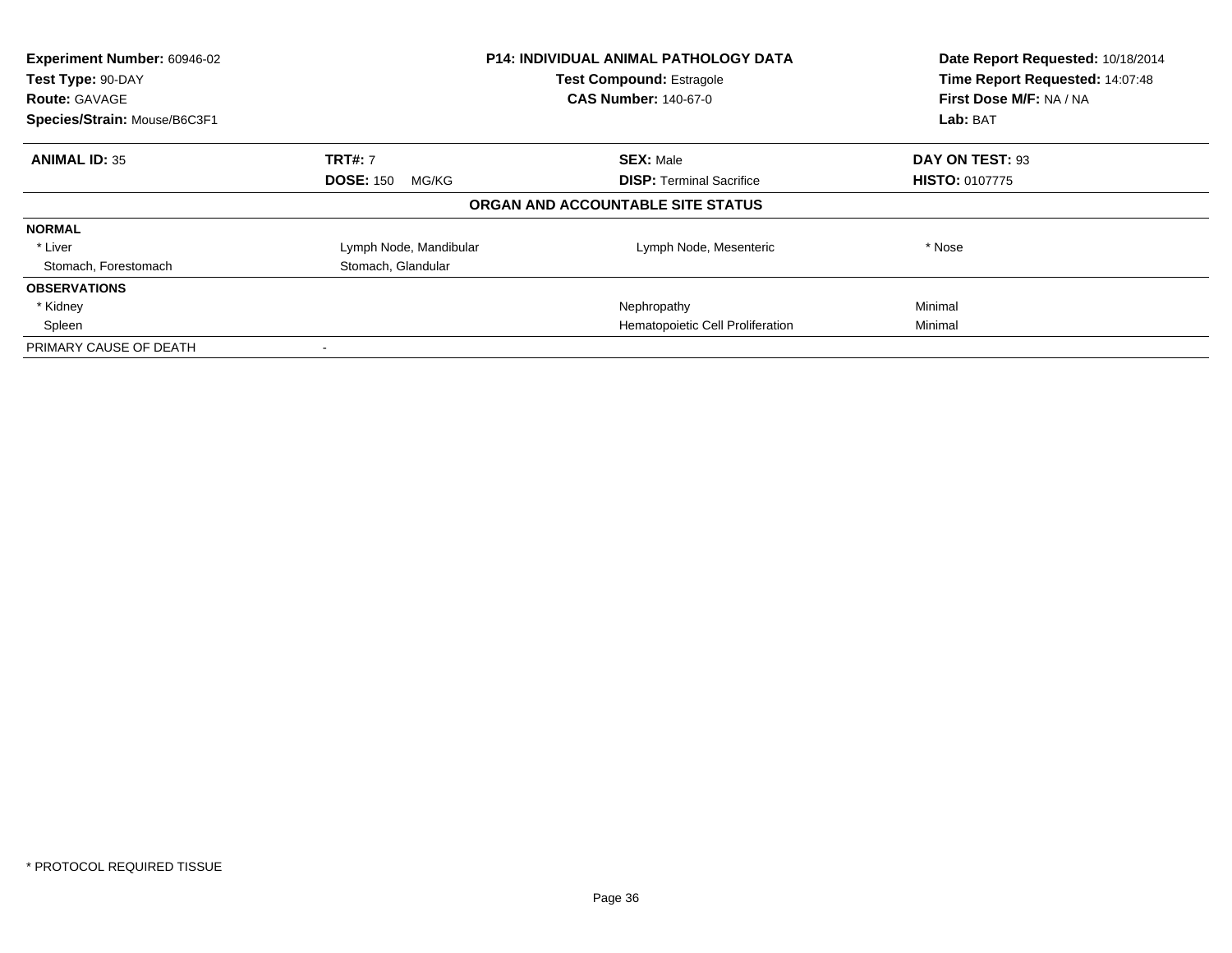**Experiment Number:** 60946-02
**Test Type:** 90-DAY
**Route:** GAVAGE
**Species/Strain:** Mouse/B6C3F1

**P14: INDIVIDUAL ANIMAL PATHOLOGY DATA**
**Test Compound:** Estragole
**CAS Number:** 140-67-0

**Date Report Requested:** 10/18/2014
**Time Report Requested:** 14:07:48
**First Dose M/F:** NA / NA
**Lab:** BAT

| **ANIMAL ID:** 35 | **TRT#:** 7 | **SEX:** Male | **DAY ON TEST:** 93 |
|---|---|---|---|
| | **DOSE:** 150 MG/KG | **DISP:** Terminal Sacrifice | **HISTO:** 0107775 |

**ORGAN AND ACCOUNTABLE SITE STATUS**

| | | | |
|---|---|---|---|
| **NORMAL** | | | |
| * Liver | Lymph Node, Mandibular | Lymph Node, Mesenteric | * Nose |
| Stomach, Forestomach | Stomach, Glandular | | |
| **OBSERVATIONS** | | | |
| * Kidney | | Nephropathy | Minimal |
| Spleen | | Hematopoietic Cell Proliferation | Minimal |
| PRIMARY CAUSE OF DEATH | - | | |

* PROTOCOL REQUIRED TISSUE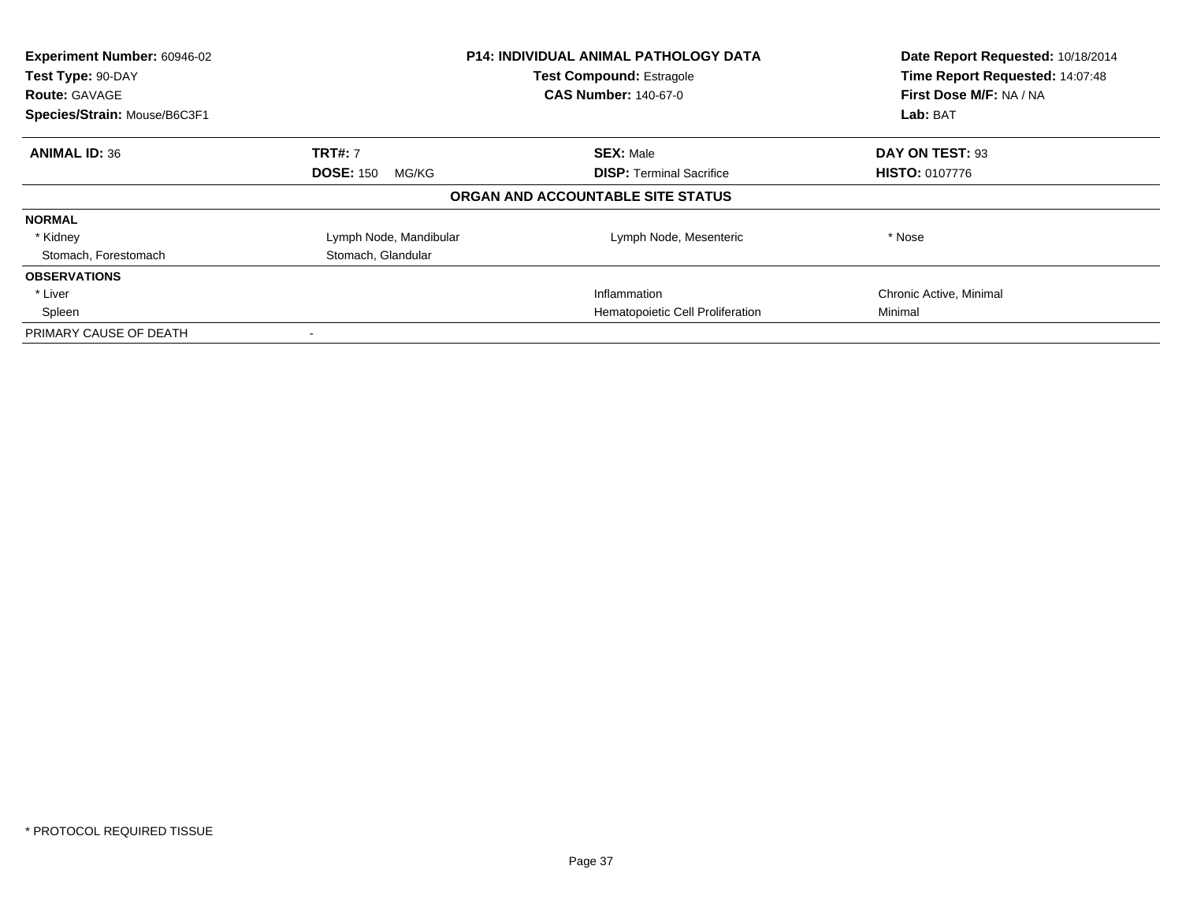| **Experiment Number:** 60946-02 | **P14: INDIVIDUAL ANIMAL PATHOLOGY DATA** | **Date Report Requested:** 10/18/2014 |
|---|---|---|
| **Test Type:** 90-DAY | **Test Compound:** Estragole | **Time Report Requested:** 14:07:48 |
| **Route:** GAVAGE | **CAS Number:** 140-67-0 | **First Dose M/F:** NA / NA |
| **Species/Strain:** Mouse/B6C3F1 | | **Lab:** BAT |

| **ANIMAL ID:** 36 | **TRT#:** 7 | **SEX:** Male | **DAY ON TEST:** 93 |
|---|---|---|---|
| | **DOSE:** 150 MG/KG | **DISP:** Terminal Sacrifice | **HISTO:** 0107776 |

**ORGAN AND ACCOUNTABLE SITE STATUS**

| | | | |
|---|---|---|---|
| **NORMAL** | | | |
| * Kidney | Lymph Node, Mandibular | Lymph Node, Mesenteric | * Nose |
| Stomach, Forestomach | Stomach, Glandular | | |
| **OBSERVATIONS** | | | |
| * Liver | | Inflammation | Chronic Active, Minimal |
| Spleen | | Hematopoietic Cell Proliferation | Minimal |
| PRIMARY CAUSE OF DEATH | - | | |

* PROTOCOL REQUIRED TISSUE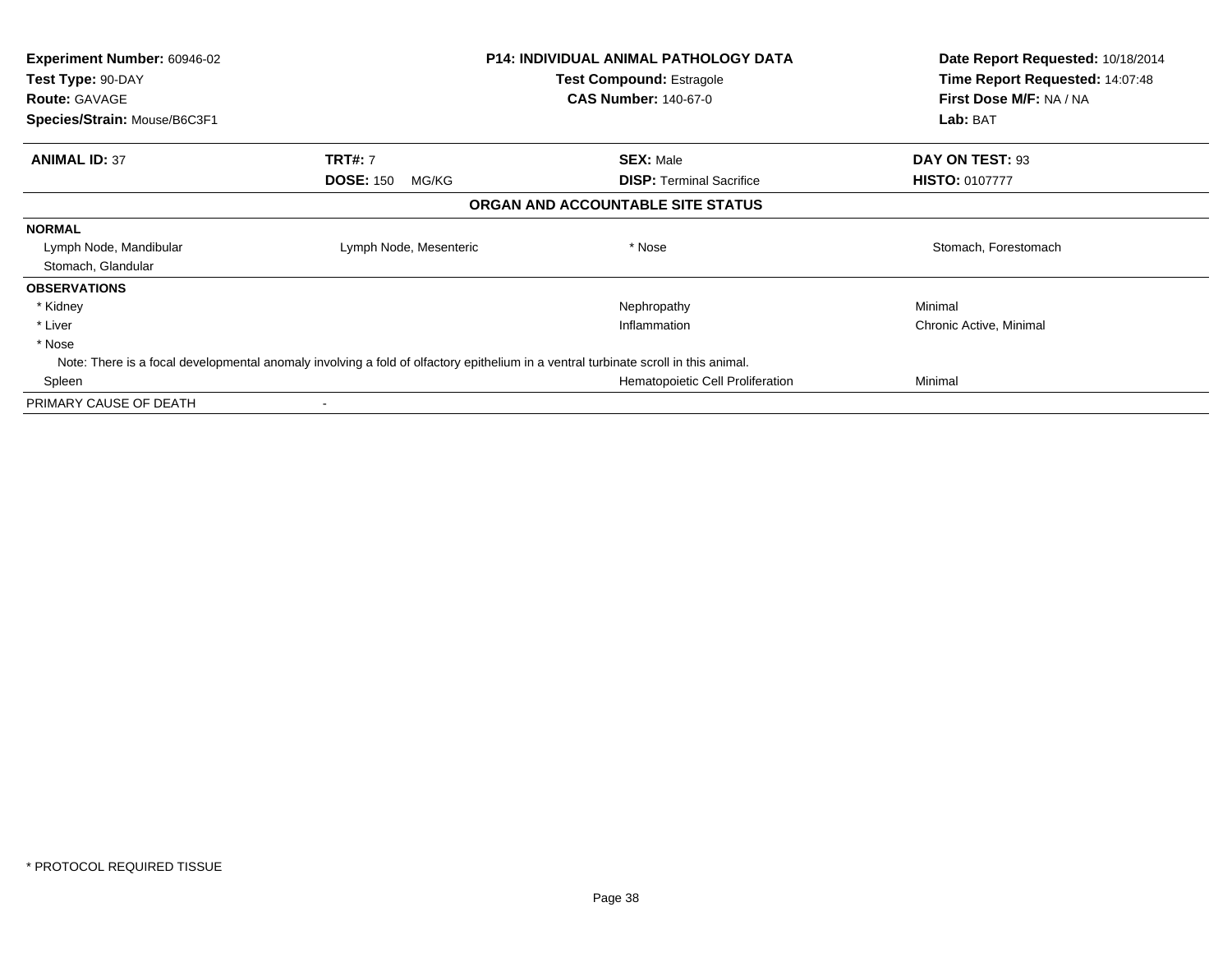| **Experiment Number:** 60946-02 | **P14: INDIVIDUAL ANIMAL PATHOLOGY DATA** | **Date Report Requested:** 10/18/2014 |
|---|---|---|
| **Test Type:** 90-DAY | **Test Compound:** Estragole | **Time Report Requested:** 14:07:48 |
| **Route:** GAVAGE | **CAS Number:** 140-67-0 | **First Dose M/F:** NA / NA |
| **Species/Strain:** Mouse/B6C3F1 | | **Lab:** BAT |

| **ANIMAL ID:** 37 | **TRT#:** 7 | **SEX:** Male | **DAY ON TEST:** 93 |
|---|---|---|---|
| | **DOSE:** 150 MG/KG | **DISP:** Terminal Sacrifice | **HISTO:** 0107777 |

## ORGAN AND ACCOUNTABLE SITE STATUS

**NORMAL**

| | | | |
|---|---|---|---|
| Lymph Node, Mandibular | Lymph Node, Mesenteric | * Nose | Stomach, Forestomach |
| Stomach, Glandular | | | |

**OBSERVATIONS**

| Organ | Observation | Severity |
|---|---|---|
| * Kidney | Nephropathy | Minimal |
| * Liver | Inflammation | Chronic Active, Minimal |
| * Nose | | |
| Note: There is a focal developmental anomaly involving a fold of olfactory epithelium in a ventral turbinate scroll in this animal. | | |
| Spleen | Hematopoietic Cell Proliferation | Minimal |

PRIMARY CAUSE OF DEATH -

* PROTOCOL REQUIRED TISSUE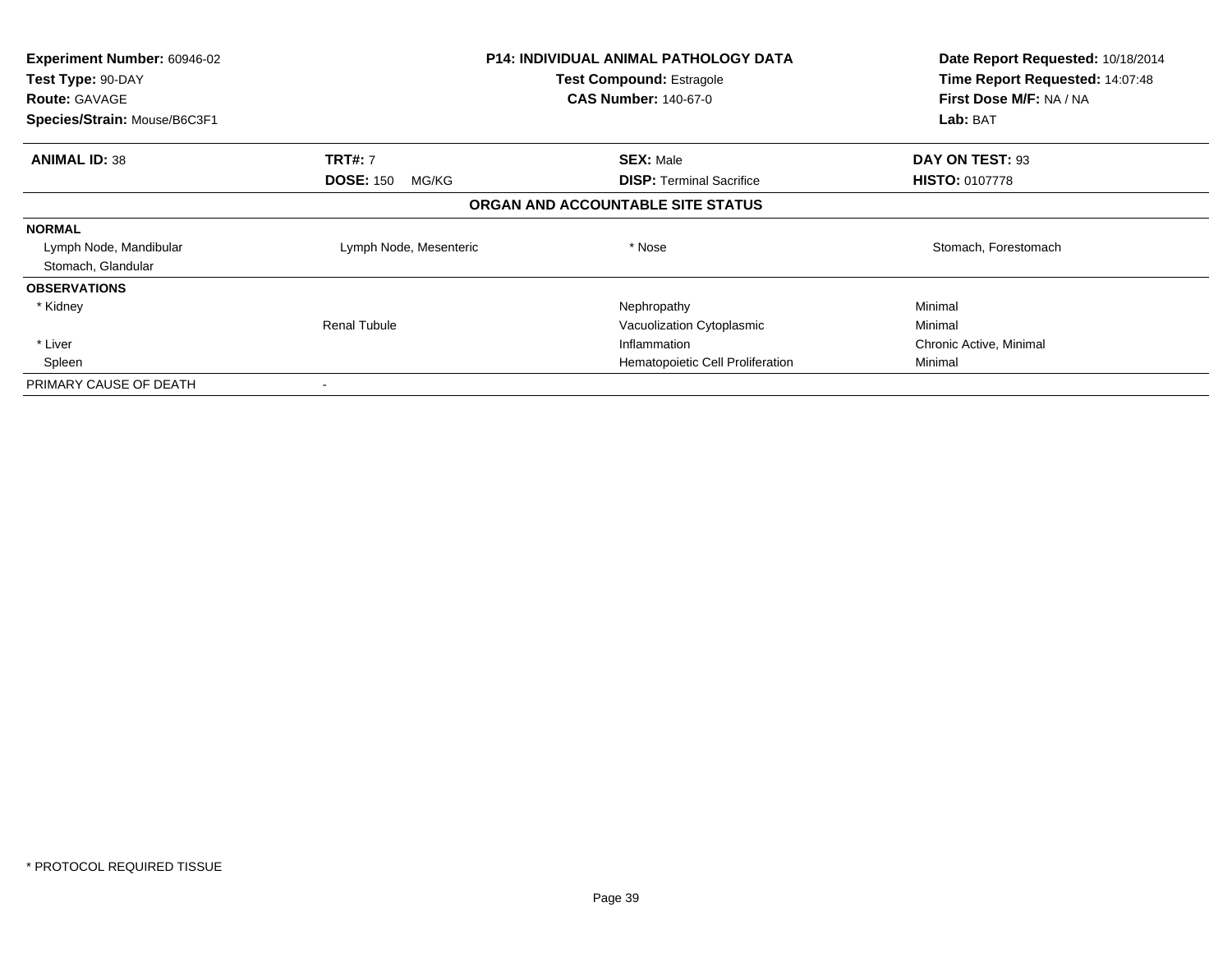| **Experiment Number:** 60946-02 | **P14: INDIVIDUAL ANIMAL PATHOLOGY DATA** | **Date Report Requested:** 10/18/2014 |
|---|---|---|
| **Test Type:** 90-DAY | **Test Compound:** Estragole | **Time Report Requested:** 14:07:48 |
| **Route:** GAVAGE | **CAS Number:** 140-67-0 | **First Dose M/F:** NA / NA |
| **Species/Strain:** Mouse/B6C3F1 | | **Lab:** BAT |

| **ANIMAL ID:** 38 | **TRT#:** 7 | **SEX:** Male | **DAY ON TEST:** 93 |
|---|---|---|---|
| | **DOSE:** 150 MG/KG | **DISP:** Terminal Sacrifice | **HISTO:** 0107778 |

**ORGAN AND ACCOUNTABLE SITE STATUS**

| | | | |
|---|---|---|---|
| **NORMAL** | | | |
| Lymph Node, Mandibular | Lymph Node, Mesenteric | * Nose | Stomach, Forestomach |
| Stomach, Glandular | | | |
| **OBSERVATIONS** | | | |
| * Kidney | | Nephropathy | Minimal |
| | Renal Tubule | Vacuolization Cytoplasmic | Minimal |
| * Liver | | Inflammation | Chronic Active, Minimal |
| Spleen | | Hematopoietic Cell Proliferation | Minimal |
| PRIMARY CAUSE OF DEATH | - | | |

* PROTOCOL REQUIRED TISSUE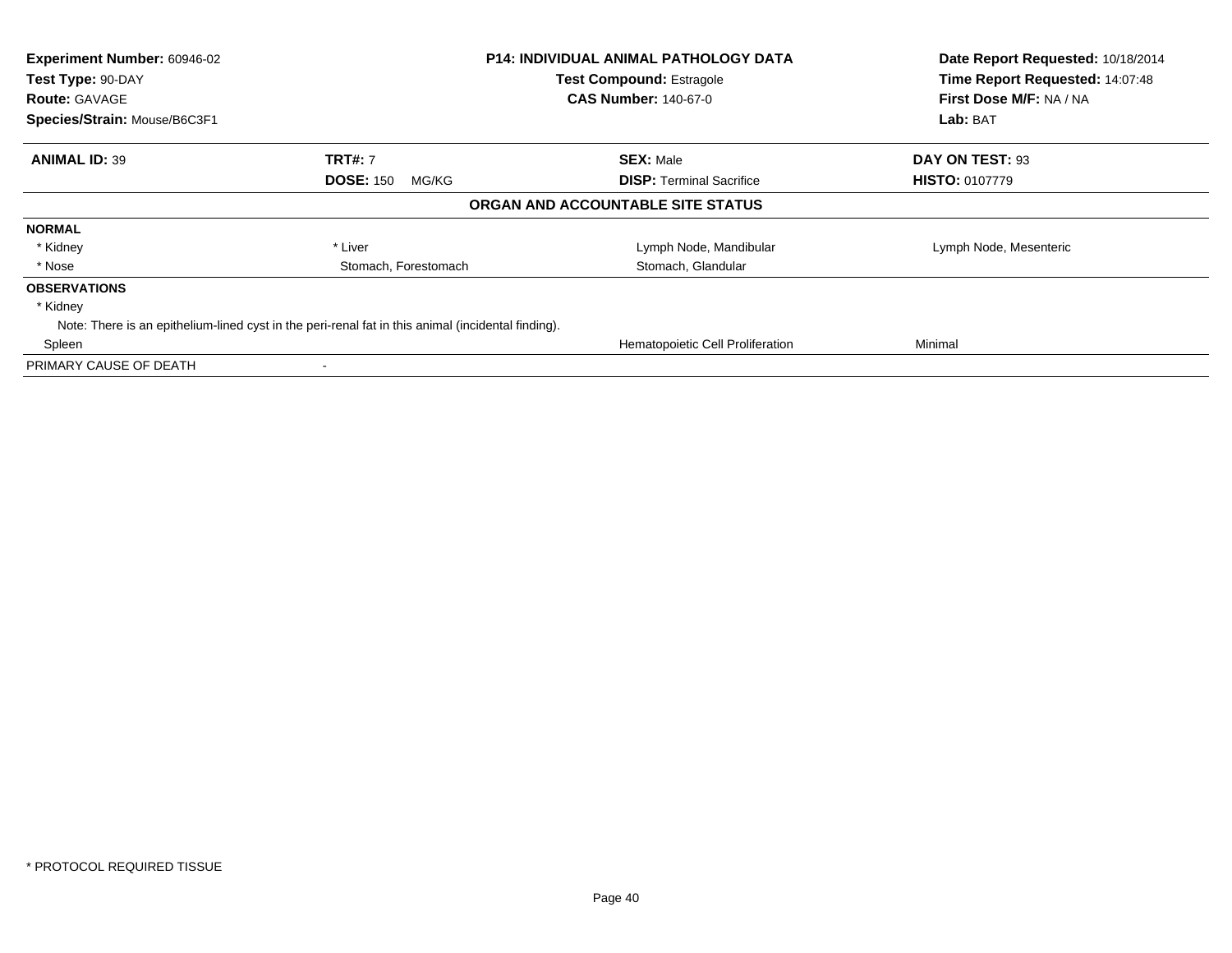**Experiment Number:** 60946-02
**Test Type:** 90-DAY
**Route:** GAVAGE
**Species/Strain:** Mouse/B6C3F1

**P14: INDIVIDUAL ANIMAL PATHOLOGY DATA**
**Test Compound:** Estragole
**CAS Number:** 140-67-0

**Date Report Requested:** 10/18/2014
**Time Report Requested:** 14:07:48
**First Dose M/F:** NA / NA
**Lab:** BAT

| **ANIMAL ID:** 39 | **TRT#:** 7 | **SEX:** Male | **DAY ON TEST:** 93 |
|---|---|---|---|
| | **DOSE:** 150 MG/KG | **DISP:** Terminal Sacrifice | **HISTO:** 0107779 |

## ORGAN AND ACCOUNTABLE SITE STATUS

**NORMAL**

| | | | |
|---|---|---|---|
| * Kidney | * Liver | Lymph Node, Mandibular | Lymph Node, Mesenteric |
| * Nose | Stomach, Forestomach | Stomach, Glandular | |

**OBSERVATIONS**

* Kidney

Note: There is an epithelium-lined cyst in the peri-renal fat in this animal (incidental finding).

| | | | |
|---|---|---|---|
| Spleen | | Hematopoietic Cell Proliferation | Minimal |

PRIMARY CAUSE OF DEATH -

* PROTOCOL REQUIRED TISSUE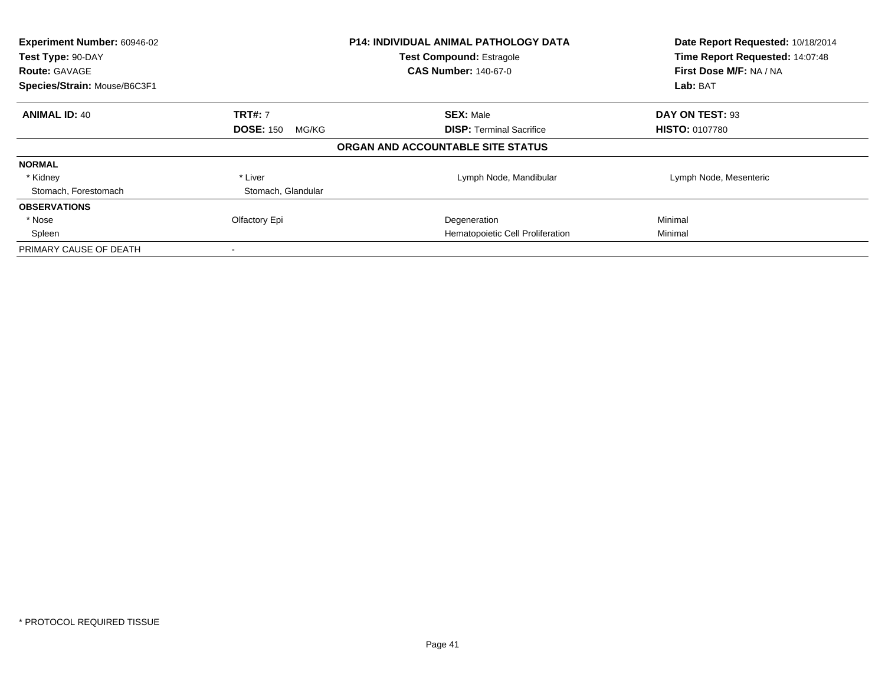| Experiment Number: 60946-02 | P14: INDIVIDUAL ANIMAL PATHOLOGY DATA | Date Report Requested: 10/18/2014 |
|---|---|---|
| Test Type: 90-DAY | Test Compound: Estragole | Time Report Requested: 14:07:48 |
| Route: GAVAGE | CAS Number: 140-67-0 | First Dose M/F: NA / NA |
| Species/Strain: Mouse/B6C3F1 | | Lab: BAT |

| ANIMAL ID: 40 | TRT#: 7 | SEX: Male | DAY ON TEST: 93 |
|---|---|---|---|
| | DOSE: 150 MG/KG | DISP: Terminal Sacrifice | HISTO: 0107780 |

**ORGAN AND ACCOUNTABLE SITE STATUS**

| | | | |
|---|---|---|---|
| **NORMAL** | | | |
| * Kidney | * Liver | Lymph Node, Mandibular | Lymph Node, Mesenteric |
| Stomach, Forestomach | Stomach, Glandular | | |
| **OBSERVATIONS** | | | |
| * Nose | Olfactory Epi | Degeneration | Minimal |
| Spleen | | Hematopoietic Cell Proliferation | Minimal |
| PRIMARY CAUSE OF DEATH | - | | |

* PROTOCOL REQUIRED TISSUE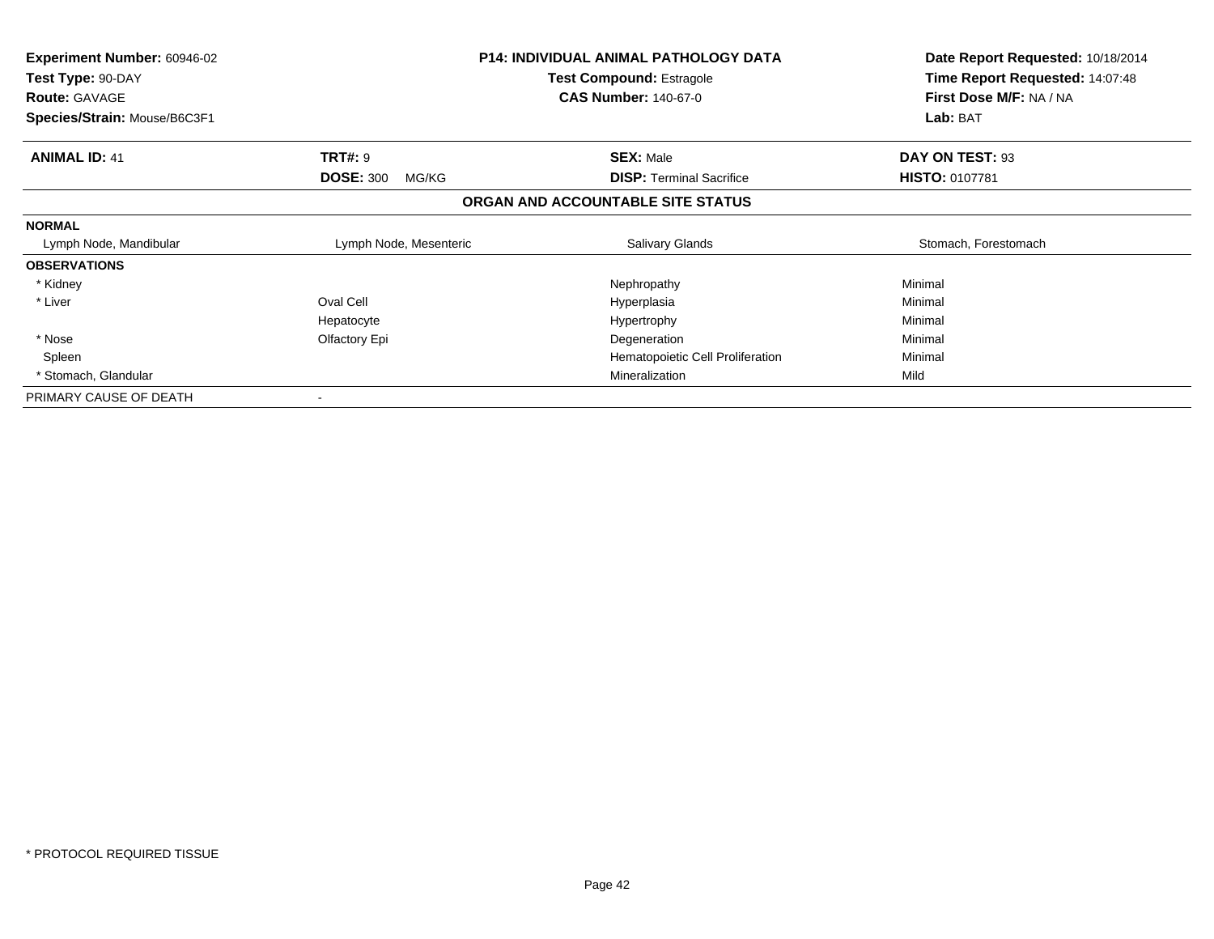**Experiment Number:** 60946-02
**Test Type:** 90-DAY
**Route:** GAVAGE
**Species/Strain:** Mouse/B6C3F1

**P14: INDIVIDUAL ANIMAL PATHOLOGY DATA**
**Test Compound:** Estragole
**CAS Number:** 140-67-0

**Date Report Requested:** 10/18/2014
**Time Report Requested:** 14:07:48
**First Dose M/F:** NA / NA
**Lab:** BAT

| **ANIMAL ID:** 41 | **TRT#:** 9 | **SEX:** Male | **DAY ON TEST:** 93 |
|---|---|---|---|
| | **DOSE:** 300 MG/KG | **DISP:** Terminal Sacrifice | **HISTO:** 0107781 |

## ORGAN AND ACCOUNTABLE SITE STATUS

| | | | |
|---|---|---|---|
| **NORMAL** | | | |
| Lymph Node, Mandibular | Lymph Node, Mesenteric | Salivary Glands | Stomach, Forestomach |
| **OBSERVATIONS** | | | |
| * Kidney | | Nephropathy | Minimal |
| * Liver | Oval Cell | Hyperplasia | Minimal |
| | Hepatocyte | Hypertrophy | Minimal |
| * Nose | Olfactory Epi | Degeneration | Minimal |
| Spleen | | Hematopoietic Cell Proliferation | Minimal |
| * Stomach, Glandular | | Mineralization | Mild |
| PRIMARY CAUSE OF DEATH | - | | |

* PROTOCOL REQUIRED TISSUE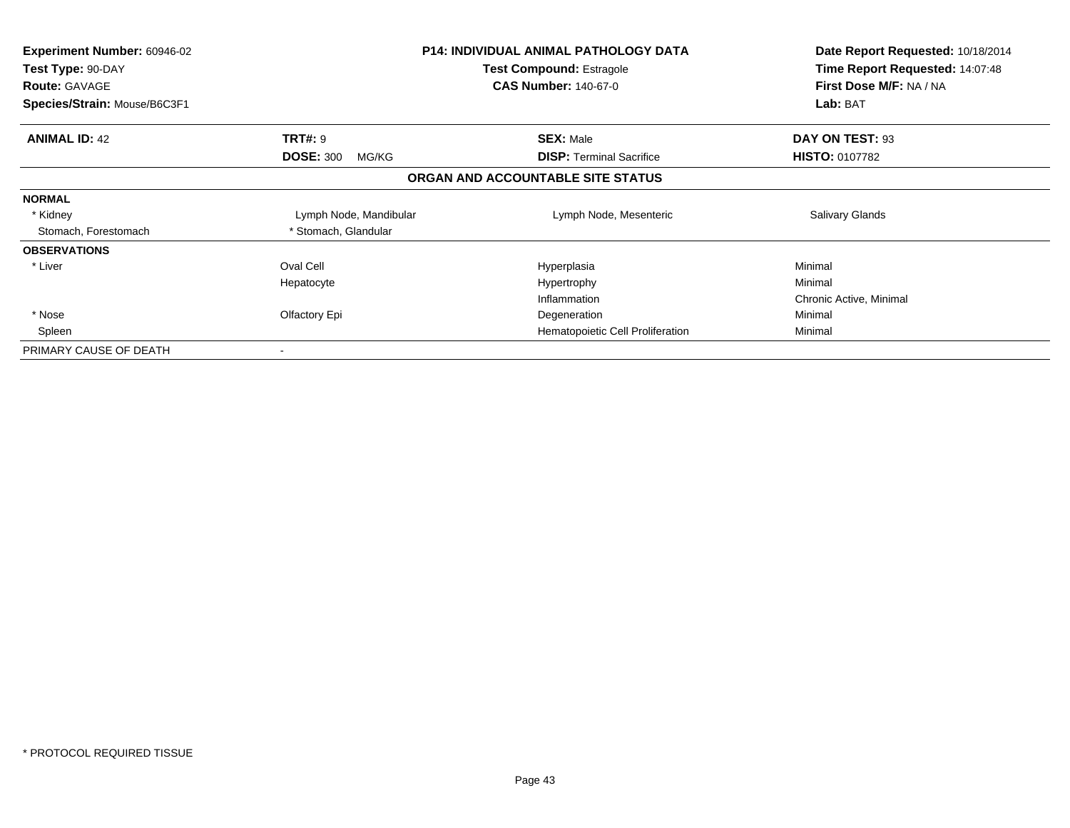| **Experiment Number:** 60946-02 | **P14: INDIVIDUAL ANIMAL PATHOLOGY DATA** | **Date Report Requested:** 10/18/2014 |
|---|---|---|
| **Test Type:** 90-DAY | **Test Compound:** Estragole | **Time Report Requested:** 14:07:48 |
| **Route:** GAVAGE | **CAS Number:** 140-67-0 | **First Dose M/F:** NA / NA |
| **Species/Strain:** Mouse/B6C3F1 | | **Lab:** BAT |

| **ANIMAL ID:** 42 | **TRT#:** 9 | **SEX:** Male | **DAY ON TEST:** 93 |
|---|---|---|---|
| | **DOSE:** 300 MG/KG | **DISP:** Terminal Sacrifice | **HISTO:** 0107782 |

## ORGAN AND ACCOUNTABLE SITE STATUS

| | | | |
|---|---|---|---|
| **NORMAL** | | | |
| * Kidney | Lymph Node, Mandibular | Lymph Node, Mesenteric | Salivary Glands |
| Stomach, Forestomach | * Stomach, Glandular | | |
| **OBSERVATIONS** | | | |
| * Liver | Oval Cell | Hyperplasia | Minimal |
| | Hepatocyte | Hypertrophy | Minimal |
| | | Inflammation | Chronic Active, Minimal |
| * Nose | Olfactory Epi | Degeneration | Minimal |
| Spleen | | Hematopoietic Cell Proliferation | Minimal |
| PRIMARY CAUSE OF DEATH | - | | |

* PROTOCOL REQUIRED TISSUE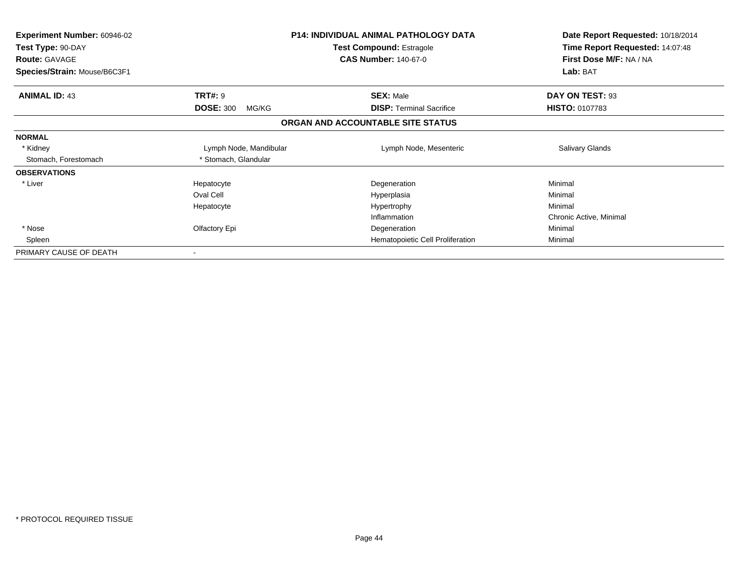**Experiment Number:** 60946-02
**Test Type:** 90-DAY
**Route:** GAVAGE
**Species/Strain:** Mouse/B6C3F1

**P14: INDIVIDUAL ANIMAL PATHOLOGY DATA**
**Test Compound:** Estragole
**CAS Number:** 140-67-0

**Date Report Requested:** 10/18/2014
**Time Report Requested:** 14:07:48
**First Dose M/F:** NA / NA
**Lab:** BAT

| **ANIMAL ID:** 43 | **TRT#:** 9 | **SEX:** Male | **DAY ON TEST:** 93 |
|---|---|---|---|
| | **DOSE:** 300 MG/KG | **DISP:** Terminal Sacrifice | **HISTO:** 0107783 |

## ORGAN AND ACCOUNTABLE SITE STATUS

| | | | |
|---|---|---|---|
| **NORMAL** | | | |
| * Kidney | Lymph Node, Mandibular | Lymph Node, Mesenteric | Salivary Glands |
| Stomach, Forestomach | * Stomach, Glandular | | |
| **OBSERVATIONS** | | | |
| * Liver | Hepatocyte | Degeneration | Minimal |
| | Oval Cell | Hyperplasia | Minimal |
| | Hepatocyte | Hypertrophy | Minimal |
| | | Inflammation | Chronic Active, Minimal |
| * Nose | Olfactory Epi | Degeneration | Minimal |
| Spleen | | Hematopoietic Cell Proliferation | Minimal |
| PRIMARY CAUSE OF DEATH | - | | |

* PROTOCOL REQUIRED TISSUE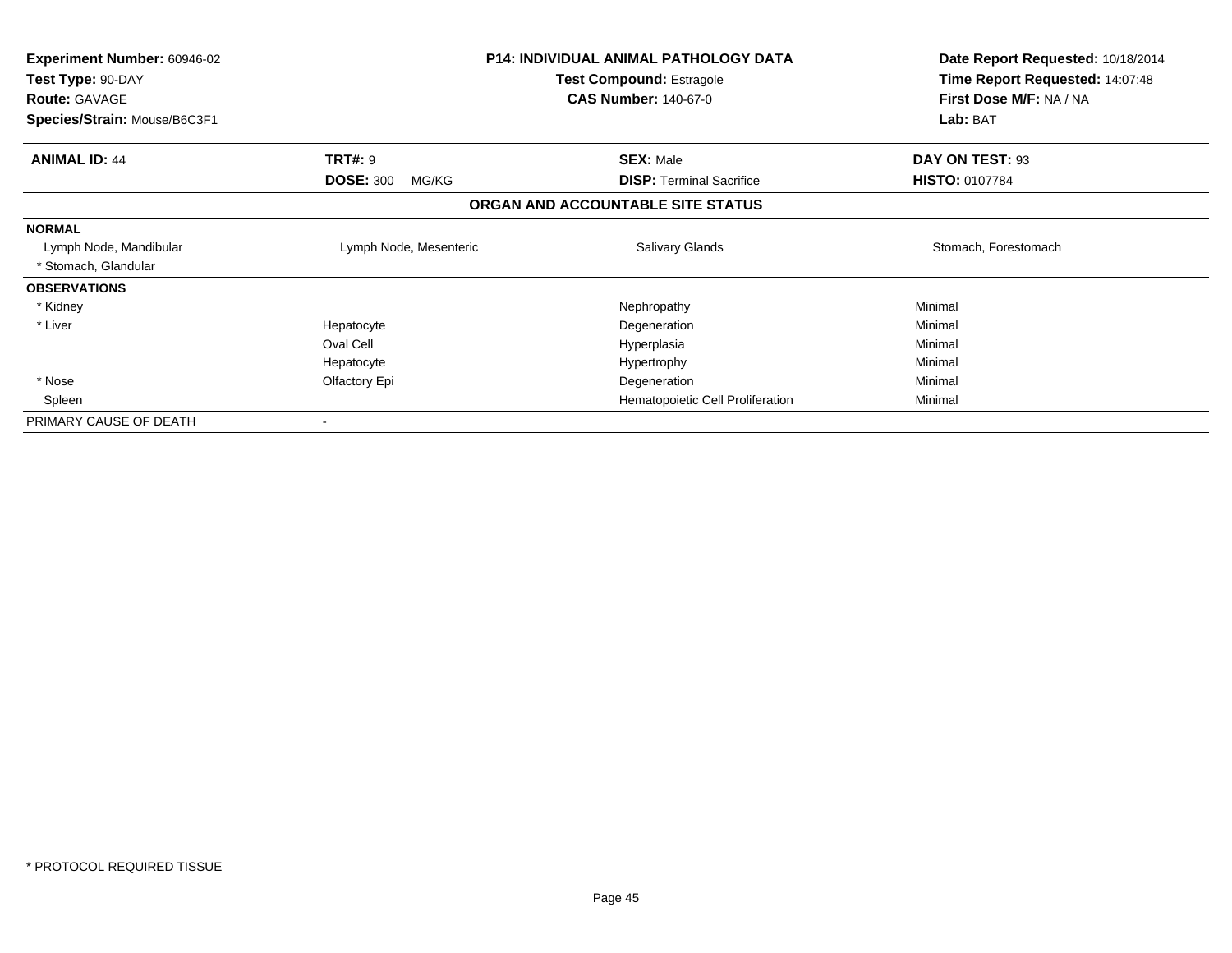| Experiment Number: 60946-02 | P14: INDIVIDUAL ANIMAL PATHOLOGY DATA | Date Report Requested: 10/18/2014 |
|---|---|---|
| Test Type: 90-DAY | Test Compound: Estragole | Time Report Requested: 14:07:48 |
| Route: GAVAGE | CAS Number: 140-67-0 | First Dose M/F: NA / NA |
| Species/Strain: Mouse/B6C3F1 | | Lab: BAT |

| ANIMAL ID: 44 | TRT#: 9 | SEX: Male | DAY ON TEST: 93 |
|---|---|---|---|
| | DOSE: 300 MG/KG | DISP: Terminal Sacrifice | HISTO: 0107784 |

**ORGAN AND ACCOUNTABLE SITE STATUS**

| | | | |
|---|---|---|---|
| **NORMAL** | | | |
| Lymph Node, Mandibular | Lymph Node, Mesenteric | Salivary Glands | Stomach, Forestomach |
| * Stomach, Glandular | | | |
| **OBSERVATIONS** | | | |
| * Kidney | | Nephropathy | Minimal |
| * Liver | Hepatocyte | Degeneration | Minimal |
| | Oval Cell | Hyperplasia | Minimal |
| | Hepatocyte | Hypertrophy | Minimal |
| * Nose | Olfactory Epi | Degeneration | Minimal |
| Spleen | | Hematopoietic Cell Proliferation | Minimal |
| PRIMARY CAUSE OF DEATH | - | | |

* PROTOCOL REQUIRED TISSUE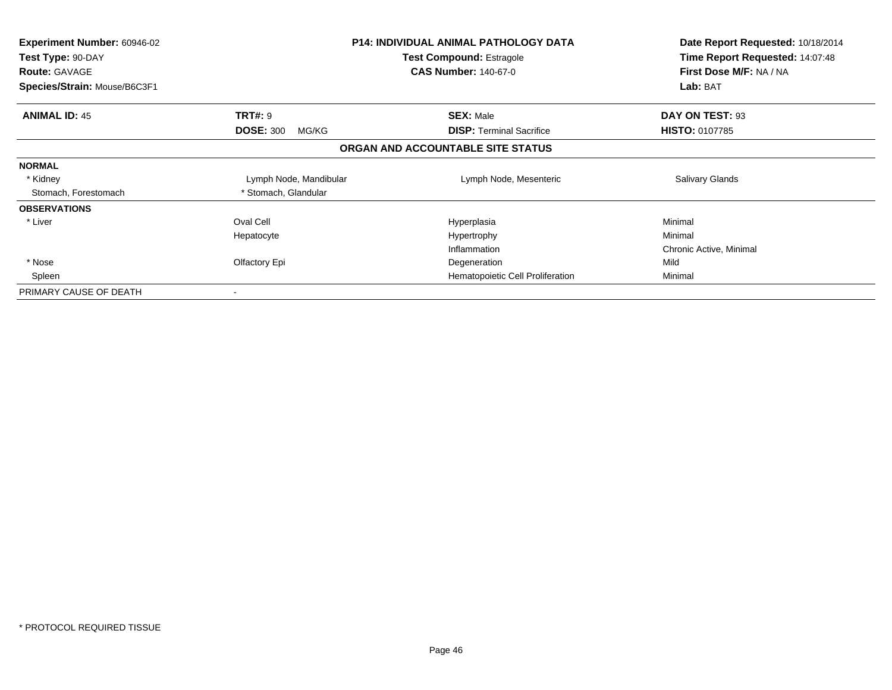| Experiment Number: 60946-02 | P14: INDIVIDUAL ANIMAL PATHOLOGY DATA | Date Report Requested: 10/18/2014 |
|---|---|---|
| Test Type: 90-DAY | Test Compound: Estragole | Time Report Requested: 14:07:48 |
| Route: GAVAGE | CAS Number: 140-67-0 | First Dose M/F: NA / NA |
| Species/Strain: Mouse/B6C3F1 | | Lab: BAT |

| ANIMAL ID: 45 | TRT#: 9 | SEX: Male | DAY ON TEST: 93 |
|---|---|---|---|
| | DOSE: 300 MG/KG | DISP: Terminal Sacrifice | HISTO: 0107785 |

**ORGAN AND ACCOUNTABLE SITE STATUS**

| NORMAL | | | |
|---|---|---|---|
| * Kidney | Lymph Node, Mandibular | Lymph Node, Mesenteric | Salivary Glands |
| Stomach, Forestomach | * Stomach, Glandular | | |

| OBSERVATIONS | | | |
|---|---|---|---|
| * Liver | Oval Cell | Hyperplasia | Minimal |
| | Hepatocyte | Hypertrophy | Minimal |
| | | Inflammation | Chronic Active, Minimal |
| * Nose | Olfactory Epi | Degeneration | Mild |
| Spleen | | Hematopoietic Cell Proliferation | Minimal |
| PRIMARY CAUSE OF DEATH | - | | |

* PROTOCOL REQUIRED TISSUE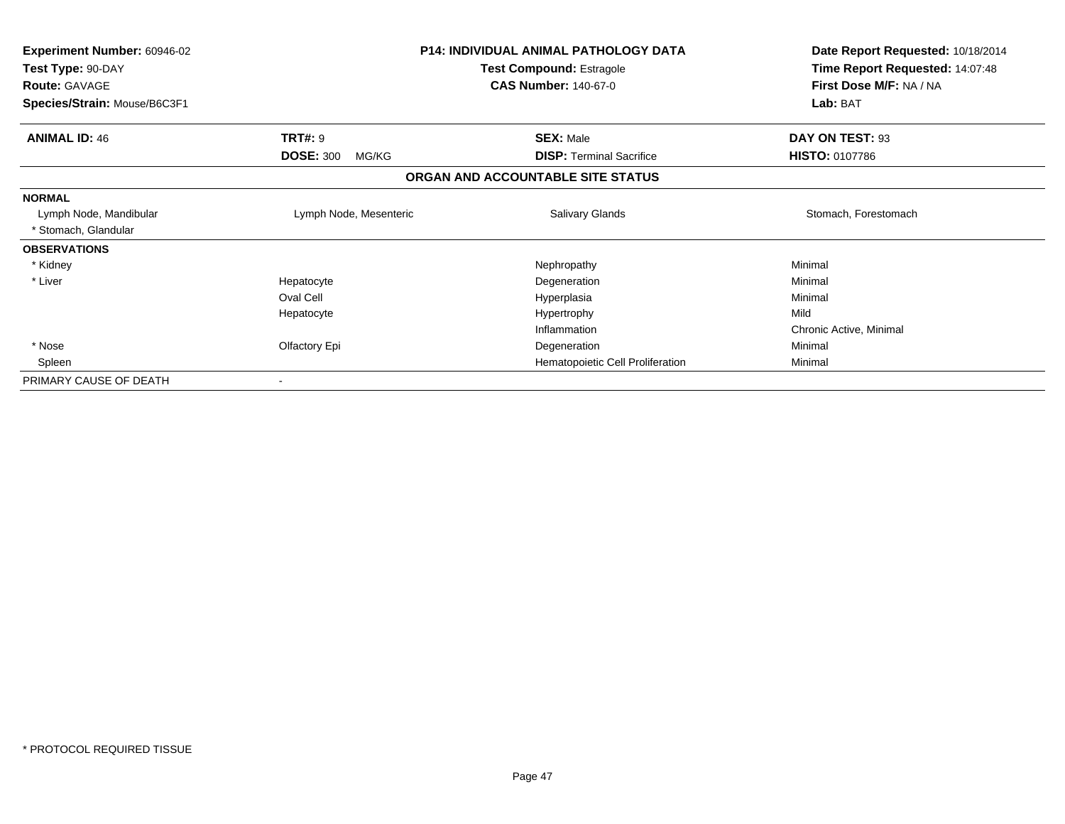| **Experiment Number:** 60946-02 | **P14: INDIVIDUAL ANIMAL PATHOLOGY DATA** | **Date Report Requested:** 10/18/2014 |
|---|---|---|
| **Test Type:** 90-DAY | **Test Compound:** Estragole | **Time Report Requested:** 14:07:48 |
| **Route:** GAVAGE | **CAS Number:** 140-67-0 | **First Dose M/F:** NA / NA |
| **Species/Strain:** Mouse/B6C3F1 | | **Lab:** BAT |

| **ANIMAL ID:** 46 | **TRT#:** 9 | **SEX:** Male | **DAY ON TEST:** 93 |
|---|---|---|---|
| | **DOSE:** 300 MG/KG | **DISP:** Terminal Sacrifice | **HISTO:** 0107786 |

**ORGAN AND ACCOUNTABLE SITE STATUS**

| | | | |
|---|---|---|---|
| **NORMAL** | | | |
| Lymph Node, Mandibular | Lymph Node, Mesenteric | Salivary Glands | Stomach, Forestomach |
| * Stomach, Glandular | | | |
| **OBSERVATIONS** | | | |
| * Kidney | | Nephropathy | Minimal |
| * Liver | Hepatocyte | Degeneration | Minimal |
| | Oval Cell | Hyperplasia | Minimal |
| | Hepatocyte | Hypertrophy | Mild |
| | | Inflammation | Chronic Active, Minimal |
| * Nose | Olfactory Epi | Degeneration | Minimal |
| Spleen | | Hematopoietic Cell Proliferation | Minimal |
| PRIMARY CAUSE OF DEATH | - | | |

* PROTOCOL REQUIRED TISSUE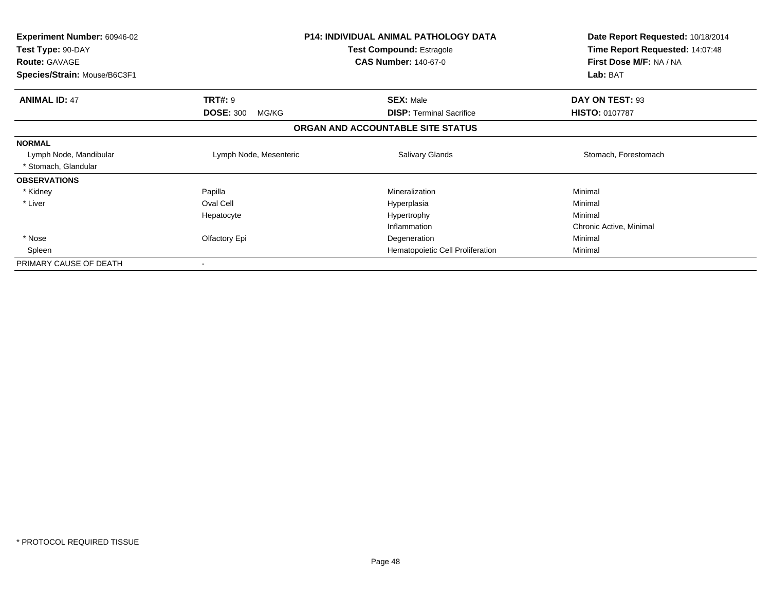| | | | |
|---|---|---|---|
| **Experiment Number:** 60946-02 | **P14: INDIVIDUAL ANIMAL PATHOLOGY DATA** | | **Date Report Requested:** 10/18/2014 |
| **Test Type:** 90-DAY | **Test Compound:** Estragole | | **Time Report Requested:** 14:07:48 |
| **Route:** GAVAGE | **CAS Number:** 140-67-0 | | **First Dose M/F:** NA / NA |
| **Species/Strain:** Mouse/B6C3F1 | | | **Lab:** BAT |

| **ANIMAL ID:** 47 | **TRT#:** 9 | **SEX:** Male | **DAY ON TEST:** 93 |
|---|---|---|---|
| | **DOSE:** 300 MG/KG | **DISP:** Terminal Sacrifice | **HISTO:** 0107787 |

**ORGAN AND ACCOUNTABLE SITE STATUS**

| | | | |
|---|---|---|---|
| **NORMAL** | | | |
| Lymph Node, Mandibular | Lymph Node, Mesenteric | Salivary Glands | Stomach, Forestomach |
| * Stomach, Glandular | | | |
| **OBSERVATIONS** | | | |
| * Kidney | Papilla | Mineralization | Minimal |
| * Liver | Oval Cell | Hyperplasia | Minimal |
| | Hepatocyte | Hypertrophy | Minimal |
| | | Inflammation | Chronic Active, Minimal |
| * Nose | Olfactory Epi | Degeneration | Minimal |
| Spleen | | Hematopoietic Cell Proliferation | Minimal |
| PRIMARY CAUSE OF DEATH | - | | |

* PROTOCOL REQUIRED TISSUE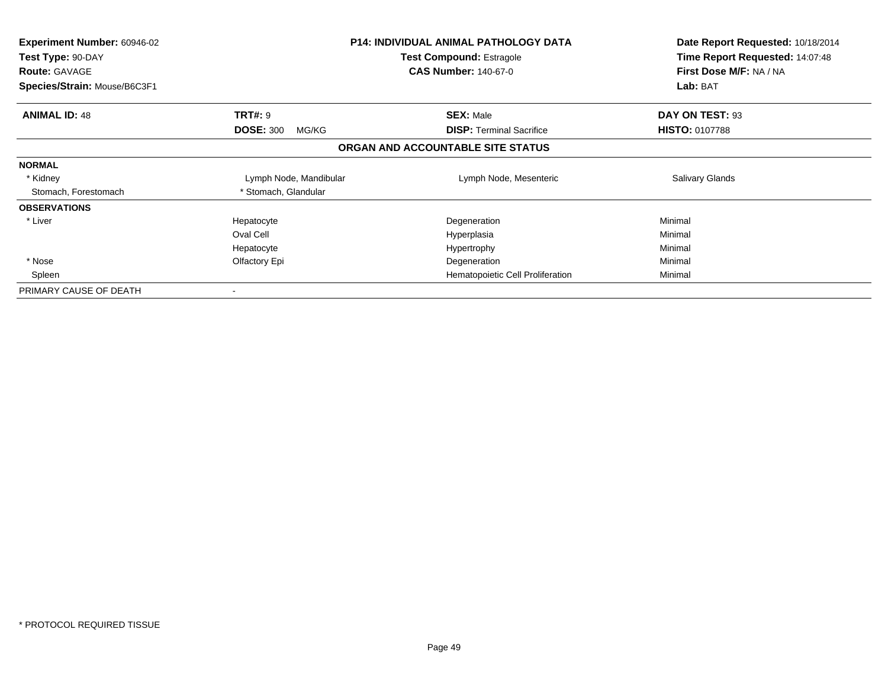**Experiment Number:** 60946-02
**Test Type:** 90-DAY
**Route:** GAVAGE
**Species/Strain:** Mouse/B6C3F1

**P14: INDIVIDUAL ANIMAL PATHOLOGY DATA**
**Test Compound:** Estragole
**CAS Number:** 140-67-0

**Date Report Requested:** 10/18/2014
**Time Report Requested:** 14:07:48
**First Dose M/F:** NA / NA
**Lab:** BAT

| **ANIMAL ID:** 48 | **TRT#:** 9 | **SEX:** Male | **DAY ON TEST:** 93 |
|---|---|---|---|
| | **DOSE:** 300 MG/KG | **DISP:** Terminal Sacrifice | **HISTO:** 0107788 |

**ORGAN AND ACCOUNTABLE SITE STATUS**

| | | | |
|---|---|---|---|
| **NORMAL** | | | |
| * Kidney | Lymph Node, Mandibular | Lymph Node, Mesenteric | Salivary Glands |
| Stomach, Forestomach | * Stomach, Glandular | | |
| **OBSERVATIONS** | | | |
| * Liver | Hepatocyte | Degeneration | Minimal |
| | Oval Cell | Hyperplasia | Minimal |
| | Hepatocyte | Hypertrophy | Minimal |
| * Nose | Olfactory Epi | Degeneration | Minimal |
| Spleen | | Hematopoietic Cell Proliferation | Minimal |
| PRIMARY CAUSE OF DEATH | - | | |

* PROTOCOL REQUIRED TISSUE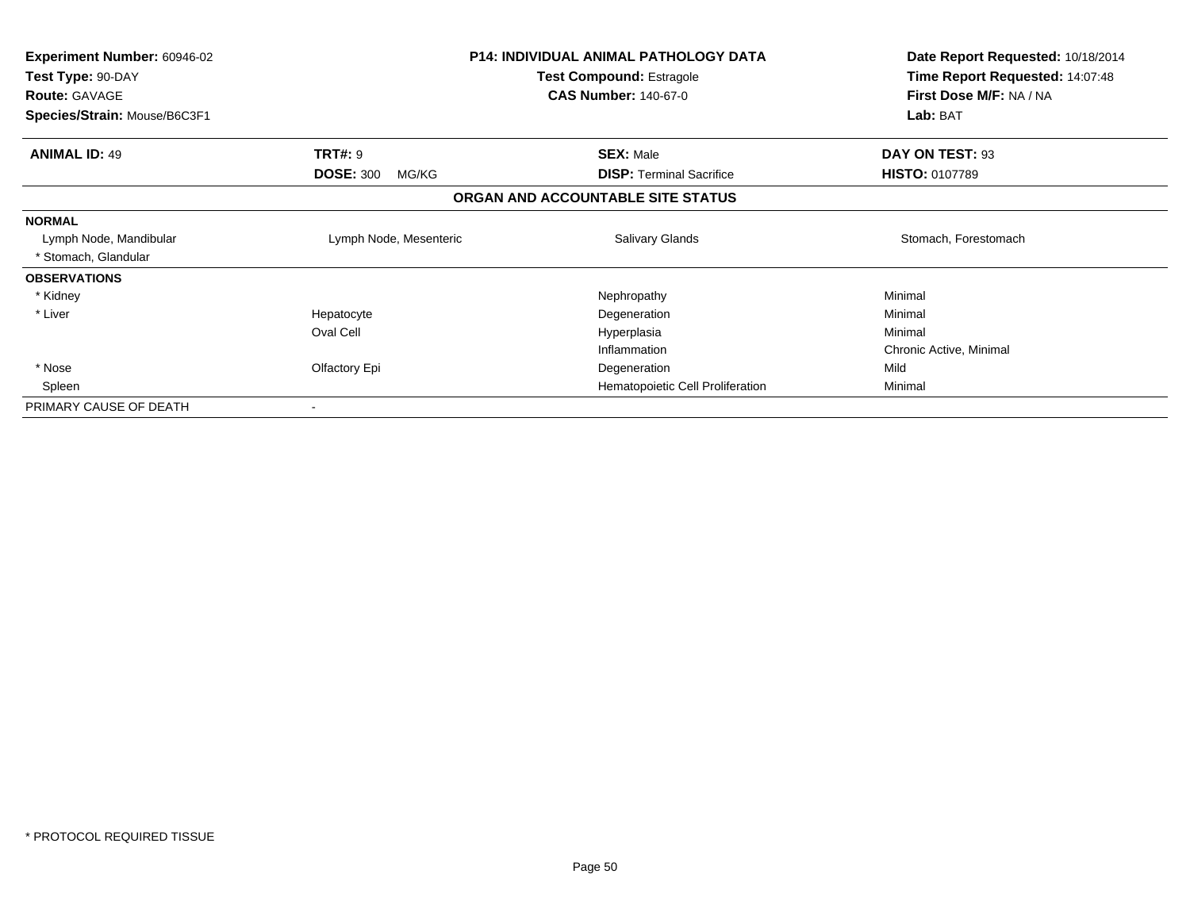| Experiment Number: 60946-02 | P14: INDIVIDUAL ANIMAL PATHOLOGY DATA | Date Report Requested: 10/18/2014 |
|---|---|---|
| Test Type: 90-DAY | Test Compound: Estragole | Time Report Requested: 14:07:48 |
| Route: GAVAGE | CAS Number: 140-67-0 | First Dose M/F: NA / NA |
| Species/Strain: Mouse/B6C3F1 | | Lab: BAT |

| ANIMAL ID: 49 | TRT#: 9 | SEX: Male | DAY ON TEST: 93 |
|---|---|---|---|
| | DOSE: 300 MG/KG | DISP: Terminal Sacrifice | HISTO: 0107789 |

**ORGAN AND ACCOUNTABLE SITE STATUS**

| | | | |
|---|---|---|---|
| **NORMAL** | | | |
| Lymph Node, Mandibular | Lymph Node, Mesenteric | Salivary Glands | Stomach, Forestomach |
| * Stomach, Glandular | | | |
| **OBSERVATIONS** | | | |
| * Kidney | | Nephropathy | Minimal |
| * Liver | Hepatocyte | Degeneration | Minimal |
| | Oval Cell | Hyperplasia | Minimal |
| | | Inflammation | Chronic Active, Minimal |
| * Nose | Olfactory Epi | Degeneration | Mild |
| Spleen | | Hematopoietic Cell Proliferation | Minimal |
| PRIMARY CAUSE OF DEATH | - | | |

* PROTOCOL REQUIRED TISSUE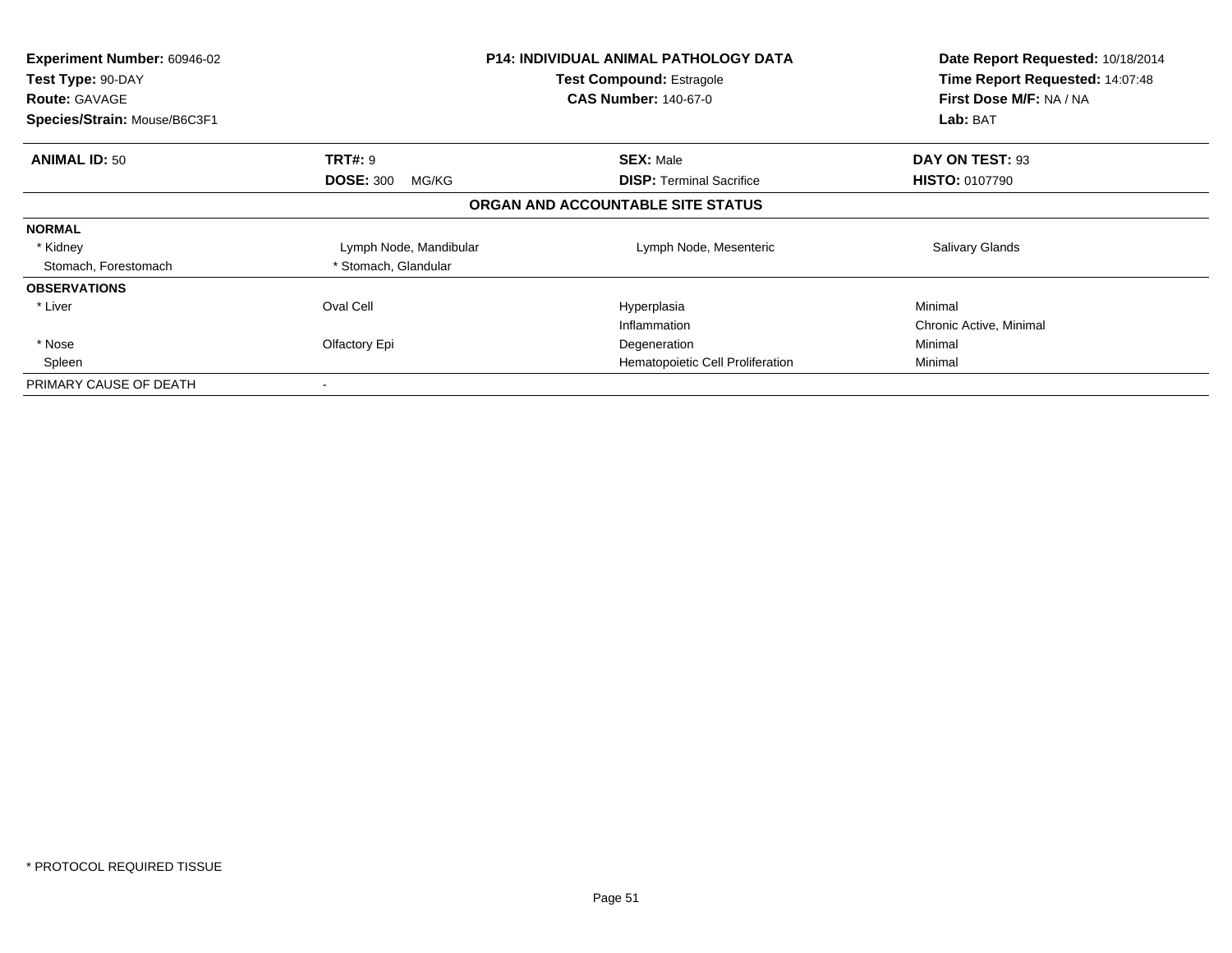| | | | |
|---|---|---|---|
| **Experiment Number:** 60946-02 | **P14: INDIVIDUAL ANIMAL PATHOLOGY DATA** | | **Date Report Requested:** 10/18/2014 |
| **Test Type:** 90-DAY | **Test Compound:** Estragole | | **Time Report Requested:** 14:07:48 |
| **Route:** GAVAGE | **CAS Number:** 140-67-0 | | **First Dose M/F:** NA / NA |
| **Species/Strain:** Mouse/B6C3F1 | | | **Lab:** BAT |

| **ANIMAL ID:** 50 | **TRT#:** 9 | **SEX:** Male | **DAY ON TEST:** 93 |
|---|---|---|---|
| | **DOSE:** 300 MG/KG | **DISP:** Terminal Sacrifice | **HISTO:** 0107790 |

**ORGAN AND ACCOUNTABLE SITE STATUS**

| | | | |
|---|---|---|---|
| **NORMAL** | | | |
| * Kidney | Lymph Node, Mandibular | Lymph Node, Mesenteric | Salivary Glands |
| Stomach, Forestomach | * Stomach, Glandular | | |
| **OBSERVATIONS** | | | |
| * Liver | Oval Cell | Hyperplasia | Minimal |
| | | Inflammation | Chronic Active, Minimal |
| * Nose | Olfactory Epi | Degeneration | Minimal |
| Spleen | | Hematopoietic Cell Proliferation | Minimal |
| PRIMARY CAUSE OF DEATH | - | | |

* PROTOCOL REQUIRED TISSUE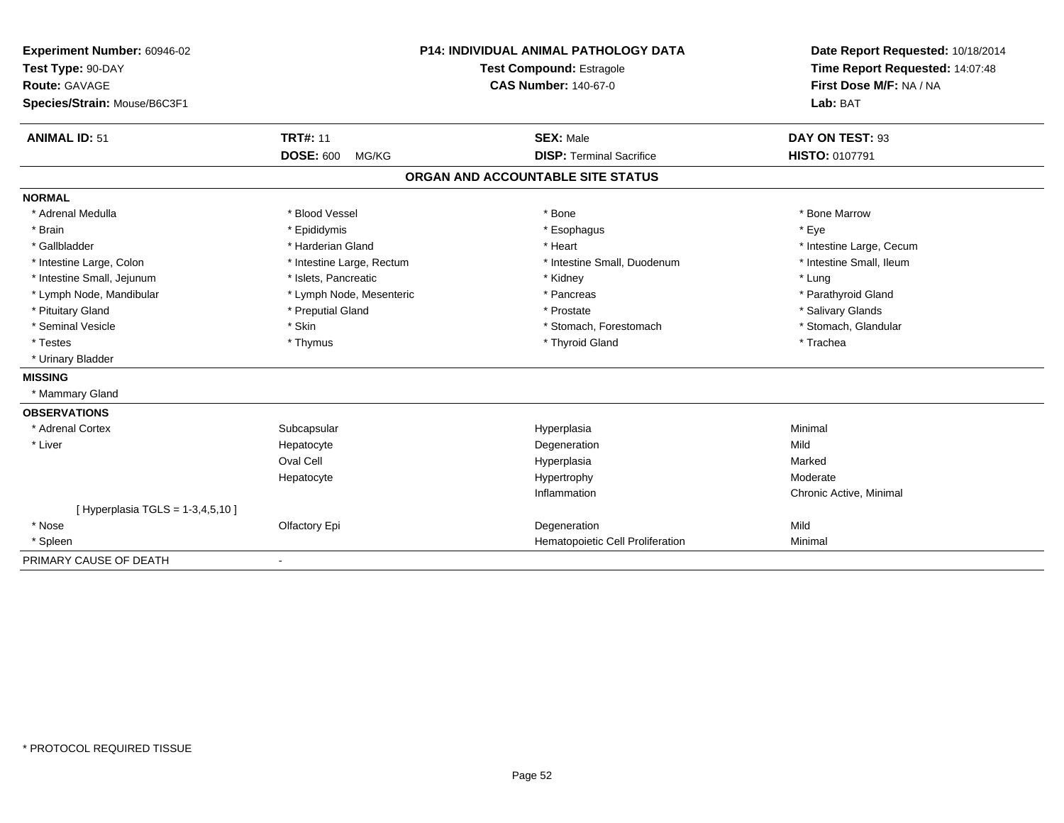**Experiment Number:** 60946-02
**Test Type:** 90-DAY
**Route:** GAVAGE
**Species/Strain:** Mouse/B6C3F1

**P14: INDIVIDUAL ANIMAL PATHOLOGY DATA**
**Test Compound:** Estragole
**CAS Number:** 140-67-0

**Date Report Requested:** 10/18/2014
**Time Report Requested:** 14:07:48
**First Dose M/F:** NA / NA
**Lab:** BAT

| **ANIMAL ID:** 51 | **TRT#:** 11 | **SEX:** Male | **DAY ON TEST:** 93 |
|---|---|---|---|
| | **DOSE:** 600 MG/KG | **DISP:** Terminal Sacrifice | **HISTO:** 0107791 |

## ORGAN AND ACCOUNTABLE SITE STATUS

**NORMAL**

| | | | |
|---|---|---|---|
| * Adrenal Medulla | * Blood Vessel | * Bone | * Bone Marrow |
| * Brain | * Epididymis | * Esophagus | * Eye |
| * Gallbladder | * Harderian Gland | * Heart | * Intestine Large, Cecum |
| * Intestine Large, Colon | * Intestine Large, Rectum | * Intestine Small, Duodenum | * Intestine Small, Ileum |
| * Intestine Small, Jejunum | * Islets, Pancreatic | * Kidney | * Lung |
| * Lymph Node, Mandibular | * Lymph Node, Mesenteric | * Pancreas | * Parathyroid Gland |
| * Pituitary Gland | * Preputial Gland | * Prostate | * Salivary Glands |
| * Seminal Vesicle | * Skin | * Stomach, Forestomach | * Stomach, Glandular |
| * Testes | * Thymus | * Thyroid Gland | * Trachea |
| * Urinary Bladder | | | |

**MISSING**

* Mammary Gland

**OBSERVATIONS**

| | | | |
|---|---|---|---|
| * Adrenal Cortex | Subcapsular | Hyperplasia | Minimal |
| * Liver | Hepatocyte | Degeneration | Mild |
| | Oval Cell | Hyperplasia | Marked |
| | Hepatocyte | Hypertrophy | Moderate |
| | | Inflammation | Chronic Active, Minimal |
| [ Hyperplasia TGLS = 1-3,4,5,10 ] | | | |
| * Nose | Olfactory Epi | Degeneration | Mild |
| * Spleen | | Hematopoietic Cell Proliferation | Minimal |

PRIMARY CAUSE OF DEATH -

* PROTOCOL REQUIRED TISSUE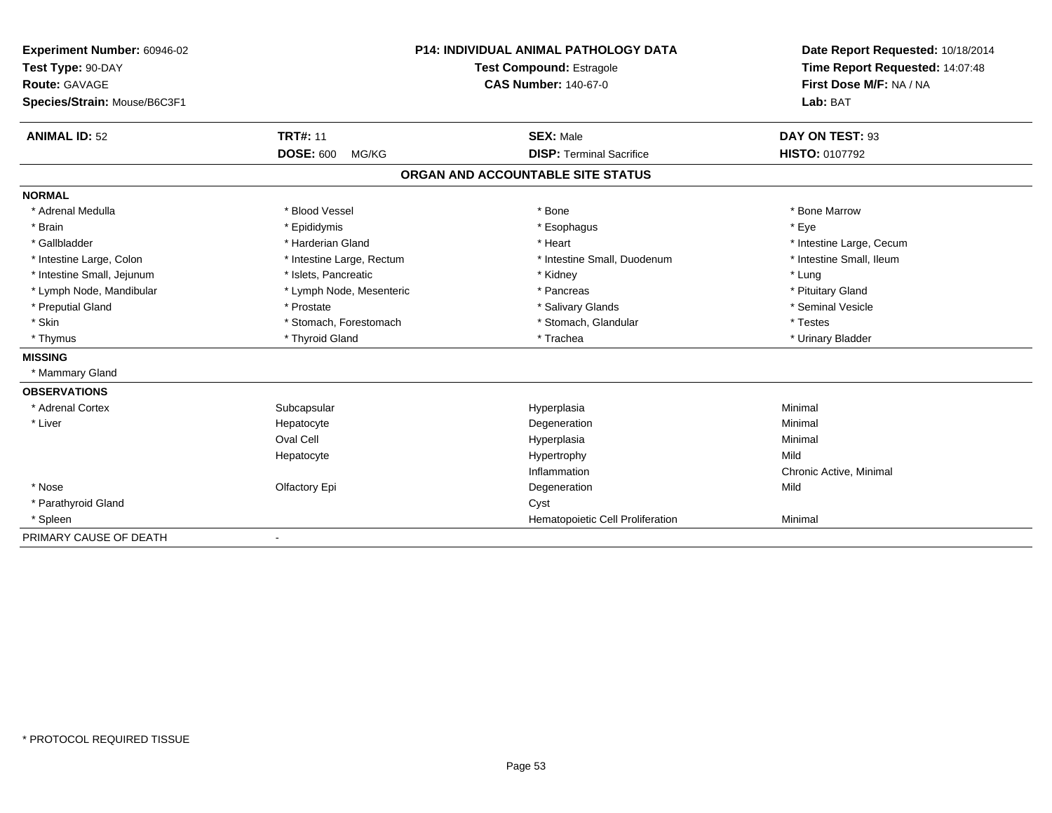**Experiment Number:** 60946-02
**Test Type:** 90-DAY
**Route:** GAVAGE
**Species/Strain:** Mouse/B6C3F1

**P14: INDIVIDUAL ANIMAL PATHOLOGY DATA**
**Test Compound:** Estragole
**CAS Number:** 140-67-0

**Date Report Requested:** 10/18/2014
**Time Report Requested:** 14:07:48
**First Dose M/F:** NA / NA
**Lab:** BAT

| **ANIMAL ID:** 52 | **TRT#:** 11 | **SEX:** Male | **DAY ON TEST:** 93 |
|---|---|---|---|
| | **DOSE:** 600 MG/KG | **DISP:** Terminal Sacrifice | **HISTO:** 0107792 |

## ORGAN AND ACCOUNTABLE SITE STATUS

**NORMAL**

| | | | |
|---|---|---|---|
| * Adrenal Medulla | * Blood Vessel | * Bone | * Bone Marrow |
| * Brain | * Epididymis | * Esophagus | * Eye |
| * Gallbladder | * Harderian Gland | * Heart | * Intestine Large, Cecum |
| * Intestine Large, Colon | * Intestine Large, Rectum | * Intestine Small, Duodenum | * Intestine Small, Ileum |
| * Intestine Small, Jejunum | * Islets, Pancreatic | * Kidney | * Lung |
| * Lymph Node, Mandibular | * Lymph Node, Mesenteric | * Pancreas | * Pituitary Gland |
| * Preputial Gland | * Prostate | * Salivary Glands | * Seminal Vesicle |
| * Skin | * Stomach, Forestomach | * Stomach, Glandular | * Testes |
| * Thymus | * Thyroid Gland | * Trachea | * Urinary Bladder |

**MISSING**

* Mammary Gland

**OBSERVATIONS**

| | | | |
|---|---|---|---|
| * Adrenal Cortex | Subcapsular | Hyperplasia | Minimal |
| * Liver | Hepatocyte | Degeneration | Minimal |
| | Oval Cell | Hyperplasia | Minimal |
| | Hepatocyte | Hypertrophy | Mild |
| | | Inflammation | Chronic Active, Minimal |
| * Nose | Olfactory Epi | Degeneration | Mild |
| * Parathyroid Gland | | Cyst | |
| * Spleen | | Hematopoietic Cell Proliferation | Minimal |

PRIMARY CAUSE OF DEATH -

* PROTOCOL REQUIRED TISSUE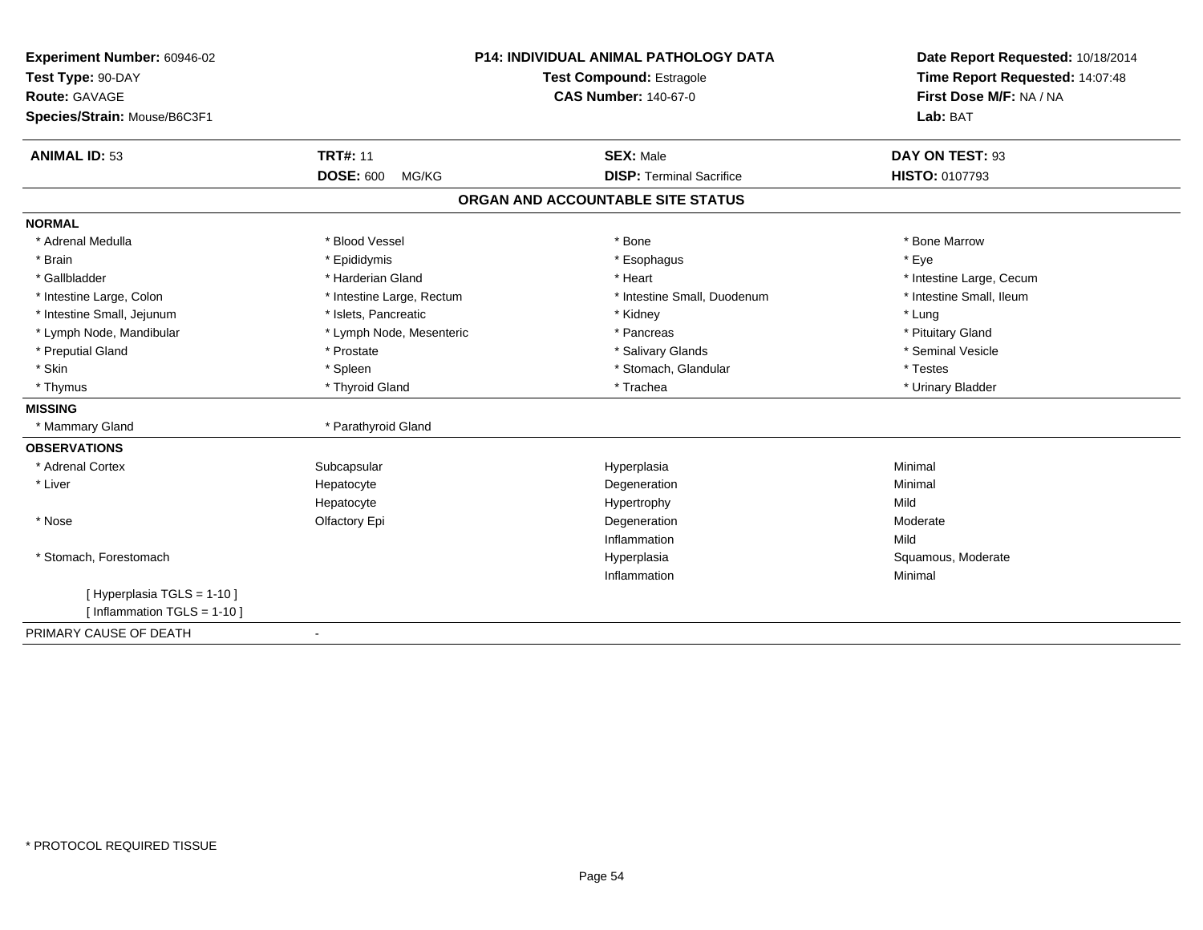| Experiment Number: 60946-02 | P14: INDIVIDUAL ANIMAL PATHOLOGY DATA | Date Report Requested: 10/18/2014 |
|---|---|---|
| Test Type: 90-DAY | Test Compound: Estragole | Time Report Requested: 14:07:48 |
| Route: GAVAGE | CAS Number: 140-67-0 | First Dose M/F: NA / NA |
| Species/Strain: Mouse/B6C3F1 | | Lab: BAT |

| ANIMAL ID: 53 | TRT#: 11 | SEX: Male | DAY ON TEST: 93 |
|---|---|---|---|
| | DOSE: 600 MG/KG | DISP: Terminal Sacrifice | HISTO: 0107793 |

## ORGAN AND ACCOUNTABLE SITE STATUS

| | | | |
|---|---|---|---|
| **NORMAL** | | | |
| * Adrenal Medulla | * Blood Vessel | * Bone | * Bone Marrow |
| * Brain | * Epididymis | * Esophagus | * Eye |
| * Gallbladder | * Harderian Gland | * Heart | * Intestine Large, Cecum |
| * Intestine Large, Colon | * Intestine Large, Rectum | * Intestine Small, Duodenum | * Intestine Small, Ileum |
| * Intestine Small, Jejunum | * Islets, Pancreatic | * Kidney | * Lung |
| * Lymph Node, Mandibular | * Lymph Node, Mesenteric | * Pancreas | * Pituitary Gland |
| * Preputial Gland | * Prostate | * Salivary Glands | * Seminal Vesicle |
| * Skin | * Spleen | * Stomach, Glandular | * Testes |
| * Thymus | * Thyroid Gland | * Trachea | * Urinary Bladder |
| **MISSING** | | | |
| * Mammary Gland | * Parathyroid Gland | | |
| **OBSERVATIONS** | | | |
| * Adrenal Cortex | Subcapsular | Hyperplasia | Minimal |
| * Liver | Hepatocyte | Degeneration | Minimal |
| | Hepatocyte | Hypertrophy | Mild |
| * Nose | Olfactory Epi | Degeneration | Moderate |
| | | Inflammation | Mild |
| * Stomach, Forestomach | | Hyperplasia | Squamous, Moderate |
| | | Inflammation | Minimal |
| [ Hyperplasia TGLS = 1-10 ] | | | |
| [ Inflammation TGLS = 1-10 ] | | | |
| PRIMARY CAUSE OF DEATH | - | | |

* PROTOCOL REQUIRED TISSUE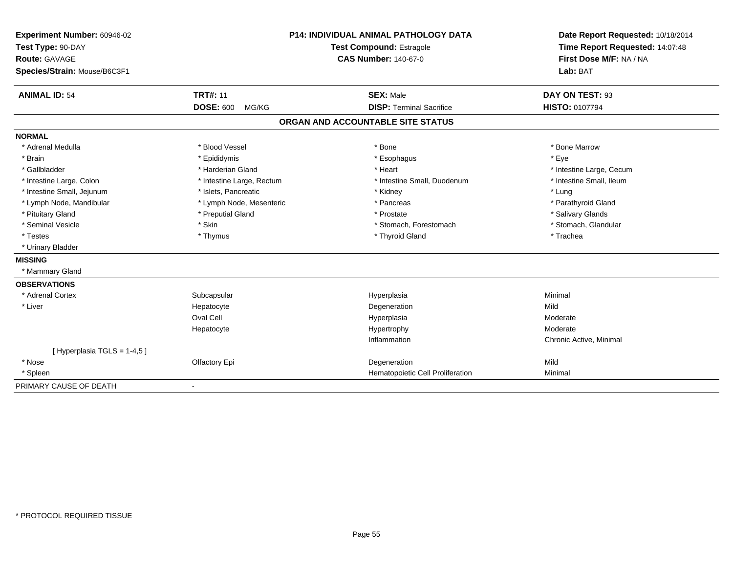**Experiment Number:** 60946-02
**Test Type:** 90-DAY
**Route:** GAVAGE
**Species/Strain:** Mouse/B6C3F1

**P14: INDIVIDUAL ANIMAL PATHOLOGY DATA**
**Test Compound:** Estragole
**CAS Number:** 140-67-0

**Date Report Requested:** 10/18/2014
**Time Report Requested:** 14:07:48
**First Dose M/F:** NA / NA
**Lab:** BAT

| **ANIMAL ID:** 54 | **TRT#:** 11 | **SEX:** Male | **DAY ON TEST:** 93 |
|---|---|---|---|
| | **DOSE:** 600 MG/KG | **DISP:** Terminal Sacrifice | **HISTO:** 0107794 |

## ORGAN AND ACCOUNTABLE SITE STATUS

**NORMAL**

| | | | |
|---|---|---|---|
| * Adrenal Medulla | * Blood Vessel | * Bone | * Bone Marrow |
| * Brain | * Epididymis | * Esophagus | * Eye |
| * Gallbladder | * Harderian Gland | * Heart | * Intestine Large, Cecum |
| * Intestine Large, Colon | * Intestine Large, Rectum | * Intestine Small, Duodenum | * Intestine Small, Ileum |
| * Intestine Small, Jejunum | * Islets, Pancreatic | * Kidney | * Lung |
| * Lymph Node, Mandibular | * Lymph Node, Mesenteric | * Pancreas | * Parathyroid Gland |
| * Pituitary Gland | * Preputial Gland | * Prostate | * Salivary Glands |
| * Seminal Vesicle | * Skin | * Stomach, Forestomach | * Stomach, Glandular |
| * Testes | * Thymus | * Thyroid Gland | * Trachea |
| * Urinary Bladder | | | |

**MISSING**

* Mammary Gland

**OBSERVATIONS**

| | | | |
|---|---|---|---|
| * Adrenal Cortex | Subcapsular | Hyperplasia | Minimal |
| * Liver | Hepatocyte | Degeneration | Mild |
| | Oval Cell | Hyperplasia | Moderate |
| | Hepatocyte | Hypertrophy | Moderate |
| | | Inflammation | Chronic Active, Minimal |
| [ Hyperplasia TGLS = 1-4,5 ] | | | |
| * Nose | Olfactory Epi | Degeneration | Mild |
| * Spleen | | Hematopoietic Cell Proliferation | Minimal |

PRIMARY CAUSE OF DEATH -

* PROTOCOL REQUIRED TISSUE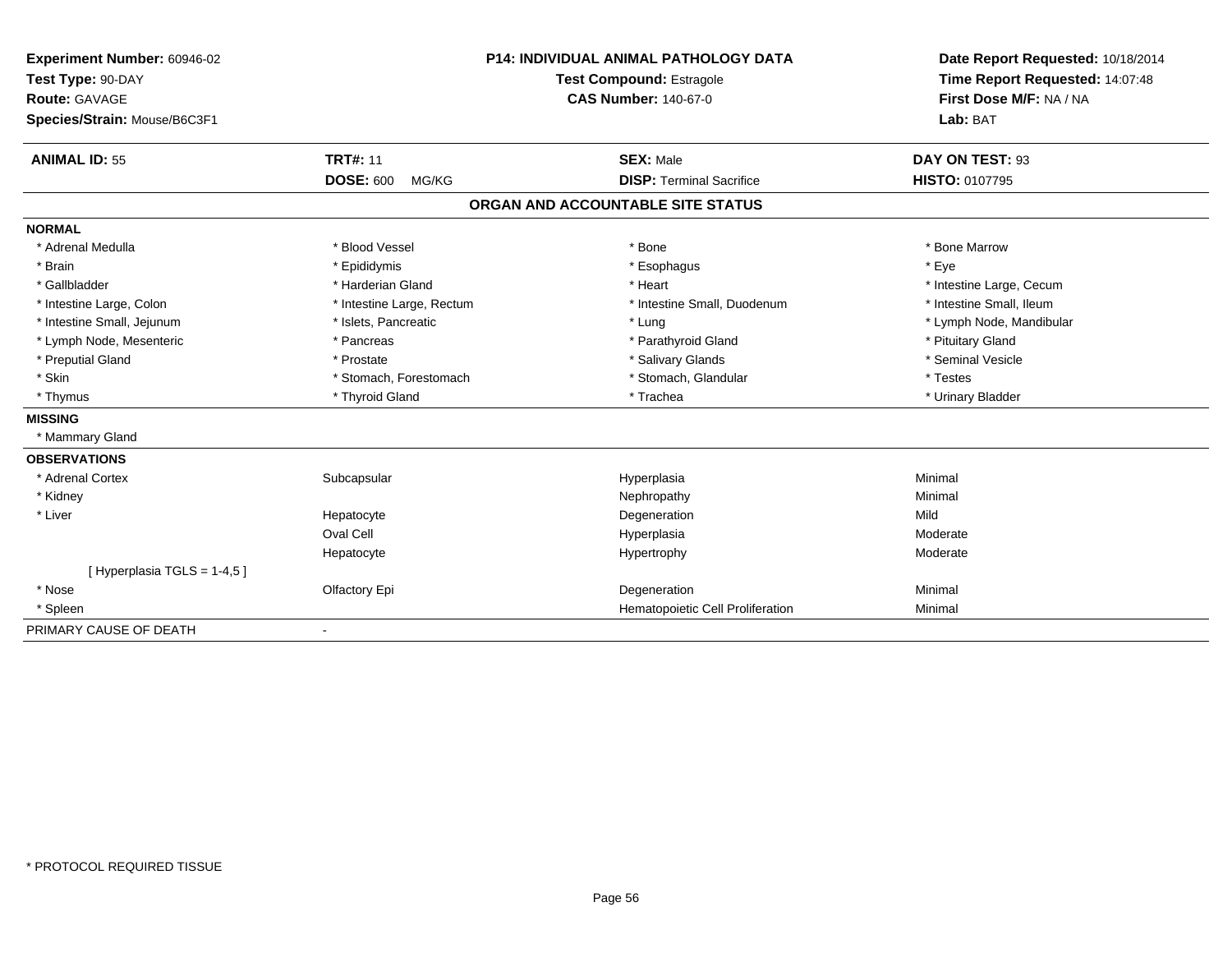**Experiment Number:** 60946-02
**Test Type:** 90-DAY
**Route:** GAVAGE
**Species/Strain:** Mouse/B6C3F1

**P14: INDIVIDUAL ANIMAL PATHOLOGY DATA**
**Test Compound:** Estragole
**CAS Number:** 140-67-0

**Date Report Requested:** 10/18/2014
**Time Report Requested:** 14:07:48
**First Dose M/F:** NA / NA
**Lab:** BAT

| **ANIMAL ID:** 55 | **TRT#:** 11 | **SEX:** Male | **DAY ON TEST:** 93 |
|---|---|---|---|
| | **DOSE:** 600 MG/KG | **DISP:** Terminal Sacrifice | **HISTO:** 0107795 |

## ORGAN AND ACCOUNTABLE SITE STATUS

**NORMAL**

| | | | |
|---|---|---|---|
| * Adrenal Medulla | * Blood Vessel | * Bone | * Bone Marrow |
| * Brain | * Epididymis | * Esophagus | * Eye |
| * Gallbladder | * Harderian Gland | * Heart | * Intestine Large, Cecum |
| * Intestine Large, Colon | * Intestine Large, Rectum | * Intestine Small, Duodenum | * Intestine Small, Ileum |
| * Intestine Small, Jejunum | * Islets, Pancreatic | * Lung | * Lymph Node, Mandibular |
| * Lymph Node, Mesenteric | * Pancreas | * Parathyroid Gland | * Pituitary Gland |
| * Preputial Gland | * Prostate | * Salivary Glands | * Seminal Vesicle |
| * Skin | * Stomach, Forestomach | * Stomach, Glandular | * Testes |
| * Thymus | * Thyroid Gland | * Trachea | * Urinary Bladder |

**MISSING**

* Mammary Gland

**OBSERVATIONS**

| | | | |
|---|---|---|---|
| * Adrenal Cortex | Subcapsular | Hyperplasia | Minimal |
| * Kidney | | Nephropathy | Minimal |
| * Liver | Hepatocyte | Degeneration | Mild |
| | Oval Cell | Hyperplasia | Moderate |
| | Hepatocyte | Hypertrophy | Moderate |
| [ Hyperplasia TGLS = 1-4,5 ] | | | |
| * Nose | Olfactory Epi | Degeneration | Minimal |
| * Spleen | | Hematopoietic Cell Proliferation | Minimal |

PRIMARY CAUSE OF DEATH -

* PROTOCOL REQUIRED TISSUE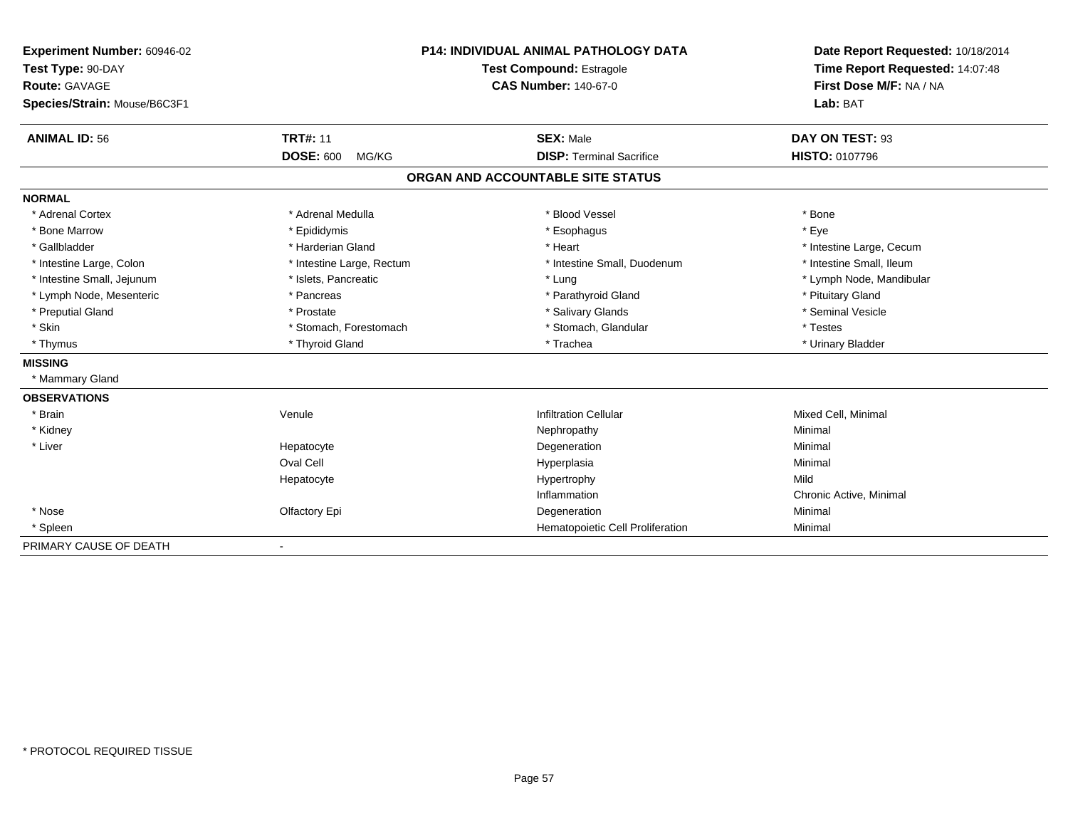**Experiment Number:** 60946-02
**Test Type:** 90-DAY
**Route:** GAVAGE
**Species/Strain:** Mouse/B6C3F1

**P14: INDIVIDUAL ANIMAL PATHOLOGY DATA**
**Test Compound:** Estragole
**CAS Number:** 140-67-0

**Date Report Requested:** 10/18/2014
**Time Report Requested:** 14:07:48
**First Dose M/F:** NA / NA
**Lab:** BAT

| **ANIMAL ID:** 56 | **TRT#:** 11 | **SEX:** Male | **DAY ON TEST:** 93 |
|---|---|---|---|
| | **DOSE:** 600 MG/KG | **DISP:** Terminal Sacrifice | **HISTO:** 0107796 |

## ORGAN AND ACCOUNTABLE SITE STATUS

| | | | |
|---|---|---|---|
| **NORMAL** | | | |
| * Adrenal Cortex | * Adrenal Medulla | * Blood Vessel | * Bone |
| * Bone Marrow | * Epididymis | * Esophagus | * Eye |
| * Gallbladder | * Harderian Gland | * Heart | * Intestine Large, Cecum |
| * Intestine Large, Colon | * Intestine Large, Rectum | * Intestine Small, Duodenum | * Intestine Small, Ileum |
| * Intestine Small, Jejunum | * Islets, Pancreatic | * Lung | * Lymph Node, Mandibular |
| * Lymph Node, Mesenteric | * Pancreas | * Parathyroid Gland | * Pituitary Gland |
| * Preputial Gland | * Prostate | * Salivary Glands | * Seminal Vesicle |
| * Skin | * Stomach, Forestomach | * Stomach, Glandular | * Testes |
| * Thymus | * Thyroid Gland | * Trachea | * Urinary Bladder |
| **MISSING** | | | |
| * Mammary Gland | | | |
| **OBSERVATIONS** | | | |
| * Brain | Venule | Infiltration Cellular | Mixed Cell, Minimal |
| * Kidney | | Nephropathy | Minimal |
| * Liver | Hepatocyte | Degeneration | Minimal |
| | Oval Cell | Hyperplasia | Minimal |
| | Hepatocyte | Hypertrophy | Mild |
| | | Inflammation | Chronic Active, Minimal |
| * Nose | Olfactory Epi | Degeneration | Minimal |
| * Spleen | | Hematopoietic Cell Proliferation | Minimal |
| PRIMARY CAUSE OF DEATH | - | | |

* PROTOCOL REQUIRED TISSUE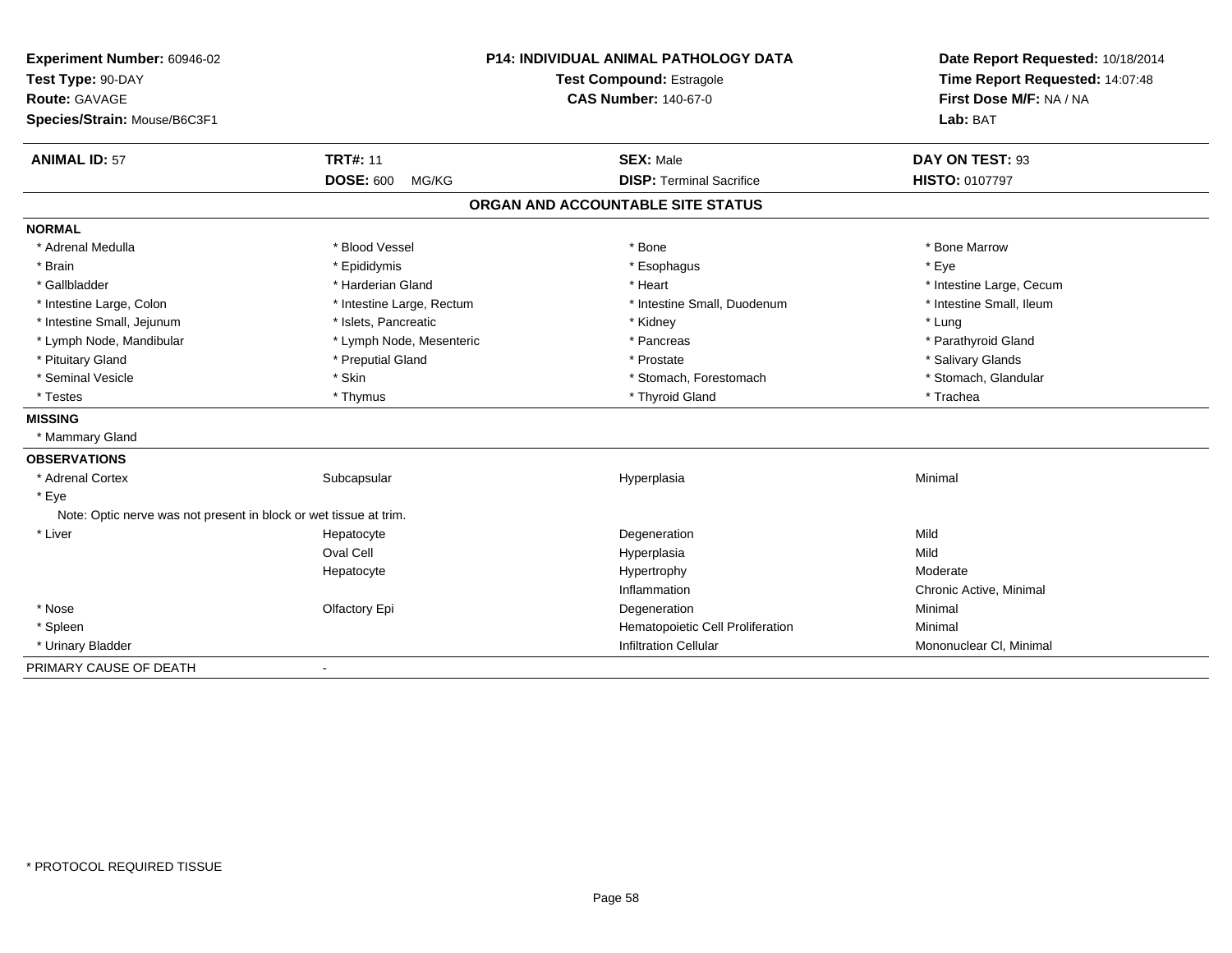**Experiment Number:** 60946-02
**Test Type:** 90-DAY
**Route:** GAVAGE
**Species/Strain:** Mouse/B6C3F1

**P14: INDIVIDUAL ANIMAL PATHOLOGY DATA**
**Test Compound:** Estragole
**CAS Number:** 140-67-0

**Date Report Requested:** 10/18/2014
**Time Report Requested:** 14:07:48
**First Dose M/F:** NA / NA
**Lab:** BAT

| **ANIMAL ID:** 57 | **TRT#:** 11 | **SEX:** Male | **DAY ON TEST:** 93 |
|---|---|---|---|
| | **DOSE:** 600 MG/KG | **DISP:** Terminal Sacrifice | **HISTO:** 0107797 |

## ORGAN AND ACCOUNTABLE SITE STATUS

**NORMAL**

| | | | |
|---|---|---|---|
| * Adrenal Medulla | * Blood Vessel | * Bone | * Bone Marrow |
| * Brain | * Epididymis | * Esophagus | * Eye |
| * Gallbladder | * Harderian Gland | * Heart | * Intestine Large, Cecum |
| * Intestine Large, Colon | * Intestine Large, Rectum | * Intestine Small, Duodenum | * Intestine Small, Ileum |
| * Intestine Small, Jejunum | * Islets, Pancreatic | * Kidney | * Lung |
| * Lymph Node, Mandibular | * Lymph Node, Mesenteric | * Pancreas | * Parathyroid Gland |
| * Pituitary Gland | * Preputial Gland | * Prostate | * Salivary Glands |
| * Seminal Vesicle | * Skin | * Stomach, Forestomach | * Stomach, Glandular |
| * Testes | * Thymus | * Thyroid Gland | * Trachea |

**MISSING**

* Mammary Gland

**OBSERVATIONS**

| | | | |
|---|---|---|---|
| * Adrenal Cortex | Subcapsular | Hyperplasia | Minimal |
| * Eye | | | |
| Note: Optic nerve was not present in block or wet tissue at trim. | | | |
| * Liver | Hepatocyte | Degeneration | Mild |
| | Oval Cell | Hyperplasia | Mild |
| | Hepatocyte | Hypertrophy | Moderate |
| | | Inflammation | Chronic Active, Minimal |
| * Nose | Olfactory Epi | Degeneration | Minimal |
| * Spleen | | Hematopoietic Cell Proliferation | Minimal |
| * Urinary Bladder | | Infiltration Cellular | Mononuclear Cl, Minimal |

PRIMARY CAUSE OF DEATH -

* PROTOCOL REQUIRED TISSUE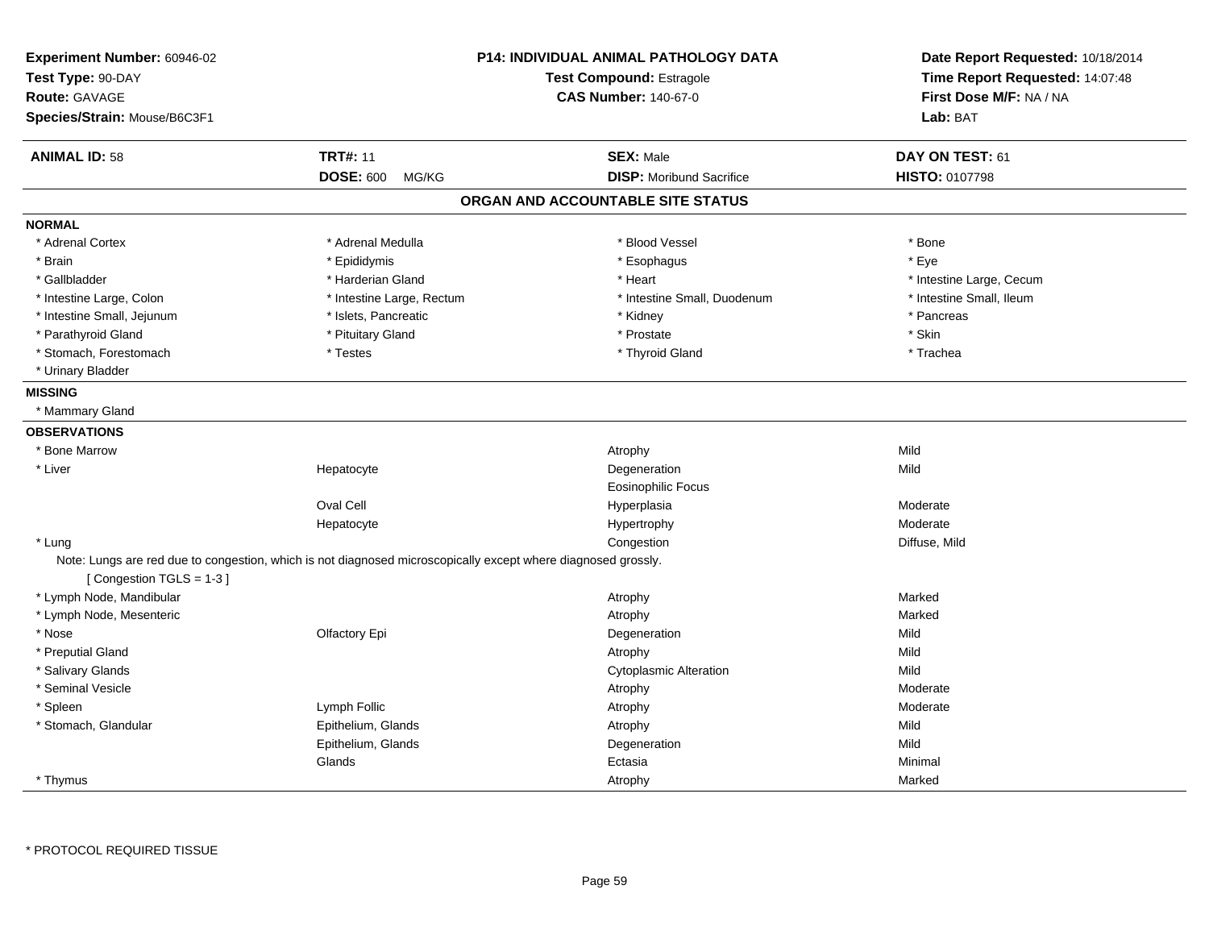**Experiment Number:** 60946-02
**Test Type:** 90-DAY
**Route:** GAVAGE
**Species/Strain:** Mouse/B6C3F1

**P14: INDIVIDUAL ANIMAL PATHOLOGY DATA**
**Test Compound:** Estragole
**CAS Number:** 140-67-0

**Date Report Requested:** 10/18/2014
**Time Report Requested:** 14:07:48
**First Dose M/F:** NA / NA
**Lab:** BAT

| **ANIMAL ID:** 58 | **TRT#:** 11 | **SEX:** Male | **DAY ON TEST:** 61 |
|---|---|---|---|
| | **DOSE:** 600 MG/KG | **DISP:** Moribund Sacrifice | **HISTO:** 0107798 |

## ORGAN AND ACCOUNTABLE SITE STATUS

**NORMAL**

| | | | |
|---|---|---|---|
| * Adrenal Cortex | * Adrenal Medulla | * Blood Vessel | * Bone |
| * Brain | * Epididymis | * Esophagus | * Eye |
| * Gallbladder | * Harderian Gland | * Heart | * Intestine Large, Cecum |
| * Intestine Large, Colon | * Intestine Large, Rectum | * Intestine Small, Duodenum | * Intestine Small, Ileum |
| * Intestine Small, Jejunum | * Islets, Pancreatic | * Kidney | * Pancreas |
| * Parathyroid Gland | * Pituitary Gland | * Prostate | * Skin |
| * Stomach, Forestomach | * Testes | * Thyroid Gland | * Trachea |
| * Urinary Bladder | | | |

**MISSING**

* Mammary Gland

**OBSERVATIONS**

| | | | |
|---|---|---|---|
| * Bone Marrow | | Atrophy | Mild |
| * Liver | Hepatocyte | Degeneration | Mild |
| | | Eosinophilic Focus | |
| | Oval Cell | Hyperplasia | Moderate |
| | Hepatocyte | Hypertrophy | Moderate |
| * Lung | | Congestion | Diffuse, Mild |

Note: Lungs are red due to congestion, which is not diagnosed microscopically except where diagnosed grossly.
[ Congestion TGLS = 1-3 ]

| | | | |
|---|---|---|---|
| * Lymph Node, Mandibular | | Atrophy | Marked |
| * Lymph Node, Mesenteric | | Atrophy | Marked |
| * Nose | Olfactory Epi | Degeneration | Mild |
| * Preputial Gland | | Atrophy | Mild |
| * Salivary Glands | | Cytoplasmic Alteration | Mild |
| * Seminal Vesicle | | Atrophy | Moderate |
| * Spleen | Lymph Follic | Atrophy | Moderate |
| * Stomach, Glandular | Epithelium, Glands | Atrophy | Mild |
| | Epithelium, Glands | Degeneration | Mild |
| | Glands | Ectasia | Minimal |
| * Thymus | | Atrophy | Marked |

* PROTOCOL REQUIRED TISSUE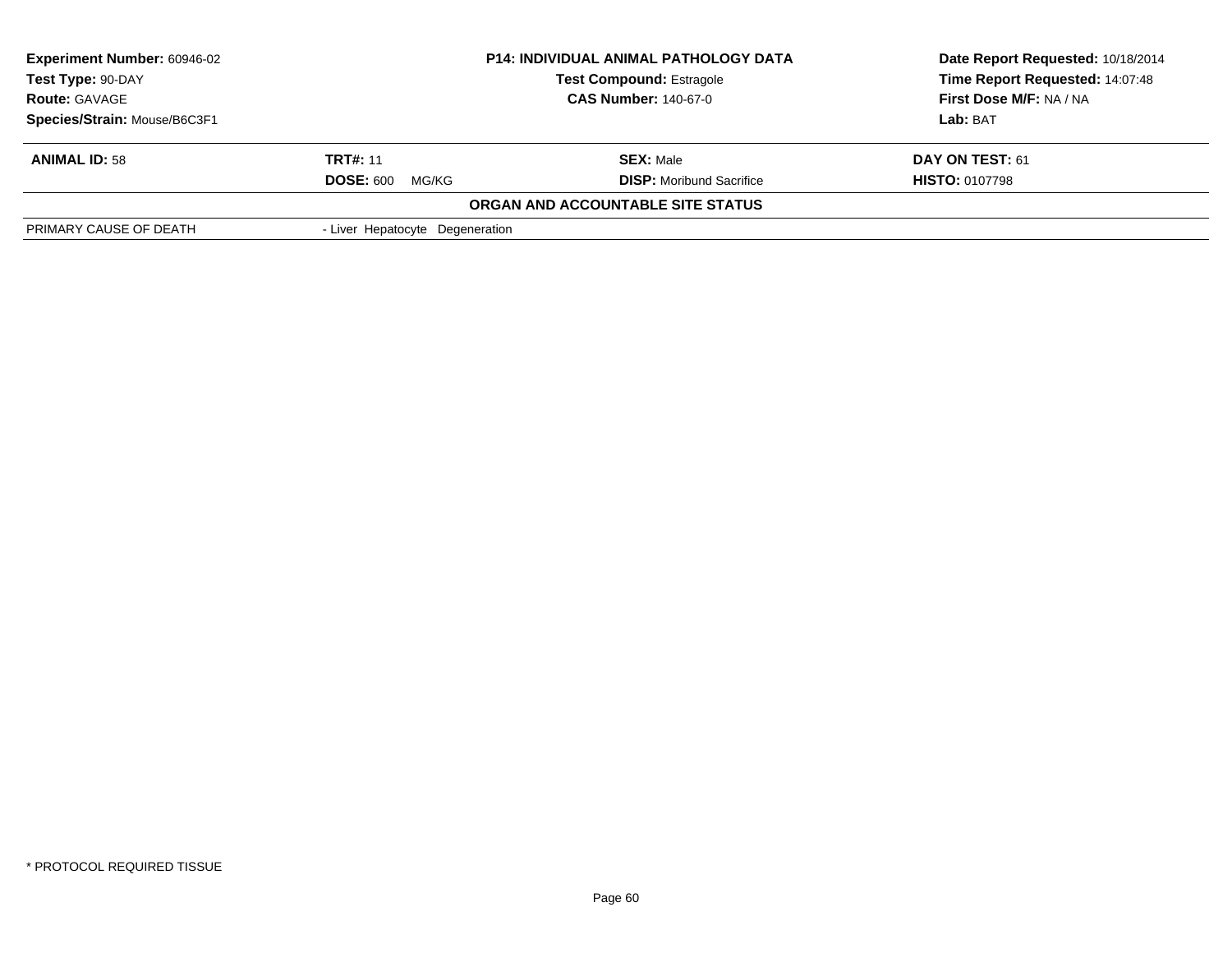| **Experiment Number:** 60946-02 | **P14: INDIVIDUAL ANIMAL PATHOLOGY DATA** | **Date Report Requested:** 10/18/2014 |
|---|---|---|
| **Test Type:** 90-DAY | **Test Compound:** Estragole | **Time Report Requested:** 14:07:48 |
| **Route:** GAVAGE | **CAS Number:** 140-67-0 | **First Dose M/F:** NA / NA |
| **Species/Strain:** Mouse/B6C3F1 | | **Lab:** BAT |

| **ANIMAL ID:** 58 | **TRT#:** 11 | **SEX:** Male | **DAY ON TEST:** 61 |
|---|---|---|---|
| | **DOSE:** 600 MG/KG | **DISP:** Moribund Sacrifice | **HISTO:** 0107798 |

**ORGAN AND ACCOUNTABLE SITE STATUS**

| | |
|---|---|
| PRIMARY CAUSE OF DEATH | - Liver Hepatocyte Degeneration |

\* PROTOCOL REQUIRED TISSUE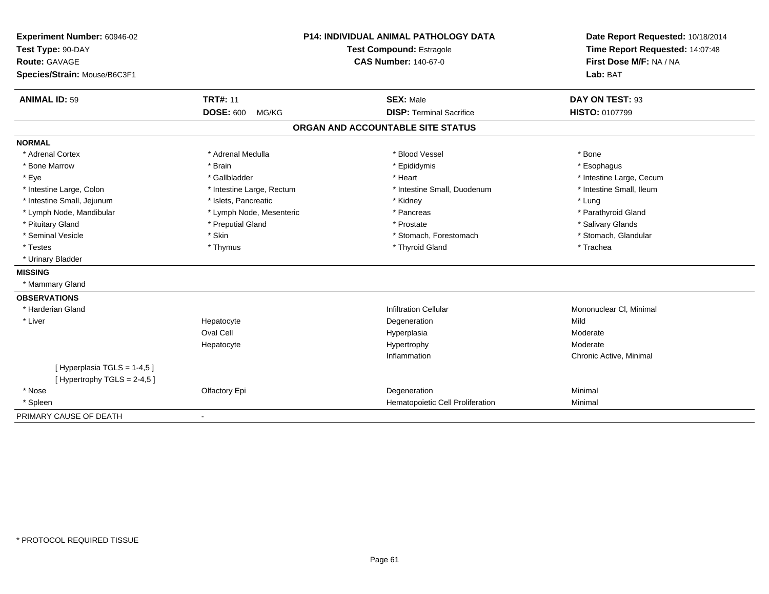**Experiment Number:** 60946-02
**Test Type:** 90-DAY
**Route:** GAVAGE
**Species/Strain:** Mouse/B6C3F1

**P14: INDIVIDUAL ANIMAL PATHOLOGY DATA**
**Test Compound:** Estragole
**CAS Number:** 140-67-0

**Date Report Requested:** 10/18/2014
**Time Report Requested:** 14:07:48
**First Dose M/F:** NA / NA
**Lab:** BAT

| **ANIMAL ID:** 59 | **TRT#:** 11 | **SEX:** Male | **DAY ON TEST:** 93 |
|---|---|---|---|
| | **DOSE:** 600 MG/KG | **DISP:** Terminal Sacrifice | **HISTO:** 0107799 |

## ORGAN AND ACCOUNTABLE SITE STATUS

**NORMAL**

| | | | |
|---|---|---|---|
| * Adrenal Cortex | * Adrenal Medulla | * Blood Vessel | * Bone |
| * Bone Marrow | * Brain | * Epididymis | * Esophagus |
| * Eye | * Gallbladder | * Heart | * Intestine Large, Cecum |
| * Intestine Large, Colon | * Intestine Large, Rectum | * Intestine Small, Duodenum | * Intestine Small, Ileum |
| * Intestine Small, Jejunum | * Islets, Pancreatic | * Kidney | * Lung |
| * Lymph Node, Mandibular | * Lymph Node, Mesenteric | * Pancreas | * Parathyroid Gland |
| * Pituitary Gland | * Preputial Gland | * Prostate | * Salivary Glands |
| * Seminal Vesicle | * Skin | * Stomach, Forestomach | * Stomach, Glandular |
| * Testes | * Thymus | * Thyroid Gland | * Trachea |
| * Urinary Bladder | | | |

**MISSING**

* Mammary Gland

**OBSERVATIONS**

| | | | |
|---|---|---|---|
| * Harderian Gland | | Infiltration Cellular | Mononuclear Cl, Minimal |
| * Liver | Hepatocyte | Degeneration | Mild |
| | Oval Cell | Hyperplasia | Moderate |
| | Hepatocyte | Hypertrophy | Moderate |
| | | Inflammation | Chronic Active, Minimal |
| [ Hyperplasia TGLS = 1-4,5 ] | | | |
| [ Hypertrophy TGLS = 2-4,5 ] | | | |
| * Nose | Olfactory Epi | Degeneration | Minimal |
| * Spleen | | Hematopoietic Cell Proliferation | Minimal |

PRIMARY CAUSE OF DEATH -

* PROTOCOL REQUIRED TISSUE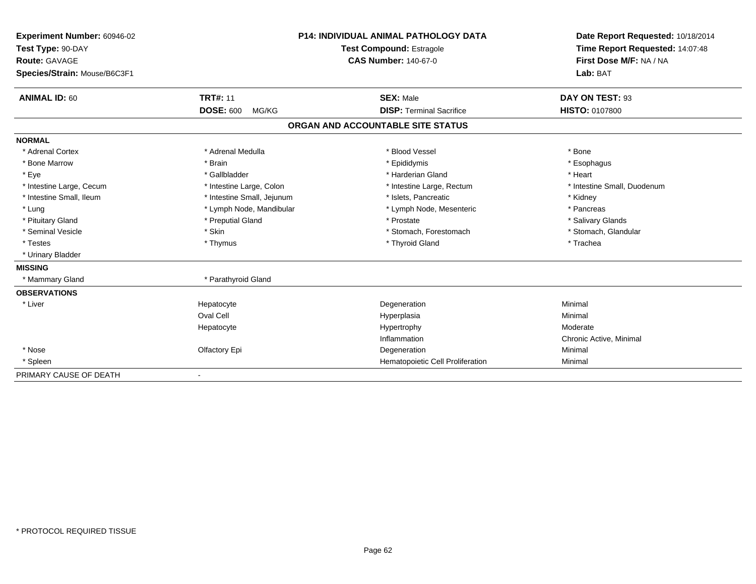**Experiment Number:** 60946-02
**Test Type:** 90-DAY
**Route:** GAVAGE
**Species/Strain:** Mouse/B6C3F1

**P14: INDIVIDUAL ANIMAL PATHOLOGY DATA**
**Test Compound:** Estragole
**CAS Number:** 140-67-0

**Date Report Requested:** 10/18/2014
**Time Report Requested:** 14:07:48
**First Dose M/F:** NA / NA
**Lab:** BAT

| **ANIMAL ID:** 60 | **TRT#:** 11 | **SEX:** Male | **DAY ON TEST:** 93 |
|---|---|---|---|
| | **DOSE:** 600 MG/KG | **DISP:** Terminal Sacrifice | **HISTO:** 0107800 |

## ORGAN AND ACCOUNTABLE SITE STATUS

**NORMAL**

| | | | |
|---|---|---|---|
| * Adrenal Cortex | * Adrenal Medulla | * Blood Vessel | * Bone |
| * Bone Marrow | * Brain | * Epididymis | * Esophagus |
| * Eye | * Gallbladder | * Harderian Gland | * Heart |
| * Intestine Large, Cecum | * Intestine Large, Colon | * Intestine Large, Rectum | * Intestine Small, Duodenum |
| * Intestine Small, Ileum | * Intestine Small, Jejunum | * Islets, Pancreatic | * Kidney |
| * Lung | * Lymph Node, Mandibular | * Lymph Node, Mesenteric | * Pancreas |
| * Pituitary Gland | * Preputial Gland | * Prostate | * Salivary Glands |
| * Seminal Vesicle | * Skin | * Stomach, Forestomach | * Stomach, Glandular |
| * Testes | * Thymus | * Thyroid Gland | * Trachea |
| * Urinary Bladder | | | |

**MISSING**

| | |
|---|---|
| * Mammary Gland | * Parathyroid Gland |

**OBSERVATIONS**

| | | | |
|---|---|---|---|
| * Liver | Hepatocyte | Degeneration | Minimal |
| | Oval Cell | Hyperplasia | Minimal |
| | Hepatocyte | Hypertrophy | Moderate |
| | | Inflammation | Chronic Active, Minimal |
| * Nose | Olfactory Epi | Degeneration | Minimal |
| * Spleen | | Hematopoietic Cell Proliferation | Minimal |

PRIMARY CAUSE OF DEATH -

* PROTOCOL REQUIRED TISSUE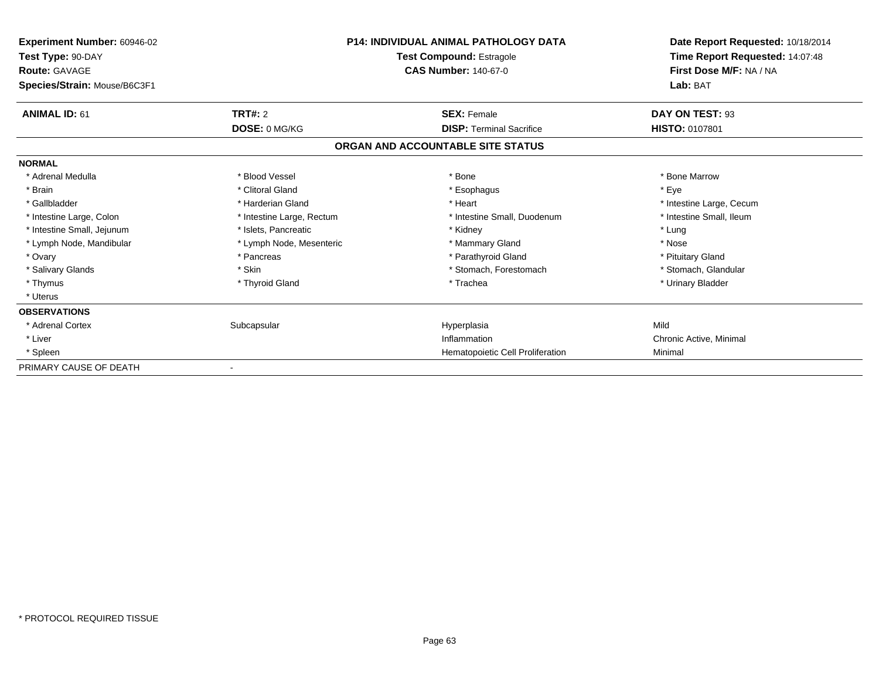**Experiment Number:** 60946-02
**Test Type:** 90-DAY
**Route:** GAVAGE
**Species/Strain:** Mouse/B6C3F1

**P14: INDIVIDUAL ANIMAL PATHOLOGY DATA**
**Test Compound:** Estragole
**CAS Number:** 140-67-0

**Date Report Requested:** 10/18/2014
**Time Report Requested:** 14:07:48
**First Dose M/F:** NA / NA
**Lab:** BAT

| **ANIMAL ID:** 61 | **TRT#:** 2 | **SEX:** Female | **DAY ON TEST:** 93 |
|---|---|---|---|
| | **DOSE:** 0 MG/KG | **DISP:** Terminal Sacrifice | **HISTO:** 0107801 |

## ORGAN AND ACCOUNTABLE SITE STATUS

| | | | |
|---|---|---|---|
| **NORMAL** | | | |
| * Adrenal Medulla | * Blood Vessel | * Bone | * Bone Marrow |
| * Brain | * Clitoral Gland | * Esophagus | * Eye |
| * Gallbladder | * Harderian Gland | * Heart | * Intestine Large, Cecum |
| * Intestine Large, Colon | * Intestine Large, Rectum | * Intestine Small, Duodenum | * Intestine Small, Ileum |
| * Intestine Small, Jejunum | * Islets, Pancreatic | * Kidney | * Lung |
| * Lymph Node, Mandibular | * Lymph Node, Mesenteric | * Mammary Gland | * Nose |
| * Ovary | * Pancreas | * Parathyroid Gland | * Pituitary Gland |
| * Salivary Glands | * Skin | * Stomach, Forestomach | * Stomach, Glandular |
| * Thymus | * Thyroid Gland | * Trachea | * Urinary Bladder |
| * Uterus | | | |
| **OBSERVATIONS** | | | |
| * Adrenal Cortex | Subcapsular | Hyperplasia | Mild |
| * Liver | | Inflammation | Chronic Active, Minimal |
| * Spleen | | Hematopoietic Cell Proliferation | Minimal |
| PRIMARY CAUSE OF DEATH | - | | |

\* PROTOCOL REQUIRED TISSUE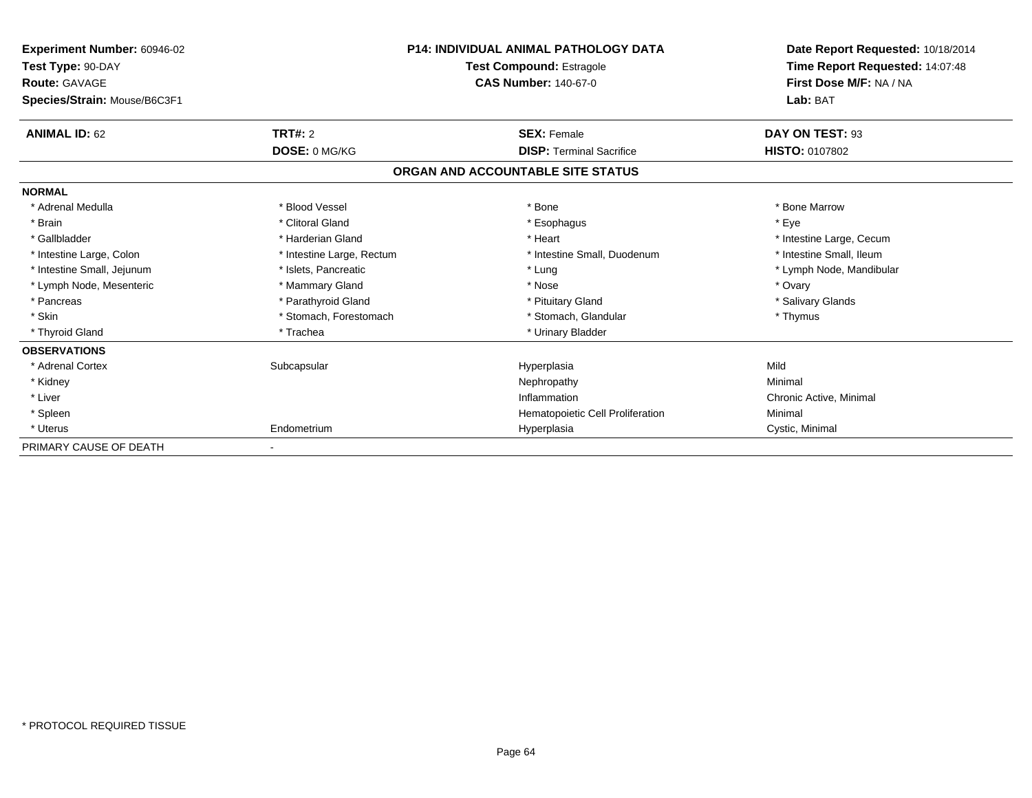| | | | |
|---|---|---|---|
| **Experiment Number:** 60946-02 | **P14: INDIVIDUAL ANIMAL PATHOLOGY DATA** | | **Date Report Requested:** 10/18/2014 |
| **Test Type:** 90-DAY | **Test Compound:** Estragole | | **Time Report Requested:** 14:07:48 |
| **Route:** GAVAGE | **CAS Number:** 140-67-0 | | **First Dose M/F:** NA / NA |
| **Species/Strain:** Mouse/B6C3F1 | | | **Lab:** BAT |

| **ANIMAL ID:** 62 | **TRT#:** 2 | **SEX:** Female | **DAY ON TEST:** 93 |
|---|---|---|---|
| | **DOSE:** 0 MG/KG | **DISP:** Terminal Sacrifice | **HISTO:** 0107802 |

## ORGAN AND ACCOUNTABLE SITE STATUS

| **NORMAL** | | | |
|---|---|---|---|
| * Adrenal Medulla | * Blood Vessel | * Bone | * Bone Marrow |
| * Brain | * Clitoral Gland | * Esophagus | * Eye |
| * Gallbladder | * Harderian Gland | * Heart | * Intestine Large, Cecum |
| * Intestine Large, Colon | * Intestine Large, Rectum | * Intestine Small, Duodenum | * Intestine Small, Ileum |
| * Intestine Small, Jejunum | * Islets, Pancreatic | * Lung | * Lymph Node, Mandibular |
| * Lymph Node, Mesenteric | * Mammary Gland | * Nose | * Ovary |
| * Pancreas | * Parathyroid Gland | * Pituitary Gland | * Salivary Glands |
| * Skin | * Stomach, Forestomach | * Stomach, Glandular | * Thymus |
| * Thyroid Gland | * Trachea | * Urinary Bladder | |

| **OBSERVATIONS** | | | |
|---|---|---|---|
| * Adrenal Cortex | Subcapsular | Hyperplasia | Mild |
| * Kidney | | Nephropathy | Minimal |
| * Liver | | Inflammation | Chronic Active, Minimal |
| * Spleen | | Hematopoietic Cell Proliferation | Minimal |
| * Uterus | Endometrium | Hyperplasia | Cystic, Minimal |
| PRIMARY CAUSE OF DEATH | - | | |

* PROTOCOL REQUIRED TISSUE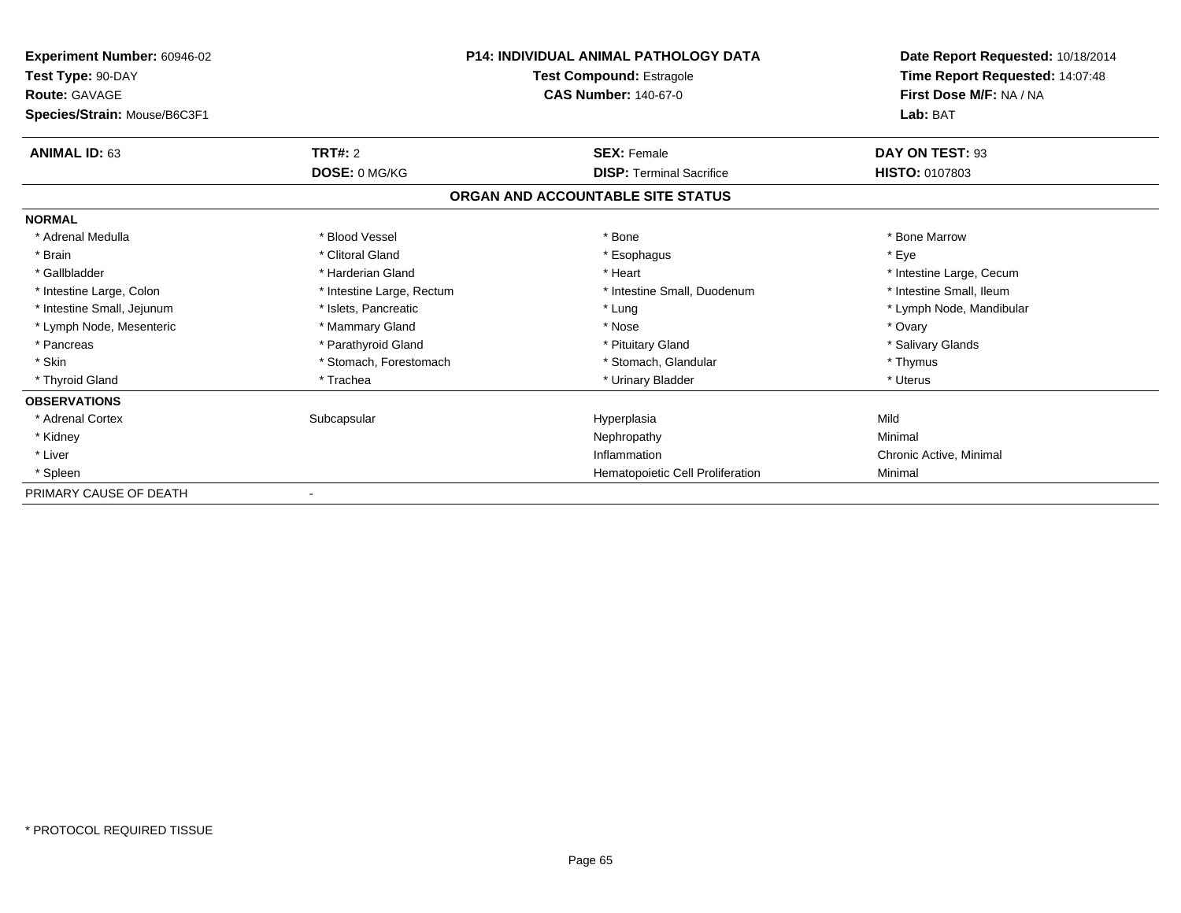**Experiment Number:** 60946-02
**Test Type:** 90-DAY
**Route:** GAVAGE
**Species/Strain:** Mouse/B6C3F1

**P14: INDIVIDUAL ANIMAL PATHOLOGY DATA**
**Test Compound:** Estragole
**CAS Number:** 140-67-0

**Date Report Requested:** 10/18/2014
**Time Report Requested:** 14:07:48
**First Dose M/F:** NA / NA
**Lab:** BAT

| **ANIMAL ID:** 63 | **TRT#:** 2 | **SEX:** Female | **DAY ON TEST:** 93 |
|---|---|---|---|
| | **DOSE:** 0 MG/KG | **DISP:** Terminal Sacrifice | **HISTO:** 0107803 |

## ORGAN AND ACCOUNTABLE SITE STATUS

**NORMAL**

| | | | |
|---|---|---|---|
| * Adrenal Medulla | * Blood Vessel | * Bone | * Bone Marrow |
| * Brain | * Clitoral Gland | * Esophagus | * Eye |
| * Gallbladder | * Harderian Gland | * Heart | * Intestine Large, Cecum |
| * Intestine Large, Colon | * Intestine Large, Rectum | * Intestine Small, Duodenum | * Intestine Small, Ileum |
| * Intestine Small, Jejunum | * Islets, Pancreatic | * Lung | * Lymph Node, Mandibular |
| * Lymph Node, Mesenteric | * Mammary Gland | * Nose | * Ovary |
| * Pancreas | * Parathyroid Gland | * Pituitary Gland | * Salivary Glands |
| * Skin | * Stomach, Forestomach | * Stomach, Glandular | * Thymus |
| * Thyroid Gland | * Trachea | * Urinary Bladder | * Uterus |

**OBSERVATIONS**

| | | | |
|---|---|---|---|
| * Adrenal Cortex | Subcapsular | Hyperplasia | Mild |
| * Kidney | | Nephropathy | Minimal |
| * Liver | | Inflammation | Chronic Active, Minimal |
| * Spleen | | Hematopoietic Cell Proliferation | Minimal |

PRIMARY CAUSE OF DEATH -

* PROTOCOL REQUIRED TISSUE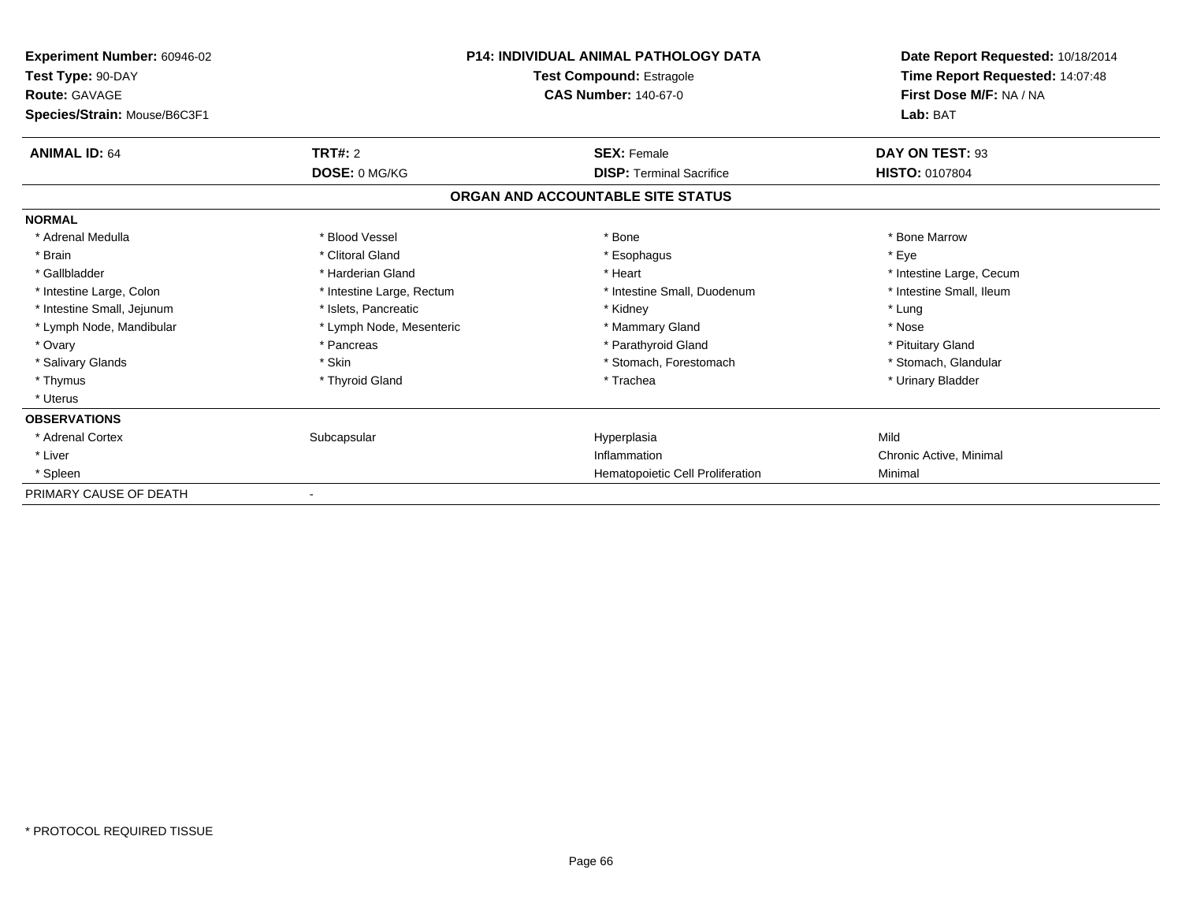**Experiment Number:** 60946-02
**Test Type:** 90-DAY
**Route:** GAVAGE
**Species/Strain:** Mouse/B6C3F1

**P14: INDIVIDUAL ANIMAL PATHOLOGY DATA**
**Test Compound:** Estragole
**CAS Number:** 140-67-0

**Date Report Requested:** 10/18/2014
**Time Report Requested:** 14:07:48
**First Dose M/F:** NA / NA
**Lab:** BAT

| **ANIMAL ID:** 64 | **TRT#:** 2 | **SEX:** Female | **DAY ON TEST:** 93 |
|---|---|---|---|
| | **DOSE:** 0 MG/KG | **DISP:** Terminal Sacrifice | **HISTO:** 0107804 |

## ORGAN AND ACCOUNTABLE SITE STATUS

| | | | |
|---|---|---|---|
| **NORMAL** | | | |
| * Adrenal Medulla | * Blood Vessel | * Bone | * Bone Marrow |
| * Brain | * Clitoral Gland | * Esophagus | * Eye |
| * Gallbladder | * Harderian Gland | * Heart | * Intestine Large, Cecum |
| * Intestine Large, Colon | * Intestine Large, Rectum | * Intestine Small, Duodenum | * Intestine Small, Ileum |
| * Intestine Small, Jejunum | * Islets, Pancreatic | * Kidney | * Lung |
| * Lymph Node, Mandibular | * Lymph Node, Mesenteric | * Mammary Gland | * Nose |
| * Ovary | * Pancreas | * Parathyroid Gland | * Pituitary Gland |
| * Salivary Glands | * Skin | * Stomach, Forestomach | * Stomach, Glandular |
| * Thymus | * Thyroid Gland | * Trachea | * Urinary Bladder |
| * Uterus | | | |
| **OBSERVATIONS** | | | |
| * Adrenal Cortex | Subcapsular | Hyperplasia | Mild |
| * Liver | | Inflammation | Chronic Active, Minimal |
| * Spleen | | Hematopoietic Cell Proliferation | Minimal |
| PRIMARY CAUSE OF DEATH | - | | |

* PROTOCOL REQUIRED TISSUE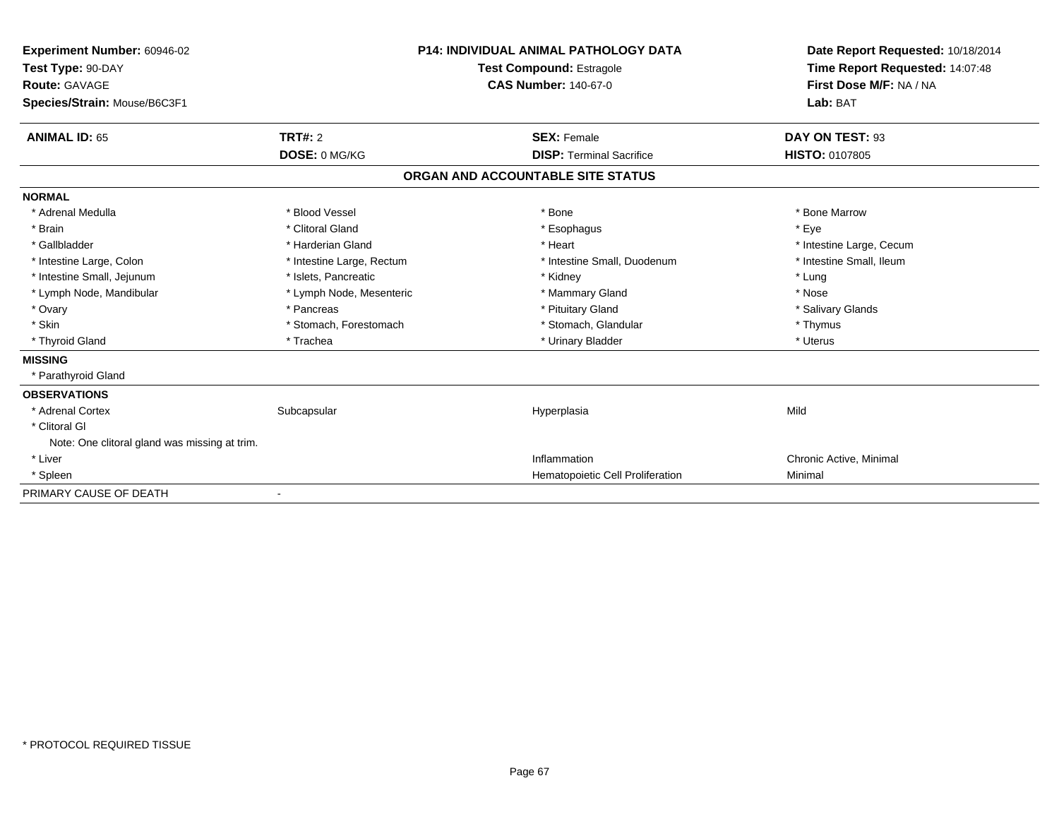**Experiment Number:** 60946-02
**Test Type:** 90-DAY
**Route:** GAVAGE
**Species/Strain:** Mouse/B6C3F1

**P14: INDIVIDUAL ANIMAL PATHOLOGY DATA**
**Test Compound:** Estragole
**CAS Number:** 140-67-0

**Date Report Requested:** 10/18/2014
**Time Report Requested:** 14:07:48
**First Dose M/F:** NA / NA
**Lab:** BAT

| **ANIMAL ID:** 65 | **TRT#:** 2 | **SEX:** Female | **DAY ON TEST:** 93 |
|---|---|---|---|
| | **DOSE:** 0 MG/KG | **DISP:** Terminal Sacrifice | **HISTO:** 0107805 |

## ORGAN AND ACCOUNTABLE SITE STATUS

| | | | |
|---|---|---|---|
| **NORMAL** | | | |
| * Adrenal Medulla | * Blood Vessel | * Bone | * Bone Marrow |
| * Brain | * Clitoral Gland | * Esophagus | * Eye |
| * Gallbladder | * Harderian Gland | * Heart | * Intestine Large, Cecum |
| * Intestine Large, Colon | * Intestine Large, Rectum | * Intestine Small, Duodenum | * Intestine Small, Ileum |
| * Intestine Small, Jejunum | * Islets, Pancreatic | * Kidney | * Lung |
| * Lymph Node, Mandibular | * Lymph Node, Mesenteric | * Mammary Gland | * Nose |
| * Ovary | * Pancreas | * Pituitary Gland | * Salivary Glands |
| * Skin | * Stomach, Forestomach | * Stomach, Glandular | * Thymus |
| * Thyroid Gland | * Trachea | * Urinary Bladder | * Uterus |
| **MISSING** | | | |
| * Parathyroid Gland | | | |
| **OBSERVATIONS** | | | |
| * Adrenal Cortex | Subcapsular | Hyperplasia | Mild |
| * Clitoral Gl | | | |
| Note: One clitoral gland was missing at trim. | | | |
| * Liver | | Inflammation | Chronic Active, Minimal |
| * Spleen | | Hematopoietic Cell Proliferation | Minimal |
| PRIMARY CAUSE OF DEATH | - | | |

* PROTOCOL REQUIRED TISSUE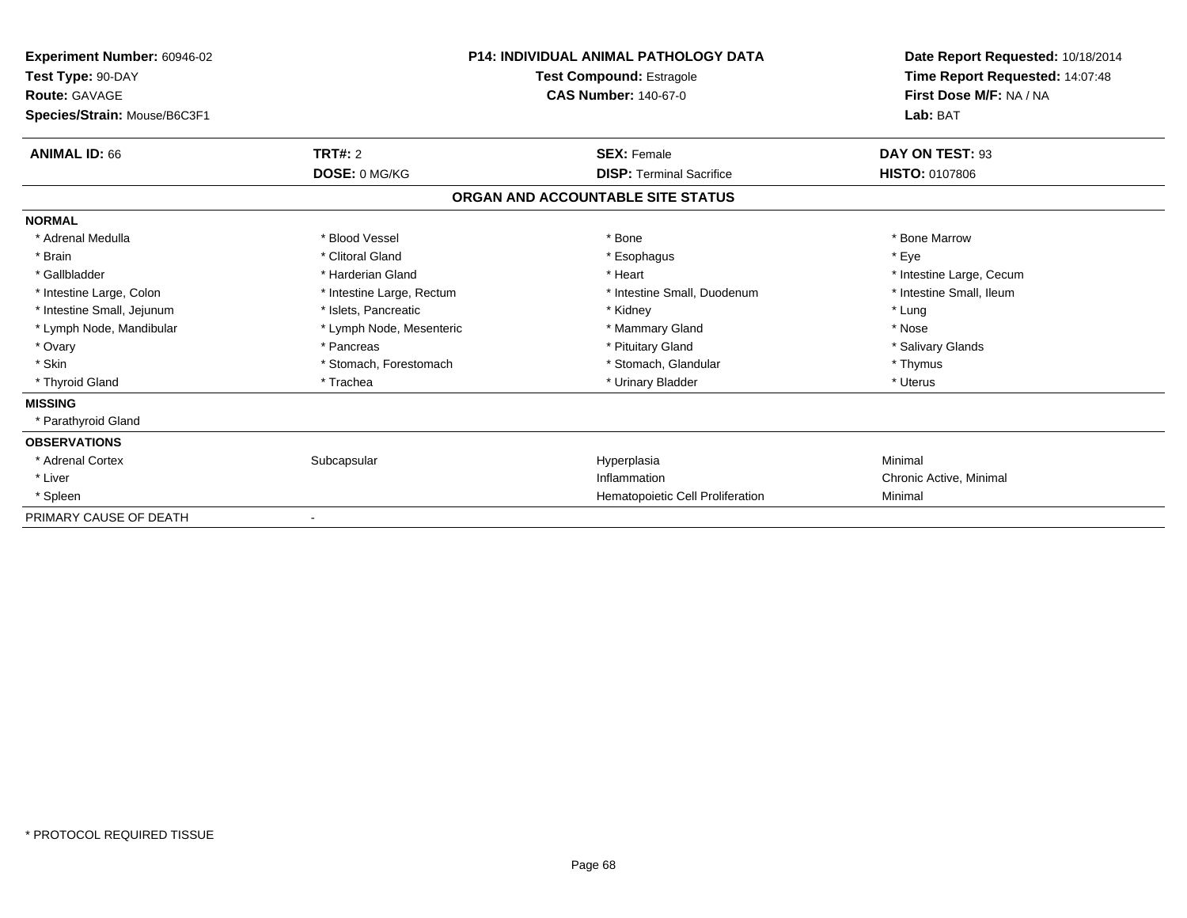| **Experiment Number:** 60946-02 | **P14: INDIVIDUAL ANIMAL PATHOLOGY DATA** | **Date Report Requested:** 10/18/2014 |
|---|---|---|
| **Test Type:** 90-DAY | **Test Compound:** Estragole | **Time Report Requested:** 14:07:48 |
| **Route:** GAVAGE | **CAS Number:** 140-67-0 | **First Dose M/F:** NA / NA |
| **Species/Strain:** Mouse/B6C3F1 | | **Lab:** BAT |

| **ANIMAL ID:** 66 | **TRT#:** 2 | **SEX:** Female | **DAY ON TEST:** 93 |
|---|---|---|---|
| | **DOSE:** 0 MG/KG | **DISP:** Terminal Sacrifice | **HISTO:** 0107806 |

**ORGAN AND ACCOUNTABLE SITE STATUS**

| | | | |
|---|---|---|---|
| **NORMAL** | | | |
| * Adrenal Medulla | * Blood Vessel | * Bone | * Bone Marrow |
| * Brain | * Clitoral Gland | * Esophagus | * Eye |
| * Gallbladder | * Harderian Gland | * Heart | * Intestine Large, Cecum |
| * Intestine Large, Colon | * Intestine Large, Rectum | * Intestine Small, Duodenum | * Intestine Small, Ileum |
| * Intestine Small, Jejunum | * Islets, Pancreatic | * Kidney | * Lung |
| * Lymph Node, Mandibular | * Lymph Node, Mesenteric | * Mammary Gland | * Nose |
| * Ovary | * Pancreas | * Pituitary Gland | * Salivary Glands |
| * Skin | * Stomach, Forestomach | * Stomach, Glandular | * Thymus |
| * Thyroid Gland | * Trachea | * Urinary Bladder | * Uterus |
| **MISSING** | | | |
| * Parathyroid Gland | | | |
| **OBSERVATIONS** | | | |
| * Adrenal Cortex | Subcapsular | Hyperplasia | Minimal |
| * Liver | | Inflammation | Chronic Active, Minimal |
| * Spleen | | Hematopoietic Cell Proliferation | Minimal |
| PRIMARY CAUSE OF DEATH | - | | |

* PROTOCOL REQUIRED TISSUE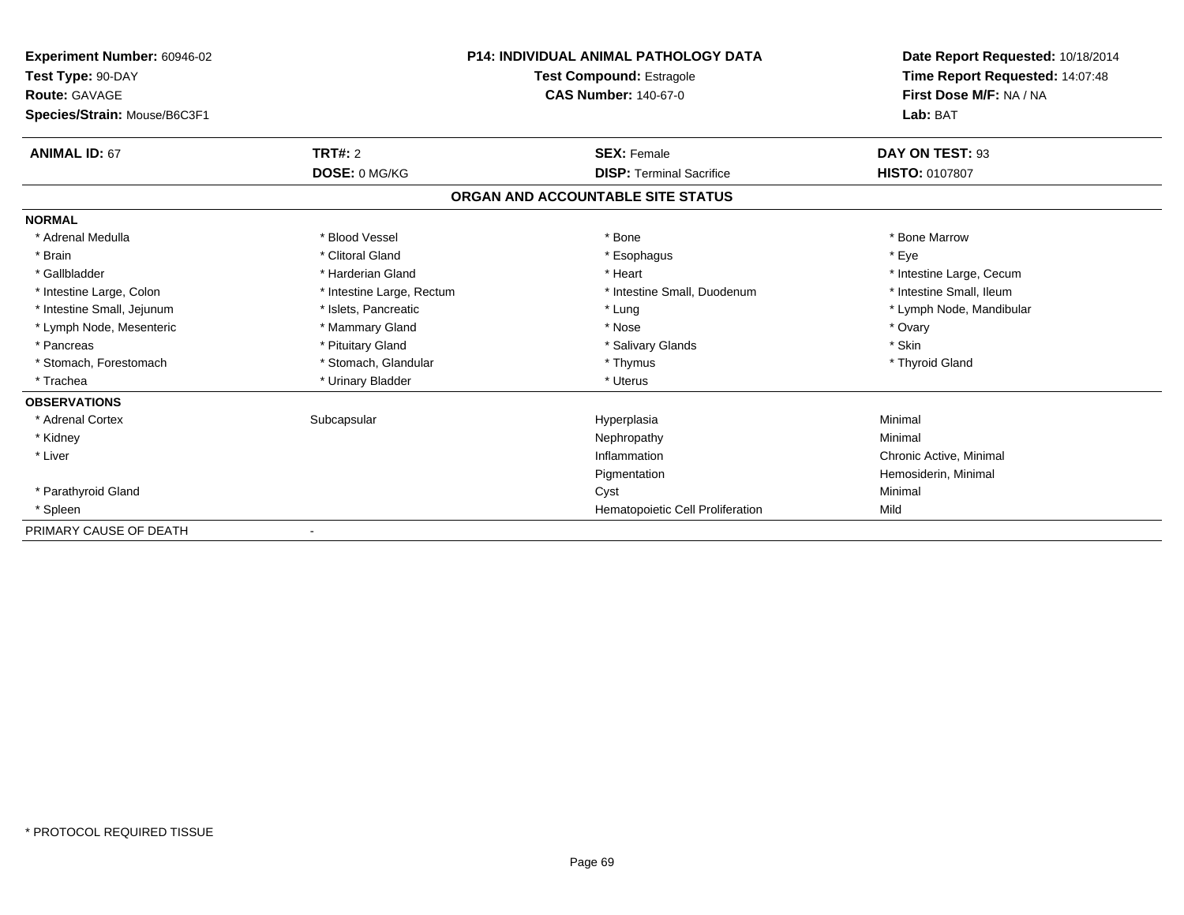| **Experiment Number:** 60946-02 | **P14: INDIVIDUAL ANIMAL PATHOLOGY DATA** | **Date Report Requested:** 10/18/2014 |
|---|---|---|
| **Test Type:** 90-DAY | **Test Compound:** Estragole | **Time Report Requested:** 14:07:48 |
| **Route:** GAVAGE | **CAS Number:** 140-67-0 | **First Dose M/F:** NA / NA |
| **Species/Strain:** Mouse/B6C3F1 | | **Lab:** BAT |

| **ANIMAL ID:** 67 | **TRT#:** 2 | **SEX:** Female | **DAY ON TEST:** 93 |
|---|---|---|---|
| | **DOSE:** 0 MG/KG | **DISP:** Terminal Sacrifice | **HISTO:** 0107807 |

**ORGAN AND ACCOUNTABLE SITE STATUS**

**NORMAL**

| | | | |
|---|---|---|---|
| * Adrenal Medulla | * Blood Vessel | * Bone | * Bone Marrow |
| * Brain | * Clitoral Gland | * Esophagus | * Eye |
| * Gallbladder | * Harderian Gland | * Heart | * Intestine Large, Cecum |
| * Intestine Large, Colon | * Intestine Large, Rectum | * Intestine Small, Duodenum | * Intestine Small, Ileum |
| * Intestine Small, Jejunum | * Islets, Pancreatic | * Lung | * Lymph Node, Mandibular |
| * Lymph Node, Mesenteric | * Mammary Gland | * Nose | * Ovary |
| * Pancreas | * Pituitary Gland | * Salivary Glands | * Skin |
| * Stomach, Forestomach | * Stomach, Glandular | * Thymus | * Thyroid Gland |
| * Trachea | * Urinary Bladder | * Uterus | |

**OBSERVATIONS**

| | | | |
|---|---|---|---|
| * Adrenal Cortex | Subcapsular | Hyperplasia | Minimal |
| * Kidney | | Nephropathy | Minimal |
| * Liver | | Inflammation | Chronic Active, Minimal |
| | | Pigmentation | Hemosiderin, Minimal |
| * Parathyroid Gland | | Cyst | Minimal |
| * Spleen | | Hematopoietic Cell Proliferation | Mild |

PRIMARY CAUSE OF DEATH -

* PROTOCOL REQUIRED TISSUE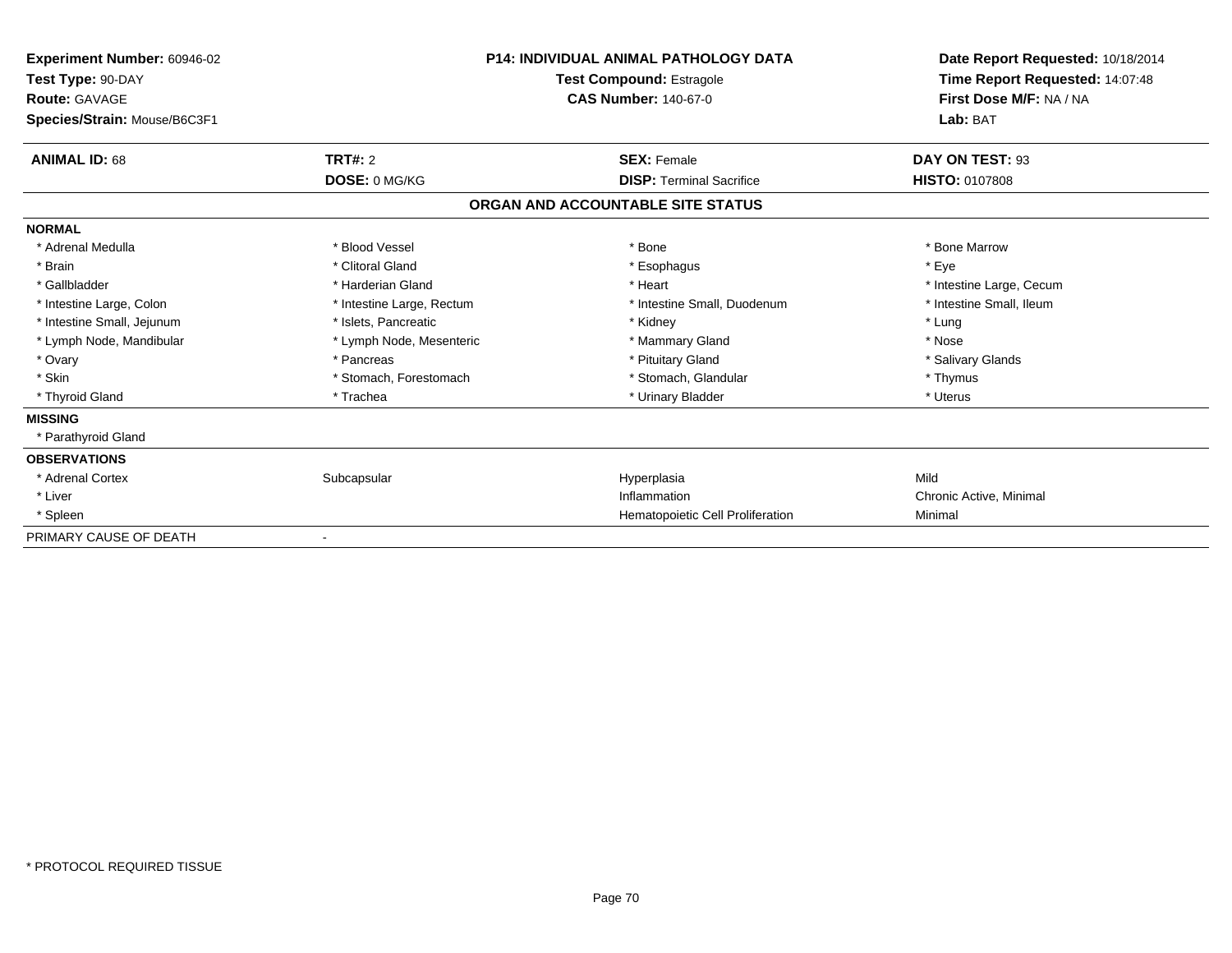| Experiment Number: 60946-02 | P14: INDIVIDUAL ANIMAL PATHOLOGY DATA | Date Report Requested: 10/18/2014 |
|---|---|---|
| Test Type: 90-DAY | Test Compound: Estragole | Time Report Requested: 14:07:48 |
| Route: GAVAGE | CAS Number: 140-67-0 | First Dose M/F: NA / NA |
| Species/Strain: Mouse/B6C3F1 | | Lab: BAT |

| ANIMAL ID: 68 | TRT#: 2 | SEX: Female | DAY ON TEST: 93 |
|---|---|---|---|
| | DOSE: 0 MG/KG | DISP: Terminal Sacrifice | HISTO: 0107808 |

## ORGAN AND ACCOUNTABLE SITE STATUS

**NORMAL**

| | | | |
|---|---|---|---|
| * Adrenal Medulla | * Blood Vessel | * Bone | * Bone Marrow |
| * Brain | * Clitoral Gland | * Esophagus | * Eye |
| * Gallbladder | * Harderian Gland | * Heart | * Intestine Large, Cecum |
| * Intestine Large, Colon | * Intestine Large, Rectum | * Intestine Small, Duodenum | * Intestine Small, Ileum |
| * Intestine Small, Jejunum | * Islets, Pancreatic | * Kidney | * Lung |
| * Lymph Node, Mandibular | * Lymph Node, Mesenteric | * Mammary Gland | * Nose |
| * Ovary | * Pancreas | * Pituitary Gland | * Salivary Glands |
| * Skin | * Stomach, Forestomach | * Stomach, Glandular | * Thymus |
| * Thyroid Gland | * Trachea | * Urinary Bladder | * Uterus |

**MISSING**

* Parathyroid Gland

**OBSERVATIONS**

| | | | |
|---|---|---|---|
| * Adrenal Cortex | Subcapsular | Hyperplasia | Mild |
| * Liver | | Inflammation | Chronic Active, Minimal |
| * Spleen | | Hematopoietic Cell Proliferation | Minimal |

PRIMARY CAUSE OF DEATH -

\* PROTOCOL REQUIRED TISSUE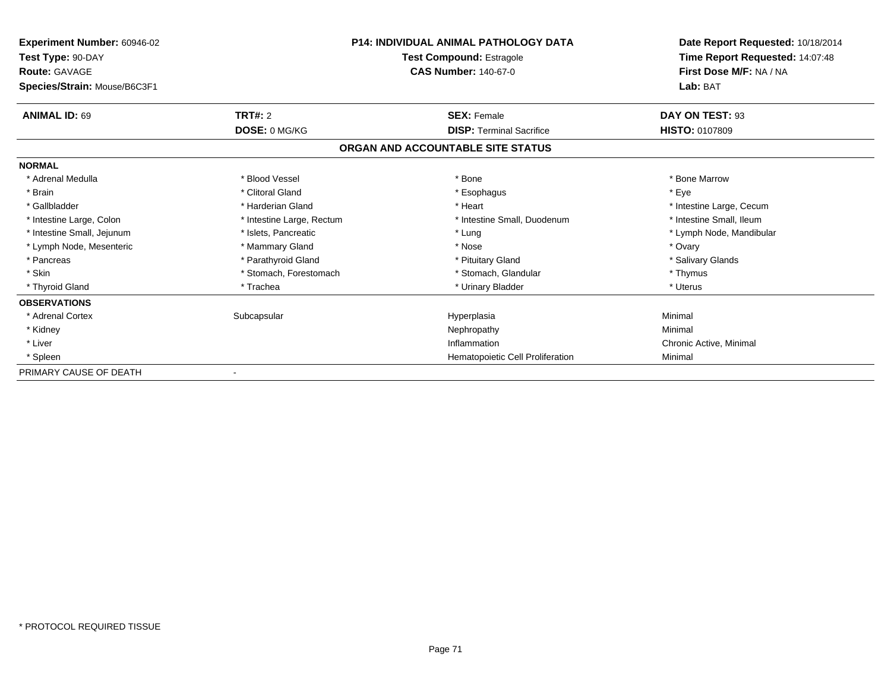| | | | |
|---|---|---|---|
| **Experiment Number:** 60946-02 | **P14: INDIVIDUAL ANIMAL PATHOLOGY DATA** | | **Date Report Requested:** 10/18/2014 |
| **Test Type:** 90-DAY | **Test Compound:** Estragole | | **Time Report Requested:** 14:07:48 |
| **Route:** GAVAGE | **CAS Number:** 140-67-0 | | **First Dose M/F:** NA / NA |
| **Species/Strain:** Mouse/B6C3F1 | | | **Lab:** BAT |

| | | | |
|---|---|---|---|
| **ANIMAL ID:** 69 | **TRT#:** 2 | **SEX:** Female | **DAY ON TEST:** 93 |
| | **DOSE:** 0 MG/KG | **DISP:** Terminal Sacrifice | **HISTO:** 0107809 |

## ORGAN AND ACCOUNTABLE SITE STATUS

| | | | |
|---|---|---|---|
| **NORMAL** | | | |
| * Adrenal Medulla | * Blood Vessel | * Bone | * Bone Marrow |
| * Brain | * Clitoral Gland | * Esophagus | * Eye |
| * Gallbladder | * Harderian Gland | * Heart | * Intestine Large, Cecum |
| * Intestine Large, Colon | * Intestine Large, Rectum | * Intestine Small, Duodenum | * Intestine Small, Ileum |
| * Intestine Small, Jejunum | * Islets, Pancreatic | * Lung | * Lymph Node, Mandibular |
| * Lymph Node, Mesenteric | * Mammary Gland | * Nose | * Ovary |
| * Pancreas | * Parathyroid Gland | * Pituitary Gland | * Salivary Glands |
| * Skin | * Stomach, Forestomach | * Stomach, Glandular | * Thymus |
| * Thyroid Gland | * Trachea | * Urinary Bladder | * Uterus |
| **OBSERVATIONS** | | | |
| * Adrenal Cortex | Subcapsular | Hyperplasia | Minimal |
| * Kidney | | Nephropathy | Minimal |
| * Liver | | Inflammation | Chronic Active, Minimal |
| * Spleen | | Hematopoietic Cell Proliferation | Minimal |
| PRIMARY CAUSE OF DEATH | - | | |

\* PROTOCOL REQUIRED TISSUE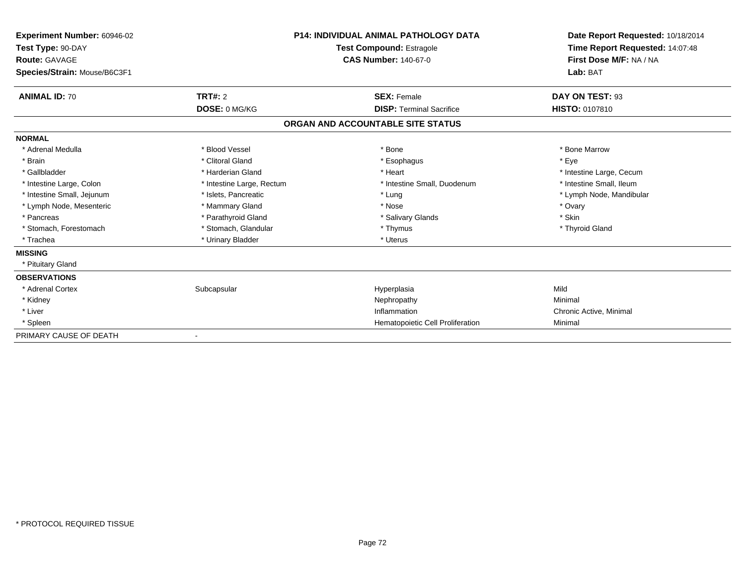**Experiment Number:** 60946-02
**Test Type:** 90-DAY
**Route:** GAVAGE
**Species/Strain:** Mouse/B6C3F1

**P14: INDIVIDUAL ANIMAL PATHOLOGY DATA**
**Test Compound:** Estragole
**CAS Number:** 140-67-0

**Date Report Requested:** 10/18/2014
**Time Report Requested:** 14:07:48
**First Dose M/F:** NA / NA
**Lab:** BAT

| **ANIMAL ID:** 70 | **TRT#:** 2 | **SEX:** Female | **DAY ON TEST:** 93 |
|---|---|---|---|
| | **DOSE:** 0 MG/KG | **DISP:** Terminal Sacrifice | **HISTO:** 0107810 |

## ORGAN AND ACCOUNTABLE SITE STATUS

**NORMAL**

| | | | |
|---|---|---|---|
| * Adrenal Medulla | * Blood Vessel | * Bone | * Bone Marrow |
| * Brain | * Clitoral Gland | * Esophagus | * Eye |
| * Gallbladder | * Harderian Gland | * Heart | * Intestine Large, Cecum |
| * Intestine Large, Colon | * Intestine Large, Rectum | * Intestine Small, Duodenum | * Intestine Small, Ileum |
| * Intestine Small, Jejunum | * Islets, Pancreatic | * Lung | * Lymph Node, Mandibular |
| * Lymph Node, Mesenteric | * Mammary Gland | * Nose | * Ovary |
| * Pancreas | * Parathyroid Gland | * Salivary Glands | * Skin |
| * Stomach, Forestomach | * Stomach, Glandular | * Thymus | * Thyroid Gland |
| * Trachea | * Urinary Bladder | * Uterus | |

**MISSING**

* Pituitary Gland

**OBSERVATIONS**

| | | | |
|---|---|---|---|
| * Adrenal Cortex | Subcapsular | Hyperplasia | Mild |
| * Kidney | | Nephropathy | Minimal |
| * Liver | | Inflammation | Chronic Active, Minimal |
| * Spleen | | Hematopoietic Cell Proliferation | Minimal |

PRIMARY CAUSE OF DEATH -

* PROTOCOL REQUIRED TISSUE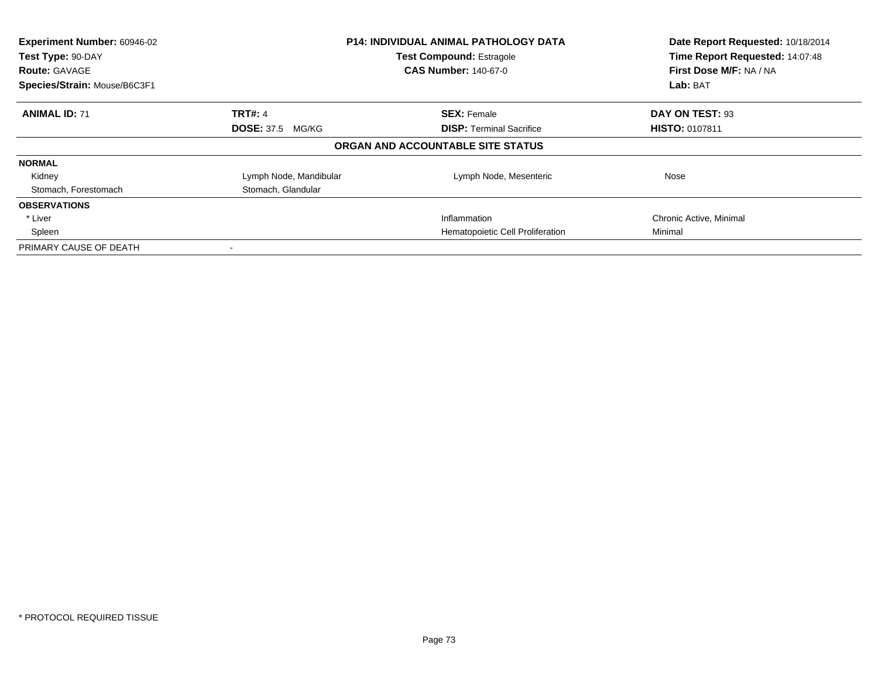| **Experiment Number:** 60946-02 | **P14: INDIVIDUAL ANIMAL PATHOLOGY DATA** | | **Date Report Requested:** 10/18/2014 |
|---|---|---|---|
| **Test Type:** 90-DAY | **Test Compound:** Estragole | | **Time Report Requested:** 14:07:48 |
| **Route:** GAVAGE | **CAS Number:** 140-67-0 | | **First Dose M/F:** NA / NA |
| **Species/Strain:** Mouse/B6C3F1 | | | **Lab:** BAT |

| **ANIMAL ID:** 71 | **TRT#:** 4 | **SEX:** Female | **DAY ON TEST:** 93 |
|---|---|---|---|
| | **DOSE:** 37.5 MG/KG | **DISP:** Terminal Sacrifice | **HISTO:** 0107811 |

**ORGAN AND ACCOUNTABLE SITE STATUS**

| | | | |
|---|---|---|---|
| **NORMAL** | | | |
| Kidney | Lymph Node, Mandibular | Lymph Node, Mesenteric | Nose |
| Stomach, Forestomach | Stomach, Glandular | | |
| **OBSERVATIONS** | | | |
| * Liver | | Inflammation | Chronic Active, Minimal |
| Spleen | | Hematopoietic Cell Proliferation | Minimal |
| PRIMARY CAUSE OF DEATH | - | | |

* PROTOCOL REQUIRED TISSUE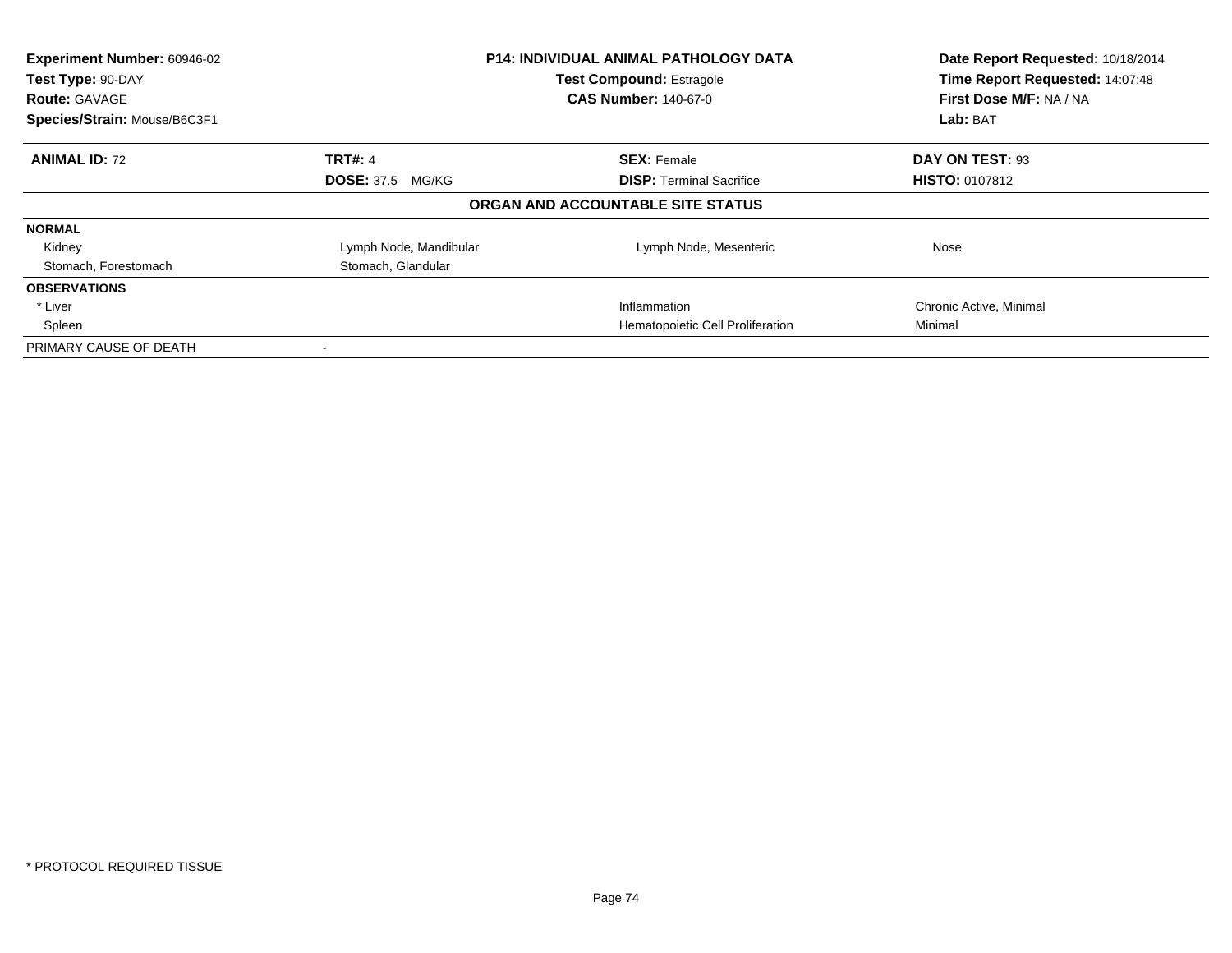| Experiment Number: 60946-02 | P14: INDIVIDUAL ANIMAL PATHOLOGY DATA | Date Report Requested: 10/18/2014 |
|---|---|---|
| Test Type: 90-DAY | Test Compound: Estragole | Time Report Requested: 14:07:48 |
| Route: GAVAGE | CAS Number: 140-67-0 | First Dose M/F: NA / NA |
| Species/Strain: Mouse/B6C3F1 | | Lab: BAT |

| **ANIMAL ID:** 72 | **TRT#:** 4 | **SEX:** Female | **DAY ON TEST:** 93 |
|---|---|---|---|
| | **DOSE:** 37.5 MG/KG | **DISP:** Terminal Sacrifice | **HISTO:** 0107812 |

**ORGAN AND ACCOUNTABLE SITE STATUS**

| | | | |
|---|---|---|---|
| **NORMAL** | | | |
| Kidney | Lymph Node, Mandibular | Lymph Node, Mesenteric | Nose |
| Stomach, Forestomach | Stomach, Glandular | | |
| **OBSERVATIONS** | | | |
| * Liver | | Inflammation | Chronic Active, Minimal |
| Spleen | | Hematopoietic Cell Proliferation | Minimal |
| PRIMARY CAUSE OF DEATH | - | | |

* PROTOCOL REQUIRED TISSUE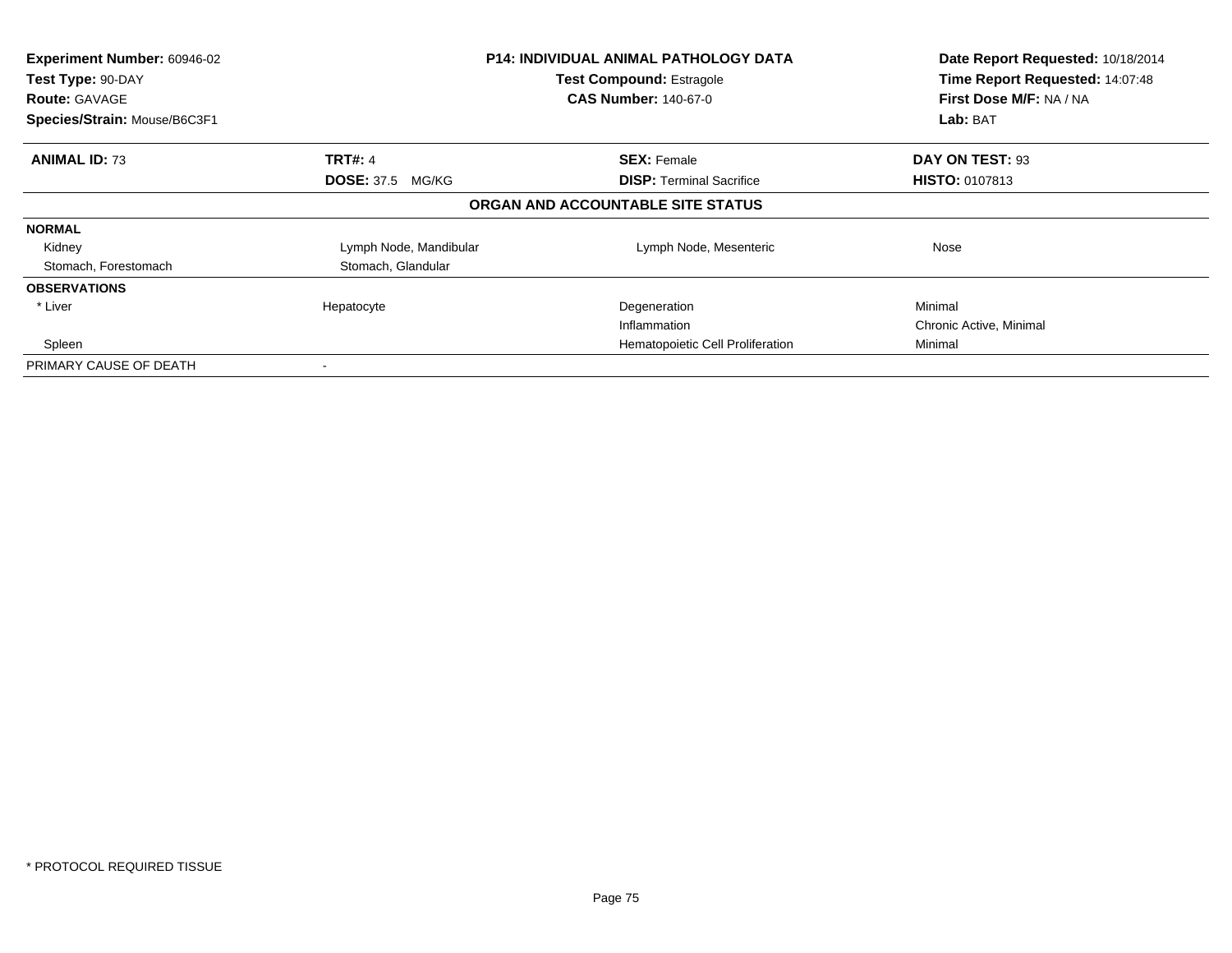| **Experiment Number:** 60946-02 | **P14: INDIVIDUAL ANIMAL PATHOLOGY DATA** | | **Date Report Requested:** 10/18/2014 |
|---|---|---|---|
| **Test Type:** 90-DAY | **Test Compound:** Estragole | | **Time Report Requested:** 14:07:48 |
| **Route:** GAVAGE | **CAS Number:** 140-67-0 | | **First Dose M/F:** NA / NA |
| **Species/Strain:** Mouse/B6C3F1 | | | **Lab:** BAT |

| **ANIMAL ID:** 73 | **TRT#:** 4 | **SEX:** Female | **DAY ON TEST:** 93 |
|---|---|---|---|
| | **DOSE:** 37.5 MG/KG | **DISP:** Terminal Sacrifice | **HISTO:** 0107813 |
| | | **ORGAN AND ACCOUNTABLE SITE STATUS** | |
| **NORMAL** | | | |
| Kidney | Lymph Node, Mandibular | Lymph Node, Mesenteric | Nose |
| Stomach, Forestomach | Stomach, Glandular | | |
| **OBSERVATIONS** | | | |
| * Liver | Hepatocyte | Degeneration | Minimal |
| | | Inflammation | Chronic Active, Minimal |
| Spleen | | Hematopoietic Cell Proliferation | Minimal |
| PRIMARY CAUSE OF DEATH | - | | |

\* PROTOCOL REQUIRED TISSUE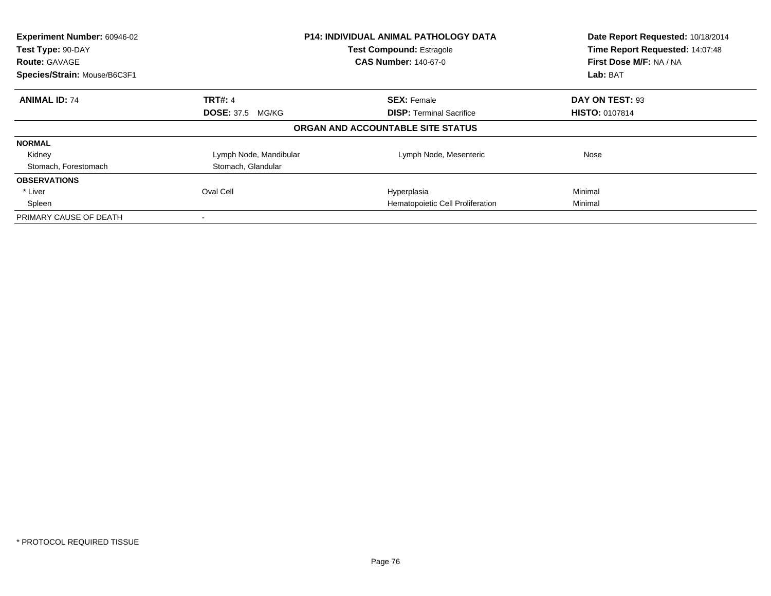| Experiment Number: 60946-02 | P14: INDIVIDUAL ANIMAL PATHOLOGY DATA | Date Report Requested: 10/18/2014 |
|---|---|---|
| Test Type: 90-DAY | Test Compound: Estragole | Time Report Requested: 14:07:48 |
| Route: GAVAGE | CAS Number: 140-67-0 | First Dose M/F: NA / NA |
| Species/Strain: Mouse/B6C3F1 | | Lab: BAT |

| **ANIMAL ID:** 74 | **TRT#:** 4 | **SEX:** Female | **DAY ON TEST:** 93 |
|---|---|---|---|
| | **DOSE:** 37.5 MG/KG | **DISP:** Terminal Sacrifice | **HISTO:** 0107814 |

**ORGAN AND ACCOUNTABLE SITE STATUS**

| | | | |
|---|---|---|---|
| **NORMAL** | | | |
| Kidney | Lymph Node, Mandibular | Lymph Node, Mesenteric | Nose |
| Stomach, Forestomach | Stomach, Glandular | | |
| **OBSERVATIONS** | | | |
| * Liver | Oval Cell | Hyperplasia | Minimal |
| Spleen | | Hematopoietic Cell Proliferation | Minimal |
| PRIMARY CAUSE OF DEATH | - | | |

* PROTOCOL REQUIRED TISSUE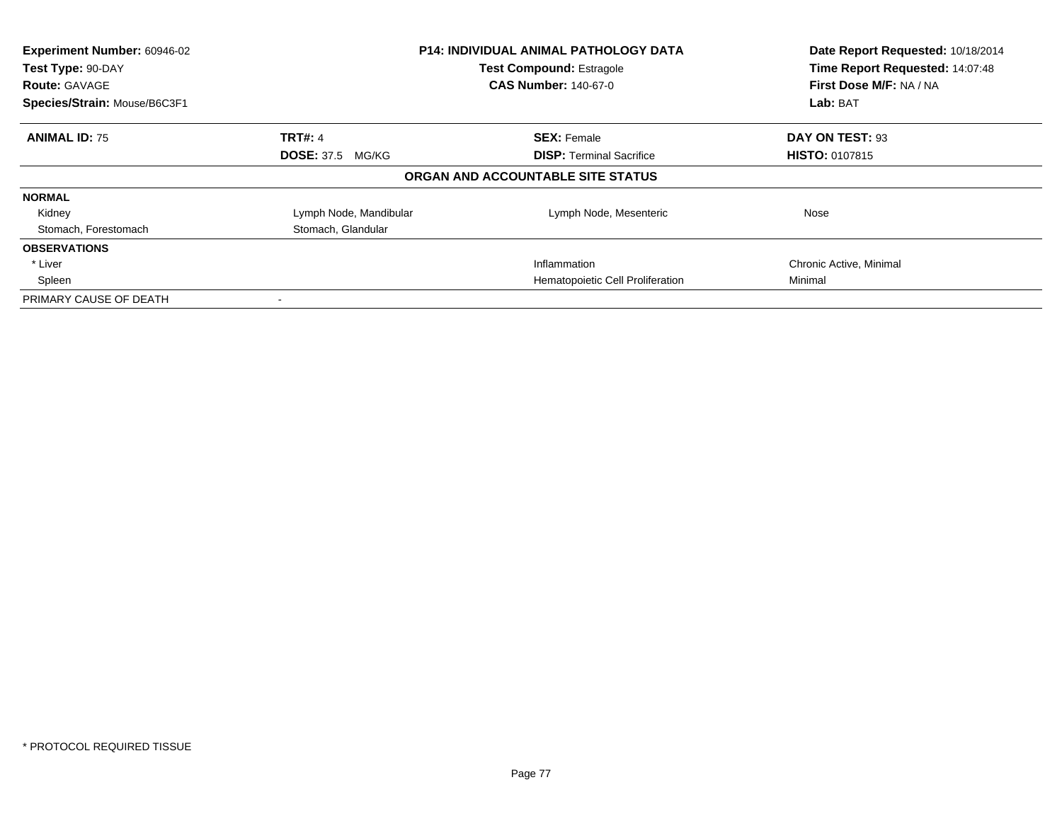| Experiment Number: 60946-02 | P14: INDIVIDUAL ANIMAL PATHOLOGY DATA | Date Report Requested: 10/18/2014 |
|---|---|---|
| Test Type: 90-DAY | Test Compound: Estragole | Time Report Requested: 14:07:48 |
| Route: GAVAGE | CAS Number: 140-67-0 | First Dose M/F: NA / NA |
| Species/Strain: Mouse/B6C3F1 | | Lab: BAT |

| ANIMAL ID: 75 | TRT#: 4 | SEX: Female | DAY ON TEST: 93 |
|---|---|---|---|
| | DOSE: 37.5 MG/KG | DISP: Terminal Sacrifice | HISTO: 0107815 |

**ORGAN AND ACCOUNTABLE SITE STATUS**

| | | | |
|---|---|---|---|
| **NORMAL** | | | |
| Kidney | Lymph Node, Mandibular | Lymph Node, Mesenteric | Nose |
| Stomach, Forestomach | Stomach, Glandular | | |
| **OBSERVATIONS** | | | |
| * Liver | | Inflammation | Chronic Active, Minimal |
| Spleen | | Hematopoietic Cell Proliferation | Minimal |
| PRIMARY CAUSE OF DEATH | - | | |

* PROTOCOL REQUIRED TISSUE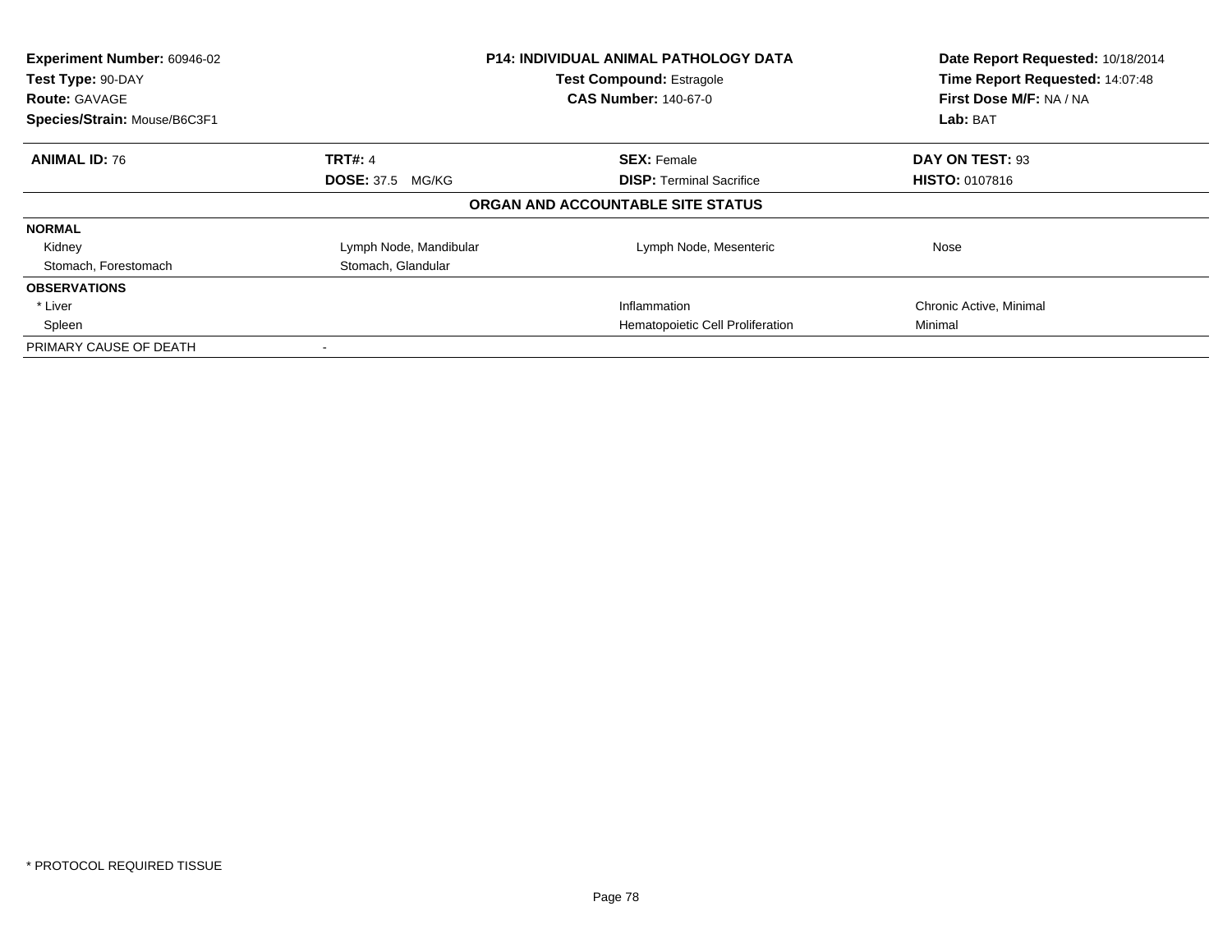| Experiment Number: 60946-02 | P14: INDIVIDUAL ANIMAL PATHOLOGY DATA | Date Report Requested: 10/18/2014 |
|---|---|---|
| Test Type: 90-DAY | Test Compound: Estragole | Time Report Requested: 14:07:48 |
| Route: GAVAGE | CAS Number: 140-67-0 | First Dose M/F: NA / NA |
| Species/Strain: Mouse/B6C3F1 | | Lab: BAT |

| **ANIMAL ID:** 76 | **TRT#:** 4 | **SEX:** Female | **DAY ON TEST:** 93 |
|---|---|---|---|
| | **DOSE:** 37.5 MG/KG | **DISP:** Terminal Sacrifice | **HISTO:** 0107816 |

**ORGAN AND ACCOUNTABLE SITE STATUS**

| | | | |
|---|---|---|---|
| **NORMAL** | | | |
| Kidney | Lymph Node, Mandibular | Lymph Node, Mesenteric | Nose |
| Stomach, Forestomach | Stomach, Glandular | | |
| **OBSERVATIONS** | | | |
| * Liver | | Inflammation | Chronic Active, Minimal |
| Spleen | | Hematopoietic Cell Proliferation | Minimal |
| PRIMARY CAUSE OF DEATH | - | | |

* PROTOCOL REQUIRED TISSUE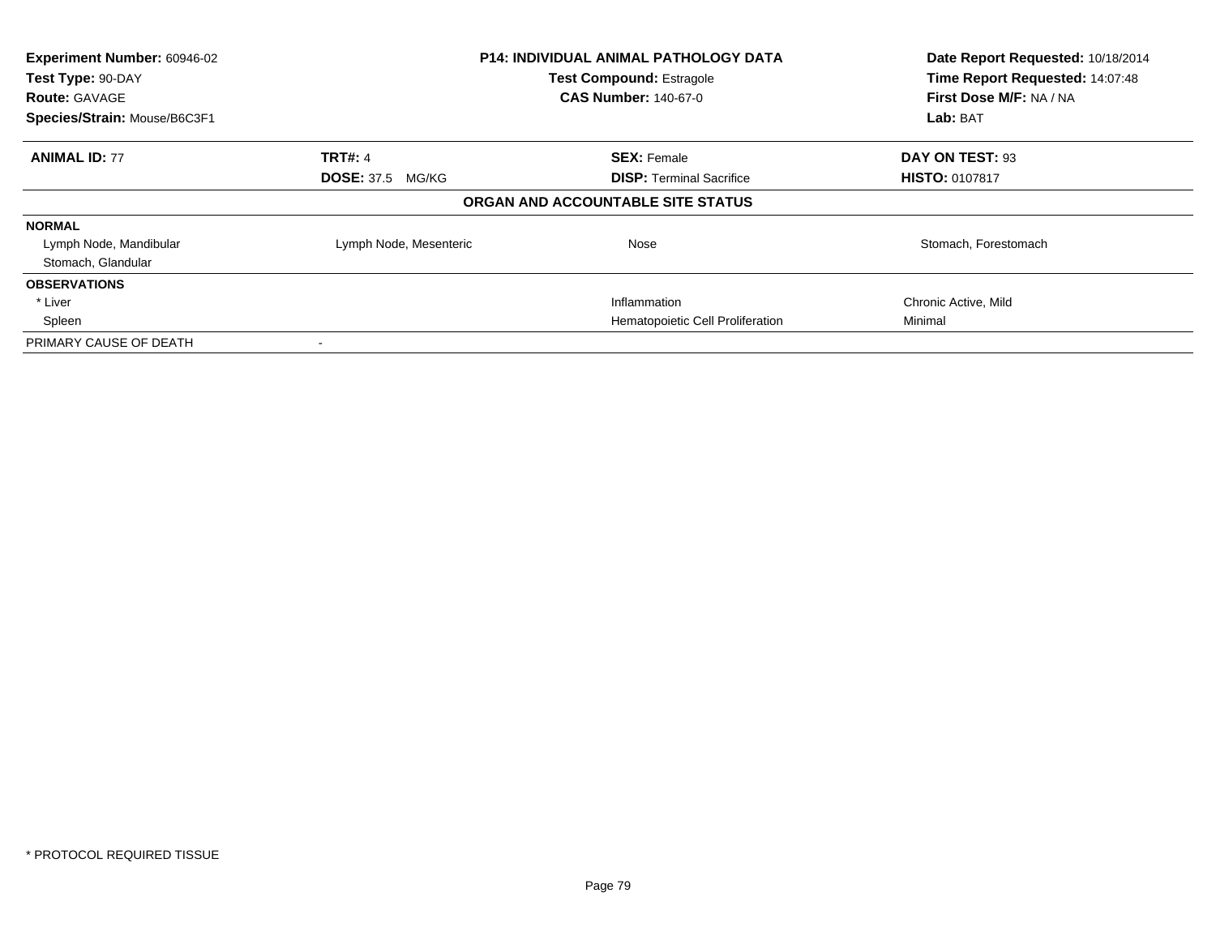| Experiment Number: 60946-02 | P14: INDIVIDUAL ANIMAL PATHOLOGY DATA | Date Report Requested: 10/18/2014 |
|---|---|---|
| Test Type: 90-DAY | Test Compound: Estragole | Time Report Requested: 14:07:48 |
| Route: GAVAGE | CAS Number: 140-67-0 | First Dose M/F: NA / NA |
| Species/Strain: Mouse/B6C3F1 | | Lab: BAT |

| ANIMAL ID: 77 | TRT#: 4 | SEX: Female | DAY ON TEST: 93 |
|---|---|---|---|
| | DOSE: 37.5 MG/KG | DISP: Terminal Sacrifice | HISTO: 0107817 |

**ORGAN AND ACCOUNTABLE SITE STATUS**

| | | | |
|---|---|---|---|
| **NORMAL** | | | |
| Lymph Node, Mandibular | Lymph Node, Mesenteric | Nose | Stomach, Forestomach |
| Stomach, Glandular | | | |
| **OBSERVATIONS** | | | |
| * Liver | | Inflammation | Chronic Active, Mild |
| Spleen | | Hematopoietic Cell Proliferation | Minimal |
| PRIMARY CAUSE OF DEATH | - | | |

* PROTOCOL REQUIRED TISSUE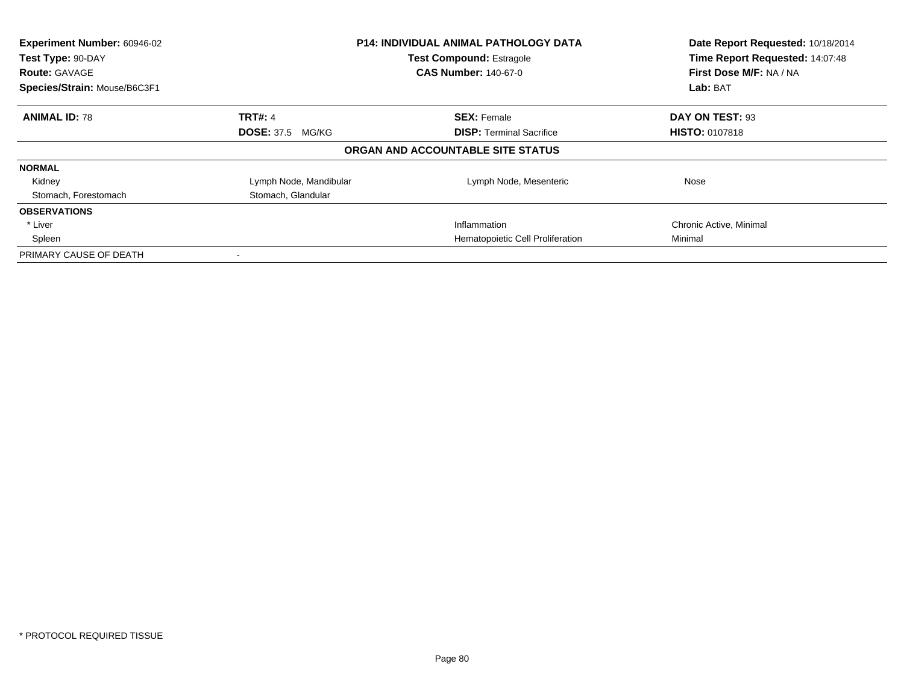| Experiment Number: 60946-02 | P14: INDIVIDUAL ANIMAL PATHOLOGY DATA | Date Report Requested: 10/18/2014 |
|---|---|---|
| Test Type: 90-DAY | Test Compound: Estragole | Time Report Requested: 14:07:48 |
| Route: GAVAGE | CAS Number: 140-67-0 | First Dose M/F: NA / NA |
| Species/Strain: Mouse/B6C3F1 | | Lab: BAT |

| **ANIMAL ID:** 78 | **TRT#:** 4 | **SEX:** Female | **DAY ON TEST:** 93 |
|---|---|---|---|
| | **DOSE:** 37.5 MG/KG | **DISP:** Terminal Sacrifice | **HISTO:** 0107818 |

**ORGAN AND ACCOUNTABLE SITE STATUS**

| | | | |
|---|---|---|---|
| **NORMAL** | | | |
| Kidney | Lymph Node, Mandibular | Lymph Node, Mesenteric | Nose |
| Stomach, Forestomach | Stomach, Glandular | | |
| **OBSERVATIONS** | | | |
| * Liver | | Inflammation | Chronic Active, Minimal |
| Spleen | | Hematopoietic Cell Proliferation | Minimal |
| PRIMARY CAUSE OF DEATH | - | | |

* PROTOCOL REQUIRED TISSUE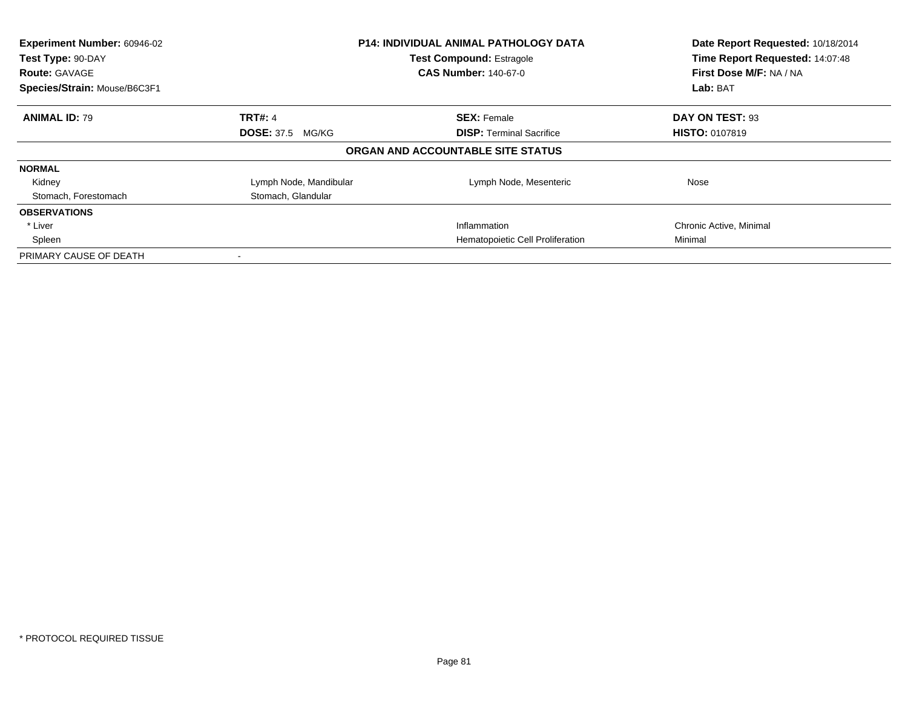| **Experiment Number:** 60946-02 | **P14: INDIVIDUAL ANIMAL PATHOLOGY DATA** | **Date Report Requested:** 10/18/2014 |
|---|---|---|
| **Test Type:** 90-DAY | **Test Compound:** Estragole | **Time Report Requested:** 14:07:48 |
| **Route:** GAVAGE | **CAS Number:** 140-67-0 | **First Dose M/F:** NA / NA |
| **Species/Strain:** Mouse/B6C3F1 | | **Lab:** BAT |

| **ANIMAL ID:** 79 | **TRT#:** 4 | **SEX:** Female | **DAY ON TEST:** 93 |
|---|---|---|---|
| | **DOSE:** 37.5 MG/KG | **DISP:** Terminal Sacrifice | **HISTO:** 0107819 |

**ORGAN AND ACCOUNTABLE SITE STATUS**

| | | | |
|---|---|---|---|
| **NORMAL** | | | |
| Kidney | Lymph Node, Mandibular | Lymph Node, Mesenteric | Nose |
| Stomach, Forestomach | Stomach, Glandular | | |
| **OBSERVATIONS** | | | |
| * Liver | | Inflammation | Chronic Active, Minimal |
| Spleen | | Hematopoietic Cell Proliferation | Minimal |
| PRIMARY CAUSE OF DEATH | - | | |

* PROTOCOL REQUIRED TISSUE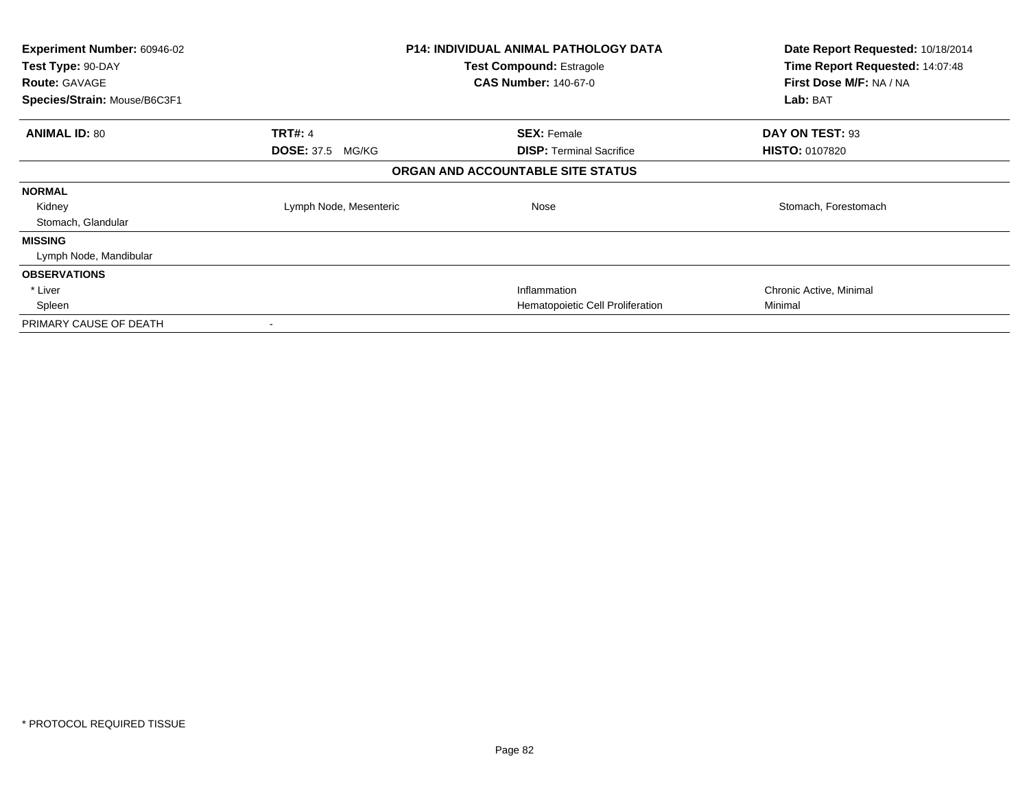**Experiment Number:** 60946-02
**Test Type:** 90-DAY
**Route:** GAVAGE
**Species/Strain:** Mouse/B6C3F1

**P14: INDIVIDUAL ANIMAL PATHOLOGY DATA**
**Test Compound:** Estragole
**CAS Number:** 140-67-0

**Date Report Requested:** 10/18/2014
**Time Report Requested:** 14:07:48
**First Dose M/F:** NA / NA
**Lab:** BAT

| **ANIMAL ID:** 80 | **TRT#:** 4 | **SEX:** Female | **DAY ON TEST:** 93 |
|---|---|---|---|
| | **DOSE:** 37.5 MG/KG | **DISP:** Terminal Sacrifice | **HISTO:** 0107820 |

**ORGAN AND ACCOUNTABLE SITE STATUS**

| | | | |
|---|---|---|---|
| **NORMAL** | | | |
| Kidney | Lymph Node, Mesenteric | Nose | Stomach, Forestomach |
| Stomach, Glandular | | | |
| **MISSING** | | | |
| Lymph Node, Mandibular | | | |
| **OBSERVATIONS** | | | |
| * Liver | | Inflammation | Chronic Active, Minimal |
| Spleen | | Hematopoietic Cell Proliferation | Minimal |
| PRIMARY CAUSE OF DEATH | - | | |

* PROTOCOL REQUIRED TISSUE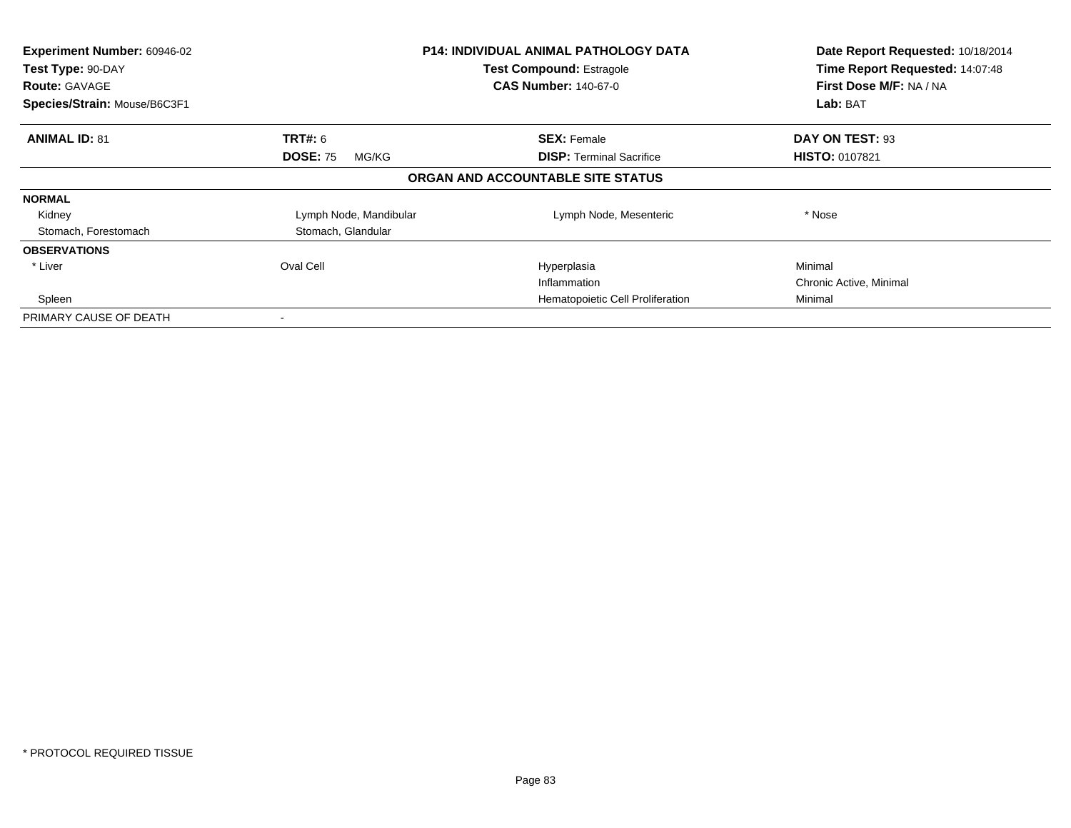| **Experiment Number:** 60946-02 | **P14: INDIVIDUAL ANIMAL PATHOLOGY DATA** | **Date Report Requested:** 10/18/2014 |
|---|---|---|
| **Test Type:** 90-DAY | **Test Compound:** Estragole | **Time Report Requested:** 14:07:48 |
| **Route:** GAVAGE | **CAS Number:** 140-67-0 | **First Dose M/F:** NA / NA |
| **Species/Strain:** Mouse/B6C3F1 | | **Lab:** BAT |

| **ANIMAL ID:** 81 | **TRT#:** 6 | **SEX:** Female | **DAY ON TEST:** 93 |
|---|---|---|---|
| | **DOSE:** 75 MG/KG | **DISP:** Terminal Sacrifice | **HISTO:** 0107821 |

**ORGAN AND ACCOUNTABLE SITE STATUS**

| | | | |
|---|---|---|---|
| **NORMAL** | | | |
| Kidney | Lymph Node, Mandibular | Lymph Node, Mesenteric | * Nose |
| Stomach, Forestomach | Stomach, Glandular | | |
| **OBSERVATIONS** | | | |
| * Liver | Oval Cell | Hyperplasia | Minimal |
| | | Inflammation | Chronic Active, Minimal |
| Spleen | | Hematopoietic Cell Proliferation | Minimal |
| PRIMARY CAUSE OF DEATH | - | | |

* PROTOCOL REQUIRED TISSUE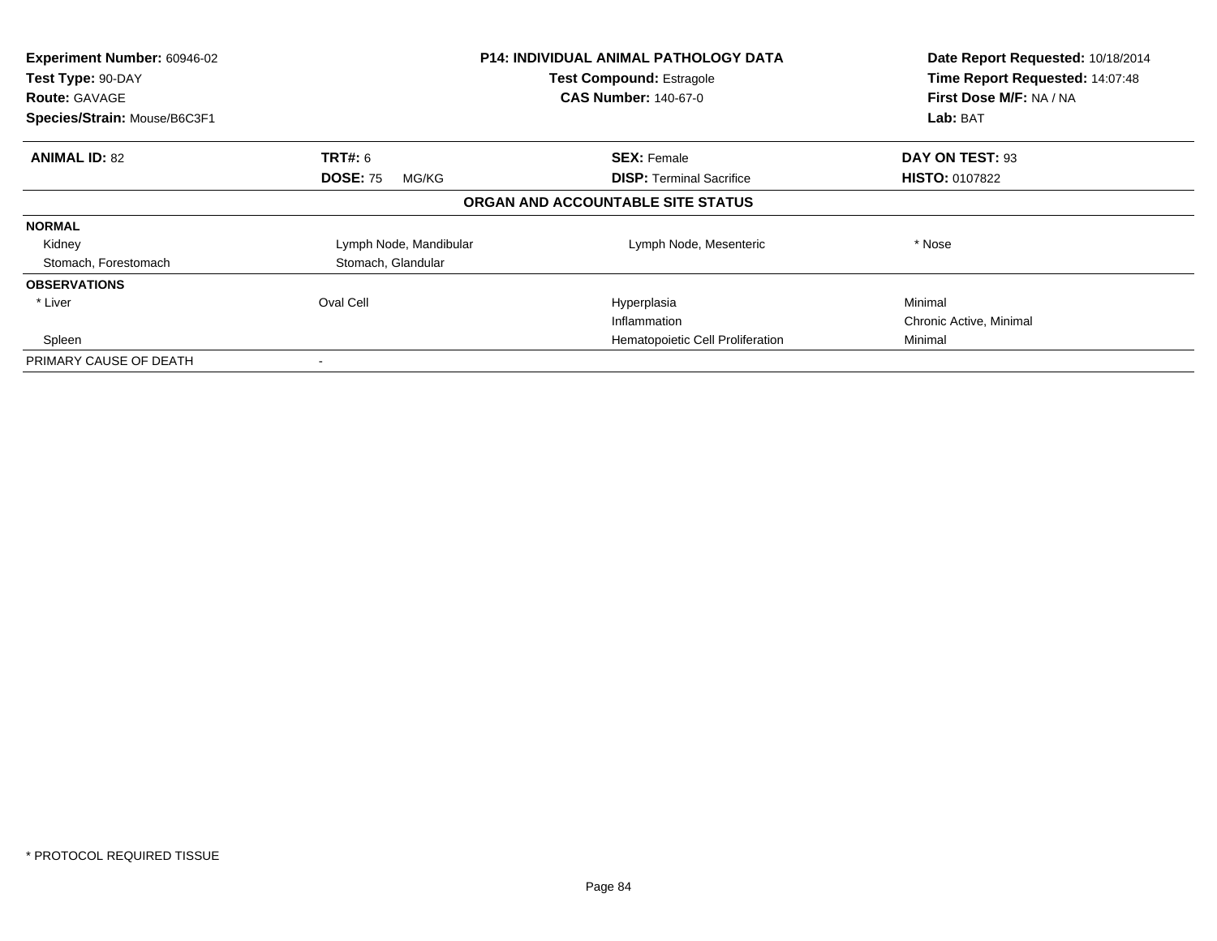| **Experiment Number:** 60946-02 | **P14: INDIVIDUAL ANIMAL PATHOLOGY DATA** | **Date Report Requested:** 10/18/2014 |
|---|---|---|
| **Test Type:** 90-DAY | **Test Compound:** Estragole | **Time Report Requested:** 14:07:48 |
| **Route:** GAVAGE | **CAS Number:** 140-67-0 | **First Dose M/F:** NA / NA |
| **Species/Strain:** Mouse/B6C3F1 | | **Lab:** BAT |

| **ANIMAL ID:** 82 | **TRT#:** 6 | **SEX:** Female | **DAY ON TEST:** 93 |
|---|---|---|---|
| | **DOSE:** 75 MG/KG | **DISP:** Terminal Sacrifice | **HISTO:** 0107822 |

**ORGAN AND ACCOUNTABLE SITE STATUS**

| | | | |
|---|---|---|---|
| **NORMAL** | | | |
| Kidney | Lymph Node, Mandibular | Lymph Node, Mesenteric | * Nose |
| Stomach, Forestomach | Stomach, Glandular | | |
| **OBSERVATIONS** | | | |
| * Liver | Oval Cell | Hyperplasia | Minimal |
| | | Inflammation | Chronic Active, Minimal |
| Spleen | | Hematopoietic Cell Proliferation | Minimal |
| PRIMARY CAUSE OF DEATH | - | | |

* PROTOCOL REQUIRED TISSUE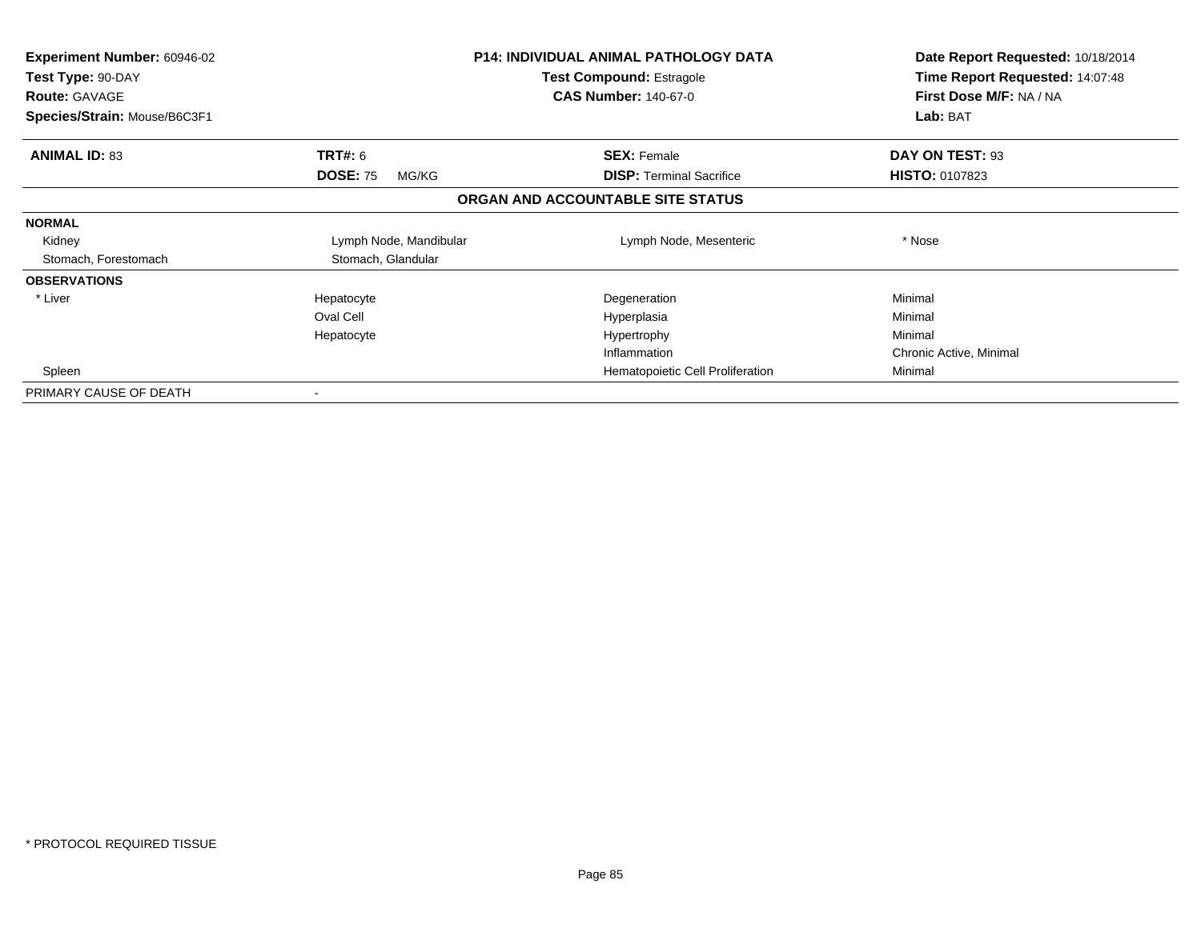| **Experiment Number:** 60946-02 | **P14: INDIVIDUAL ANIMAL PATHOLOGY DATA** | **Date Report Requested:** 10/18/2014 |
|---|---|---|
| **Test Type:** 90-DAY | **Test Compound:** Estragole | **Time Report Requested:** 14:07:48 |
| **Route:** GAVAGE | **CAS Number:** 140-67-0 | **First Dose M/F:** NA / NA |
| **Species/Strain:** Mouse/B6C3F1 | | **Lab:** BAT |

| **ANIMAL ID:** 83 | **TRT#:** 6 | **SEX:** Female | **DAY ON TEST:** 93 |
|---|---|---|---|
| | **DOSE:** 75 MG/KG | **DISP:** Terminal Sacrifice | **HISTO:** 0107823 |

**ORGAN AND ACCOUNTABLE SITE STATUS**

| | | | |
|---|---|---|---|
| **NORMAL** | | | |
| Kidney | Lymph Node, Mandibular | Lymph Node, Mesenteric | * Nose |
| Stomach, Forestomach | Stomach, Glandular | | |
| **OBSERVATIONS** | | | |
| * Liver | Hepatocyte | Degeneration | Minimal |
| | Oval Cell | Hyperplasia | Minimal |
| | Hepatocyte | Hypertrophy | Minimal |
| | | Inflammation | Chronic Active, Minimal |
| Spleen | | Hematopoietic Cell Proliferation | Minimal |
| PRIMARY CAUSE OF DEATH | - | | |

* PROTOCOL REQUIRED TISSUE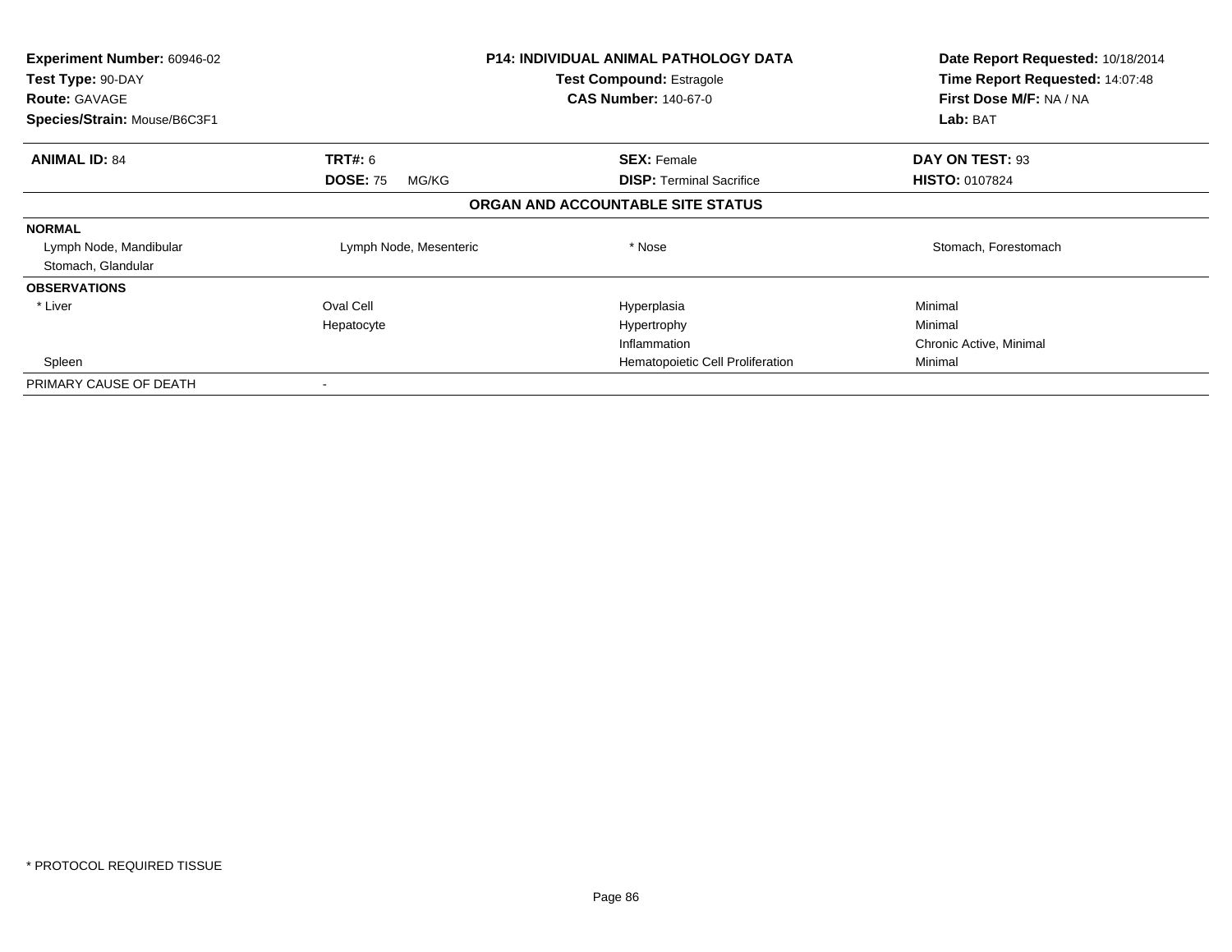| Experiment Number: 60946-02 | P14: INDIVIDUAL ANIMAL PATHOLOGY DATA | Date Report Requested: 10/18/2014 |
|---|---|---|
| Test Type: 90-DAY | Test Compound: Estragole | Time Report Requested: 14:07:48 |
| Route: GAVAGE | CAS Number: 140-67-0 | First Dose M/F: NA / NA |
| Species/Strain: Mouse/B6C3F1 | | Lab: BAT |

| ANIMAL ID: 84 | TRT#: 6 | SEX: Female | DAY ON TEST: 93 |
|---|---|---|---|
| | DOSE: 75 MG/KG | DISP: Terminal Sacrifice | HISTO: 0107824 |

**ORGAN AND ACCOUNTABLE SITE STATUS**

**NORMAL**

| | | | |
|---|---|---|---|
| Lymph Node, Mandibular | Lymph Node, Mesenteric | * Nose | Stomach, Forestomach |
| Stomach, Glandular | | | |

**OBSERVATIONS**

| | | | |
|---|---|---|---|
| * Liver | Oval Cell | Hyperplasia | Minimal |
| | Hepatocyte | Hypertrophy | Minimal |
| | | Inflammation | Chronic Active, Minimal |
| Spleen | | Hematopoietic Cell Proliferation | Minimal |

| | |
|---|---|
| PRIMARY CAUSE OF DEATH | - |

* PROTOCOL REQUIRED TISSUE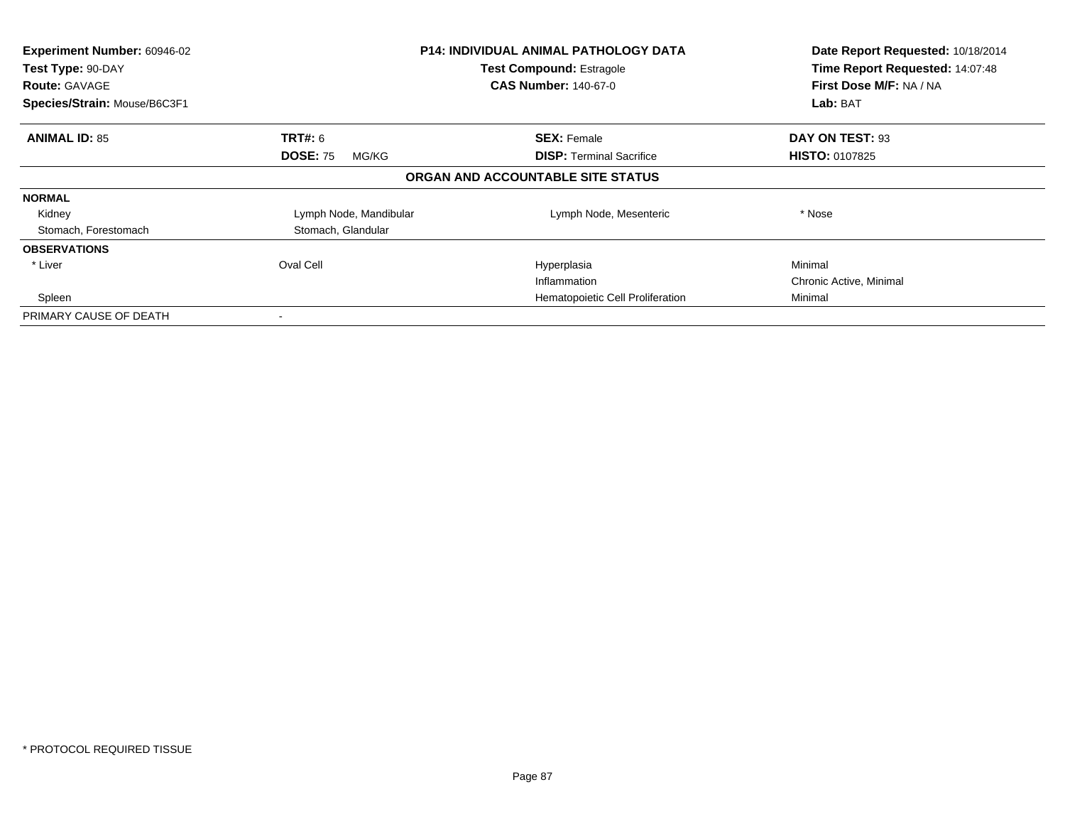| **Experiment Number:** 60946-02 | **P14: INDIVIDUAL ANIMAL PATHOLOGY DATA** | **Date Report Requested:** 10/18/2014 |
|---|---|---|
| **Test Type:** 90-DAY | **Test Compound:** Estragole | **Time Report Requested:** 14:07:48 |
| **Route:** GAVAGE | **CAS Number:** 140-67-0 | **First Dose M/F:** NA / NA |
| **Species/Strain:** Mouse/B6C3F1 | | **Lab:** BAT |

| **ANIMAL ID:** 85 | **TRT#:** 6 | **SEX:** Female | **DAY ON TEST:** 93 |
|---|---|---|---|
| | **DOSE:** 75 MG/KG | **DISP:** Terminal Sacrifice | **HISTO:** 0107825 |

**ORGAN AND ACCOUNTABLE SITE STATUS**

| | | | |
|---|---|---|---|
| **NORMAL** | | | |
| Kidney | Lymph Node, Mandibular | Lymph Node, Mesenteric | * Nose |
| Stomach, Forestomach | Stomach, Glandular | | |
| **OBSERVATIONS** | | | |
| * Liver | Oval Cell | Hyperplasia | Minimal |
| | | Inflammation | Chronic Active, Minimal |
| Spleen | | Hematopoietic Cell Proliferation | Minimal |
| PRIMARY CAUSE OF DEATH | - | | |

\* PROTOCOL REQUIRED TISSUE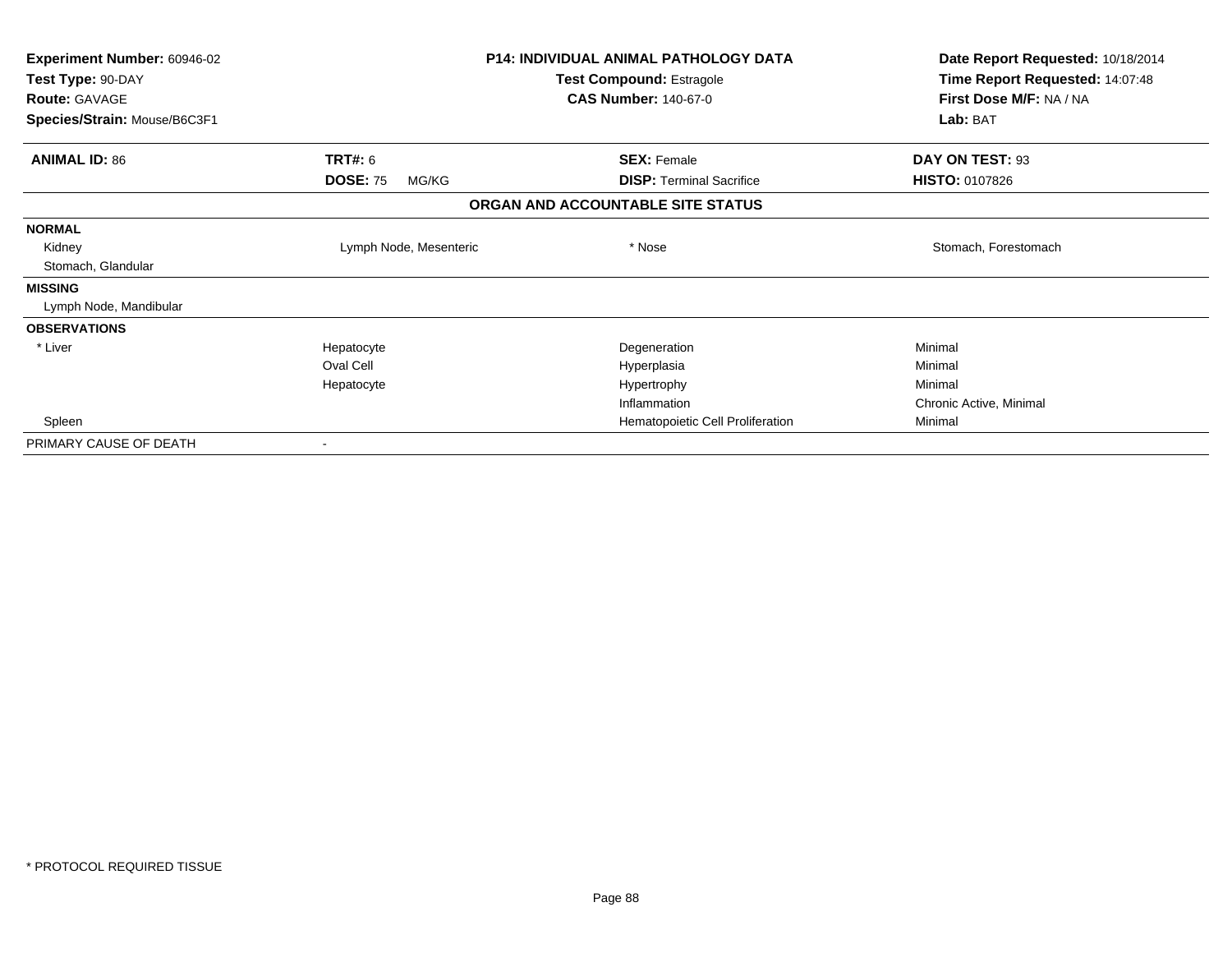**Experiment Number:** 60946-02
**Test Type:** 90-DAY
**Route:** GAVAGE
**Species/Strain:** Mouse/B6C3F1

**P14: INDIVIDUAL ANIMAL PATHOLOGY DATA**
**Test Compound:** Estragole
**CAS Number:** 140-67-0

**Date Report Requested:** 10/18/2014
**Time Report Requested:** 14:07:48
**First Dose M/F:** NA / NA
**Lab:** BAT

| **ANIMAL ID:** 86 | **TRT#:** 6 | **SEX:** Female | **DAY ON TEST:** 93 |
|---|---|---|---|
| | **DOSE:** 75 MG/KG | **DISP:** Terminal Sacrifice | **HISTO:** 0107826 |

**ORGAN AND ACCOUNTABLE SITE STATUS**

**NORMAL**

| | | | |
|---|---|---|---|
| Kidney | Lymph Node, Mesenteric | * Nose | Stomach, Forestomach |
| Stomach, Glandular | | | |

**MISSING**

Lymph Node, Mandibular

**OBSERVATIONS**

| | | | |
|---|---|---|---|
| * Liver | Hepatocyte | Degeneration | Minimal |
| | Oval Cell | Hyperplasia | Minimal |
| | Hepatocyte | Hypertrophy | Minimal |
| | | Inflammation | Chronic Active, Minimal |
| Spleen | | Hematopoietic Cell Proliferation | Minimal |

PRIMARY CAUSE OF DEATH -

\* PROTOCOL REQUIRED TISSUE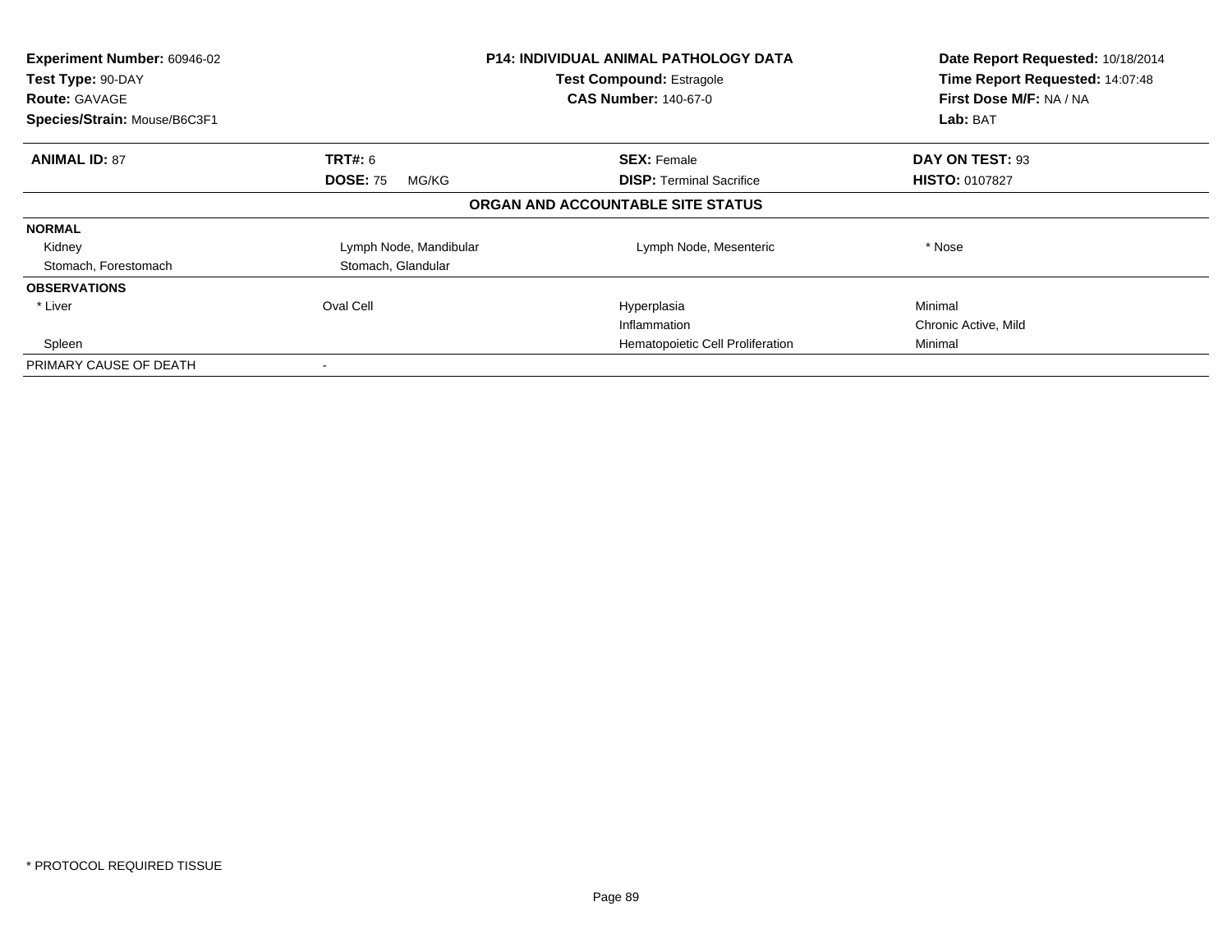| **Experiment Number:** 60946-02 | **P14: INDIVIDUAL ANIMAL PATHOLOGY DATA** | **Date Report Requested:** 10/18/2014 |
|---|---|---|
| **Test Type:** 90-DAY | **Test Compound:** Estragole | **Time Report Requested:** 14:07:48 |
| **Route:** GAVAGE | **CAS Number:** 140-67-0 | **First Dose M/F:** NA / NA |
| **Species/Strain:** Mouse/B6C3F1 | | **Lab:** BAT |

| **ANIMAL ID:** 87 | **TRT#:** 6 | **SEX:** Female | **DAY ON TEST:** 93 |
|---|---|---|---|
| | **DOSE:** 75 MG/KG | **DISP:** Terminal Sacrifice | **HISTO:** 0107827 |

**ORGAN AND ACCOUNTABLE SITE STATUS**

| | | | |
|---|---|---|---|
| **NORMAL** | | | |
| Kidney | Lymph Node, Mandibular | Lymph Node, Mesenteric | * Nose |
| Stomach, Forestomach | Stomach, Glandular | | |
| **OBSERVATIONS** | | | |
| * Liver | Oval Cell | Hyperplasia | Minimal |
| | | Inflammation | Chronic Active, Mild |
| Spleen | | Hematopoietic Cell Proliferation | Minimal |
| PRIMARY CAUSE OF DEATH | - | | |

\* PROTOCOL REQUIRED TISSUE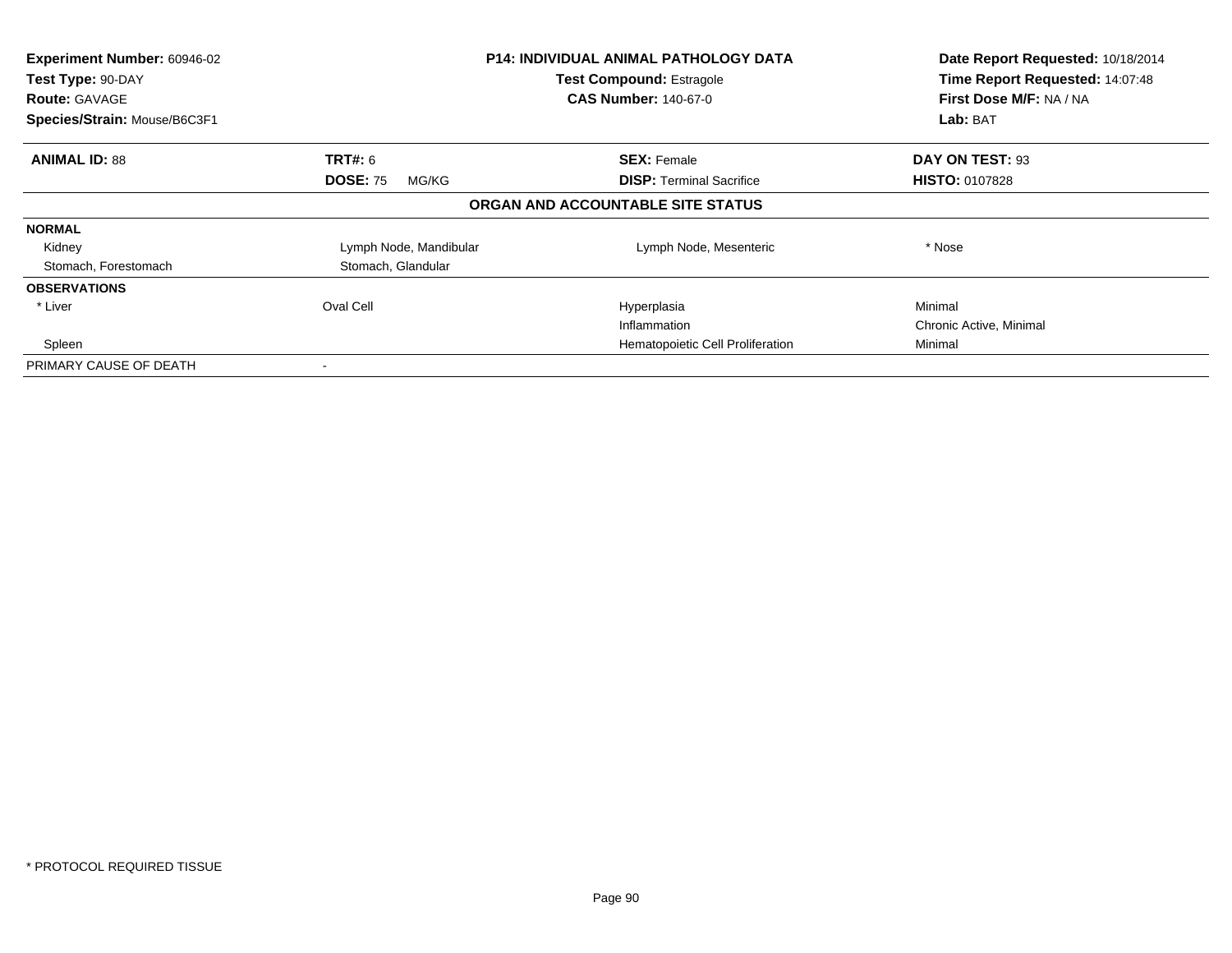| Experiment Number: 60946-02 | P14: INDIVIDUAL ANIMAL PATHOLOGY DATA | Date Report Requested: 10/18/2014 |
|---|---|---|
| Test Type: 90-DAY | Test Compound: Estragole | Time Report Requested: 14:07:48 |
| Route: GAVAGE | CAS Number: 140-67-0 | First Dose M/F: NA / NA |
| Species/Strain: Mouse/B6C3F1 | | Lab: BAT |

| **ANIMAL ID:** 88 | **TRT#:** 6 | **SEX:** Female | **DAY ON TEST:** 93 |
|---|---|---|---|
| | **DOSE:** 75 MG/KG | **DISP:** Terminal Sacrifice | **HISTO:** 0107828 |

**ORGAN AND ACCOUNTABLE SITE STATUS**

| | | | |
|---|---|---|---|
| **NORMAL** | | | |
| Kidney | Lymph Node, Mandibular | Lymph Node, Mesenteric | * Nose |
| Stomach, Forestomach | Stomach, Glandular | | |
| **OBSERVATIONS** | | | |
| * Liver | Oval Cell | Hyperplasia | Minimal |
| | | Inflammation | Chronic Active, Minimal |
| Spleen | | Hematopoietic Cell Proliferation | Minimal |
| PRIMARY CAUSE OF DEATH | - | | |

* PROTOCOL REQUIRED TISSUE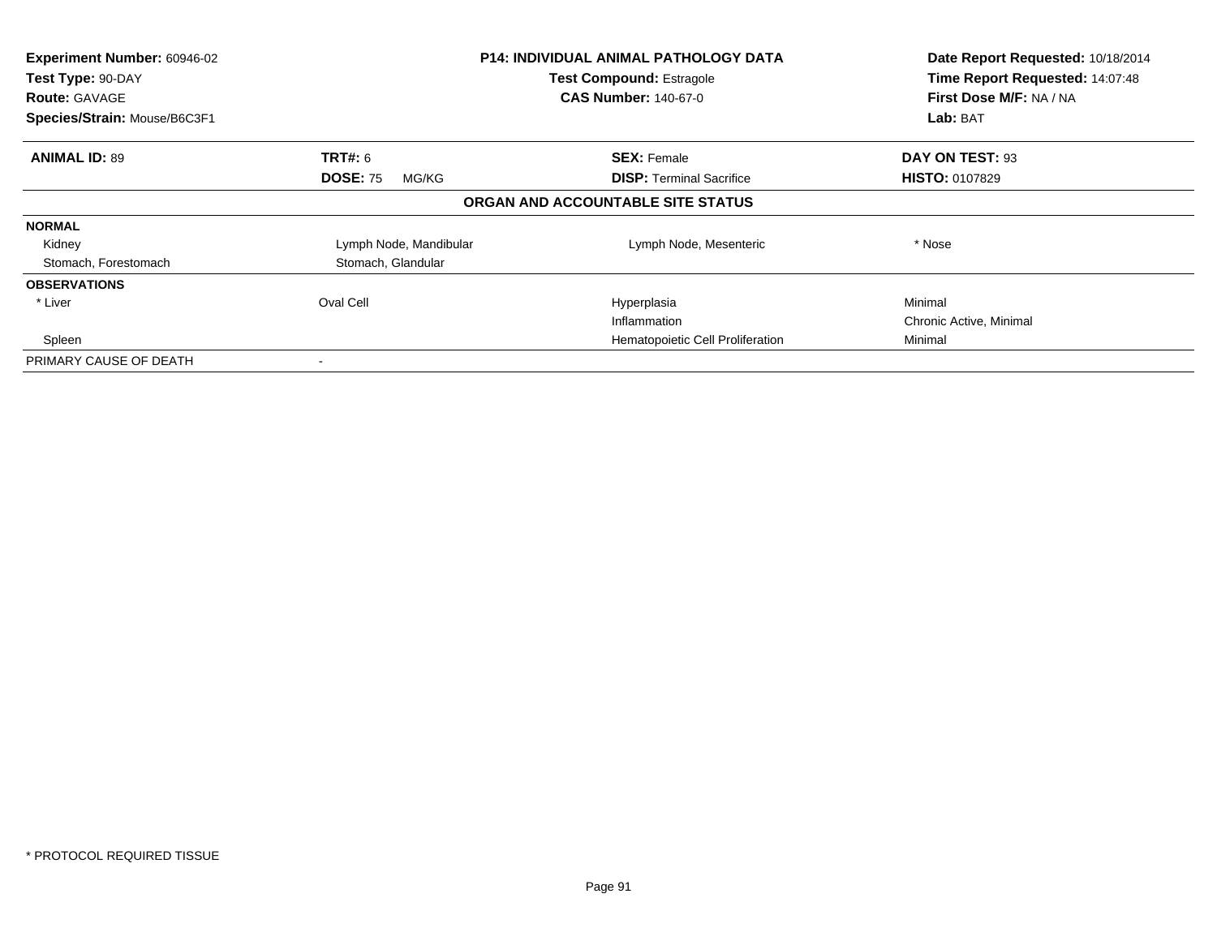| Experiment Number: 60946-02 | P14: INDIVIDUAL ANIMAL PATHOLOGY DATA | Date Report Requested: 10/18/2014 |
|---|---|---|
| Test Type: 90-DAY | Test Compound: Estragole | Time Report Requested: 14:07:48 |
| Route: GAVAGE | CAS Number: 140-67-0 | First Dose M/F: NA / NA |
| Species/Strain: Mouse/B6C3F1 | | Lab: BAT |

| ANIMAL ID: 89 | TRT#: 6 | SEX: Female | DAY ON TEST: 93 |
|---|---|---|---|
| | DOSE: 75 MG/KG | DISP: Terminal Sacrifice | HISTO: 0107829 |

**ORGAN AND ACCOUNTABLE SITE STATUS**

| | | | |
|---|---|---|---|
| **NORMAL** | | | |
| Kidney | Lymph Node, Mandibular | Lymph Node, Mesenteric | * Nose |
| Stomach, Forestomach | Stomach, Glandular | | |
| **OBSERVATIONS** | | | |
| * Liver | Oval Cell | Hyperplasia | Minimal |
| | | Inflammation | Chronic Active, Minimal |
| Spleen | | Hematopoietic Cell Proliferation | Minimal |
| PRIMARY CAUSE OF DEATH | - | | |

* PROTOCOL REQUIRED TISSUE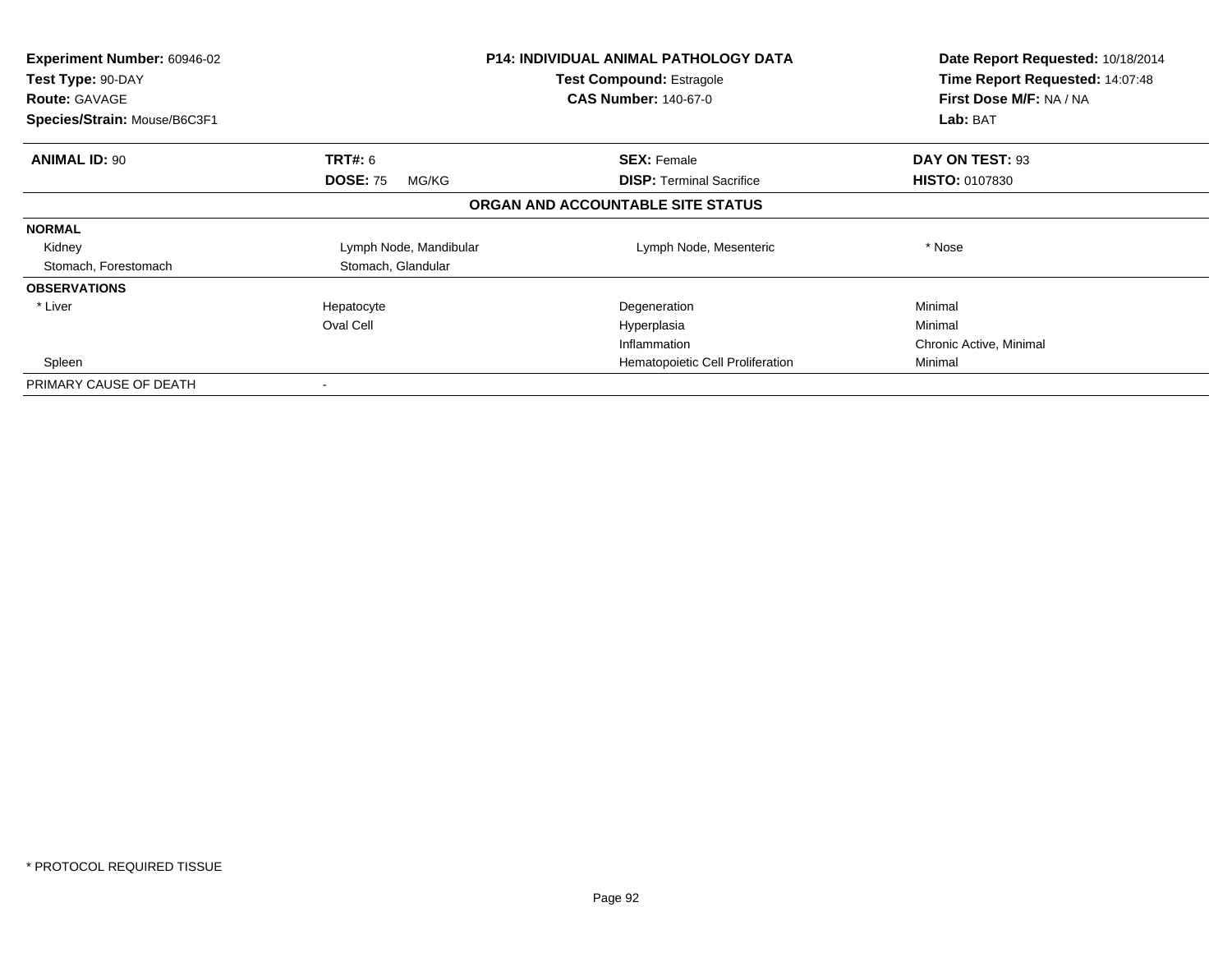| | | | |
|---|---|---|---|
| **Experiment Number:** 60946-02 | **P14: INDIVIDUAL ANIMAL PATHOLOGY DATA** | | **Date Report Requested:** 10/18/2014 |
| **Test Type:** 90-DAY | **Test Compound:** Estragole | | **Time Report Requested:** 14:07:48 |
| **Route:** GAVAGE | **CAS Number:** 140-67-0 | | **First Dose M/F:** NA / NA |
| **Species/Strain:** Mouse/B6C3F1 | | | **Lab:** BAT |

| **ANIMAL ID:** 90 | **TRT#:** 6 | **SEX:** Female | **DAY ON TEST:** 93 |
|---|---|---|---|
| | **DOSE:** 75 MG/KG | **DISP:** Terminal Sacrifice | **HISTO:** 0107830 |

**ORGAN AND ACCOUNTABLE SITE STATUS**

| | | | |
|---|---|---|---|
| **NORMAL** | | | |
| Kidney | Lymph Node, Mandibular | Lymph Node, Mesenteric | * Nose |
| Stomach, Forestomach | Stomach, Glandular | | |
| **OBSERVATIONS** | | | |
| * Liver | Hepatocyte | Degeneration | Minimal |
| | Oval Cell | Hyperplasia | Minimal |
| | | Inflammation | Chronic Active, Minimal |
| Spleen | | Hematopoietic Cell Proliferation | Minimal |
| PRIMARY CAUSE OF DEATH | - | | |

* PROTOCOL REQUIRED TISSUE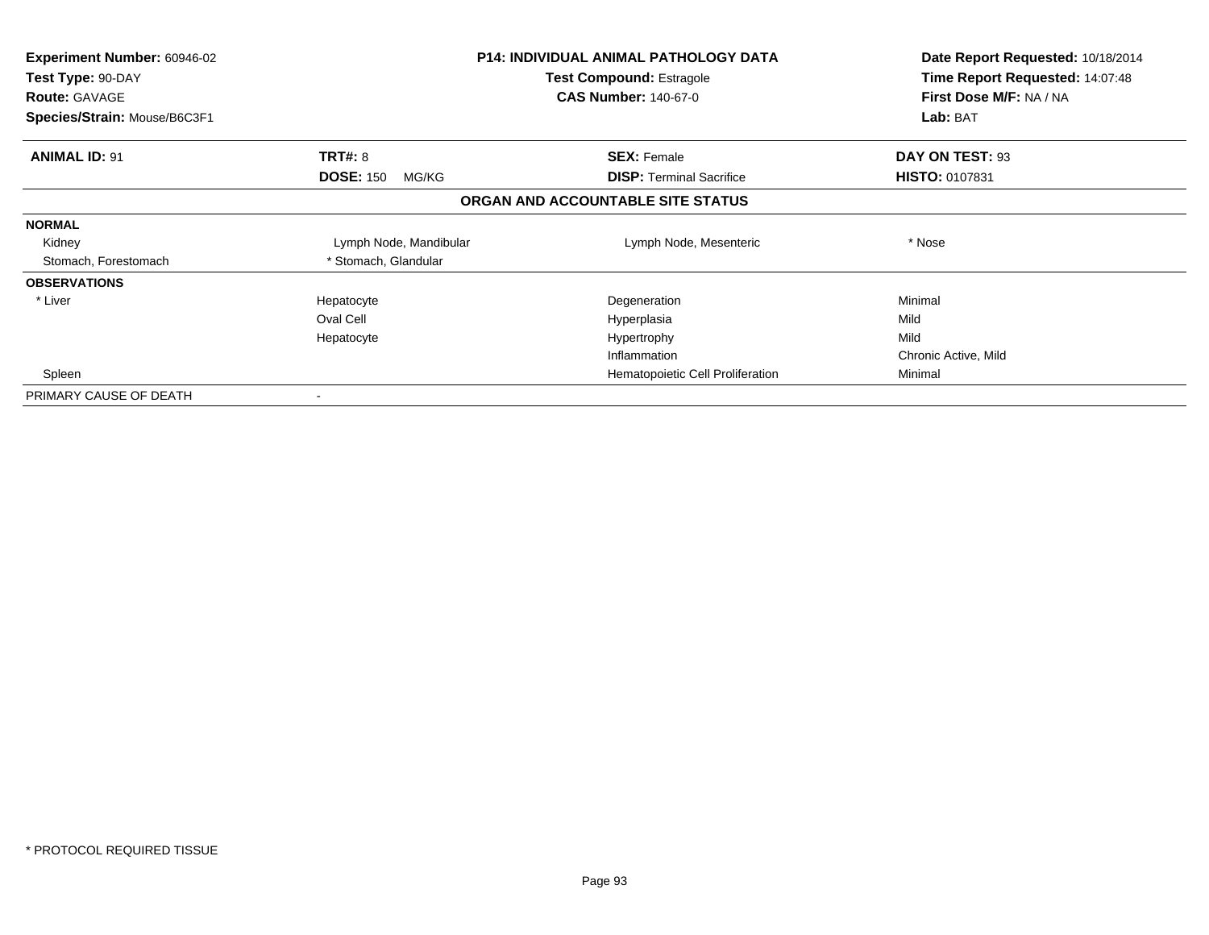**Experiment Number:** 60946-02
**Test Type:** 90-DAY
**Route:** GAVAGE
**Species/Strain:** Mouse/B6C3F1

**P14: INDIVIDUAL ANIMAL PATHOLOGY DATA**
**Test Compound:** Estragole
**CAS Number:** 140-67-0

**Date Report Requested:** 10/18/2014
**Time Report Requested:** 14:07:48
**First Dose M/F:** NA / NA
**Lab:** BAT

| **ANIMAL ID:** 91 | **TRT#:** 8 | **SEX:** Female | **DAY ON TEST:** 93 |
|---|---|---|---|
| | **DOSE:** 150 MG/KG | **DISP:** Terminal Sacrifice | **HISTO:** 0107831 |

**ORGAN AND ACCOUNTABLE SITE STATUS**

| | | | |
|---|---|---|---|
| **NORMAL** | | | |
| Kidney | Lymph Node, Mandibular | Lymph Node, Mesenteric | * Nose |
| Stomach, Forestomach | * Stomach, Glandular | | |
| **OBSERVATIONS** | | | |
| * Liver | Hepatocyte | Degeneration | Minimal |
| | Oval Cell | Hyperplasia | Mild |
| | Hepatocyte | Hypertrophy | Mild |
| | | Inflammation | Chronic Active, Mild |
| Spleen | | Hematopoietic Cell Proliferation | Minimal |
| PRIMARY CAUSE OF DEATH | - | | |

* PROTOCOL REQUIRED TISSUE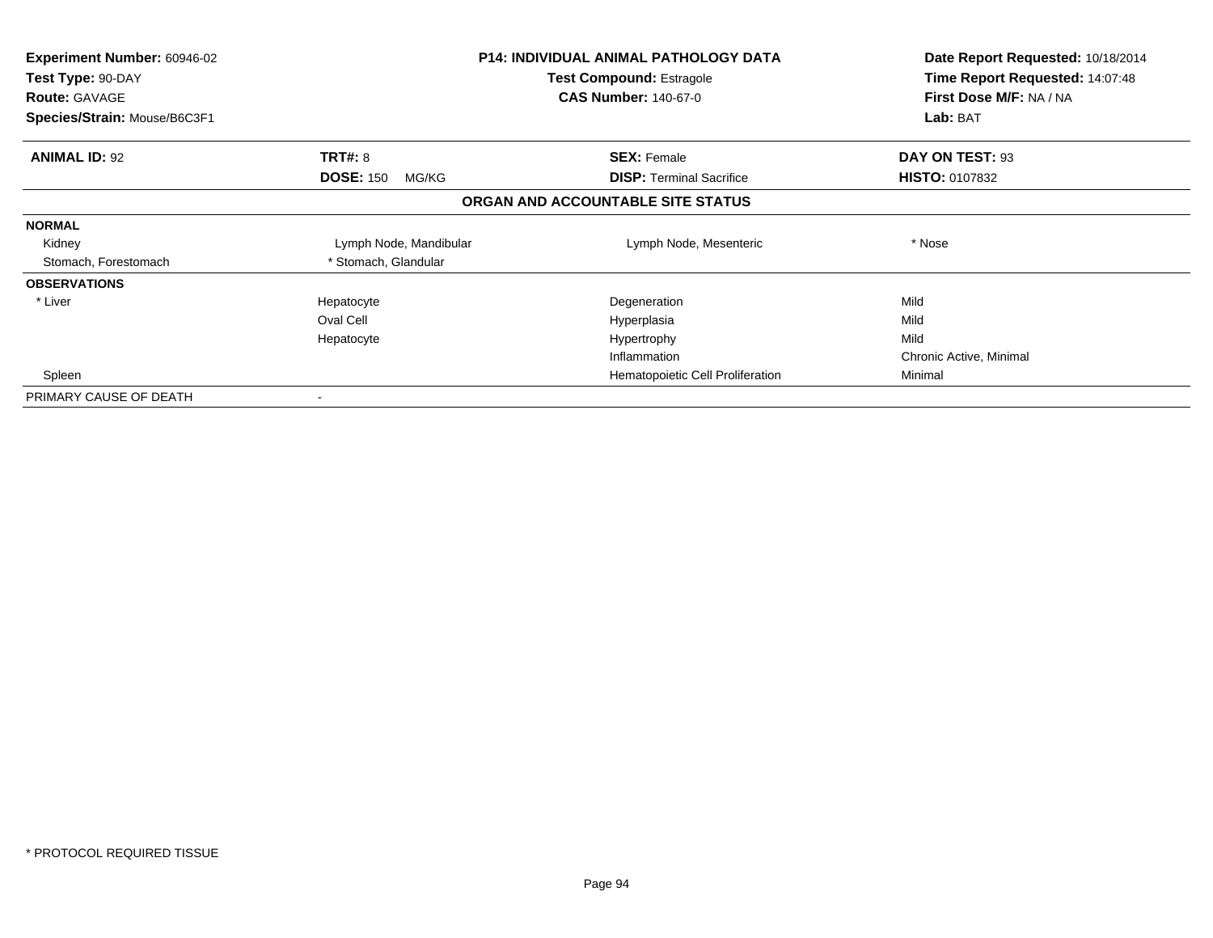| **Experiment Number:** 60946-02 | **P14: INDIVIDUAL ANIMAL PATHOLOGY DATA** | **Date Report Requested:** 10/18/2014 |
|---|---|---|
| **Test Type:** 90-DAY | **Test Compound:** Estragole | **Time Report Requested:** 14:07:48 |
| **Route:** GAVAGE | **CAS Number:** 140-67-0 | **First Dose M/F:** NA / NA |
| **Species/Strain:** Mouse/B6C3F1 | | **Lab:** BAT |

| **ANIMAL ID:** 92 | **TRT#:** 8 | **SEX:** Female | **DAY ON TEST:** 93 |
|---|---|---|---|
| | **DOSE:** 150 MG/KG | **DISP:** Terminal Sacrifice | **HISTO:** 0107832 |

**ORGAN AND ACCOUNTABLE SITE STATUS**

| | | | |
|---|---|---|---|
| **NORMAL** | | | |
| Kidney | Lymph Node, Mandibular | Lymph Node, Mesenteric | * Nose |
| Stomach, Forestomach | * Stomach, Glandular | | |
| **OBSERVATIONS** | | | |
| * Liver | Hepatocyte | Degeneration | Mild |
| | Oval Cell | Hyperplasia | Mild |
| | Hepatocyte | Hypertrophy | Mild |
| | | Inflammation | Chronic Active, Minimal |
| Spleen | | Hematopoietic Cell Proliferation | Minimal |
| PRIMARY CAUSE OF DEATH | - | | |

\* PROTOCOL REQUIRED TISSUE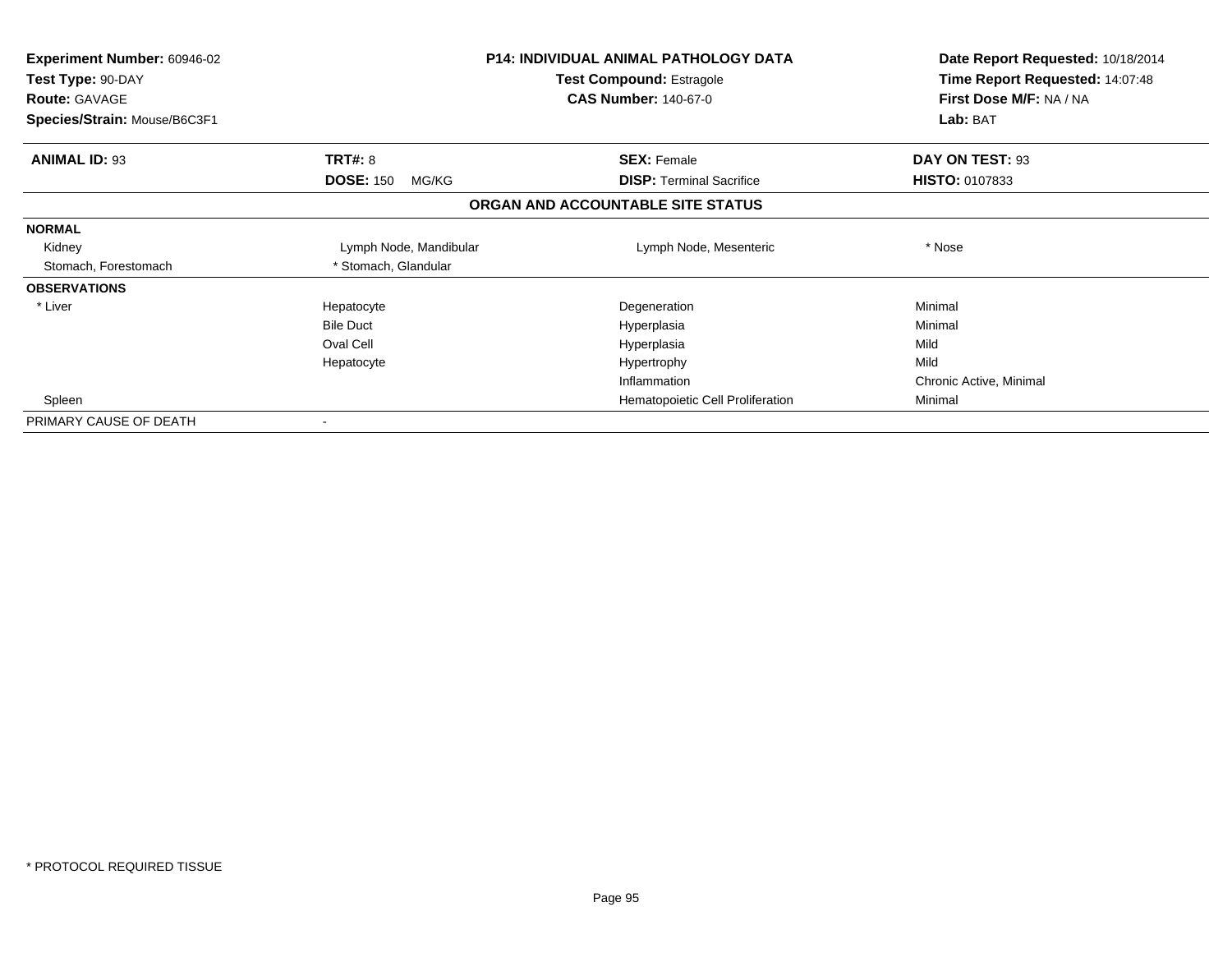**Experiment Number:** 60946-02
**Test Type:** 90-DAY
**Route:** GAVAGE
**Species/Strain:** Mouse/B6C3F1

**P14: INDIVIDUAL ANIMAL PATHOLOGY DATA**
**Test Compound:** Estragole
**CAS Number:** 140-67-0

**Date Report Requested:** 10/18/2014
**Time Report Requested:** 14:07:48
**First Dose M/F:** NA / NA
**Lab:** BAT

| **ANIMAL ID:** 93 | **TRT#:** 8 | **SEX:** Female | **DAY ON TEST:** 93 |
|---|---|---|---|
| | **DOSE:** 150 MG/KG | **DISP:** Terminal Sacrifice | **HISTO:** 0107833 |

## ORGAN AND ACCOUNTABLE SITE STATUS

| | | | |
|---|---|---|---|
| **NORMAL** | | | |
| Kidney | Lymph Node, Mandibular | Lymph Node, Mesenteric | * Nose |
| Stomach, Forestomach | * Stomach, Glandular | | |
| **OBSERVATIONS** | | | |
| * Liver | Hepatocyte | Degeneration | Minimal |
| | Bile Duct | Hyperplasia | Minimal |
| | Oval Cell | Hyperplasia | Mild |
| | Hepatocyte | Hypertrophy | Mild |
| | | Inflammation | Chronic Active, Minimal |
| Spleen | | Hematopoietic Cell Proliferation | Minimal |
| PRIMARY CAUSE OF DEATH | - | | |

\* PROTOCOL REQUIRED TISSUE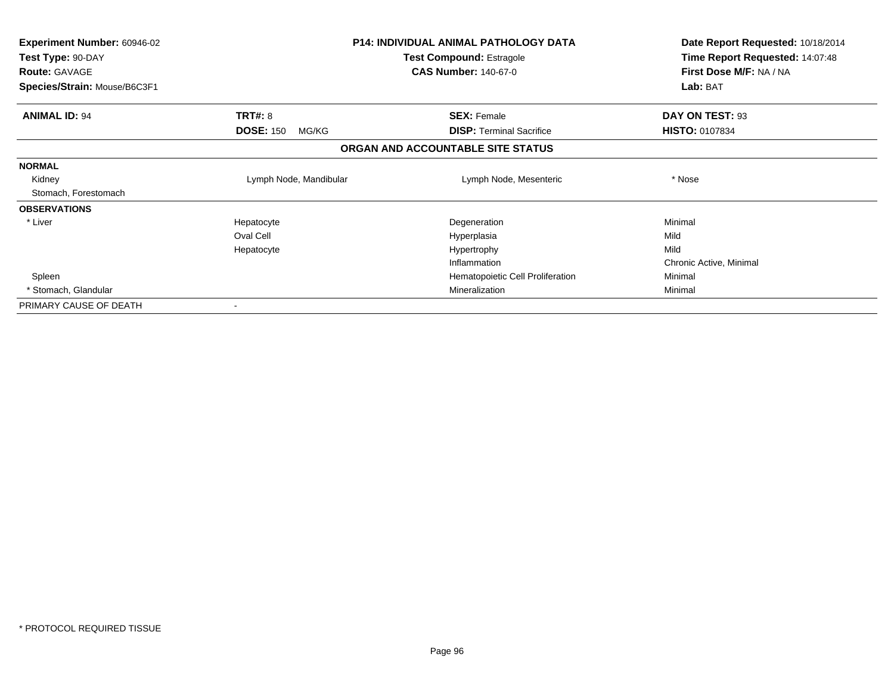**Experiment Number:** 60946-02
**Test Type:** 90-DAY
**Route:** GAVAGE
**Species/Strain:** Mouse/B6C3F1

**P14: INDIVIDUAL ANIMAL PATHOLOGY DATA**
**Test Compound:** Estragole
**CAS Number:** 140-67-0

**Date Report Requested:** 10/18/2014
**Time Report Requested:** 14:07:48
**First Dose M/F:** NA / NA
**Lab:** BAT

| **ANIMAL ID:** 94 | **TRT#:** 8 | **SEX:** Female | **DAY ON TEST:** 93 |
|---|---|---|---|
| | **DOSE:** 150 MG/KG | **DISP:** Terminal Sacrifice | **HISTO:** 0107834 |

**ORGAN AND ACCOUNTABLE SITE STATUS**

| | | | |
|---|---|---|---|
| **NORMAL** | | | |
| Kidney | Lymph Node, Mandibular | Lymph Node, Mesenteric | * Nose |
| Stomach, Forestomach | | | |
| **OBSERVATIONS** | | | |
| * Liver | Hepatocyte | Degeneration | Minimal |
| | Oval Cell | Hyperplasia | Mild |
| | Hepatocyte | Hypertrophy | Mild |
| | | Inflammation | Chronic Active, Minimal |
| Spleen | | Hematopoietic Cell Proliferation | Minimal |
| * Stomach, Glandular | | Mineralization | Minimal |
| PRIMARY CAUSE OF DEATH | - | | |

* PROTOCOL REQUIRED TISSUE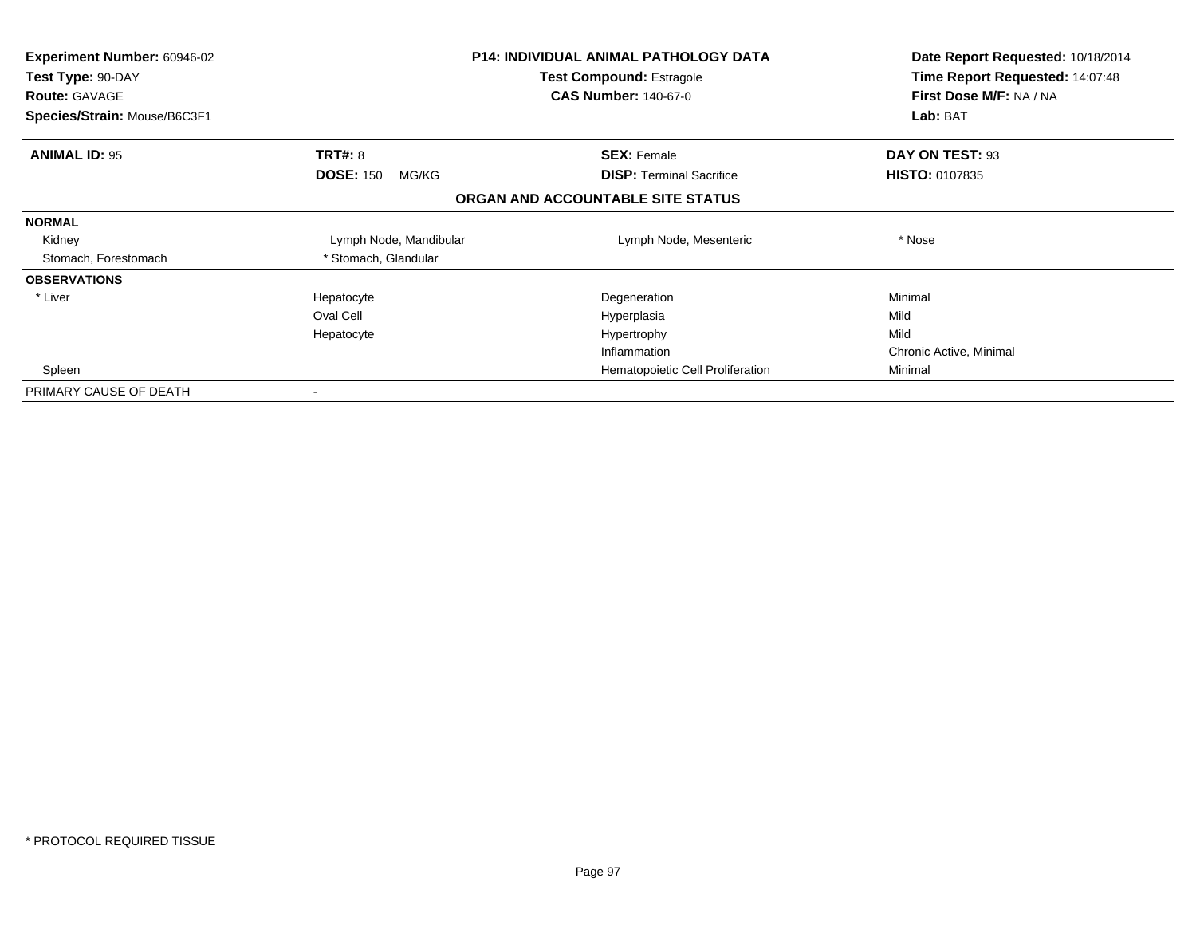**Experiment Number:** 60946-02
**Test Type:** 90-DAY
**Route:** GAVAGE
**Species/Strain:** Mouse/B6C3F1

**P14: INDIVIDUAL ANIMAL PATHOLOGY DATA**
**Test Compound:** Estragole
**CAS Number:** 140-67-0

**Date Report Requested:** 10/18/2014
**Time Report Requested:** 14:07:48
**First Dose M/F:** NA / NA
**Lab:** BAT

| **ANIMAL ID:** 95 | **TRT#:** 8 | **SEX:** Female | **DAY ON TEST:** 93 |
|---|---|---|---|
| | **DOSE:** 150 MG/KG | **DISP:** Terminal Sacrifice | **HISTO:** 0107835 |

**ORGAN AND ACCOUNTABLE SITE STATUS**

| | | | |
|---|---|---|---|
| **NORMAL** | | | |
| Kidney | Lymph Node, Mandibular | Lymph Node, Mesenteric | * Nose |
| Stomach, Forestomach | * Stomach, Glandular | | |
| **OBSERVATIONS** | | | |
| * Liver | Hepatocyte | Degeneration | Minimal |
| | Oval Cell | Hyperplasia | Mild |
| | Hepatocyte | Hypertrophy | Mild |
| | | Inflammation | Chronic Active, Minimal |
| Spleen | | Hematopoietic Cell Proliferation | Minimal |
| PRIMARY CAUSE OF DEATH | - | | |

* PROTOCOL REQUIRED TISSUE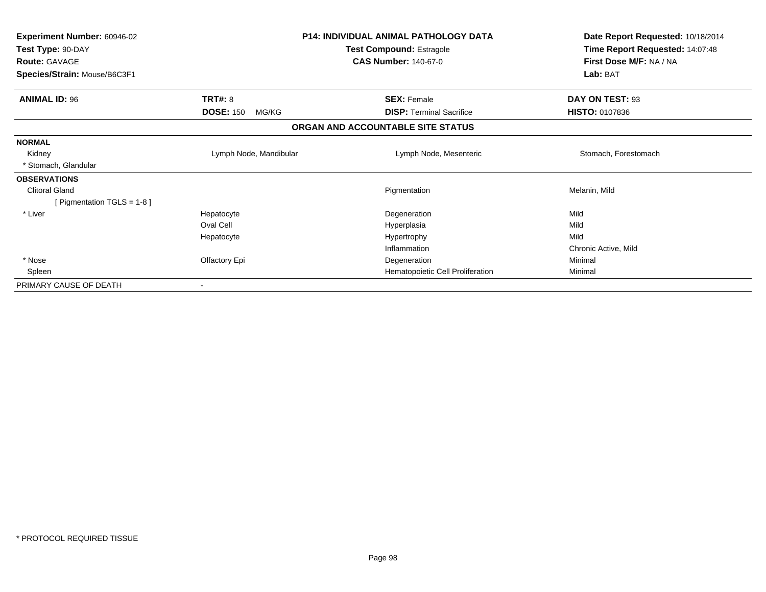**Experiment Number:** 60946-02
**Test Type:** 90-DAY
**Route:** GAVAGE
**Species/Strain:** Mouse/B6C3F1

**P14: INDIVIDUAL ANIMAL PATHOLOGY DATA**
**Test Compound:** Estragole
**CAS Number:** 140-67-0

**Date Report Requested:** 10/18/2014
**Time Report Requested:** 14:07:48
**First Dose M/F:** NA / NA
**Lab:** BAT

| **ANIMAL ID:** 96 | **TRT#:** 8 | **SEX:** Female | **DAY ON TEST:** 93 |
|---|---|---|---|
| | **DOSE:** 150 MG/KG | **DISP:** Terminal Sacrifice | **HISTO:** 0107836 |

## ORGAN AND ACCOUNTABLE SITE STATUS

| | | | |
|---|---|---|---|
| **NORMAL** | | | |
| Kidney | Lymph Node, Mandibular | Lymph Node, Mesenteric | Stomach, Forestomach |
| * Stomach, Glandular | | | |
| **OBSERVATIONS** | | | |
| Clitoral Gland | | Pigmentation | Melanin, Mild |
| [ Pigmentation TGLS = 1-8 ] | | | |
| * Liver | Hepatocyte | Degeneration | Mild |
| | Oval Cell | Hyperplasia | Mild |
| | Hepatocyte | Hypertrophy | Mild |
| | | Inflammation | Chronic Active, Mild |
| * Nose | Olfactory Epi | Degeneration | Minimal |
| Spleen | | Hematopoietic Cell Proliferation | Minimal |
| PRIMARY CAUSE OF DEATH | - | | |

* PROTOCOL REQUIRED TISSUE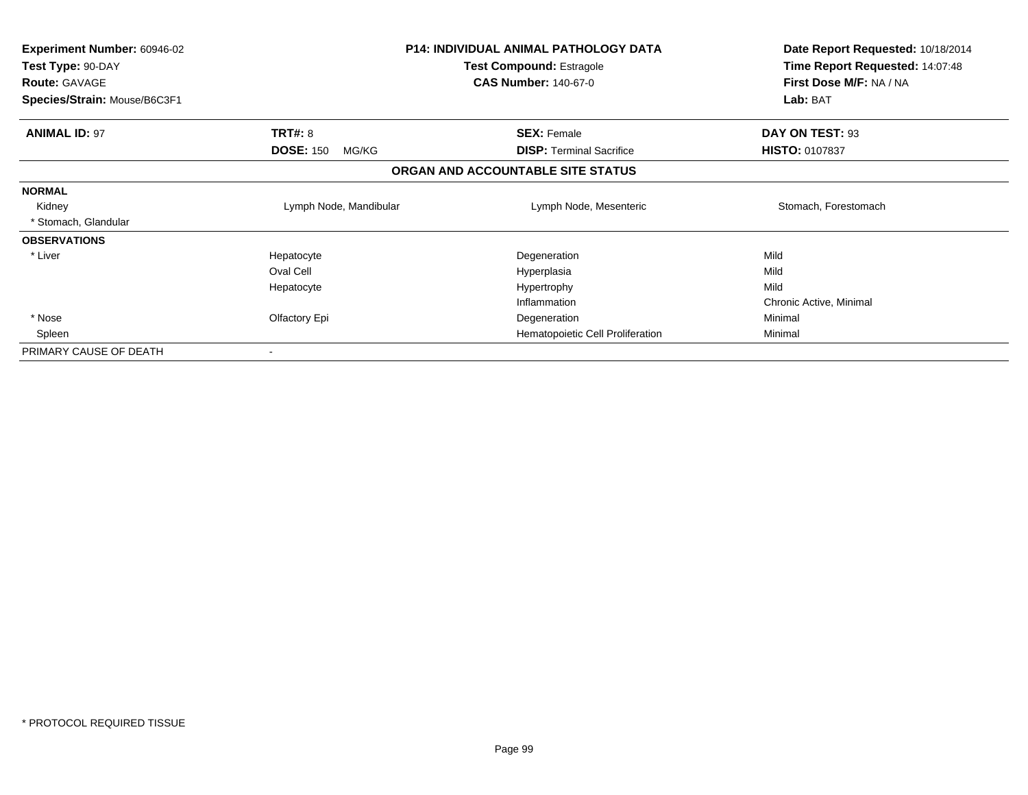| **Experiment Number:** 60946-02 | **P14: INDIVIDUAL ANIMAL PATHOLOGY DATA** | **Date Report Requested:** 10/18/2014 |
|---|---|---|
| **Test Type:** 90-DAY | **Test Compound:** Estragole | **Time Report Requested:** 14:07:48 |
| **Route:** GAVAGE | **CAS Number:** 140-67-0 | **First Dose M/F:** NA / NA |
| **Species/Strain:** Mouse/B6C3F1 | | **Lab:** BAT |

| **ANIMAL ID:** 97 | **TRT#:** 8 | **SEX:** Female | **DAY ON TEST:** 93 |
|---|---|---|---|
| | **DOSE:** 150 MG/KG | **DISP:** Terminal Sacrifice | **HISTO:** 0107837 |

## ORGAN AND ACCOUNTABLE SITE STATUS

| **NORMAL** | | | |
|---|---|---|---|
| Kidney | Lymph Node, Mandibular | Lymph Node, Mesenteric | Stomach, Forestomach |
| * Stomach, Glandular | | | |
| **OBSERVATIONS** | | | |
| * Liver | Hepatocyte | Degeneration | Mild |
| | Oval Cell | Hyperplasia | Mild |
| | Hepatocyte | Hypertrophy | Mild |
| | | Inflammation | Chronic Active, Minimal |
| * Nose | Olfactory Epi | Degeneration | Minimal |
| Spleen | | Hematopoietic Cell Proliferation | Minimal |
| PRIMARY CAUSE OF DEATH | - | | |

* PROTOCOL REQUIRED TISSUE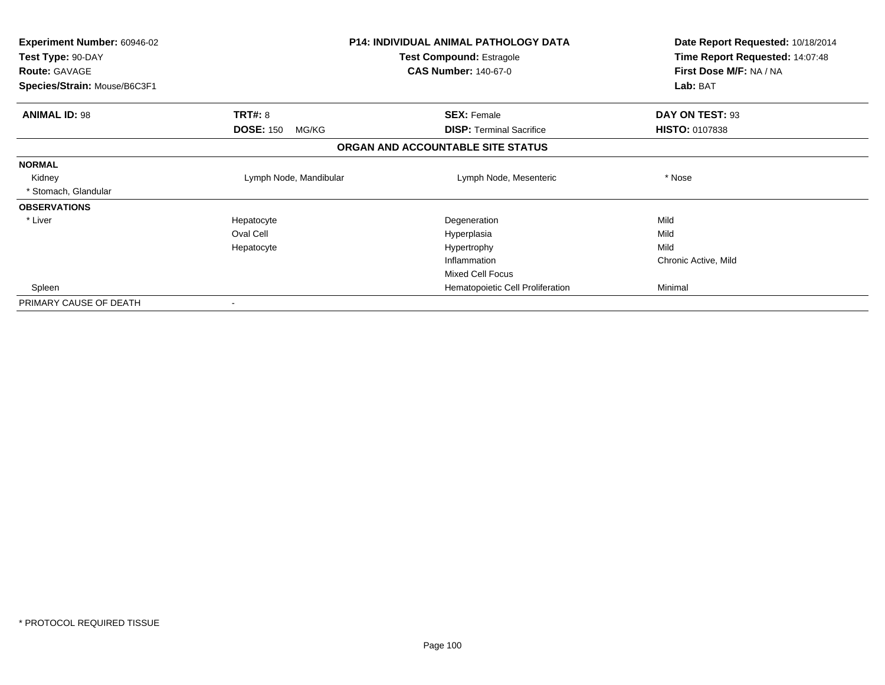| Experiment Number: 60946-02 | P14: INDIVIDUAL ANIMAL PATHOLOGY DATA | Date Report Requested: 10/18/2014 |
|---|---|---|
| Test Type: 90-DAY | Test Compound: Estragole | Time Report Requested: 14:07:48 |
| Route: GAVAGE | CAS Number: 140-67-0 | First Dose M/F: NA / NA |
| Species/Strain: Mouse/B6C3F1 | | Lab: BAT |

| ANIMAL ID: 98 | TRT#: 8 | SEX: Female | DAY ON TEST: 93 |
|---|---|---|---|
| | DOSE: 150 MG/KG | DISP: Terminal Sacrifice | HISTO: 0107838 |

**ORGAN AND ACCOUNTABLE SITE STATUS**

| | | | |
|---|---|---|---|
| **NORMAL** | | | |
| Kidney | Lymph Node, Mandibular | Lymph Node, Mesenteric | * Nose |
| * Stomach, Glandular | | | |
| **OBSERVATIONS** | | | |
| * Liver | Hepatocyte | Degeneration | Mild |
| | Oval Cell | Hyperplasia | Mild |
| | Hepatocyte | Hypertrophy | Mild |
| | | Inflammation | Chronic Active, Mild |
| | | Mixed Cell Focus | |
| Spleen | | Hematopoietic Cell Proliferation | Minimal |
| PRIMARY CAUSE OF DEATH | - | | |

* PROTOCOL REQUIRED TISSUE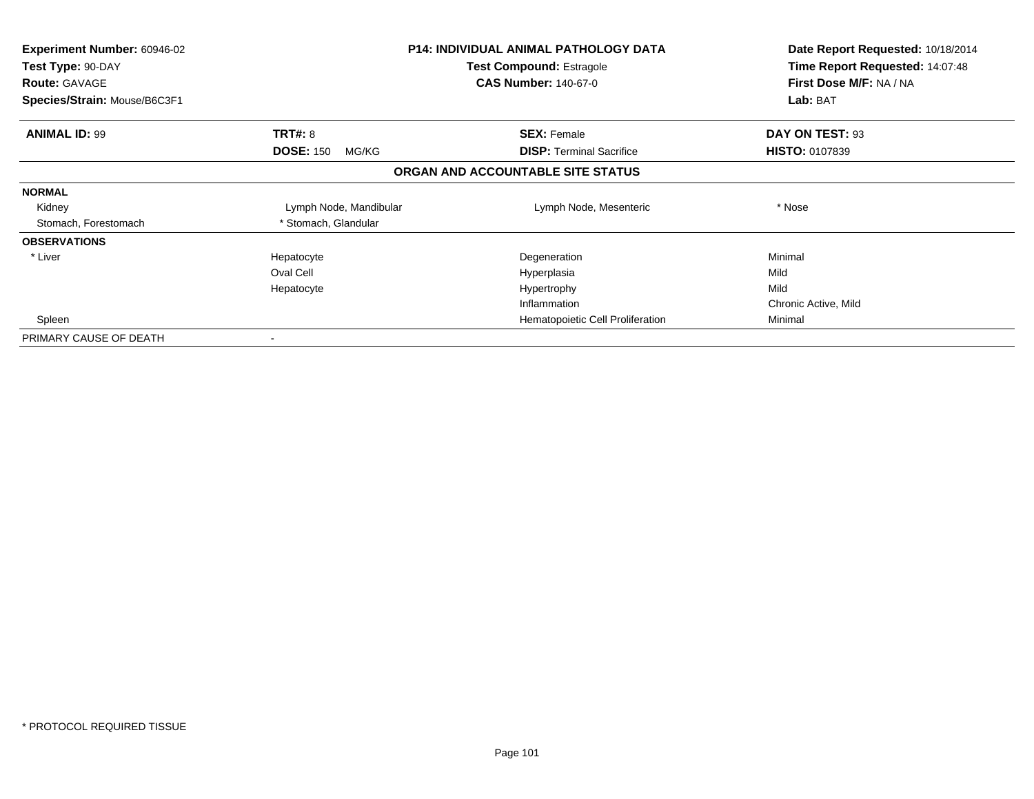| Experiment Number: 60946-02 | P14: INDIVIDUAL ANIMAL PATHOLOGY DATA | Date Report Requested: 10/18/2014 |
|---|---|---|
| Test Type: 90-DAY | Test Compound: Estragole | Time Report Requested: 14:07:48 |
| Route: GAVAGE | CAS Number: 140-67-0 | First Dose M/F: NA / NA |
| Species/Strain: Mouse/B6C3F1 | | Lab: BAT |

| **ANIMAL ID:** 99 | **TRT#:** 8 | **SEX:** Female | **DAY ON TEST:** 93 |
|---|---|---|---|
| | **DOSE:** 150 MG/KG | **DISP:** Terminal Sacrifice | **HISTO:** 0107839 |

**ORGAN AND ACCOUNTABLE SITE STATUS**

| | | | |
|---|---|---|---|
| **NORMAL** | | | |
| Kidney | Lymph Node, Mandibular | Lymph Node, Mesenteric | * Nose |
| Stomach, Forestomach | * Stomach, Glandular | | |
| **OBSERVATIONS** | | | |
| * Liver | Hepatocyte | Degeneration | Minimal |
| | Oval Cell | Hyperplasia | Mild |
| | Hepatocyte | Hypertrophy | Mild |
| | | Inflammation | Chronic Active, Mild |
| Spleen | | Hematopoietic Cell Proliferation | Minimal |
| PRIMARY CAUSE OF DEATH | - | | |

* PROTOCOL REQUIRED TISSUE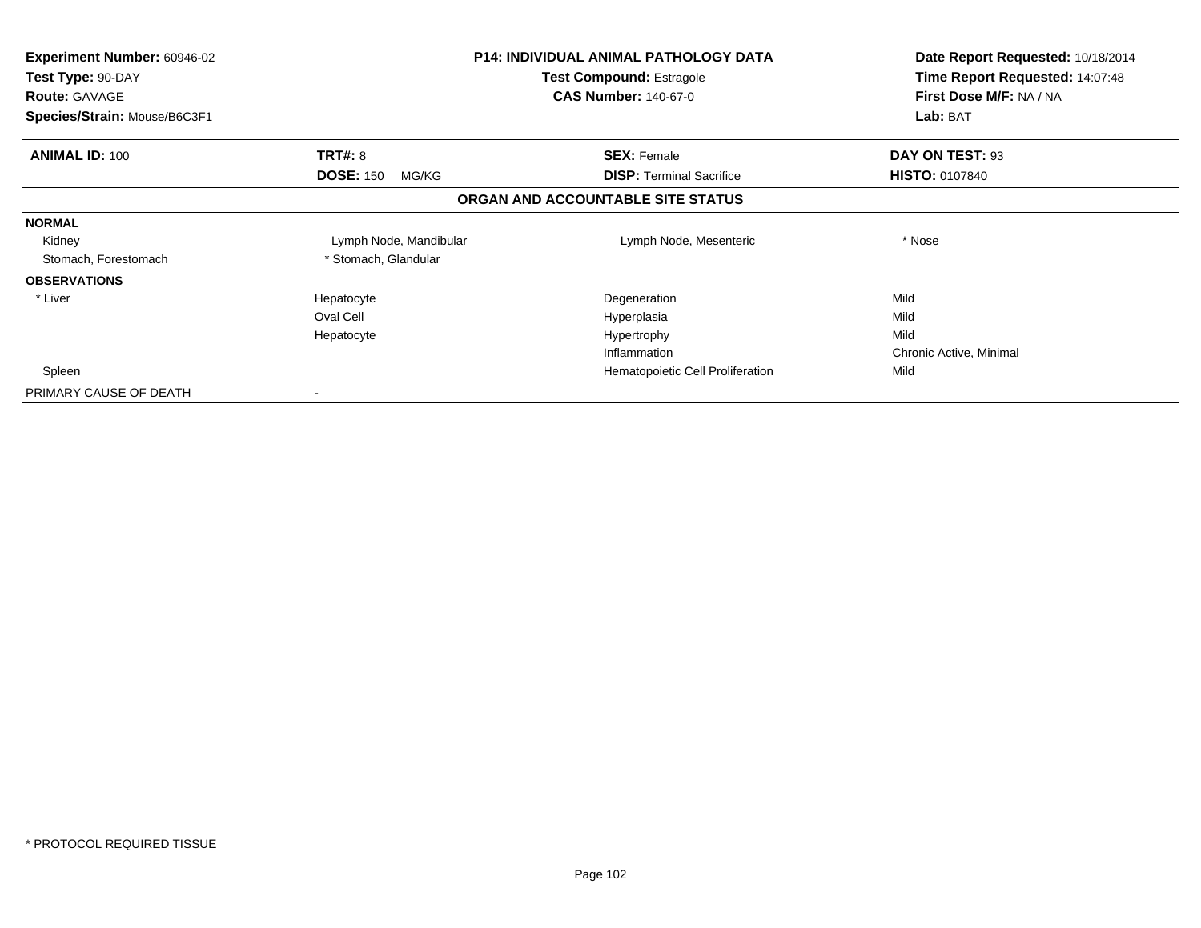| Experiment Number: 60946-02 | P14: INDIVIDUAL ANIMAL PATHOLOGY DATA | Date Report Requested: 10/18/2014 |
|---|---|---|
| Test Type: 90-DAY | Test Compound: Estragole | Time Report Requested: 14:07:48 |
| Route: GAVAGE | CAS Number: 140-67-0 | First Dose M/F: NA / NA |
| Species/Strain: Mouse/B6C3F1 | | Lab: BAT |

| ANIMAL ID: 100 | TRT#: 8 | SEX: Female | DAY ON TEST: 93 |
|---|---|---|---|
| | DOSE: 150 MG/KG | DISP: Terminal Sacrifice | HISTO: 0107840 |

**ORGAN AND ACCOUNTABLE SITE STATUS**

| | | | |
|---|---|---|---|
| **NORMAL** | | | |
| Kidney | Lymph Node, Mandibular | Lymph Node, Mesenteric | * Nose |
| Stomach, Forestomach | * Stomach, Glandular | | |
| **OBSERVATIONS** | | | |
| * Liver | Hepatocyte | Degeneration | Mild |
| | Oval Cell | Hyperplasia | Mild |
| | Hepatocyte | Hypertrophy | Mild |
| | | Inflammation | Chronic Active, Minimal |
| Spleen | | Hematopoietic Cell Proliferation | Mild |
| PRIMARY CAUSE OF DEATH | - | | |

* PROTOCOL REQUIRED TISSUE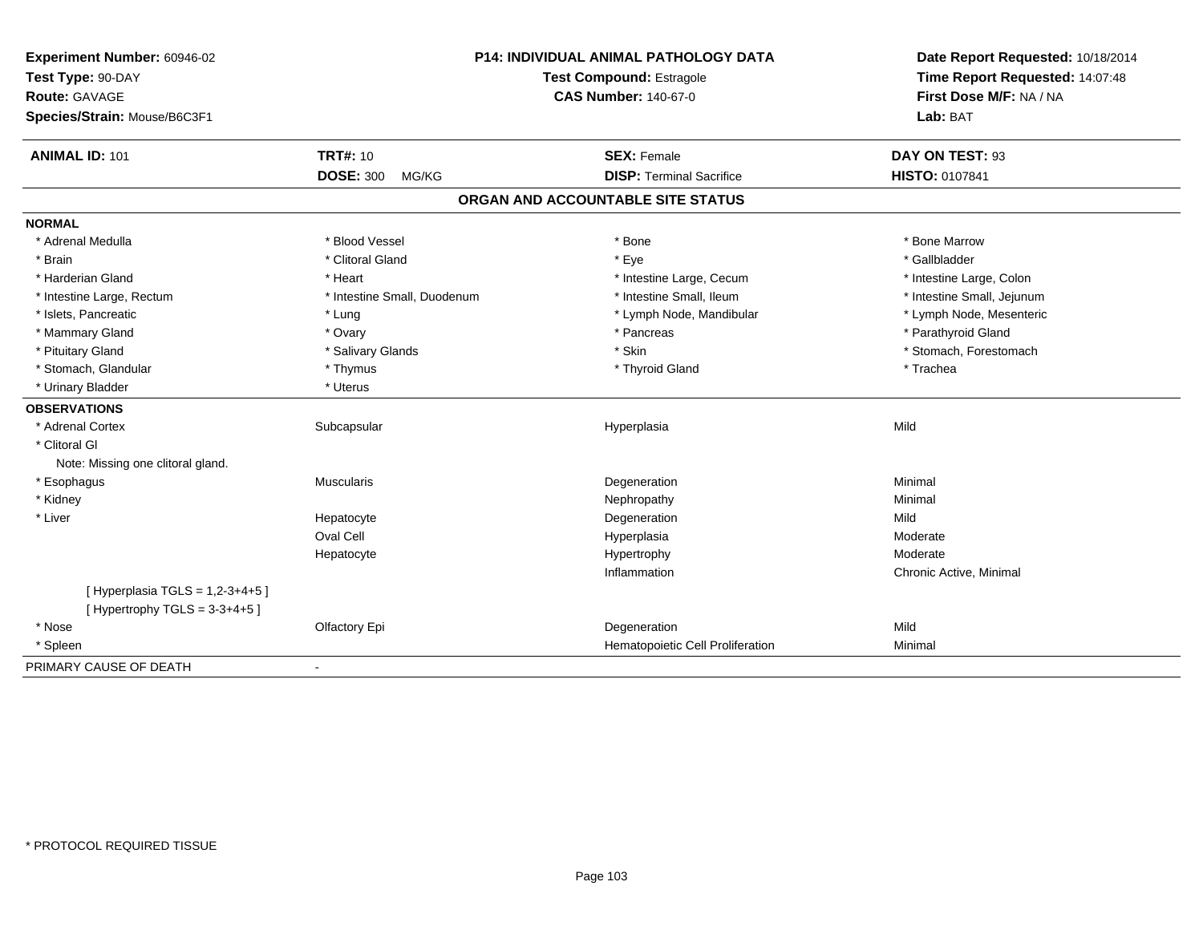**Experiment Number:** 60946-02
**Test Type:** 90-DAY
**Route:** GAVAGE
**Species/Strain:** Mouse/B6C3F1

**P14: INDIVIDUAL ANIMAL PATHOLOGY DATA**
**Test Compound:** Estragole
**CAS Number:** 140-67-0

**Date Report Requested:** 10/18/2014
**Time Report Requested:** 14:07:48
**First Dose M/F:** NA / NA
**Lab:** BAT

| **ANIMAL ID:** 101 | **TRT#:** 10 | **SEX:** Female | **DAY ON TEST:** 93 |
|---|---|---|---|
| | **DOSE:** 300 MG/KG | **DISP:** Terminal Sacrifice | **HISTO:** 0107841 |

## ORGAN AND ACCOUNTABLE SITE STATUS

**NORMAL**

| | | | |
|---|---|---|---|
| * Adrenal Medulla | * Blood Vessel | * Bone | * Bone Marrow |
| * Brain | * Clitoral Gland | * Eye | * Gallbladder |
| * Harderian Gland | * Heart | * Intestine Large, Cecum | * Intestine Large, Colon |
| * Intestine Large, Rectum | * Intestine Small, Duodenum | * Intestine Small, Ileum | * Intestine Small, Jejunum |
| * Islets, Pancreatic | * Lung | * Lymph Node, Mandibular | * Lymph Node, Mesenteric |
| * Mammary Gland | * Ovary | * Pancreas | * Parathyroid Gland |
| * Pituitary Gland | * Salivary Glands | * Skin | * Stomach, Forestomach |
| * Stomach, Glandular | * Thymus | * Thyroid Gland | * Trachea |
| * Urinary Bladder | * Uterus | | |

**OBSERVATIONS**

| | | | |
|---|---|---|---|
| * Adrenal Cortex | Subcapsular | Hyperplasia | Mild |
| * Clitoral Gl | | | |
| Note: Missing one clitoral gland. | | | |
| * Esophagus | Muscularis | Degeneration | Minimal |
| * Kidney | | Nephropathy | Minimal |
| * Liver | Hepatocyte | Degeneration | Mild |
| | Oval Cell | Hyperplasia | Moderate |
| | Hepatocyte | Hypertrophy | Moderate |
| | | Inflammation | Chronic Active, Minimal |
| [ Hyperplasia TGLS = 1,2-3+4+5 ] | | | |
| [ Hypertrophy TGLS = 3-3+4+5 ] | | | |
| * Nose | Olfactory Epi | Degeneration | Mild |
| * Spleen | | Hematopoietic Cell Proliferation | Minimal |

PRIMARY CAUSE OF DEATH -

\* PROTOCOL REQUIRED TISSUE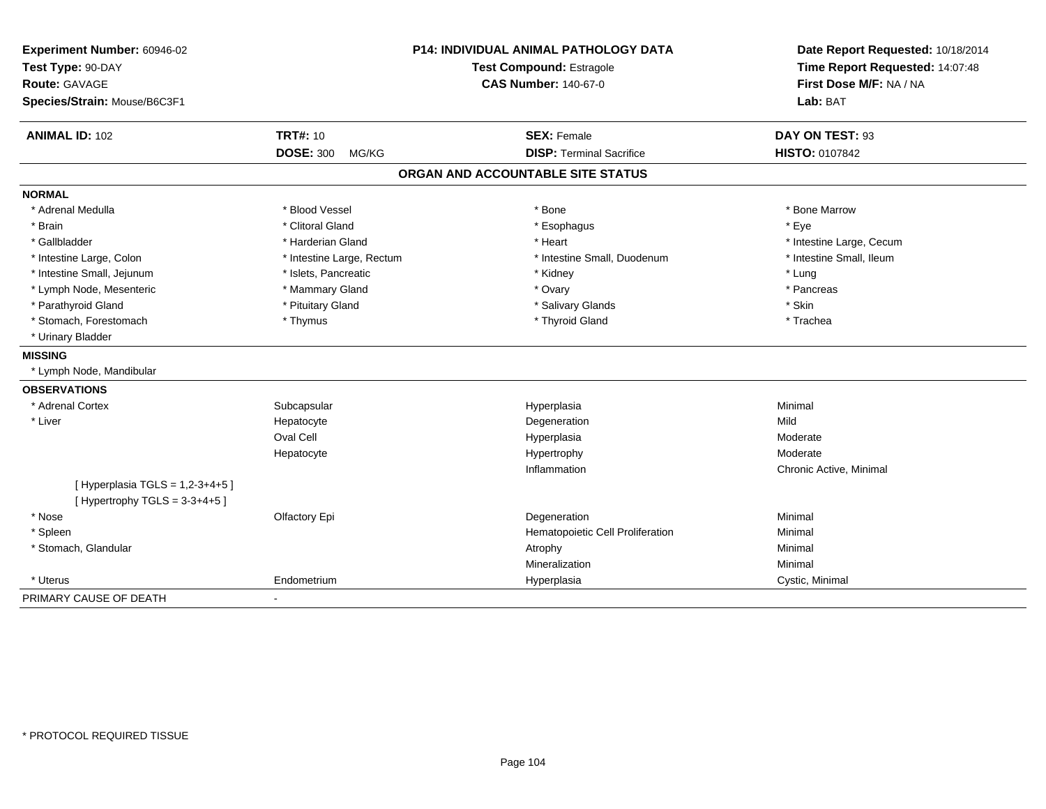**Experiment Number:** 60946-02
**Test Type:** 90-DAY
**Route:** GAVAGE
**Species/Strain:** Mouse/B6C3F1

**P14: INDIVIDUAL ANIMAL PATHOLOGY DATA**
**Test Compound:** Estragole
**CAS Number:** 140-67-0

**Date Report Requested:** 10/18/2014
**Time Report Requested:** 14:07:48
**First Dose M/F:** NA / NA
**Lab:** BAT

| **ANIMAL ID:** 102 | **TRT#:** 10 | **SEX:** Female | **DAY ON TEST:** 93 |
|---|---|---|---|
| | **DOSE:** 300 MG/KG | **DISP:** Terminal Sacrifice | **HISTO:** 0107842 |

## ORGAN AND ACCOUNTABLE SITE STATUS

**NORMAL**

| | | | |
|---|---|---|---|
| * Adrenal Medulla | * Blood Vessel | * Bone | * Bone Marrow |
| * Brain | * Clitoral Gland | * Esophagus | * Eye |
| * Gallbladder | * Harderian Gland | * Heart | * Intestine Large, Cecum |
| * Intestine Large, Colon | * Intestine Large, Rectum | * Intestine Small, Duodenum | * Intestine Small, Ileum |
| * Intestine Small, Jejunum | * Islets, Pancreatic | * Kidney | * Lung |
| * Lymph Node, Mesenteric | * Mammary Gland | * Ovary | * Pancreas |
| * Parathyroid Gland | * Pituitary Gland | * Salivary Glands | * Skin |
| * Stomach, Forestomach | * Thymus | * Thyroid Gland | * Trachea |
| * Urinary Bladder | | | |

**MISSING**

* Lymph Node, Mandibular

**OBSERVATIONS**

| | | | |
|---|---|---|---|
| * Adrenal Cortex | Subcapsular | Hyperplasia | Minimal |
| * Liver | Hepatocyte | Degeneration | Mild |
| | Oval Cell | Hyperplasia | Moderate |
| | Hepatocyte | Hypertrophy | Moderate |
| | | Inflammation | Chronic Active, Minimal |
| [ Hyperplasia TGLS = 1,2-3+4+5 ] | | | |
| [ Hypertrophy TGLS = 3-3+4+5 ] | | | |
| * Nose | Olfactory Epi | Degeneration | Minimal |
| * Spleen | | Hematopoietic Cell Proliferation | Minimal |
| * Stomach, Glandular | | Atrophy | Minimal |
| | | Mineralization | Minimal |
| * Uterus | Endometrium | Hyperplasia | Cystic, Minimal |

PRIMARY CAUSE OF DEATH -

* PROTOCOL REQUIRED TISSUE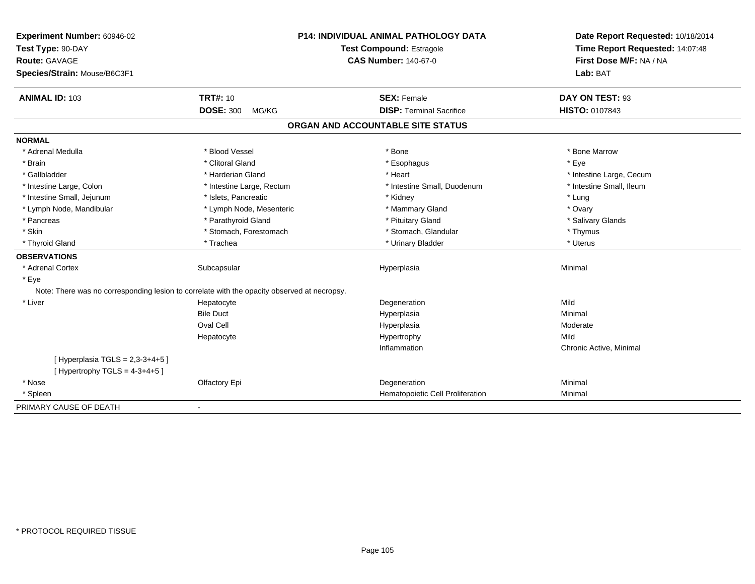**Experiment Number:** 60946-02
**Test Type:** 90-DAY
**Route:** GAVAGE
**Species/Strain:** Mouse/B6C3F1

**P14: INDIVIDUAL ANIMAL PATHOLOGY DATA**
**Test Compound:** Estragole
**CAS Number:** 140-67-0

**Date Report Requested:** 10/18/2014
**Time Report Requested:** 14:07:48
**First Dose M/F:** NA / NA
**Lab:** BAT

| **ANIMAL ID:** 103 | **TRT#:** 10 | **SEX:** Female | **DAY ON TEST:** 93 |
|---|---|---|---|
| | **DOSE:** 300 MG/KG | **DISP:** Terminal Sacrifice | **HISTO:** 0107843 |

## ORGAN AND ACCOUNTABLE SITE STATUS

**NORMAL**

| | | | |
|---|---|---|---|
| * Adrenal Medulla | * Blood Vessel | * Bone | * Bone Marrow |
| * Brain | * Clitoral Gland | * Esophagus | * Eye |
| * Gallbladder | * Harderian Gland | * Heart | * Intestine Large, Cecum |
| * Intestine Large, Colon | * Intestine Large, Rectum | * Intestine Small, Duodenum | * Intestine Small, Ileum |
| * Intestine Small, Jejunum | * Islets, Pancreatic | * Kidney | * Lung |
| * Lymph Node, Mandibular | * Lymph Node, Mesenteric | * Mammary Gland | * Ovary |
| * Pancreas | * Parathyroid Gland | * Pituitary Gland | * Salivary Glands |
| * Skin | * Stomach, Forestomach | * Stomach, Glandular | * Thymus |
| * Thyroid Gland | * Trachea | * Urinary Bladder | * Uterus |

**OBSERVATIONS**

| | | | |
|---|---|---|---|
| * Adrenal Cortex | Subcapsular | Hyperplasia | Minimal |
| * Eye | | | |
| Note: There was no corresponding lesion to correlate with the opacity observed at necropsy. | | | |
| * Liver | Hepatocyte | Degeneration | Mild |
| | Bile Duct | Hyperplasia | Minimal |
| | Oval Cell | Hyperplasia | Moderate |
| | Hepatocyte | Hypertrophy | Mild |
| | | Inflammation | Chronic Active, Minimal |
| [ Hyperplasia TGLS = 2,3-3+4+5 ] | | | |
| [ Hypertrophy TGLS = 4-3+4+5 ] | | | |
| * Nose | Olfactory Epi | Degeneration | Minimal |
| * Spleen | | Hematopoietic Cell Proliferation | Minimal |

PRIMARY CAUSE OF DEATH -

\* PROTOCOL REQUIRED TISSUE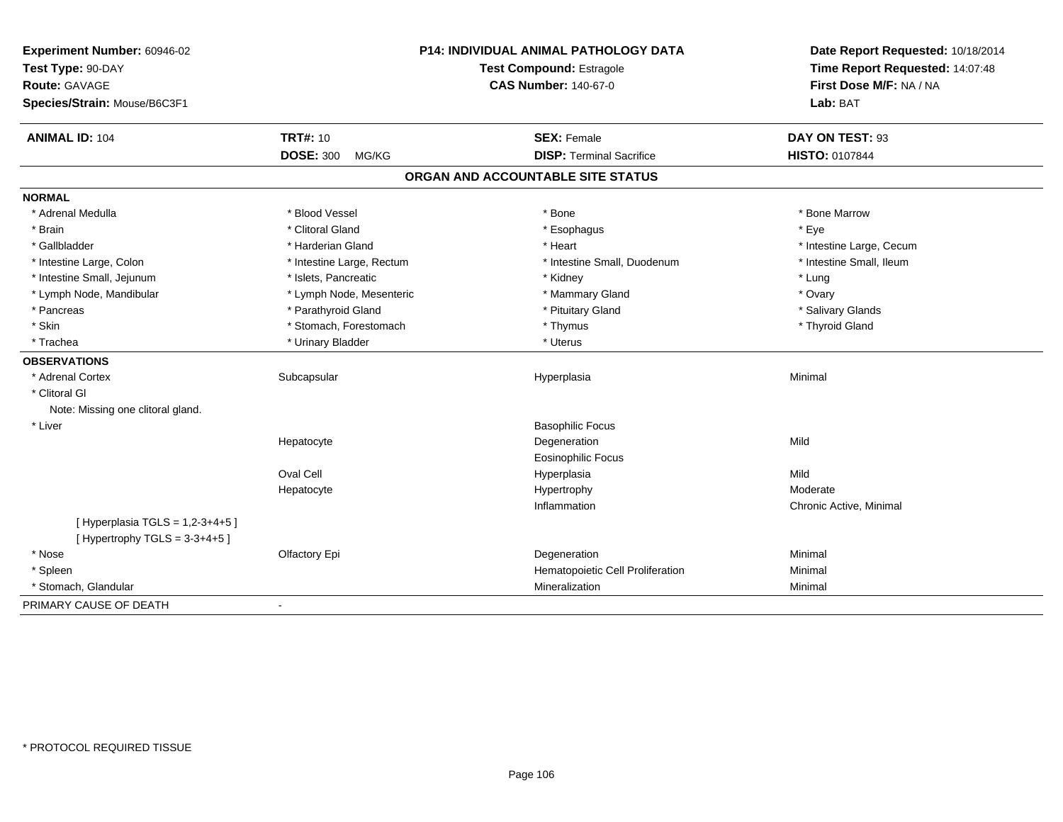**Experiment Number:** 60946-02
**Test Type:** 90-DAY
**Route:** GAVAGE
**Species/Strain:** Mouse/B6C3F1

**P14: INDIVIDUAL ANIMAL PATHOLOGY DATA**
**Test Compound:** Estragole
**CAS Number:** 140-67-0

**Date Report Requested:** 10/18/2014
**Time Report Requested:** 14:07:48
**First Dose M/F:** NA / NA
**Lab:** BAT

| **ANIMAL ID:** 104 | **TRT#:** 10 | **SEX:** Female | **DAY ON TEST:** 93 |
|---|---|---|---|
| | **DOSE:** 300 MG/KG | **DISP:** Terminal Sacrifice | **HISTO:** 0107844 |

## ORGAN AND ACCOUNTABLE SITE STATUS

**NORMAL**

| | | | |
|---|---|---|---|
| * Adrenal Medulla | * Blood Vessel | * Bone | * Bone Marrow |
| * Brain | * Clitoral Gland | * Esophagus | * Eye |
| * Gallbladder | * Harderian Gland | * Heart | * Intestine Large, Cecum |
| * Intestine Large, Colon | * Intestine Large, Rectum | * Intestine Small, Duodenum | * Intestine Small, Ileum |
| * Intestine Small, Jejunum | * Islets, Pancreatic | * Kidney | * Lung |
| * Lymph Node, Mandibular | * Lymph Node, Mesenteric | * Mammary Gland | * Ovary |
| * Pancreas | * Parathyroid Gland | * Pituitary Gland | * Salivary Glands |
| * Skin | * Stomach, Forestomach | * Thymus | * Thyroid Gland |
| * Trachea | * Urinary Bladder | * Uterus | |

**OBSERVATIONS**

| | | | |
|---|---|---|---|
| * Adrenal Cortex | Subcapsular | Hyperplasia | Minimal |
| * Clitoral Gl | | | |
| Note: Missing one clitoral gland. | | | |
| * Liver | | Basophilic Focus | |
| | Hepatocyte | Degeneration | Mild |
| | | Eosinophilic Focus | |
| | Oval Cell | Hyperplasia | Mild |
| | Hepatocyte | Hypertrophy | Moderate |
| | | Inflammation | Chronic Active, Minimal |
| [ Hyperplasia TGLS = 1,2-3+4+5 ] | | | |
| [ Hypertrophy TGLS = 3-3+4+5 ] | | | |
| * Nose | Olfactory Epi | Degeneration | Minimal |
| * Spleen | | Hematopoietic Cell Proliferation | Minimal |
| * Stomach, Glandular | | Mineralization | Minimal |

PRIMARY CAUSE OF DEATH -

* PROTOCOL REQUIRED TISSUE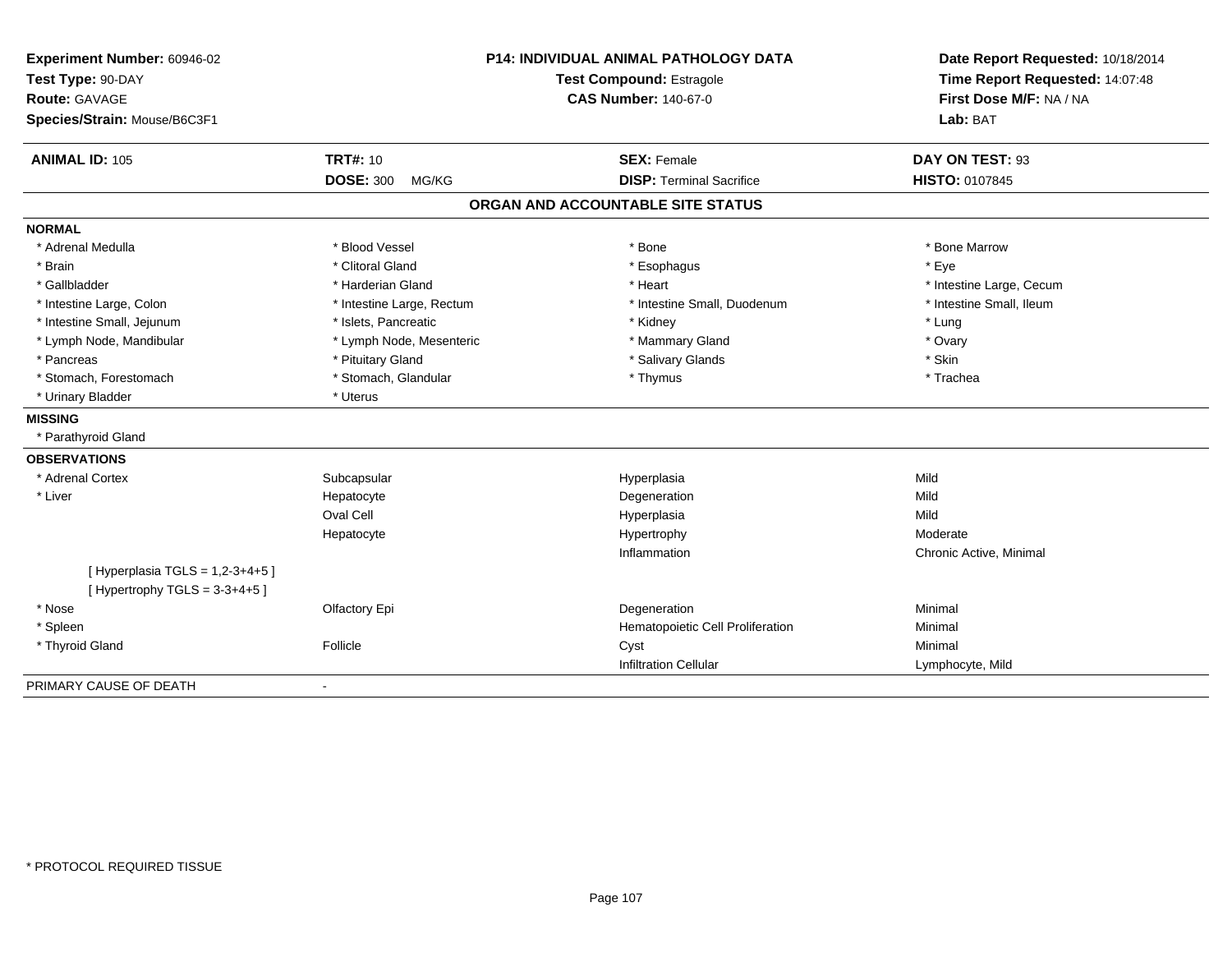**Experiment Number:** 60946-02
**Test Type:** 90-DAY
**Route:** GAVAGE
**Species/Strain:** Mouse/B6C3F1

**P14: INDIVIDUAL ANIMAL PATHOLOGY DATA**
**Test Compound:** Estragole
**CAS Number:** 140-67-0

**Date Report Requested:** 10/18/2014
**Time Report Requested:** 14:07:48
**First Dose M/F:** NA / NA
**Lab:** BAT

| **ANIMAL ID:** 105 | **TRT#:** 10 | **SEX:** Female | **DAY ON TEST:** 93 |
|---|---|---|---|
| | **DOSE:** 300 MG/KG | **DISP:** Terminal Sacrifice | **HISTO:** 0107845 |

## ORGAN AND ACCOUNTABLE SITE STATUS

**NORMAL**

| | | | |
|---|---|---|---|
| * Adrenal Medulla | * Blood Vessel | * Bone | * Bone Marrow |
| * Brain | * Clitoral Gland | * Esophagus | * Eye |
| * Gallbladder | * Harderian Gland | * Heart | * Intestine Large, Cecum |
| * Intestine Large, Colon | * Intestine Large, Rectum | * Intestine Small, Duodenum | * Intestine Small, Ileum |
| * Intestine Small, Jejunum | * Islets, Pancreatic | * Kidney | * Lung |
| * Lymph Node, Mandibular | * Lymph Node, Mesenteric | * Mammary Gland | * Ovary |
| * Pancreas | * Pituitary Gland | * Salivary Glands | * Skin |
| * Stomach, Forestomach | * Stomach, Glandular | * Thymus | * Trachea |
| * Urinary Bladder | * Uterus | | |

**MISSING**

* Parathyroid Gland

**OBSERVATIONS**

| | | | |
|---|---|---|---|
| * Adrenal Cortex | Subcapsular | Hyperplasia | Mild |
| * Liver | Hepatocyte | Degeneration | Mild |
| | Oval Cell | Hyperplasia | Mild |
| | Hepatocyte | Hypertrophy | Moderate |
| | | Inflammation | Chronic Active, Minimal |
| [ Hyperplasia TGLS = 1,2-3+4+5 ] | | | |
| [ Hypertrophy TGLS = 3-3+4+5 ] | | | |
| * Nose | Olfactory Epi | Degeneration | Minimal |
| * Spleen | | Hematopoietic Cell Proliferation | Minimal |
| * Thyroid Gland | Follicle | Cyst | Minimal |
| | | Infiltration Cellular | Lymphocyte, Mild |

PRIMARY CAUSE OF DEATH -

* PROTOCOL REQUIRED TISSUE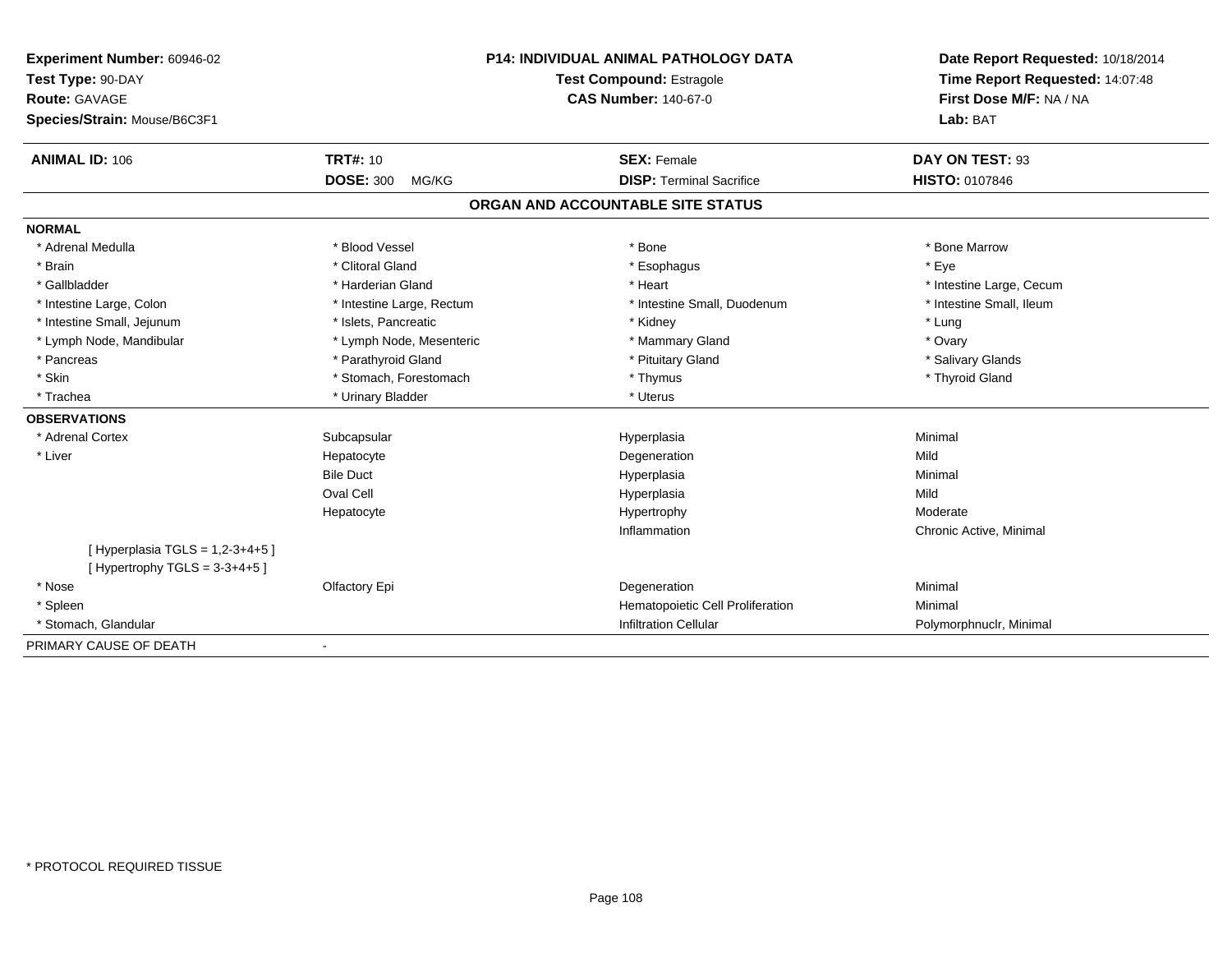**Experiment Number:** 60946-02
**Test Type:** 90-DAY
**Route:** GAVAGE
**Species/Strain:** Mouse/B6C3F1

**P14: INDIVIDUAL ANIMAL PATHOLOGY DATA**
**Test Compound:** Estragole
**CAS Number:** 140-67-0

**Date Report Requested:** 10/18/2014
**Time Report Requested:** 14:07:48
**First Dose M/F:** NA / NA
**Lab:** BAT

| **ANIMAL ID:** 106 | **TRT#:** 10 | **SEX:** Female | **DAY ON TEST:** 93 |
|---|---|---|---|
| | **DOSE:** 300 MG/KG | **DISP:** Terminal Sacrifice | **HISTO:** 0107846 |

## ORGAN AND ACCOUNTABLE SITE STATUS

**NORMAL**

| | | | |
|---|---|---|---|
| * Adrenal Medulla | * Blood Vessel | * Bone | * Bone Marrow |
| * Brain | * Clitoral Gland | * Esophagus | * Eye |
| * Gallbladder | * Harderian Gland | * Heart | * Intestine Large, Cecum |
| * Intestine Large, Colon | * Intestine Large, Rectum | * Intestine Small, Duodenum | * Intestine Small, Ileum |
| * Intestine Small, Jejunum | * Islets, Pancreatic | * Kidney | * Lung |
| * Lymph Node, Mandibular | * Lymph Node, Mesenteric | * Mammary Gland | * Ovary |
| * Pancreas | * Parathyroid Gland | * Pituitary Gland | * Salivary Glands |
| * Skin | * Stomach, Forestomach | * Thymus | * Thyroid Gland |
| * Trachea | * Urinary Bladder | * Uterus | |

**OBSERVATIONS**

| | | | |
|---|---|---|---|
| * Adrenal Cortex | Subcapsular | Hyperplasia | Minimal |
| * Liver | Hepatocyte | Degeneration | Mild |
| | Bile Duct | Hyperplasia | Minimal |
| | Oval Cell | Hyperplasia | Mild |
| | Hepatocyte | Hypertrophy | Moderate |
| | | Inflammation | Chronic Active, Minimal |
| [ Hyperplasia TGLS = 1,2-3+4+5 ] | | | |
| [ Hypertrophy TGLS = 3-3+4+5 ] | | | |
| * Nose | Olfactory Epi | Degeneration | Minimal |
| * Spleen | | Hematopoietic Cell Proliferation | Minimal |
| * Stomach, Glandular | | Infiltration Cellular | Polymorphnuclr, Minimal |

PRIMARY CAUSE OF DEATH -

* PROTOCOL REQUIRED TISSUE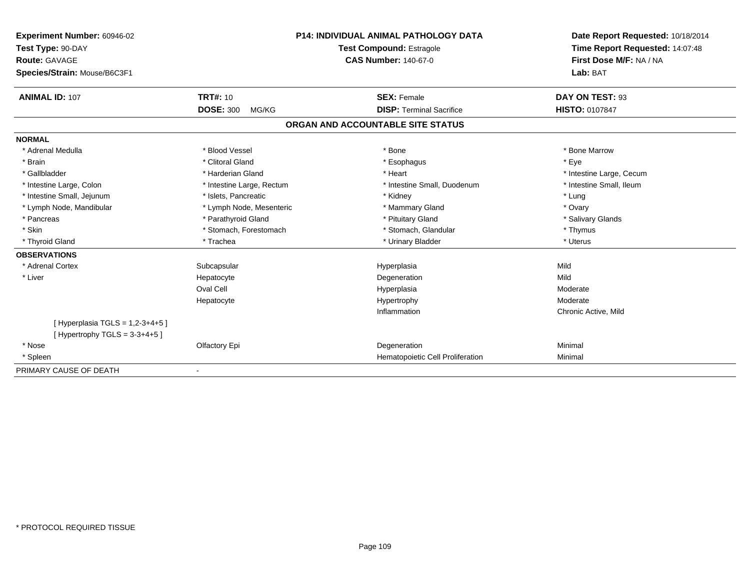**Experiment Number:** 60946-02
**Test Type:** 90-DAY
**Route:** GAVAGE
**Species/Strain:** Mouse/B6C3F1

**P14: INDIVIDUAL ANIMAL PATHOLOGY DATA**
**Test Compound:** Estragole
**CAS Number:** 140-67-0

**Date Report Requested:** 10/18/2014
**Time Report Requested:** 14:07:48
**First Dose M/F:** NA / NA
**Lab:** BAT

| **ANIMAL ID:** 107 | **TRT#:** 10 | **SEX:** Female | **DAY ON TEST:** 93 |
|---|---|---|---|
| | **DOSE:** 300 MG/KG | **DISP:** Terminal Sacrifice | **HISTO:** 0107847 |

## ORGAN AND ACCOUNTABLE SITE STATUS

**NORMAL**

| | | | |
|---|---|---|---|
| * Adrenal Medulla | * Blood Vessel | * Bone | * Bone Marrow |
| * Brain | * Clitoral Gland | * Esophagus | * Eye |
| * Gallbladder | * Harderian Gland | * Heart | * Intestine Large, Cecum |
| * Intestine Large, Colon | * Intestine Large, Rectum | * Intestine Small, Duodenum | * Intestine Small, Ileum |
| * Intestine Small, Jejunum | * Islets, Pancreatic | * Kidney | * Lung |
| * Lymph Node, Mandibular | * Lymph Node, Mesenteric | * Mammary Gland | * Ovary |
| * Pancreas | * Parathyroid Gland | * Pituitary Gland | * Salivary Glands |
| * Skin | * Stomach, Forestomach | * Stomach, Glandular | * Thymus |
| * Thyroid Gland | * Trachea | * Urinary Bladder | * Uterus |

**OBSERVATIONS**

| | | | |
|---|---|---|---|
| * Adrenal Cortex | Subcapsular | Hyperplasia | Mild |
| * Liver | Hepatocyte | Degeneration | Mild |
| | Oval Cell | Hyperplasia | Moderate |
| | Hepatocyte | Hypertrophy | Moderate |
| | | Inflammation | Chronic Active, Mild |
| [ Hyperplasia TGLS = 1,2-3+4+5 ] | | | |
| [ Hypertrophy TGLS = 3-3+4+5 ] | | | |
| * Nose | Olfactory Epi | Degeneration | Minimal |
| * Spleen | | Hematopoietic Cell Proliferation | Minimal |

PRIMARY CAUSE OF DEATH -

* PROTOCOL REQUIRED TISSUE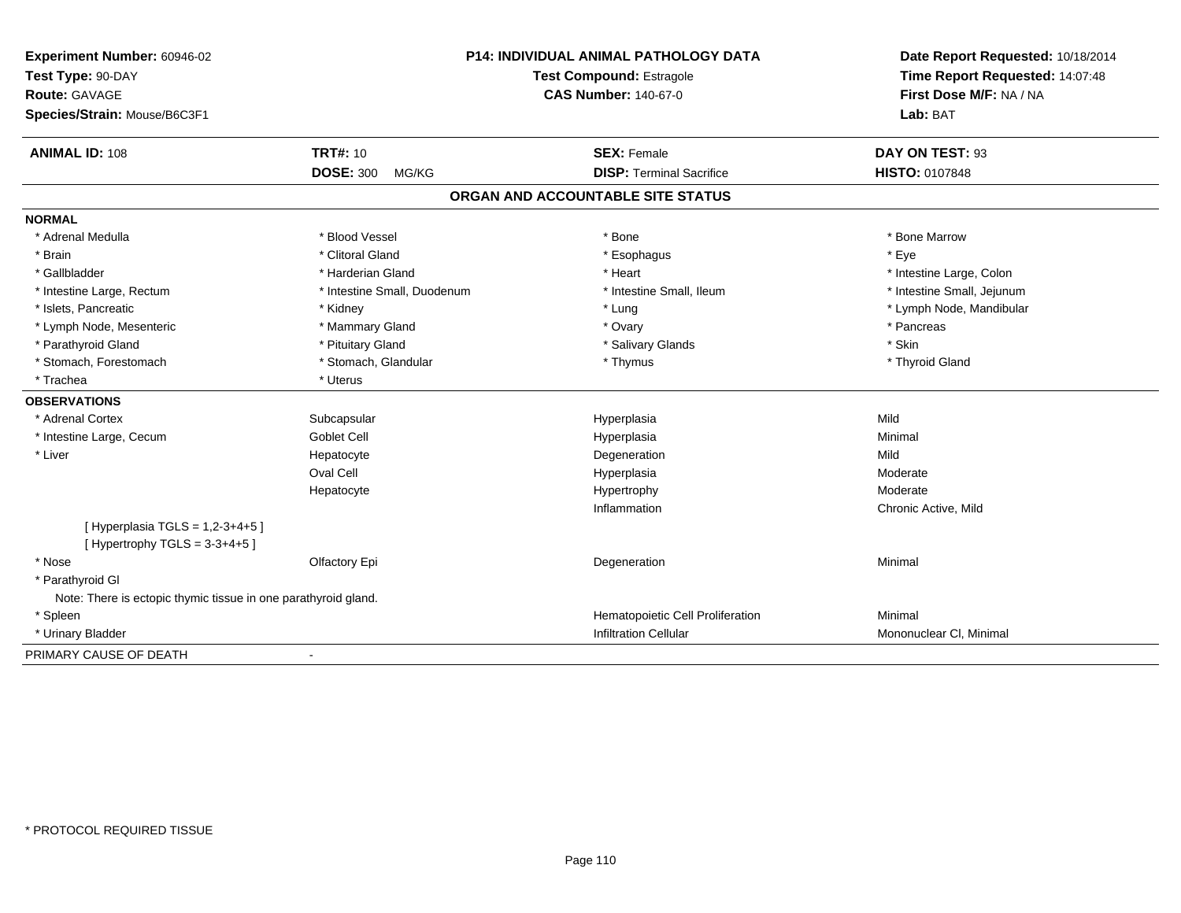**Experiment Number:** 60946-02
**Test Type:** 90-DAY
**Route:** GAVAGE
**Species/Strain:** Mouse/B6C3F1

**P14: INDIVIDUAL ANIMAL PATHOLOGY DATA**
**Test Compound:** Estragole
**CAS Number:** 140-67-0

**Date Report Requested:** 10/18/2014
**Time Report Requested:** 14:07:48
**First Dose M/F:** NA / NA
**Lab:** BAT

| **ANIMAL ID:** 108 | **TRT#:** 10 | **SEX:** Female | **DAY ON TEST:** 93 |
|---|---|---|---|
| | **DOSE:** 300 MG/KG | **DISP:** Terminal Sacrifice | **HISTO:** 0107848 |

## ORGAN AND ACCOUNTABLE SITE STATUS

| | | | |
|---|---|---|---|
| **NORMAL** | | | |
| * Adrenal Medulla | * Blood Vessel | * Bone | * Bone Marrow |
| * Brain | * Clitoral Gland | * Esophagus | * Eye |
| * Gallbladder | * Harderian Gland | * Heart | * Intestine Large, Colon |
| * Intestine Large, Rectum | * Intestine Small, Duodenum | * Intestine Small, Ileum | * Intestine Small, Jejunum |
| * Islets, Pancreatic | * Kidney | * Lung | * Lymph Node, Mandibular |
| * Lymph Node, Mesenteric | * Mammary Gland | * Ovary | * Pancreas |
| * Parathyroid Gland | * Pituitary Gland | * Salivary Glands | * Skin |
| * Stomach, Forestomach | * Stomach, Glandular | * Thymus | * Thyroid Gland |
| * Trachea | * Uterus | | |
| **OBSERVATIONS** | | | |
| * Adrenal Cortex | Subcapsular | Hyperplasia | Mild |
| * Intestine Large, Cecum | Goblet Cell | Hyperplasia | Minimal |
| * Liver | Hepatocyte | Degeneration | Mild |
| | Oval Cell | Hyperplasia | Moderate |
| | Hepatocyte | Hypertrophy | Moderate |
| | | Inflammation | Chronic Active, Mild |
| [ Hyperplasia TGLS = 1,2-3+4+5 ] | | | |
| [ Hypertrophy TGLS = 3-3+4+5 ] | | | |
| * Nose | Olfactory Epi | Degeneration | Minimal |
| * Parathyroid Gl | | | |
| Note: There is ectopic thymic tissue in one parathyroid gland. | | | |
| * Spleen | | Hematopoietic Cell Proliferation | Minimal |
| * Urinary Bladder | | Infiltration Cellular | Mononuclear Cl, Minimal |
| PRIMARY CAUSE OF DEATH | - | | |

* PROTOCOL REQUIRED TISSUE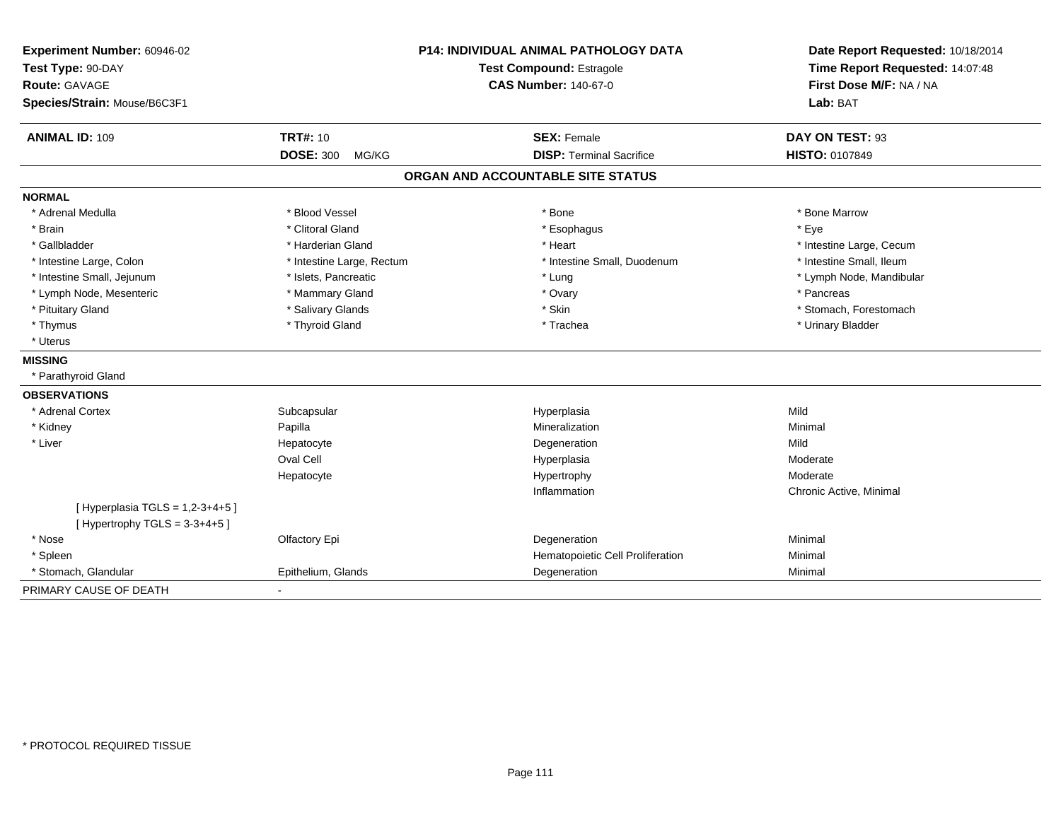**Experiment Number:** 60946-02
**Test Type:** 90-DAY
**Route:** GAVAGE
**Species/Strain:** Mouse/B6C3F1

**P14: INDIVIDUAL ANIMAL PATHOLOGY DATA**
**Test Compound:** Estragole
**CAS Number:** 140-67-0

**Date Report Requested:** 10/18/2014
**Time Report Requested:** 14:07:48
**First Dose M/F:** NA / NA
**Lab:** BAT

| **ANIMAL ID:** 109 | **TRT#:** 10 | **SEX:** Female | **DAY ON TEST:** 93 |
|---|---|---|---|
| | **DOSE:** 300 MG/KG | **DISP:** Terminal Sacrifice | **HISTO:** 0107849 |

## ORGAN AND ACCOUNTABLE SITE STATUS

**NORMAL**

| | | | |
|---|---|---|---|
| * Adrenal Medulla | * Blood Vessel | * Bone | * Bone Marrow |
| * Brain | * Clitoral Gland | * Esophagus | * Eye |
| * Gallbladder | * Harderian Gland | * Heart | * Intestine Large, Cecum |
| * Intestine Large, Colon | * Intestine Large, Rectum | * Intestine Small, Duodenum | * Intestine Small, Ileum |
| * Intestine Small, Jejunum | * Islets, Pancreatic | * Lung | * Lymph Node, Mandibular |
| * Lymph Node, Mesenteric | * Mammary Gland | * Ovary | * Pancreas |
| * Pituitary Gland | * Salivary Glands | * Skin | * Stomach, Forestomach |
| * Thymus | * Thyroid Gland | * Trachea | * Urinary Bladder |
| * Uterus | | | |

**MISSING**

* Parathyroid Gland

**OBSERVATIONS**

| | | | |
|---|---|---|---|
| * Adrenal Cortex | Subcapsular | Hyperplasia | Mild |
| * Kidney | Papilla | Mineralization | Minimal |
| * Liver | Hepatocyte | Degeneration | Mild |
| | Oval Cell | Hyperplasia | Moderate |
| | Hepatocyte | Hypertrophy | Moderate |
| | | Inflammation | Chronic Active, Minimal |
| [ Hyperplasia TGLS = 1,2-3+4+5 ] | | | |
| [ Hypertrophy TGLS = 3-3+4+5 ] | | | |
| * Nose | Olfactory Epi | Degeneration | Minimal |
| * Spleen | | Hematopoietic Cell Proliferation | Minimal |
| * Stomach, Glandular | Epithelium, Glands | Degeneration | Minimal |

PRIMARY CAUSE OF DEATH -

* PROTOCOL REQUIRED TISSUE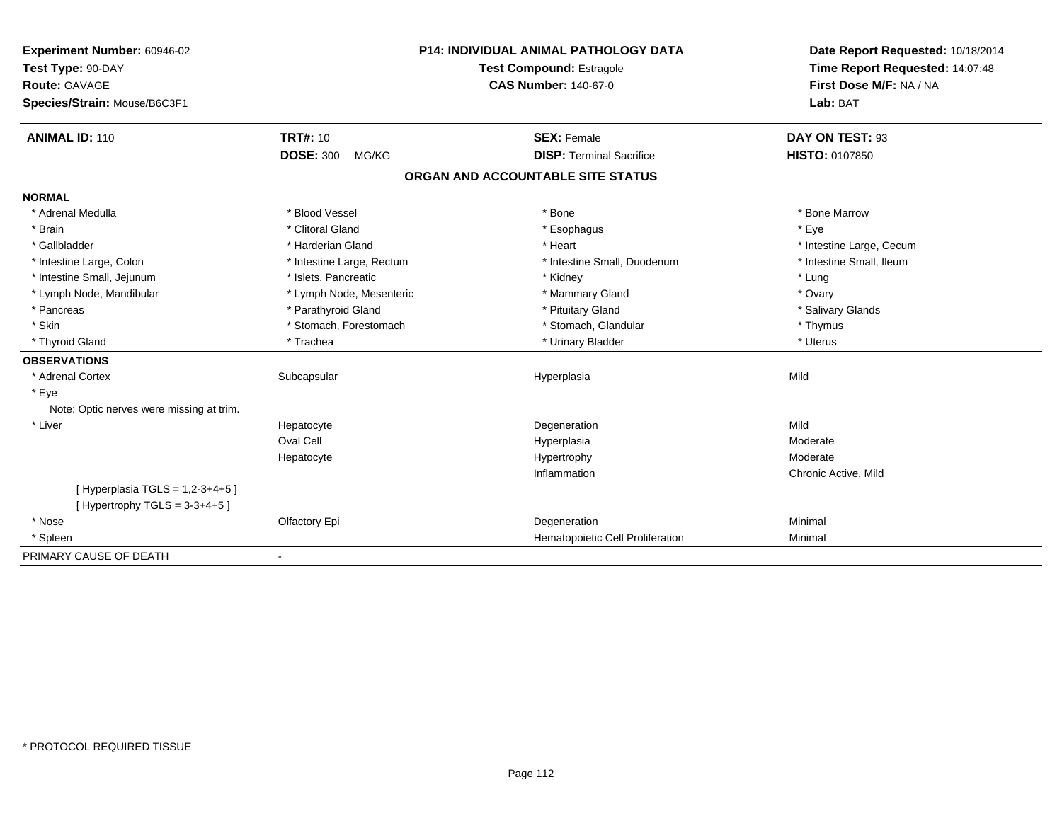**Experiment Number:** 60946-02
**Test Type:** 90-DAY
**Route:** GAVAGE
**Species/Strain:** Mouse/B6C3F1

**P14: INDIVIDUAL ANIMAL PATHOLOGY DATA**
**Test Compound:** Estragole
**CAS Number:** 140-67-0

**Date Report Requested:** 10/18/2014
**Time Report Requested:** 14:07:48
**First Dose M/F:** NA / NA
**Lab:** BAT

| **ANIMAL ID:** 110 | **TRT#:** 10 | **SEX:** Female | **DAY ON TEST:** 93 |
|---|---|---|---|
| | **DOSE:** 300 MG/KG | **DISP:** Terminal Sacrifice | **HISTO:** 0107850 |

## ORGAN AND ACCOUNTABLE SITE STATUS

**NORMAL**

| | | | |
|---|---|---|---|
| * Adrenal Medulla | * Blood Vessel | * Bone | * Bone Marrow |
| * Brain | * Clitoral Gland | * Esophagus | * Eye |
| * Gallbladder | * Harderian Gland | * Heart | * Intestine Large, Cecum |
| * Intestine Large, Colon | * Intestine Large, Rectum | * Intestine Small, Duodenum | * Intestine Small, Ileum |
| * Intestine Small, Jejunum | * Islets, Pancreatic | * Kidney | * Lung |
| * Lymph Node, Mandibular | * Lymph Node, Mesenteric | * Mammary Gland | * Ovary |
| * Pancreas | * Parathyroid Gland | * Pituitary Gland | * Salivary Glands |
| * Skin | * Stomach, Forestomach | * Stomach, Glandular | * Thymus |
| * Thyroid Gland | * Trachea | * Urinary Bladder | * Uterus |

**OBSERVATIONS**

| | | | |
|---|---|---|---|
| * Adrenal Cortex | Subcapsular | Hyperplasia | Mild |
| * Eye | | | |
| Note: Optic nerves were missing at trim. | | | |
| * Liver | Hepatocyte | Degeneration | Mild |
| | Oval Cell | Hyperplasia | Moderate |
| | Hepatocyte | Hypertrophy | Moderate |
| | | Inflammation | Chronic Active, Mild |
| [ Hyperplasia TGLS = 1,2-3+4+5 ] | | | |
| [ Hypertrophy TGLS = 3-3+4+5 ] | | | |
| * Nose | Olfactory Epi | Degeneration | Minimal |
| * Spleen | | Hematopoietic Cell Proliferation | Minimal |

PRIMARY CAUSE OF DEATH -

* PROTOCOL REQUIRED TISSUE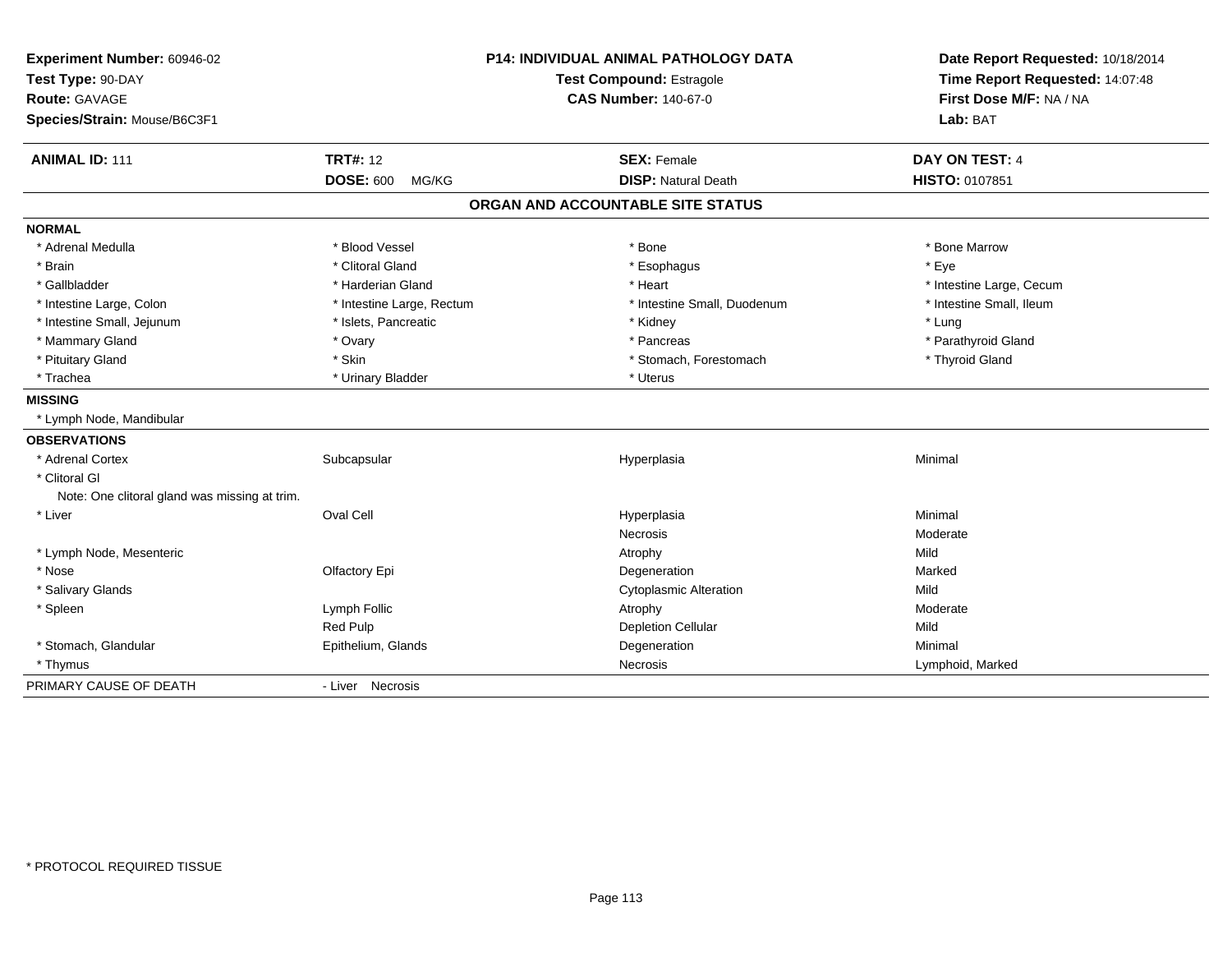**Experiment Number:** 60946-02
**Test Type:** 90-DAY
**Route:** GAVAGE
**Species/Strain:** Mouse/B6C3F1

**P14: INDIVIDUAL ANIMAL PATHOLOGY DATA**
**Test Compound:** Estragole
**CAS Number:** 140-67-0

**Date Report Requested:** 10/18/2014
**Time Report Requested:** 14:07:48
**First Dose M/F:** NA / NA
**Lab:** BAT

| **ANIMAL ID:** 111 | **TRT#:** 12 | **SEX:** Female | **DAY ON TEST:** 4 |
|---|---|---|---|
| | **DOSE:** 600 MG/KG | **DISP:** Natural Death | **HISTO:** 0107851 |

## ORGAN AND ACCOUNTABLE SITE STATUS

**NORMAL**

| | | | |
|---|---|---|---|
| * Adrenal Medulla | * Blood Vessel | * Bone | * Bone Marrow |
| * Brain | * Clitoral Gland | * Esophagus | * Eye |
| * Gallbladder | * Harderian Gland | * Heart | * Intestine Large, Cecum |
| * Intestine Large, Colon | * Intestine Large, Rectum | * Intestine Small, Duodenum | * Intestine Small, Ileum |
| * Intestine Small, Jejunum | * Islets, Pancreatic | * Kidney | * Lung |
| * Mammary Gland | * Ovary | * Pancreas | * Parathyroid Gland |
| * Pituitary Gland | * Skin | * Stomach, Forestomach | * Thyroid Gland |
| * Trachea | * Urinary Bladder | * Uterus | |

**MISSING**

* Lymph Node, Mandibular

**OBSERVATIONS**

| | | | |
|---|---|---|---|
| * Adrenal Cortex | Subcapsular | Hyperplasia | Minimal |
| * Clitoral Gl | | | |
| Note: One clitoral gland was missing at trim. | | | |
| * Liver | Oval Cell | Hyperplasia | Minimal |
| | | Necrosis | Moderate |
| * Lymph Node, Mesenteric | | Atrophy | Mild |
| * Nose | Olfactory Epi | Degeneration | Marked |
| * Salivary Glands | | Cytoplasmic Alteration | Mild |
| * Spleen | Lymph Follic | Atrophy | Moderate |
| | Red Pulp | Depletion Cellular | Mild |
| * Stomach, Glandular | Epithelium, Glands | Degeneration | Minimal |
| * Thymus | | Necrosis | Lymphoid, Marked |

PRIMARY CAUSE OF DEATH - Liver Necrosis

* PROTOCOL REQUIRED TISSUE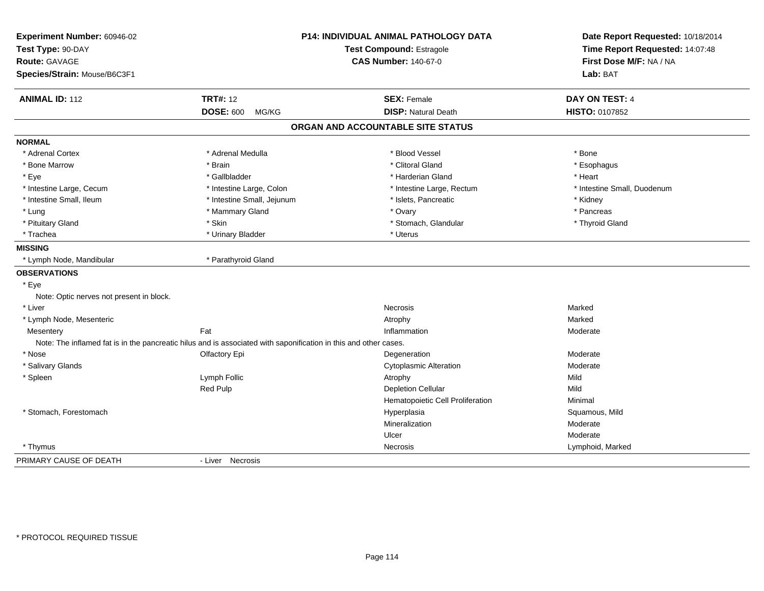**Experiment Number:** 60946-02
**Test Type:** 90-DAY
**Route:** GAVAGE
**Species/Strain:** Mouse/B6C3F1

**P14: INDIVIDUAL ANIMAL PATHOLOGY DATA**
**Test Compound:** Estragole
**CAS Number:** 140-67-0

**Date Report Requested:** 10/18/2014
**Time Report Requested:** 14:07:48
**First Dose M/F:** NA / NA
**Lab:** BAT

| **ANIMAL ID:** 112 | **TRT#:** 12 | **SEX:** Female | **DAY ON TEST:** 4 |
|---|---|---|---|
| | **DOSE:** 600 MG/KG | **DISP:** Natural Death | **HISTO:** 0107852 |

## ORGAN AND ACCOUNTABLE SITE STATUS

**NORMAL**

| | | | |
|---|---|---|---|
| * Adrenal Cortex | * Adrenal Medulla | * Blood Vessel | * Bone |
| * Bone Marrow | * Brain | * Clitoral Gland | * Esophagus |
| * Eye | * Gallbladder | * Harderian Gland | * Heart |
| * Intestine Large, Cecum | * Intestine Large, Colon | * Intestine Large, Rectum | * Intestine Small, Duodenum |
| * Intestine Small, Ileum | * Intestine Small, Jejunum | * Islets, Pancreatic | * Kidney |
| * Lung | * Mammary Gland | * Ovary | * Pancreas |
| * Pituitary Gland | * Skin | * Stomach, Glandular | * Thyroid Gland |
| * Trachea | * Urinary Bladder | * Uterus | |

**MISSING**

| | |
|---|---|
| * Lymph Node, Mandibular | * Parathyroid Gland |

**OBSERVATIONS**

| Organ | Site | Observation | Severity |
|---|---|---|---|
| * Eye | | | |
| Note: Optic nerves not present in block. | | | |
| * Liver | | Necrosis | Marked |
| * Lymph Node, Mesenteric | | Atrophy | Marked |
| Mesentery | Fat | Inflammation | Moderate |
| Note: The inflamed fat is in the pancreatic hilus and is associated with saponification in this and other cases. | | | |
| * Nose | Olfactory Epi | Degeneration | Moderate |
| * Salivary Glands | | Cytoplasmic Alteration | Moderate |
| * Spleen | Lymph Follic | Atrophy | Mild |
| | Red Pulp | Depletion Cellular | Mild |
| | | Hematopoietic Cell Proliferation | Minimal |
| * Stomach, Forestomach | | Hyperplasia | Squamous, Mild |
| | | Mineralization | Moderate |
| | | Ulcer | Moderate |
| * Thymus | | Necrosis | Lymphoid, Marked |

PRIMARY CAUSE OF DEATH - Liver Necrosis

* PROTOCOL REQUIRED TISSUE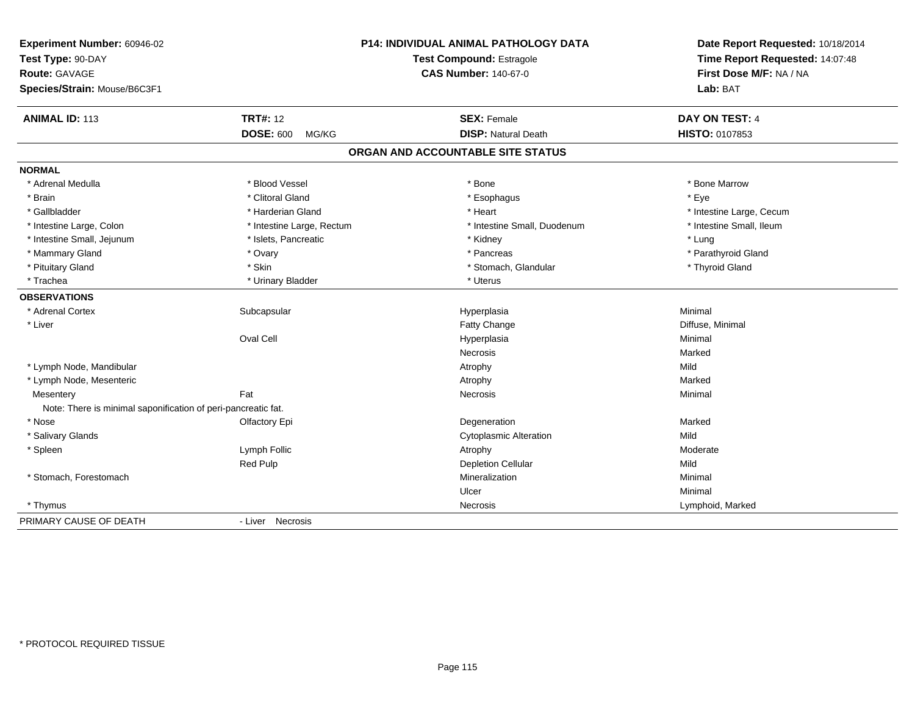**Experiment Number:** 60946-02
**Test Type:** 90-DAY
**Route:** GAVAGE
**Species/Strain:** Mouse/B6C3F1

## P14: INDIVIDUAL ANIMAL PATHOLOGY DATA

**Test Compound:** Estragole
**CAS Number:** 140-67-0

**Date Report Requested:** 10/18/2014
**Time Report Requested:** 14:07:48
**First Dose M/F:** NA / NA
**Lab:** BAT

| **ANIMAL ID:** 113 | **TRT#:** 12 | **SEX:** Female | **DAY ON TEST:** 4 |
|---|---|---|---|
| | **DOSE:** 600 MG/KG | **DISP:** Natural Death | **HISTO:** 0107853 |

### ORGAN AND ACCOUNTABLE SITE STATUS

**NORMAL**

| | | | |
|---|---|---|---|
| * Adrenal Medulla | * Blood Vessel | * Bone | * Bone Marrow |
| * Brain | * Clitoral Gland | * Esophagus | * Eye |
| * Gallbladder | * Harderian Gland | * Heart | * Intestine Large, Cecum |
| * Intestine Large, Colon | * Intestine Large, Rectum | * Intestine Small, Duodenum | * Intestine Small, Ileum |
| * Intestine Small, Jejunum | * Islets, Pancreatic | * Kidney | * Lung |
| * Mammary Gland | * Ovary | * Pancreas | * Parathyroid Gland |
| * Pituitary Gland | * Skin | * Stomach, Glandular | * Thyroid Gland |
| * Trachea | * Urinary Bladder | * Uterus | |

**OBSERVATIONS**

| | | | |
|---|---|---|---|
| * Adrenal Cortex | Subcapsular | Hyperplasia | Minimal |
| * Liver | | Fatty Change | Diffuse, Minimal |
| | Oval Cell | Hyperplasia | Minimal |
| | | Necrosis | Marked |
| * Lymph Node, Mandibular | | Atrophy | Mild |
| * Lymph Node, Mesenteric | | Atrophy | Marked |
| Mesentery | Fat | Necrosis | Minimal |
| Note: There is minimal saponification of peri-pancreatic fat. | | | |
| * Nose | Olfactory Epi | Degeneration | Marked |
| * Salivary Glands | | Cytoplasmic Alteration | Mild |
| * Spleen | Lymph Follic | Atrophy | Moderate |
| | Red Pulp | Depletion Cellular | Mild |
| * Stomach, Forestomach | | Mineralization | Minimal |
| | | Ulcer | Minimal |
| * Thymus | | Necrosis | Lymphoid, Marked |

PRIMARY CAUSE OF DEATH - Liver Necrosis

\* PROTOCOL REQUIRED TISSUE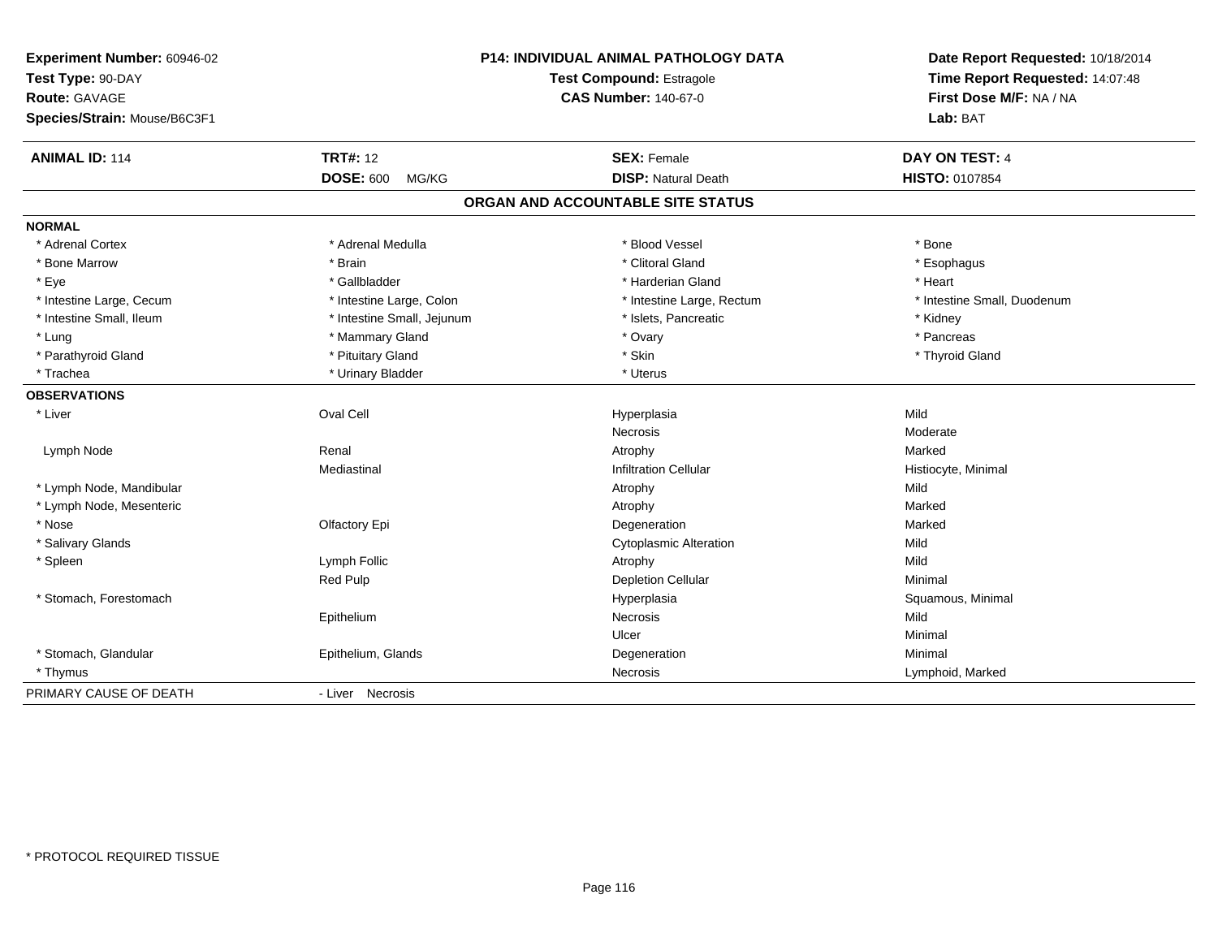**Experiment Number:** 60946-02
**Test Type:** 90-DAY
**Route:** GAVAGE
**Species/Strain:** Mouse/B6C3F1

**P14: INDIVIDUAL ANIMAL PATHOLOGY DATA**
**Test Compound:** Estragole
**CAS Number:** 140-67-0

**Date Report Requested:** 10/18/2014
**Time Report Requested:** 14:07:48
**First Dose M/F:** NA / NA
**Lab:** BAT

| **ANIMAL ID:** 114 | **TRT#:** 12 | **SEX:** Female | **DAY ON TEST:** 4 |
|---|---|---|---|
| | **DOSE:** 600 MG/KG | **DISP:** Natural Death | **HISTO:** 0107854 |

## ORGAN AND ACCOUNTABLE SITE STATUS

**NORMAL**

| | | | |
|---|---|---|---|
| * Adrenal Cortex | * Adrenal Medulla | * Blood Vessel | * Bone |
| * Bone Marrow | * Brain | * Clitoral Gland | * Esophagus |
| * Eye | * Gallbladder | * Harderian Gland | * Heart |
| * Intestine Large, Cecum | * Intestine Large, Colon | * Intestine Large, Rectum | * Intestine Small, Duodenum |
| * Intestine Small, Ileum | * Intestine Small, Jejunum | * Islets, Pancreatic | * Kidney |
| * Lung | * Mammary Gland | * Ovary | * Pancreas |
| * Parathyroid Gland | * Pituitary Gland | * Skin | * Thyroid Gland |
| * Trachea | * Urinary Bladder | * Uterus | |

**OBSERVATIONS**

| | | | |
|---|---|---|---|
| * Liver | Oval Cell | Hyperplasia | Mild |
| | | Necrosis | Moderate |
| Lymph Node | Renal | Atrophy | Marked |
| | Mediastinal | Infiltration Cellular | Histiocyte, Minimal |
| * Lymph Node, Mandibular | | Atrophy | Mild |
| * Lymph Node, Mesenteric | | Atrophy | Marked |
| * Nose | Olfactory Epi | Degeneration | Marked |
| * Salivary Glands | | Cytoplasmic Alteration | Mild |
| * Spleen | Lymph Follic | Atrophy | Mild |
| | Red Pulp | Depletion Cellular | Minimal |
| * Stomach, Forestomach | | Hyperplasia | Squamous, Minimal |
| | Epithelium | Necrosis | Mild |
| | | Ulcer | Minimal |
| * Stomach, Glandular | Epithelium, Glands | Degeneration | Minimal |
| * Thymus | | Necrosis | Lymphoid, Marked |

PRIMARY CAUSE OF DEATH - Liver Necrosis

* PROTOCOL REQUIRED TISSUE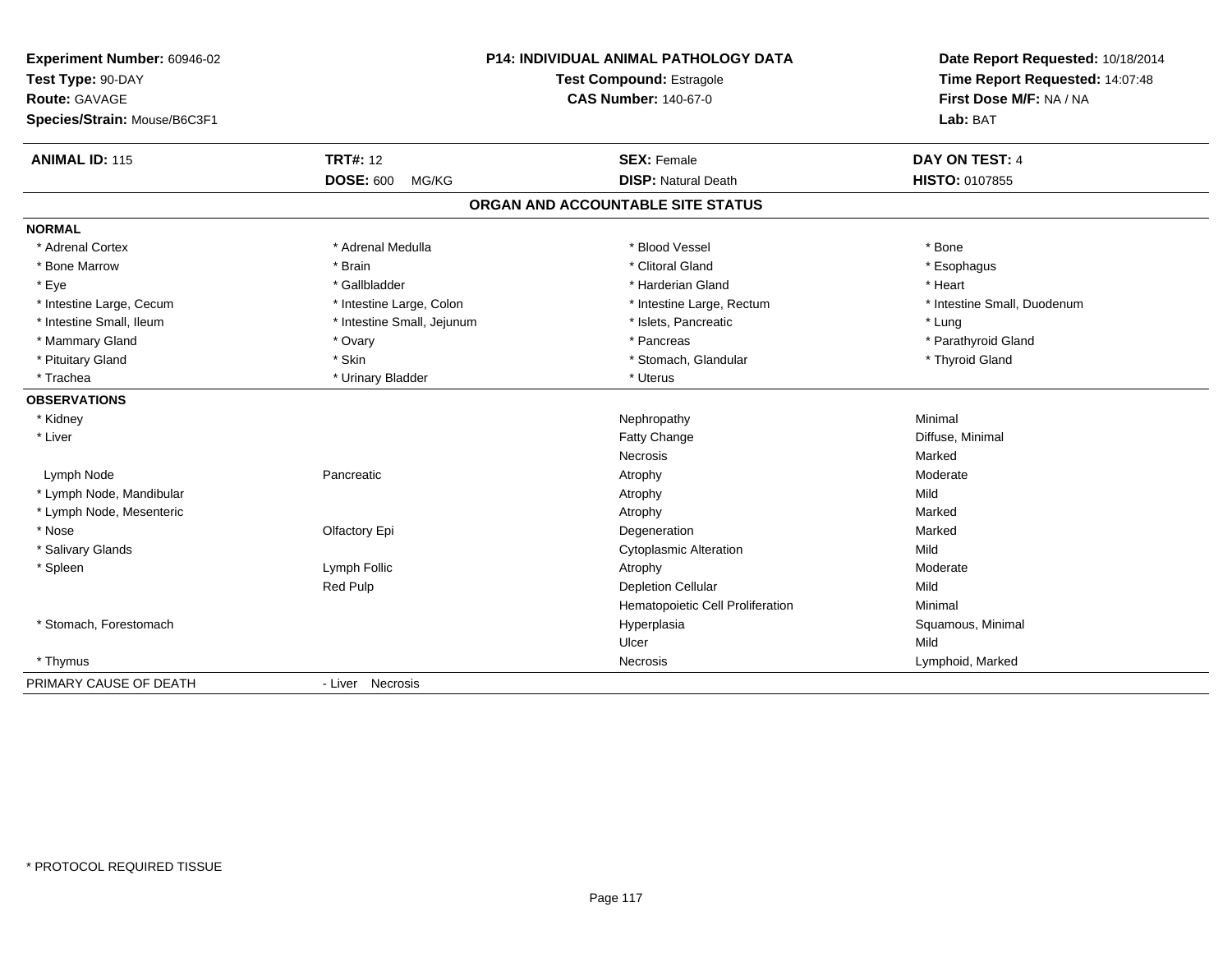**Experiment Number:** 60946-02
**Test Type:** 90-DAY
**Route:** GAVAGE
**Species/Strain:** Mouse/B6C3F1

**P14: INDIVIDUAL ANIMAL PATHOLOGY DATA**
**Test Compound:** Estragole
**CAS Number:** 140-67-0

**Date Report Requested:** 10/18/2014
**Time Report Requested:** 14:07:48
**First Dose M/F:** NA / NA
**Lab:** BAT

| **ANIMAL ID:** 115 | **TRT#:** 12 | **SEX:** Female | **DAY ON TEST:** 4 |
|---|---|---|---|
| | **DOSE:** 600 MG/KG | **DISP:** Natural Death | **HISTO:** 0107855 |

## ORGAN AND ACCOUNTABLE SITE STATUS

**NORMAL**

| | | | |
|---|---|---|---|
| * Adrenal Cortex | * Adrenal Medulla | * Blood Vessel | * Bone |
| * Bone Marrow | * Brain | * Clitoral Gland | * Esophagus |
| * Eye | * Gallbladder | * Harderian Gland | * Heart |
| * Intestine Large, Cecum | * Intestine Large, Colon | * Intestine Large, Rectum | * Intestine Small, Duodenum |
| * Intestine Small, Ileum | * Intestine Small, Jejunum | * Islets, Pancreatic | * Lung |
| * Mammary Gland | * Ovary | * Pancreas | * Parathyroid Gland |
| * Pituitary Gland | * Skin | * Stomach, Glandular | * Thyroid Gland |
| * Trachea | * Urinary Bladder | * Uterus | |

**OBSERVATIONS**

| | | | |
|---|---|---|---|
| * Kidney | | Nephropathy | Minimal |
| * Liver | | Fatty Change | Diffuse, Minimal |
| | | Necrosis | Marked |
| Lymph Node | Pancreatic | Atrophy | Moderate |
| * Lymph Node, Mandibular | | Atrophy | Mild |
| * Lymph Node, Mesenteric | | Atrophy | Marked |
| * Nose | Olfactory Epi | Degeneration | Marked |
| * Salivary Glands | | Cytoplasmic Alteration | Mild |
| * Spleen | Lymph Follic | Atrophy | Moderate |
| | Red Pulp | Depletion Cellular | Mild |
| | | Hematopoietic Cell Proliferation | Minimal |
| * Stomach, Forestomach | | Hyperplasia | Squamous, Minimal |
| | | Ulcer | Mild |
| * Thymus | | Necrosis | Lymphoid, Marked |

PRIMARY CAUSE OF DEATH - Liver Necrosis

* PROTOCOL REQUIRED TISSUE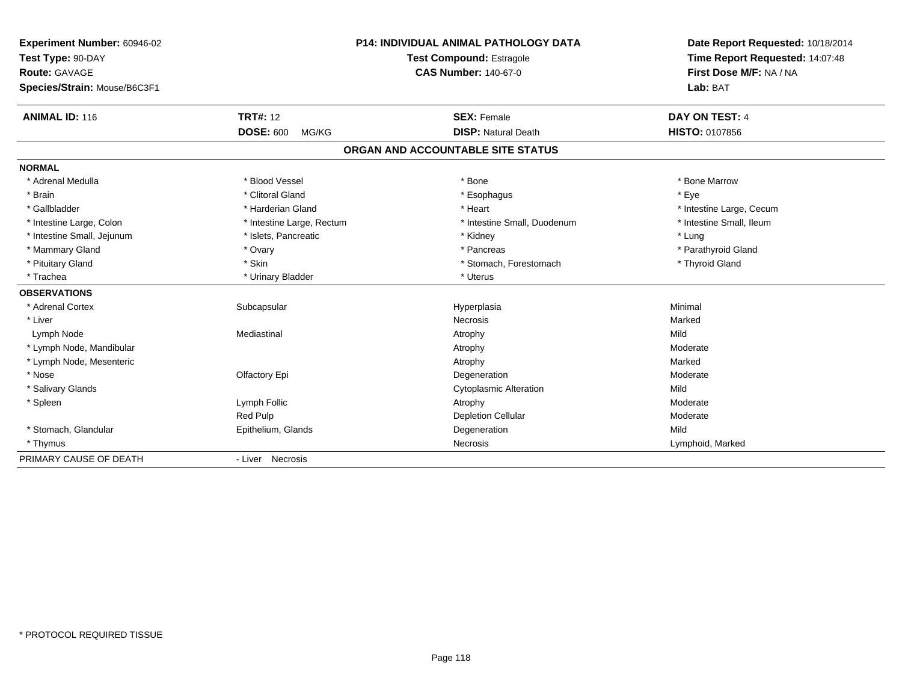**Experiment Number:** 60946-02
**Test Type:** 90-DAY
**Route:** GAVAGE
**Species/Strain:** Mouse/B6C3F1

**P14: INDIVIDUAL ANIMAL PATHOLOGY DATA**
**Test Compound:** Estragole
**CAS Number:** 140-67-0

**Date Report Requested:** 10/18/2014
**Time Report Requested:** 14:07:48
**First Dose M/F:** NA / NA
**Lab:** BAT

| **ANIMAL ID:** 116 | **TRT#:** 12 | **SEX:** Female | **DAY ON TEST:** 4 |
|---|---|---|---|
| | **DOSE:** 600 MG/KG | **DISP:** Natural Death | **HISTO:** 0107856 |

## ORGAN AND ACCOUNTABLE SITE STATUS

**NORMAL**

| | | | |
|---|---|---|---|
| * Adrenal Medulla | * Blood Vessel | * Bone | * Bone Marrow |
| * Brain | * Clitoral Gland | * Esophagus | * Eye |
| * Gallbladder | * Harderian Gland | * Heart | * Intestine Large, Cecum |
| * Intestine Large, Colon | * Intestine Large, Rectum | * Intestine Small, Duodenum | * Intestine Small, Ileum |
| * Intestine Small, Jejunum | * Islets, Pancreatic | * Kidney | * Lung |
| * Mammary Gland | * Ovary | * Pancreas | * Parathyroid Gland |
| * Pituitary Gland | * Skin | * Stomach, Forestomach | * Thyroid Gland |
| * Trachea | * Urinary Bladder | * Uterus | |

**OBSERVATIONS**

| | | | |
|---|---|---|---|
| * Adrenal Cortex | Subcapsular | Hyperplasia | Minimal |
| * Liver | | Necrosis | Marked |
| Lymph Node | Mediastinal | Atrophy | Mild |
| * Lymph Node, Mandibular | | Atrophy | Moderate |
| * Lymph Node, Mesenteric | | Atrophy | Marked |
| * Nose | Olfactory Epi | Degeneration | Moderate |
| * Salivary Glands | | Cytoplasmic Alteration | Mild |
| * Spleen | Lymph Follic | Atrophy | Moderate |
| | Red Pulp | Depletion Cellular | Moderate |
| * Stomach, Glandular | Epithelium, Glands | Degeneration | Mild |
| * Thymus | | Necrosis | Lymphoid, Marked |

PRIMARY CAUSE OF DEATH - Liver Necrosis

* PROTOCOL REQUIRED TISSUE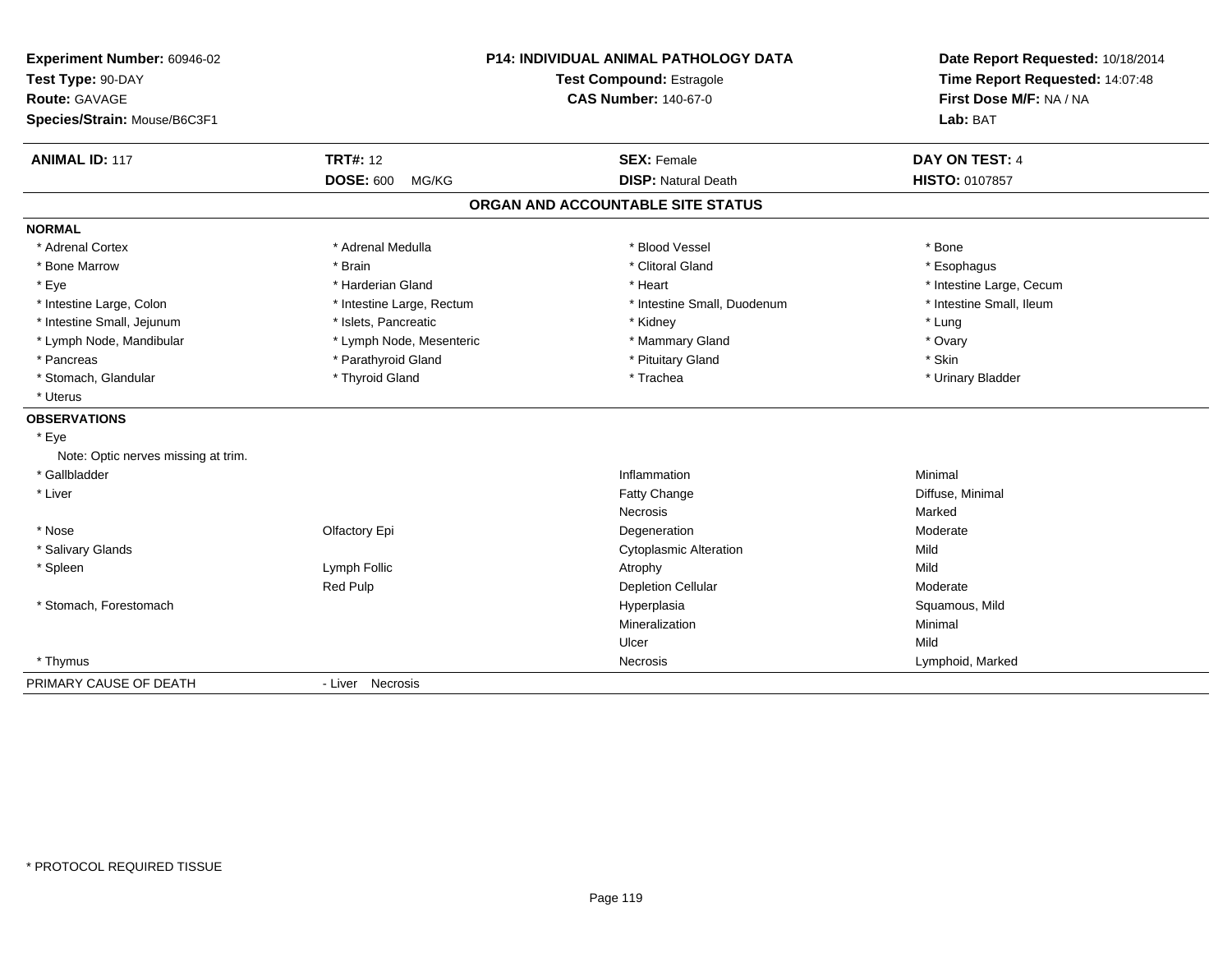**Experiment Number:** 60946-02
**Test Type:** 90-DAY
**Route:** GAVAGE
**Species/Strain:** Mouse/B6C3F1

**P14: INDIVIDUAL ANIMAL PATHOLOGY DATA**
**Test Compound:** Estragole
**CAS Number:** 140-67-0

**Date Report Requested:** 10/18/2014
**Time Report Requested:** 14:07:48
**First Dose M/F:** NA / NA
**Lab:** BAT

| **ANIMAL ID:** 117 | **TRT#:** 12 | **SEX:** Female | **DAY ON TEST:** 4 |
|---|---|---|---|
| | **DOSE:** 600 MG/KG | **DISP:** Natural Death | **HISTO:** 0107857 |

## ORGAN AND ACCOUNTABLE SITE STATUS

**NORMAL**

| | | | |
|---|---|---|---|
| * Adrenal Cortex | * Adrenal Medulla | * Blood Vessel | * Bone |
| * Bone Marrow | * Brain | * Clitoral Gland | * Esophagus |
| * Eye | * Harderian Gland | * Heart | * Intestine Large, Cecum |
| * Intestine Large, Colon | * Intestine Large, Rectum | * Intestine Small, Duodenum | * Intestine Small, Ileum |
| * Intestine Small, Jejunum | * Islets, Pancreatic | * Kidney | * Lung |
| * Lymph Node, Mandibular | * Lymph Node, Mesenteric | * Mammary Gland | * Ovary |
| * Pancreas | * Parathyroid Gland | * Pituitary Gland | * Skin |
| * Stomach, Glandular | * Thyroid Gland | * Trachea | * Urinary Bladder |
| * Uterus | | | |

**OBSERVATIONS**

| | | | |
|---|---|---|---|
| * Eye | | | |
| Note: Optic nerves missing at trim. | | | |
| * Gallbladder | | Inflammation | Minimal |
| * Liver | | Fatty Change | Diffuse, Minimal |
| | | Necrosis | Marked |
| * Nose | Olfactory Epi | Degeneration | Moderate |
| * Salivary Glands | | Cytoplasmic Alteration | Mild |
| * Spleen | Lymph Follic | Atrophy | Mild |
| | Red Pulp | Depletion Cellular | Moderate |
| * Stomach, Forestomach | | Hyperplasia | Squamous, Mild |
| | | Mineralization | Minimal |
| | | Ulcer | Mild |
| * Thymus | | Necrosis | Lymphoid, Marked |

PRIMARY CAUSE OF DEATH - Liver Necrosis

* PROTOCOL REQUIRED TISSUE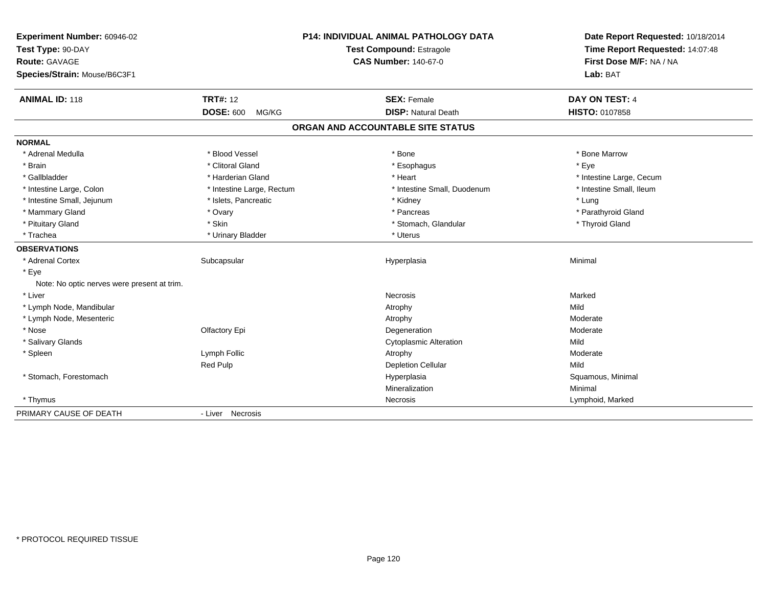**Experiment Number:** 60946-02
**Test Type:** 90-DAY
**Route:** GAVAGE
**Species/Strain:** Mouse/B6C3F1

**P14: INDIVIDUAL ANIMAL PATHOLOGY DATA**
**Test Compound:** Estragole
**CAS Number:** 140-67-0

**Date Report Requested:** 10/18/2014
**Time Report Requested:** 14:07:48
**First Dose M/F:** NA / NA
**Lab:** BAT

| **ANIMAL ID:** 118 | **TRT#:** 12 | **SEX:** Female | **DAY ON TEST:** 4 |
|---|---|---|---|
| | **DOSE:** 600 MG/KG | **DISP:** Natural Death | **HISTO:** 0107858 |

## ORGAN AND ACCOUNTABLE SITE STATUS

**NORMAL**

| | | | |
|---|---|---|---|
| * Adrenal Medulla | * Blood Vessel | * Bone | * Bone Marrow |
| * Brain | * Clitoral Gland | * Esophagus | * Eye |
| * Gallbladder | * Harderian Gland | * Heart | * Intestine Large, Cecum |
| * Intestine Large, Colon | * Intestine Large, Rectum | * Intestine Small, Duodenum | * Intestine Small, Ileum |
| * Intestine Small, Jejunum | * Islets, Pancreatic | * Kidney | * Lung |
| * Mammary Gland | * Ovary | * Pancreas | * Parathyroid Gland |
| * Pituitary Gland | * Skin | * Stomach, Glandular | * Thyroid Gland |
| * Trachea | * Urinary Bladder | * Uterus | |

**OBSERVATIONS**

| | | | |
|---|---|---|---|
| * Adrenal Cortex | Subcapsular | Hyperplasia | Minimal |
| * Eye | | | |
| Note: No optic nerves were present at trim. | | | |
| * Liver | | Necrosis | Marked |
| * Lymph Node, Mandibular | | Atrophy | Mild |
| * Lymph Node, Mesenteric | | Atrophy | Moderate |
| * Nose | Olfactory Epi | Degeneration | Moderate |
| * Salivary Glands | | Cytoplasmic Alteration | Mild |
| * Spleen | Lymph Follic | Atrophy | Moderate |
| | Red Pulp | Depletion Cellular | Mild |
| * Stomach, Forestomach | | Hyperplasia | Squamous, Minimal |
| | | Mineralization | Minimal |
| * Thymus | | Necrosis | Lymphoid, Marked |

PRIMARY CAUSE OF DEATH - Liver Necrosis

* PROTOCOL REQUIRED TISSUE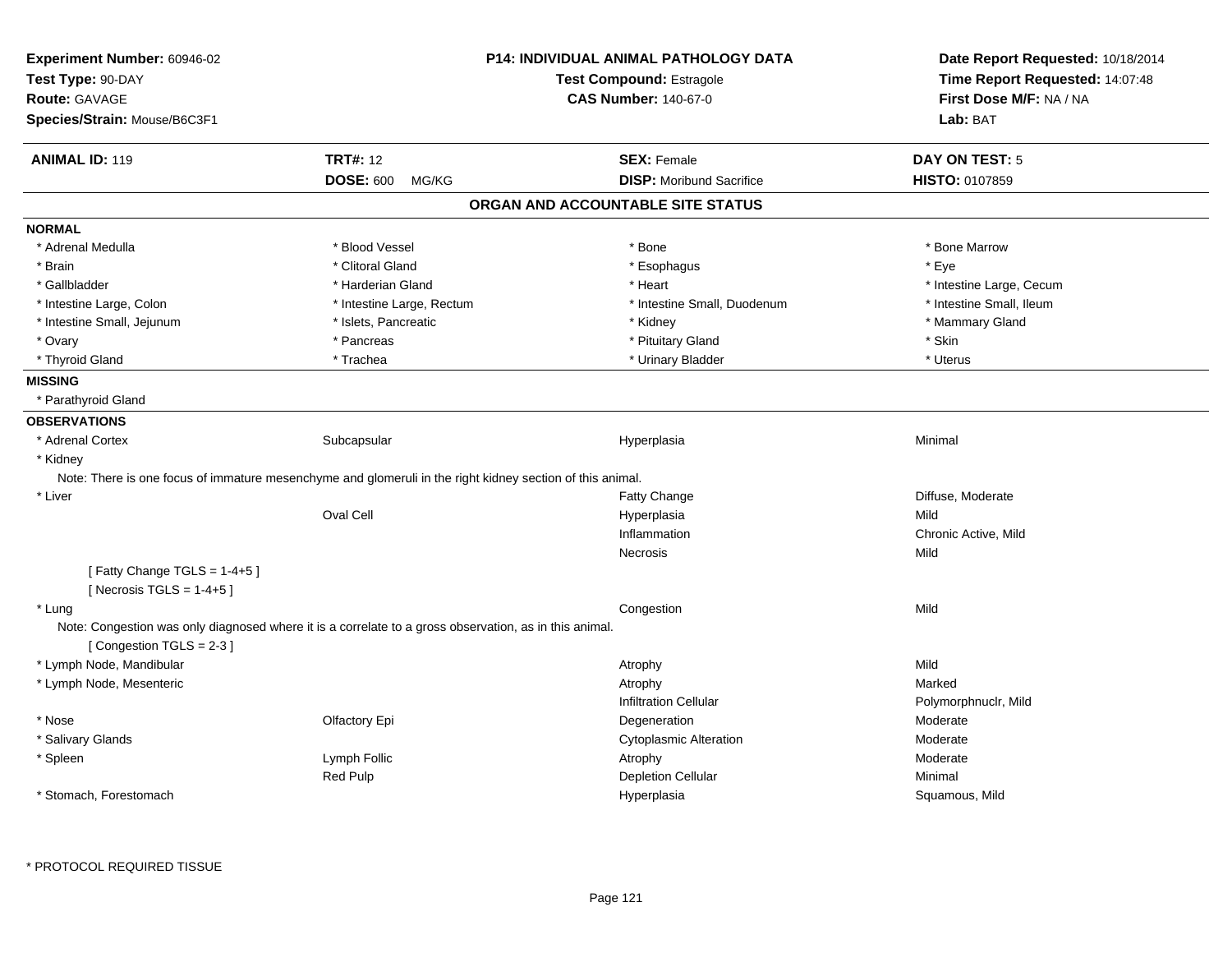**Experiment Number:** 60946-02
**Test Type:** 90-DAY
**Route:** GAVAGE
**Species/Strain:** Mouse/B6C3F1

**P14: INDIVIDUAL ANIMAL PATHOLOGY DATA**
**Test Compound:** Estragole
**CAS Number:** 140-67-0

**Date Report Requested:** 10/18/2014
**Time Report Requested:** 14:07:48
**First Dose M/F:** NA / NA
**Lab:** BAT

| **ANIMAL ID:** 119 | **TRT#:** 12 | **SEX:** Female | **DAY ON TEST:** 5 |
|---|---|---|---|
| | **DOSE:** 600 MG/KG | **DISP:** Moribund Sacrifice | **HISTO:** 0107859 |

## ORGAN AND ACCOUNTABLE SITE STATUS

**NORMAL**

| | | | |
|---|---|---|---|
| * Adrenal Medulla | * Blood Vessel | * Bone | * Bone Marrow |
| * Brain | * Clitoral Gland | * Esophagus | * Eye |
| * Gallbladder | * Harderian Gland | * Heart | * Intestine Large, Cecum |
| * Intestine Large, Colon | * Intestine Large, Rectum | * Intestine Small, Duodenum | * Intestine Small, Ileum |
| * Intestine Small, Jejunum | * Islets, Pancreatic | * Kidney | * Mammary Gland |
| * Ovary | * Pancreas | * Pituitary Gland | * Skin |
| * Thyroid Gland | * Trachea | * Urinary Bladder | * Uterus |

**MISSING**

* Parathyroid Gland

**OBSERVATIONS**

| | | | |
|---|---|---|---|
| * Adrenal Cortex | Subcapsular | Hyperplasia | Minimal |
| * Kidney | | | |
| Note: There is one focus of immature mesenchyme and glomeruli in the right kidney section of this animal. | | | |
| * Liver | | Fatty Change | Diffuse, Moderate |
| | Oval Cell | Hyperplasia | Mild |
| | | Inflammation | Chronic Active, Mild |
| | | Necrosis | Mild |
| [ Fatty Change TGLS = 1-4+5 ] | | | |
| [ Necrosis TGLS = 1-4+5 ] | | | |
| * Lung | | Congestion | Mild |
| Note: Congestion was only diagnosed where it is a correlate to a gross observation, as in this animal. | | | |
| [ Congestion TGLS = 2-3 ] | | | |
| * Lymph Node, Mandibular | | Atrophy | Mild |
| * Lymph Node, Mesenteric | | Atrophy | Marked |
| | | Infiltration Cellular | Polymorphnuclr, Mild |
| * Nose | Olfactory Epi | Degeneration | Moderate |
| * Salivary Glands | | Cytoplasmic Alteration | Moderate |
| * Spleen | Lymph Follic | Atrophy | Moderate |
| | Red Pulp | Depletion Cellular | Minimal |
| * Stomach, Forestomach | | Hyperplasia | Squamous, Mild |

* PROTOCOL REQUIRED TISSUE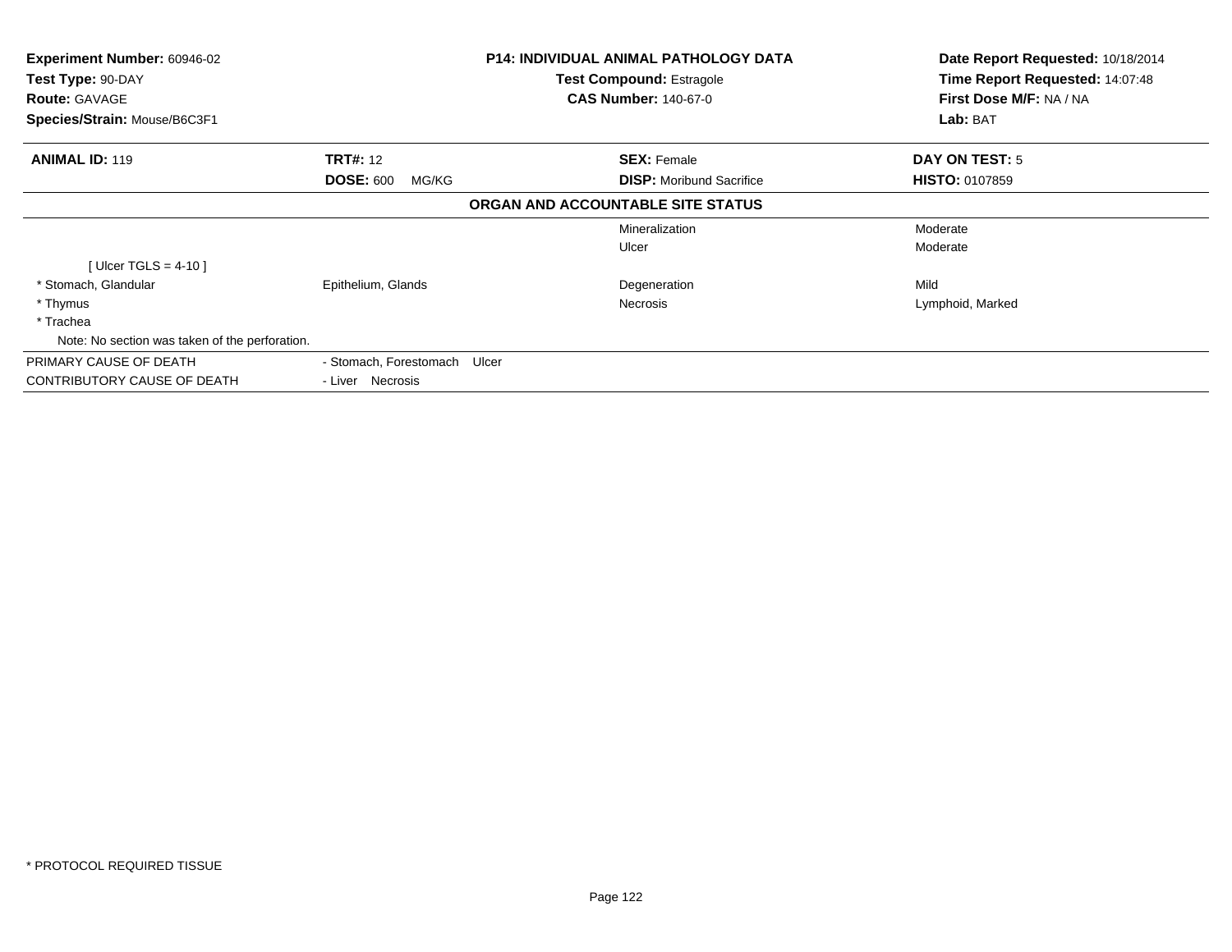| **Experiment Number:** 60946-02 | **P14: INDIVIDUAL ANIMAL PATHOLOGY DATA** | **Date Report Requested:** 10/18/2014 |
|---|---|---|
| **Test Type:** 90-DAY | **Test Compound:** Estragole | **Time Report Requested:** 14:07:48 |
| **Route:** GAVAGE | **CAS Number:** 140-67-0 | **First Dose M/F:** NA / NA |
| **Species/Strain:** Mouse/B6C3F1 | | **Lab:** BAT |

| **ANIMAL ID:** 119 | **TRT#:** 12 | **SEX:** Female | **DAY ON TEST:** 5 |
|---|---|---|---|
| | **DOSE:** 600 MG/KG | **DISP:** Moribund Sacrifice | **HISTO:** 0107859 |

**ORGAN AND ACCOUNTABLE SITE STATUS**

| | | | |
|---|---|---|---|
| | | Mineralization | Moderate |
| | | Ulcer | Moderate |
| [ Ulcer TGLS = 4-10 ] | | | |
| * Stomach, Glandular | Epithelium, Glands | Degeneration | Mild |
| * Thymus | | Necrosis | Lymphoid, Marked |
| * Trachea | | | |
| Note: No section was taken of the perforation. | | | |
| PRIMARY CAUSE OF DEATH | - Stomach, Forestomach Ulcer | | |
| CONTRIBUTORY CAUSE OF DEATH | - Liver Necrosis | | |

* PROTOCOL REQUIRED TISSUE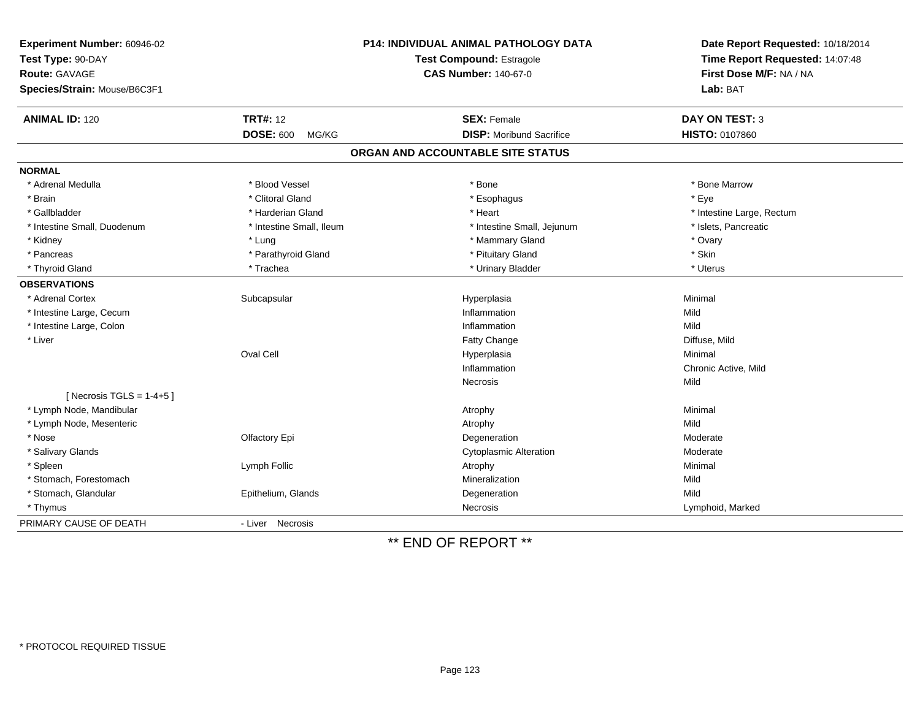**Experiment Number:** 60946-02
**Test Type:** 90-DAY
**Route:** GAVAGE
**Species/Strain:** Mouse/B6C3F1

**P14: INDIVIDUAL ANIMAL PATHOLOGY DATA**
**Test Compound:** Estragole
**CAS Number:** 140-67-0

**Date Report Requested:** 10/18/2014
**Time Report Requested:** 14:07:48
**First Dose M/F:** NA / NA
**Lab:** BAT

| **ANIMAL ID:** 120 | **TRT#:** 12 | **SEX:** Female | **DAY ON TEST:** 3 |
|---|---|---|---|
| | **DOSE:** 600 MG/KG | **DISP:** Moribund Sacrifice | **HISTO:** 0107860 |

## ORGAN AND ACCOUNTABLE SITE STATUS

**NORMAL**

| | | | |
|---|---|---|---|
| * Adrenal Medulla | * Blood Vessel | * Bone | * Bone Marrow |
| * Brain | * Clitoral Gland | * Esophagus | * Eye |
| * Gallbladder | * Harderian Gland | * Heart | * Intestine Large, Rectum |
| * Intestine Small, Duodenum | * Intestine Small, Ileum | * Intestine Small, Jejunum | * Islets, Pancreatic |
| * Kidney | * Lung | * Mammary Gland | * Ovary |
| * Pancreas | * Parathyroid Gland | * Pituitary Gland | * Skin |
| * Thyroid Gland | * Trachea | * Urinary Bladder | * Uterus |

**OBSERVATIONS**

| | | | |
|---|---|---|---|
| * Adrenal Cortex | Subcapsular | Hyperplasia | Minimal |
| * Intestine Large, Cecum | | Inflammation | Mild |
| * Intestine Large, Colon | | Inflammation | Mild |
| * Liver | | Fatty Change | Diffuse, Mild |
| | Oval Cell | Hyperplasia | Minimal |
| | | Inflammation | Chronic Active, Mild |
| | | Necrosis | Mild |
| [ Necrosis TGLS = 1-4+5 ] | | | |
| * Lymph Node, Mandibular | | Atrophy | Minimal |
| * Lymph Node, Mesenteric | | Atrophy | Mild |
| * Nose | Olfactory Epi | Degeneration | Moderate |
| * Salivary Glands | | Cytoplasmic Alteration | Moderate |
| * Spleen | Lymph Follic | Atrophy | Minimal |
| * Stomach, Forestomach | | Mineralization | Mild |
| * Stomach, Glandular | Epithelium, Glands | Degeneration | Mild |
| * Thymus | | Necrosis | Lymphoid, Marked |

PRIMARY CAUSE OF DEATH - Liver Necrosis

** END OF REPORT **

* PROTOCOL REQUIRED TISSUE